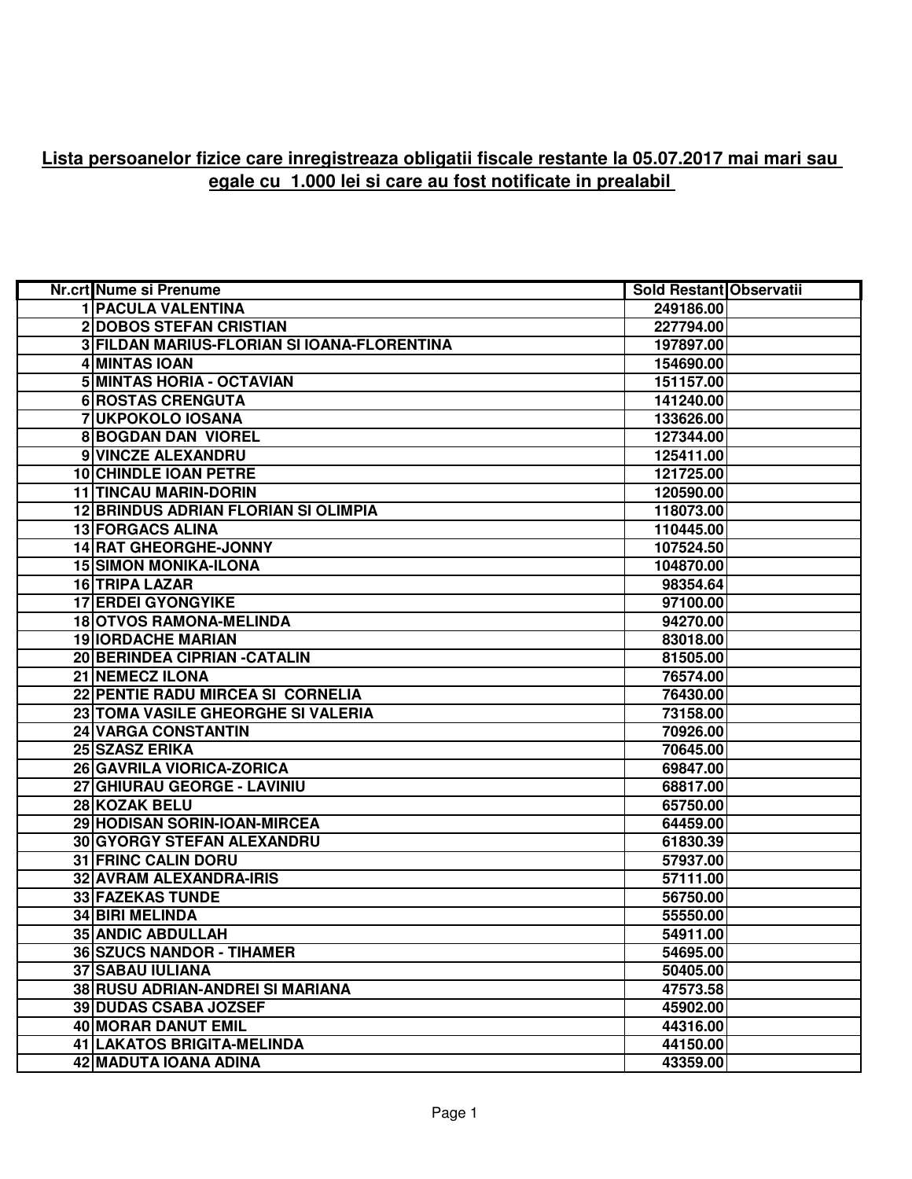# Lista persoanelor fizice care inregistreaza obligatii fiscale restante la 05.07.2017 mai mari sau egale cu 1.000 lei si care au fost notificate in prealabil

| Nr.crt | Nume si Prenume | Sold Restant | Observatii |
|---|---|---|---|
| 1 | PACULA VALENTINA | 249186.00 | |
| 2 | DOBOS STEFAN CRISTIAN | 227794.00 | |
| 3 | FILDAN MARIUS-FLORIAN SI IOANA-FLORENTINA | 197897.00 | |
| 4 | MINTAS IOAN | 154690.00 | |
| 5 | MINTAS HORIA - OCTAVIAN | 151157.00 | |
| 6 | ROSTAS CRENGUTA | 141240.00 | |
| 7 | UKPOKOLO IOSANA | 133626.00 | |
| 8 | BOGDAN DAN VIOREL | 127344.00 | |
| 9 | VINCZE ALEXANDRU | 125411.00 | |
| 10 | CHINDLE IOAN PETRE | 121725.00 | |
| 11 | TINCAU MARIN-DORIN | 120590.00 | |
| 12 | BRINDUS ADRIAN FLORIAN SI OLIMPIA | 118073.00 | |
| 13 | FORGACS ALINA | 110445.00 | |
| 14 | RAT GHEORGHE-JONNY | 107524.50 | |
| 15 | SIMON MONIKA-ILONA | 104870.00 | |
| 16 | TRIPA LAZAR | 98354.64 | |
| 17 | ERDEI GYONGYIKE | 97100.00 | |
| 18 | OTVOS RAMONA-MELINDA | 94270.00 | |
| 19 | IORDACHE MARIAN | 83018.00 | |
| 20 | BERINDEA CIPRIAN -CATALIN | 81505.00 | |
| 21 | NEMECZ ILONA | 76574.00 | |
| 22 | PENTIE RADU MIRCEA SI CORNELIA | 76430.00 | |
| 23 | TOMA VASILE GHEORGHE SI VALERIA | 73158.00 | |
| 24 | VARGA CONSTANTIN | 70926.00 | |
| 25 | SZASZ ERIKA | 70645.00 | |
| 26 | GAVRILA VIORICA-ZORICA | 69847.00 | |
| 27 | GHIURAU GEORGE - LAVINIU | 68817.00 | |
| 28 | KOZAK BELU | 65750.00 | |
| 29 | HODISAN SORIN-IOAN-MIRCEA | 64459.00 | |
| 30 | GYORGY STEFAN ALEXANDRU | 61830.39 | |
| 31 | FRINC CALIN DORU | 57937.00 | |
| 32 | AVRAM ALEXANDRA-IRIS | 57111.00 | |
| 33 | FAZEKAS TUNDE | 56750.00 | |
| 34 | BIRI MELINDA | 55550.00 | |
| 35 | ANDIC ABDULLAH | 54911.00 | |
| 36 | SZUCS NANDOR - TIHAMER | 54695.00 | |
| 37 | SABAU IULIANA | 50405.00 | |
| 38 | RUSU ADRIAN-ANDREI SI MARIANA | 47573.58 | |
| 39 | DUDAS CSABA JOZSEF | 45902.00 | |
| 40 | MORAR DANUT EMIL | 44316.00 | |
| 41 | LAKATOS BRIGITA-MELINDA | 44150.00 | |
| 42 | MADUTA IOANA ADINA | 43359.00 | |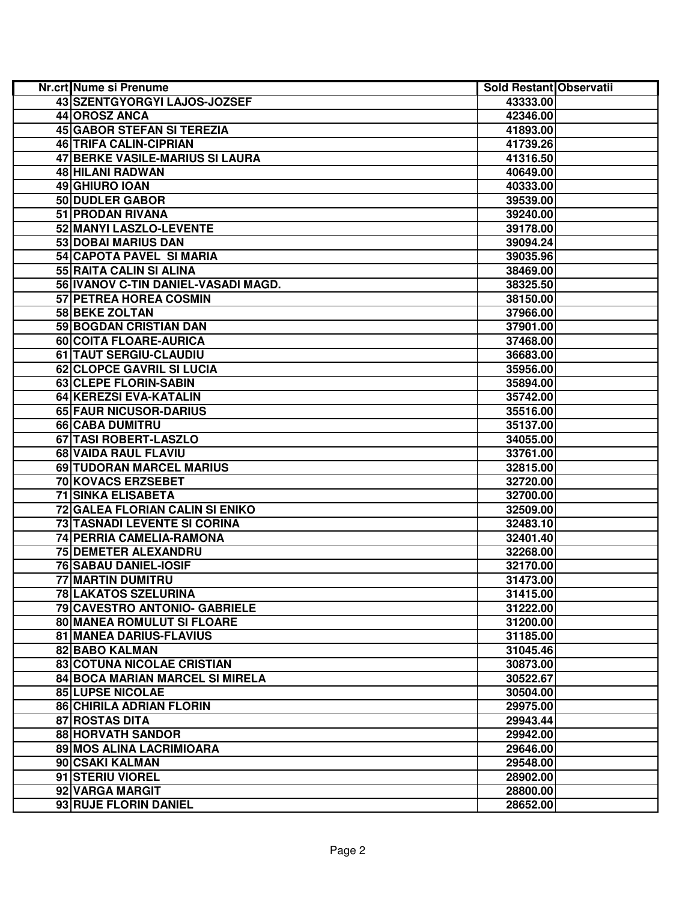| Nr.crt | Nume si Prenume | Sold Restant | Observatii |
|---|---|---|---|
| 43 | SZENTGYORGYI LAJOS-JOZSEF | 43333.00 | |
| 44 | OROSZ ANCA | 42346.00 | |
| 45 | GABOR STEFAN SI TEREZIA | 41893.00 | |
| 46 | TRIFA CALIN-CIPRIAN | 41739.26 | |
| 47 | BERKE VASILE-MARIUS SI LAURA | 41316.50 | |
| 48 | HILANI RADWAN | 40649.00 | |
| 49 | GHIURO IOAN | 40333.00 | |
| 50 | DUDLER GABOR | 39539.00 | |
| 51 | PRODAN RIVANA | 39240.00 | |
| 52 | MANYI LASZLO-LEVENTE | 39178.00 | |
| 53 | DOBAI MARIUS DAN | 39094.24 | |
| 54 | CAPOTA PAVEL SI MARIA | 39035.96 | |
| 55 | RAITA CALIN SI ALINA | 38469.00 | |
| 56 | IVANOV C-TIN DANIEL-VASADI MAGD. | 38325.50 | |
| 57 | PETREA HOREA COSMIN | 38150.00 | |
| 58 | BEKE ZOLTAN | 37966.00 | |
| 59 | BOGDAN CRISTIAN DAN | 37901.00 | |
| 60 | COITA FLOARE-AURICA | 37468.00 | |
| 61 | TAUT SERGIU-CLAUDIU | 36683.00 | |
| 62 | CLOPCE GAVRIL SI LUCIA | 35956.00 | |
| 63 | CLEPE FLORIN-SABIN | 35894.00 | |
| 64 | KEREZSI EVA-KATALIN | 35742.00 | |
| 65 | FAUR NICUSOR-DARIUS | 35516.00 | |
| 66 | CABA DUMITRU | 35137.00 | |
| 67 | TASI ROBERT-LASZLO | 34055.00 | |
| 68 | VAIDA RAUL FLAVIU | 33761.00 | |
| 69 | TUDORAN MARCEL MARIUS | 32815.00 | |
| 70 | KOVACS ERZSEBET | 32720.00 | |
| 71 | SINKA ELISABETA | 32700.00 | |
| 72 | GALEA FLORIAN CALIN SI ENIKO | 32509.00 | |
| 73 | TASNADI LEVENTE SI CORINA | 32483.10 | |
| 74 | PERRIA CAMELIA-RAMONA | 32401.40 | |
| 75 | DEMETER ALEXANDRU | 32268.00 | |
| 76 | SABAU DANIEL-IOSIF | 32170.00 | |
| 77 | MARTIN DUMITRU | 31473.00 | |
| 78 | LAKATOS SZELURINA | 31415.00 | |
| 79 | CAVESTRO ANTONIO- GABRIELE | 31222.00 | |
| 80 | MANEA ROMULUT SI FLOARE | 31200.00 | |
| 81 | MANEA DARIUS-FLAVIUS | 31185.00 | |
| 82 | BABO KALMAN | 31045.46 | |
| 83 | COTUNA NICOLAE CRISTIAN | 30873.00 | |
| 84 | BOCA MARIAN MARCEL SI MIRELA | 30522.67 | |
| 85 | LUPSE NICOLAE | 30504.00 | |
| 86 | CHIRILA ADRIAN FLORIN | 29975.00 | |
| 87 | ROSTAS DITA | 29943.44 | |
| 88 | HORVATH SANDOR | 29942.00 | |
| 89 | MOS ALINA LACRIMIOARA | 29646.00 | |
| 90 | CSAKI KALMAN | 29548.00 | |
| 91 | STERIU VIOREL | 28902.00 | |
| 92 | VARGA MARGIT | 28800.00 | |
| 93 | RUJE FLORIN DANIEL | 28652.00 | |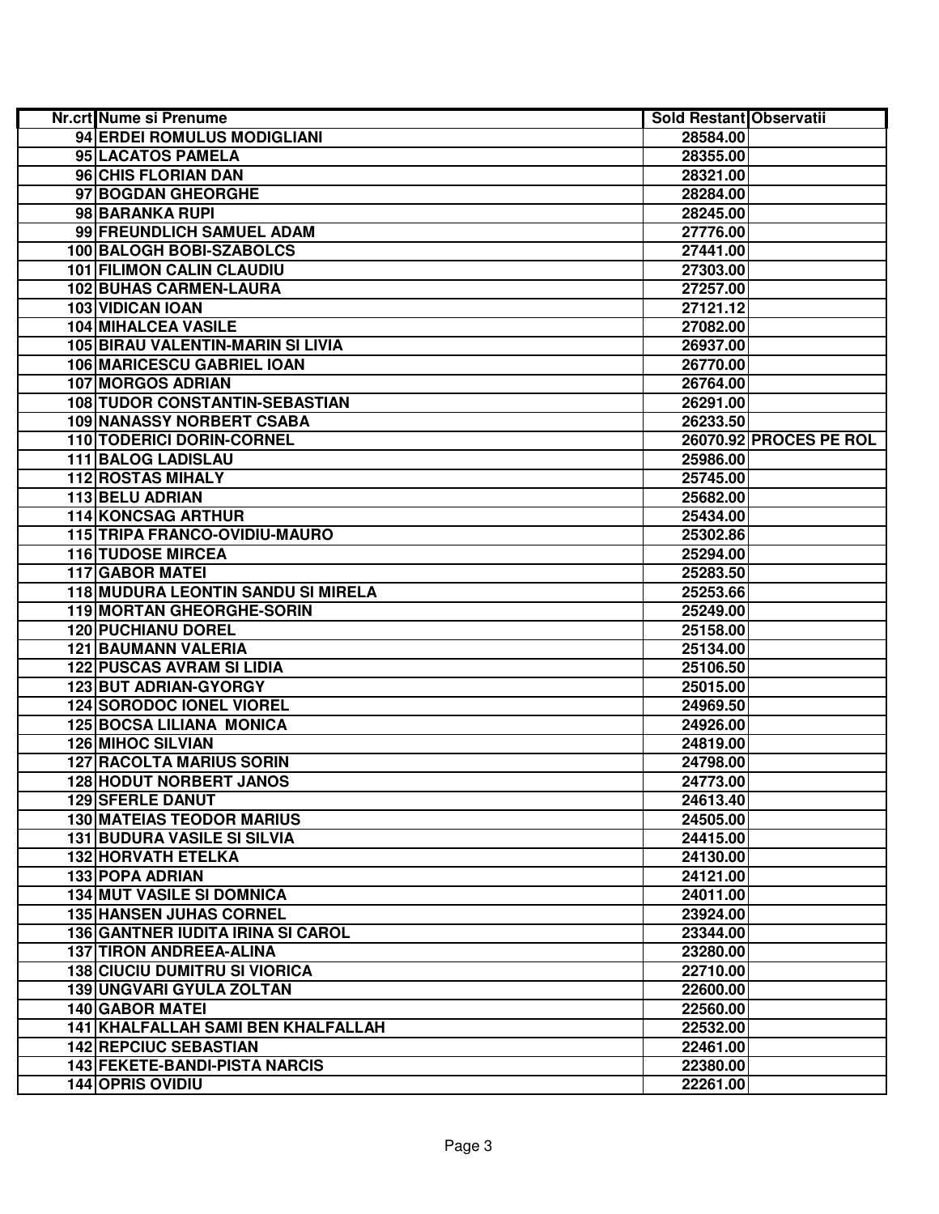| Nr.crt | Nume si Prenume | Sold Restant | Observatii |
|---|---|---|---|
| 94 | ERDEI ROMULUS MODIGLIANI | 28584.00 | |
| 95 | LACATOS PAMELA | 28355.00 | |
| 96 | CHIS FLORIAN DAN | 28321.00 | |
| 97 | BOGDAN GHEORGHE | 28284.00 | |
| 98 | BARANKA RUPI | 28245.00 | |
| 99 | FREUNDLICH SAMUEL ADAM | 27776.00 | |
| 100 | BALOGH BOBI-SZABOLCS | 27441.00 | |
| 101 | FILIMON CALIN CLAUDIU | 27303.00 | |
| 102 | BUHAS CARMEN-LAURA | 27257.00 | |
| 103 | VIDICAN IOAN | 27121.12 | |
| 104 | MIHALCEA VASILE | 27082.00 | |
| 105 | BIRAU VALENTIN-MARIN SI LIVIA | 26937.00 | |
| 106 | MARICESCU GABRIEL IOAN | 26770.00 | |
| 107 | MORGOS ADRIAN | 26764.00 | |
| 108 | TUDOR CONSTANTIN-SEBASTIAN | 26291.00 | |
| 109 | NANASSY NORBERT CSABA | 26233.50 | |
| 110 | TODERICI DORIN-CORNEL | 26070.92 | PROCES PE ROL |
| 111 | BALOG LADISLAU | 25986.00 | |
| 112 | ROSTAS MIHALY | 25745.00 | |
| 113 | BELU ADRIAN | 25682.00 | |
| 114 | KONCSAG ARTHUR | 25434.00 | |
| 115 | TRIPA FRANCO-OVIDIU-MAURO | 25302.86 | |
| 116 | TUDOSE MIRCEA | 25294.00 | |
| 117 | GABOR MATEI | 25283.50 | |
| 118 | MUDURA LEONTIN SANDU SI MIRELA | 25253.66 | |
| 119 | MORTAN GHEORGHE-SORIN | 25249.00 | |
| 120 | PUCHIANU DOREL | 25158.00 | |
| 121 | BAUMANN VALERIA | 25134.00 | |
| 122 | PUSCAS AVRAM SI LIDIA | 25106.50 | |
| 123 | BUT ADRIAN-GYORGY | 25015.00 | |
| 124 | SORODOC IONEL VIOREL | 24969.50 | |
| 125 | BOCSA LILIANA MONICA | 24926.00 | |
| 126 | MIHOC SILVIAN | 24819.00 | |
| 127 | RACOLTA MARIUS SORIN | 24798.00 | |
| 128 | HODUT NORBERT JANOS | 24773.00 | |
| 129 | SFERLE DANUT | 24613.40 | |
| 130 | MATEIAS TEODOR MARIUS | 24505.00 | |
| 131 | BUDURA VASILE SI SILVIA | 24415.00 | |
| 132 | HORVATH ETELKA | 24130.00 | |
| 133 | POPA ADRIAN | 24121.00 | |
| 134 | MUT VASILE SI DOMNICA | 24011.00 | |
| 135 | HANSEN JUHAS CORNEL | 23924.00 | |
| 136 | GANTNER IUDITA IRINA SI CAROL | 23344.00 | |
| 137 | TIRON ANDREEA-ALINA | 23280.00 | |
| 138 | CIUCIU DUMITRU SI VIORICA | 22710.00 | |
| 139 | UNGVARI GYULA ZOLTAN | 22600.00 | |
| 140 | GABOR MATEI | 22560.00 | |
| 141 | KHALFALLAH SAMI BEN KHALFALLAH | 22532.00 | |
| 142 | REPCIUC SEBASTIAN | 22461.00 | |
| 143 | FEKETE-BANDI-PISTA NARCIS | 22380.00 | |
| 144 | OPRIS OVIDIU | 22261.00 | |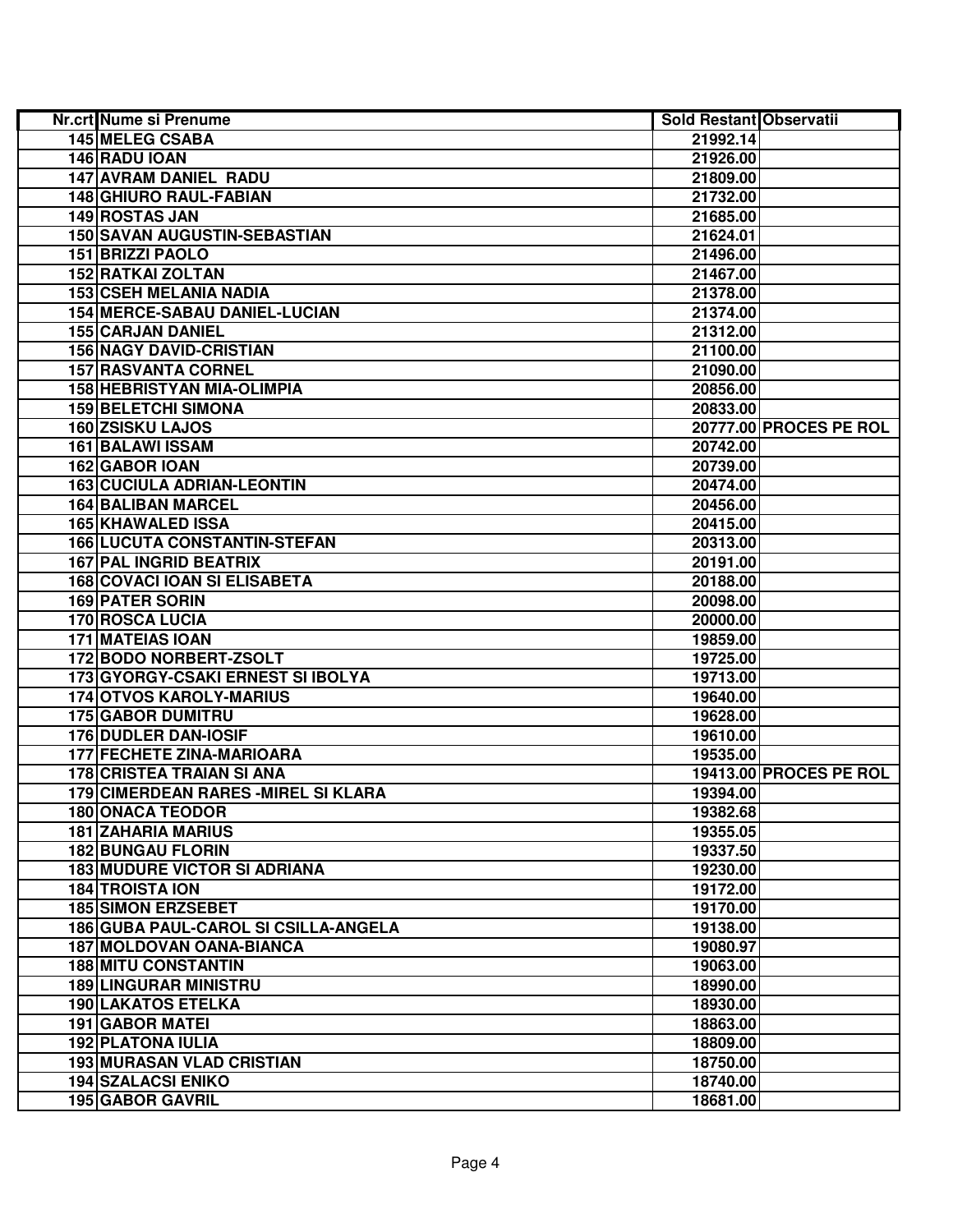| Nr.crt | Nume si Prenume | Sold Restant | Observatii |
|---|---|---|---|
| 145 | MELEG CSABA | 21992.14 | |
| 146 | RADU IOAN | 21926.00 | |
| 147 | AVRAM DANIEL RADU | 21809.00 | |
| 148 | GHIURO RAUL-FABIAN | 21732.00 | |
| 149 | ROSTAS JAN | 21685.00 | |
| 150 | SAVAN AUGUSTIN-SEBASTIAN | 21624.01 | |
| 151 | BRIZZI PAOLO | 21496.00 | |
| 152 | RATKAI ZOLTAN | 21467.00 | |
| 153 | CSEH MELANIA NADIA | 21378.00 | |
| 154 | MERCE-SABAU DANIEL-LUCIAN | 21374.00 | |
| 155 | CARJAN DANIEL | 21312.00 | |
| 156 | NAGY DAVID-CRISTIAN | 21100.00 | |
| 157 | RASVANTA CORNEL | 21090.00 | |
| 158 | HEBRISTYAN MIA-OLIMPIA | 20856.00 | |
| 159 | BELETCHI SIMONA | 20833.00 | |
| 160 | ZSISKU LAJOS | 20777.00 | PROCES PE ROL |
| 161 | BALAWI ISSAM | 20742.00 | |
| 162 | GABOR IOAN | 20739.00 | |
| 163 | CUCIULA ADRIAN-LEONTIN | 20474.00 | |
| 164 | BALIBAN MARCEL | 20456.00 | |
| 165 | KHAWALED ISSA | 20415.00 | |
| 166 | LUCUTA CONSTANTIN-STEFAN | 20313.00 | |
| 167 | PAL INGRID BEATRIX | 20191.00 | |
| 168 | COVACI IOAN SI ELISABETA | 20188.00 | |
| 169 | PATER SORIN | 20098.00 | |
| 170 | ROSCA LUCIA | 20000.00 | |
| 171 | MATEIAS IOAN | 19859.00 | |
| 172 | BODO NORBERT-ZSOLT | 19725.00 | |
| 173 | GYORGY-CSAKI ERNEST SI IBOLYA | 19713.00 | |
| 174 | OTVOS KAROLY-MARIUS | 19640.00 | |
| 175 | GABOR DUMITRU | 19628.00 | |
| 176 | DUDLER DAN-IOSIF | 19610.00 | |
| 177 | FECHETE ZINA-MARIOARA | 19535.00 | |
| 178 | CRISTEA TRAIAN SI ANA | 19413.00 | PROCES PE ROL |
| 179 | CIMERDEAN RARES -MIREL SI KLARA | 19394.00 | |
| 180 | ONACA TEODOR | 19382.68 | |
| 181 | ZAHARIA MARIUS | 19355.05 | |
| 182 | BUNGAU FLORIN | 19337.50 | |
| 183 | MUDURE VICTOR SI ADRIANA | 19230.00 | |
| 184 | TROISTA ION | 19172.00 | |
| 185 | SIMON ERZSEBET | 19170.00 | |
| 186 | GUBA PAUL-CAROL SI CSILLA-ANGELA | 19138.00 | |
| 187 | MOLDOVAN OANA-BIANCA | 19080.97 | |
| 188 | MITU CONSTANTIN | 19063.00 | |
| 189 | LINGURAR MINISTRU | 18990.00 | |
| 190 | LAKATOS ETELKA | 18930.00 | |
| 191 | GABOR MATEI | 18863.00 | |
| 192 | PLATONA IULIA | 18809.00 | |
| 193 | MURASAN VLAD CRISTIAN | 18750.00 | |
| 194 | SZALACSI ENIKO | 18740.00 | |
| 195 | GABOR GAVRIL | 18681.00 | |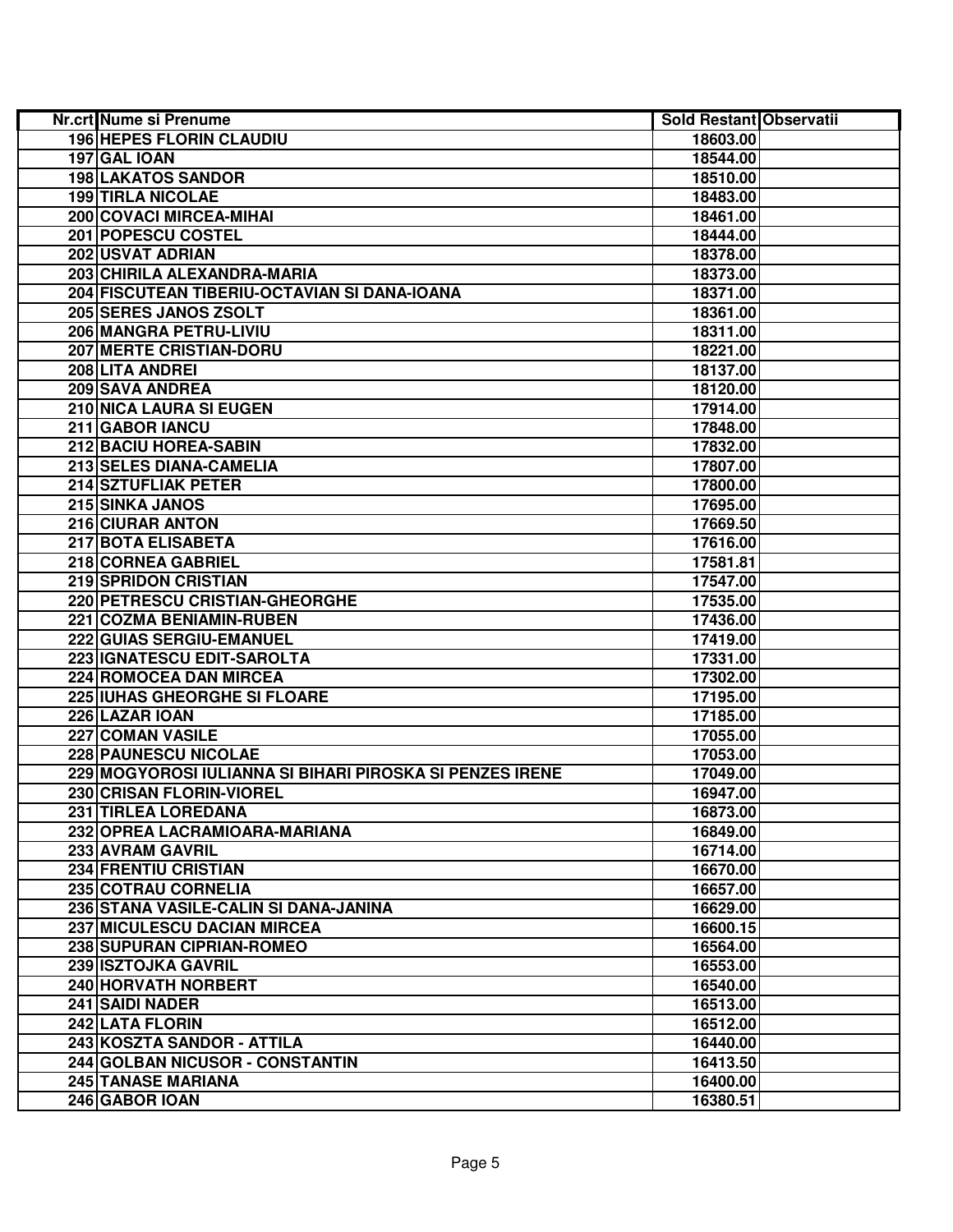| Nr.crt | Nume si Prenume | Sold Restant | Observatii |
|---|---|---|---|
| 196 | HEPES FLORIN CLAUDIU | 18603.00 | |
| 197 | GAL IOAN | 18544.00 | |
| 198 | LAKATOS SANDOR | 18510.00 | |
| 199 | TIRLA NICOLAE | 18483.00 | |
| 200 | COVACI MIRCEA-MIHAI | 18461.00 | |
| 201 | POPESCU COSTEL | 18444.00 | |
| 202 | USVAT ADRIAN | 18378.00 | |
| 203 | CHIRILA ALEXANDRA-MARIA | 18373.00 | |
| 204 | FISCUTEAN TIBERIU-OCTAVIAN SI DANA-IOANA | 18371.00 | |
| 205 | SERES JANOS ZSOLT | 18361.00 | |
| 206 | MANGRA PETRU-LIVIU | 18311.00 | |
| 207 | MERTE CRISTIAN-DORU | 18221.00 | |
| 208 | LITA ANDREI | 18137.00 | |
| 209 | SAVA ANDREA | 18120.00 | |
| 210 | NICA LAURA SI EUGEN | 17914.00 | |
| 211 | GABOR IANCU | 17848.00 | |
| 212 | BACIU HOREA-SABIN | 17832.00 | |
| 213 | SELES DIANA-CAMELIA | 17807.00 | |
| 214 | SZTUFLIAK PETER | 17800.00 | |
| 215 | SINKA JANOS | 17695.00 | |
| 216 | CIURAR ANTON | 17669.50 | |
| 217 | BOTA ELISABETA | 17616.00 | |
| 218 | CORNEA GABRIEL | 17581.81 | |
| 219 | SPRIDON CRISTIAN | 17547.00 | |
| 220 | PETRESCU CRISTIAN-GHEORGHE | 17535.00 | |
| 221 | COZMA BENIAMIN-RUBEN | 17436.00 | |
| 222 | GUIAS SERGIU-EMANUEL | 17419.00 | |
| 223 | IGNATESCU EDIT-SAROLTA | 17331.00 | |
| 224 | ROMOCEA DAN MIRCEA | 17302.00 | |
| 225 | IUHAS GHEORGHE SI FLOARE | 17195.00 | |
| 226 | LAZAR IOAN | 17185.00 | |
| 227 | COMAN VASILE | 17055.00 | |
| 228 | PAUNESCU NICOLAE | 17053.00 | |
| 229 | MOGYOROSI IULIANNA SI BIHARI PIROSKA SI PENZES IRENE | 17049.00 | |
| 230 | CRISAN FLORIN-VIOREL | 16947.00 | |
| 231 | TIRLEA LOREDANA | 16873.00 | |
| 232 | OPREA LACRAMIOARA-MARIANA | 16849.00 | |
| 233 | AVRAM GAVRIL | 16714.00 | |
| 234 | FRENTIU CRISTIAN | 16670.00 | |
| 235 | COTRAU CORNELIA | 16657.00 | |
| 236 | STANA VASILE-CALIN SI DANA-JANINA | 16629.00 | |
| 237 | MICULESCU DACIAN MIRCEA | 16600.15 | |
| 238 | SUPURAN CIPRIAN-ROMEO | 16564.00 | |
| 239 | ISZTOJKA GAVRIL | 16553.00 | |
| 240 | HORVATH NORBERT | 16540.00 | |
| 241 | SAIDI NADER | 16513.00 | |
| 242 | LATA FLORIN | 16512.00 | |
| 243 | KOSZTA SANDOR - ATTILA | 16440.00 | |
| 244 | GOLBAN NICUSOR - CONSTANTIN | 16413.50 | |
| 245 | TANASE MARIANA | 16400.00 | |
| 246 | GABOR IOAN | 16380.51 | |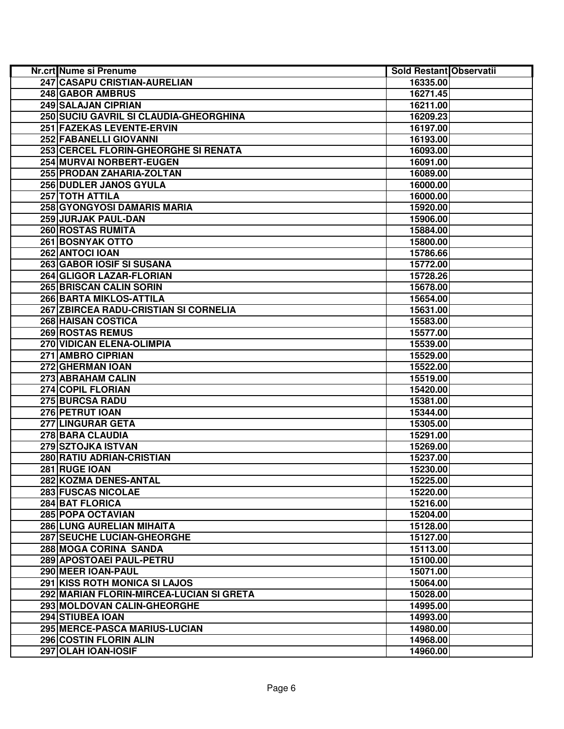| Nr.crt | Nume si Prenume | Sold Restant | Observatii |
|---|---|---|---|
| 247 | CASAPU CRISTIAN-AURELIAN | 16335.00 | |
| 248 | GABOR AMBRUS | 16271.45 | |
| 249 | SALAJAN CIPRIAN | 16211.00 | |
| 250 | SUCIU GAVRIL SI CLAUDIA-GHEORGHINA | 16209.23 | |
| 251 | FAZEKAS LEVENTE-ERVIN | 16197.00 | |
| 252 | FABANELLI GIOVANNI | 16193.00 | |
| 253 | CERCEL FLORIN-GHEORGHE SI RENATA | 16093.00 | |
| 254 | MURVAI NORBERT-EUGEN | 16091.00 | |
| 255 | PRODAN ZAHARIA-ZOLTAN | 16089.00 | |
| 256 | DUDLER JANOS GYULA | 16000.00 | |
| 257 | TOTH ATTILA | 16000.00 | |
| 258 | GYONGYOSI DAMARIS MARIA | 15920.00 | |
| 259 | JURJAK PAUL-DAN | 15906.00 | |
| 260 | ROSTAS RUMITA | 15884.00 | |
| 261 | BOSNYAK OTTO | 15800.00 | |
| 262 | ANTOCI IOAN | 15786.66 | |
| 263 | GABOR IOSIF SI SUSANA | 15772.00 | |
| 264 | GLIGOR LAZAR-FLORIAN | 15728.26 | |
| 265 | BRISCAN CALIN SORIN | 15678.00 | |
| 266 | BARTA MIKLOS-ATTILA | 15654.00 | |
| 267 | ZBIRCEA RADU-CRISTIAN SI CORNELIA | 15631.00 | |
| 268 | HAISAN COSTICA | 15583.00 | |
| 269 | ROSTAS REMUS | 15577.00 | |
| 270 | VIDICAN ELENA-OLIMPIA | 15539.00 | |
| 271 | AMBRO CIPRIAN | 15529.00 | |
| 272 | GHERMAN IOAN | 15522.00 | |
| 273 | ABRAHAM CALIN | 15519.00 | |
| 274 | COPIL FLORIAN | 15420.00 | |
| 275 | BURCSA RADU | 15381.00 | |
| 276 | PETRUT IOAN | 15344.00 | |
| 277 | LINGURAR GETA | 15305.00 | |
| 278 | BARA CLAUDIA | 15291.00 | |
| 279 | SZTOJKA ISTVAN | 15269.00 | |
| 280 | RATIU ADRIAN-CRISTIAN | 15237.00 | |
| 281 | RUGE IOAN | 15230.00 | |
| 282 | KOZMA DENES-ANTAL | 15225.00 | |
| 283 | FUSCAS NICOLAE | 15220.00 | |
| 284 | BAT FLORICA | 15216.00 | |
| 285 | POPA OCTAVIAN | 15204.00 | |
| 286 | LUNG AURELIAN MIHAITA | 15128.00 | |
| 287 | SEUCHE LUCIAN-GHEORGHE | 15127.00 | |
| 288 | MOGA CORINA SANDA | 15113.00 | |
| 289 | APOSTOAEI PAUL-PETRU | 15100.00 | |
| 290 | MEER IOAN-PAUL | 15071.00 | |
| 291 | KISS ROTH MONICA SI LAJOS | 15064.00 | |
| 292 | MARIAN FLORIN-MIRCEA-LUCIAN SI GRETA | 15028.00 | |
| 293 | MOLDOVAN CALIN-GHEORGHE | 14995.00 | |
| 294 | STIUBEA IOAN | 14993.00 | |
| 295 | MERCE-PASCA MARIUS-LUCIAN | 14980.00 | |
| 296 | COSTIN FLORIN ALIN | 14968.00 | |
| 297 | OLAH IOAN-IOSIF | 14960.00 | |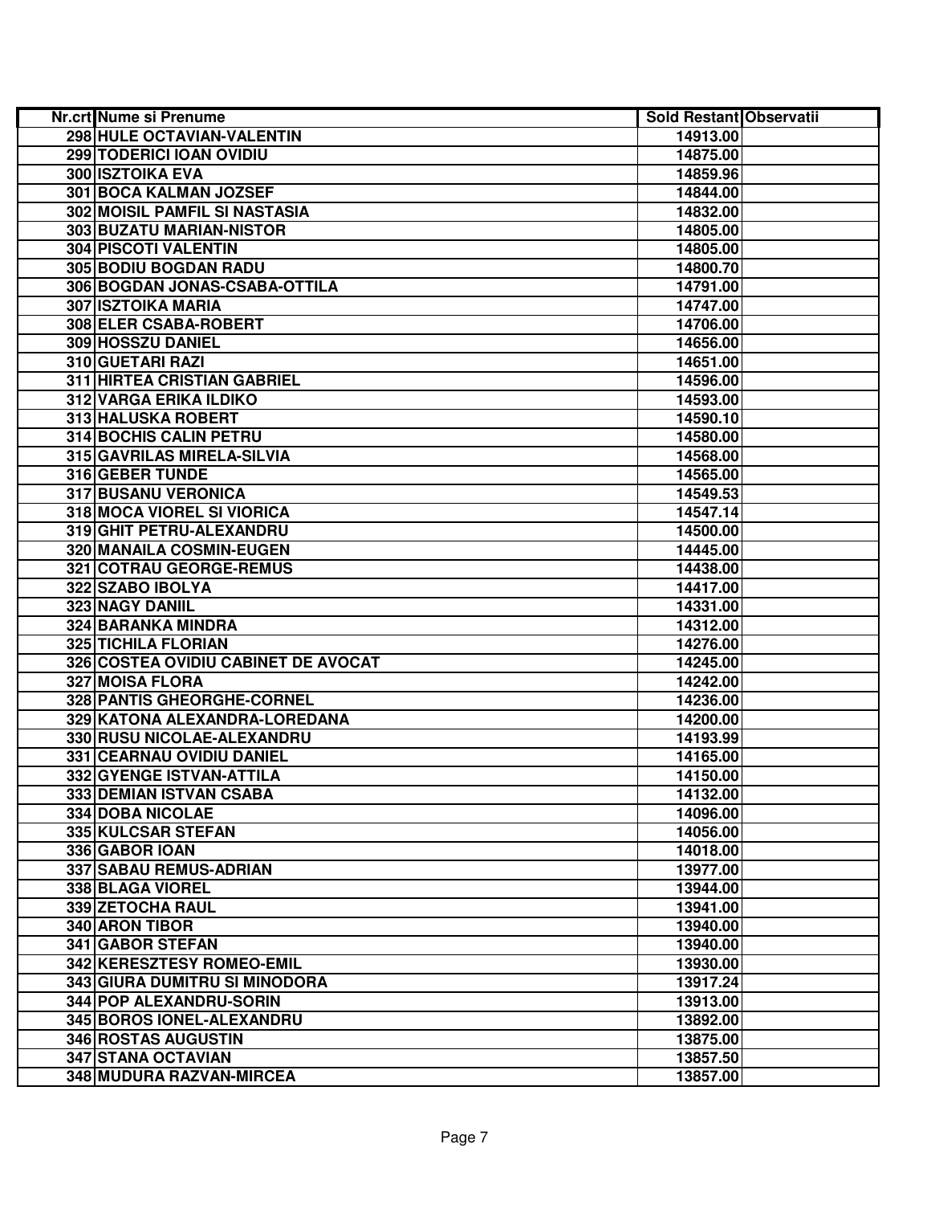| Nr.crt | Nume si Prenume | Sold Restant | Observatii |
|---|---|---|---|
| 298 | HULE OCTAVIAN-VALENTIN | 14913.00 | |
| 299 | TODERICI IOAN OVIDIU | 14875.00 | |
| 300 | ISZTOIKA EVA | 14859.96 | |
| 301 | BOCA KALMAN JOZSEF | 14844.00 | |
| 302 | MOISIL PAMFIL SI NASTASIA | 14832.00 | |
| 303 | BUZATU MARIAN-NISTOR | 14805.00 | |
| 304 | PISCOTI VALENTIN | 14805.00 | |
| 305 | BODIU BOGDAN RADU | 14800.70 | |
| 306 | BOGDAN JONAS-CSABA-OTTILA | 14791.00 | |
| 307 | ISZTOIKA MARIA | 14747.00 | |
| 308 | ELER CSABA-ROBERT | 14706.00 | |
| 309 | HOSSZU DANIEL | 14656.00 | |
| 310 | GUETARI RAZI | 14651.00 | |
| 311 | HIRTEA CRISTIAN GABRIEL | 14596.00 | |
| 312 | VARGA ERIKA ILDIKO | 14593.00 | |
| 313 | HALUSKA ROBERT | 14590.10 | |
| 314 | BOCHIS CALIN PETRU | 14580.00 | |
| 315 | GAVRILAS MIRELA-SILVIA | 14568.00 | |
| 316 | GEBER TUNDE | 14565.00 | |
| 317 | BUSANU VERONICA | 14549.53 | |
| 318 | MOCA VIOREL SI VIORICA | 14547.14 | |
| 319 | GHIT PETRU-ALEXANDRU | 14500.00 | |
| 320 | MANAILA COSMIN-EUGEN | 14445.00 | |
| 321 | COTRAU GEORGE-REMUS | 14438.00 | |
| 322 | SZABO IBOLYA | 14417.00 | |
| 323 | NAGY DANIIL | 14331.00 | |
| 324 | BARANKA MINDRA | 14312.00 | |
| 325 | TICHILA FLORIAN | 14276.00 | |
| 326 | COSTEA OVIDIU CABINET DE AVOCAT | 14245.00 | |
| 327 | MOISA FLORA | 14242.00 | |
| 328 | PANTIS GHEORGHE-CORNEL | 14236.00 | |
| 329 | KATONA ALEXANDRA-LOREDANA | 14200.00 | |
| 330 | RUSU NICOLAE-ALEXANDRU | 14193.99 | |
| 331 | CEARNAU OVIDIU DANIEL | 14165.00 | |
| 332 | GYENGE ISTVAN-ATTILA | 14150.00 | |
| 333 | DEMIAN ISTVAN CSABA | 14132.00 | |
| 334 | DOBA NICOLAE | 14096.00 | |
| 335 | KULCSAR STEFAN | 14056.00 | |
| 336 | GABOR IOAN | 14018.00 | |
| 337 | SABAU REMUS-ADRIAN | 13977.00 | |
| 338 | BLAGA VIOREL | 13944.00 | |
| 339 | ZETOCHA RAUL | 13941.00 | |
| 340 | ARON TIBOR | 13940.00 | |
| 341 | GABOR STEFAN | 13940.00 | |
| 342 | KERESZTESY ROMEO-EMIL | 13930.00 | |
| 343 | GIURA DUMITRU SI MINODORA | 13917.24 | |
| 344 | POP ALEXANDRU-SORIN | 13913.00 | |
| 345 | BOROS IONEL-ALEXANDRU | 13892.00 | |
| 346 | ROSTAS AUGUSTIN | 13875.00 | |
| 347 | STANA OCTAVIAN | 13857.50 | |
| 348 | MUDURA RAZVAN-MIRCEA | 13857.00 | |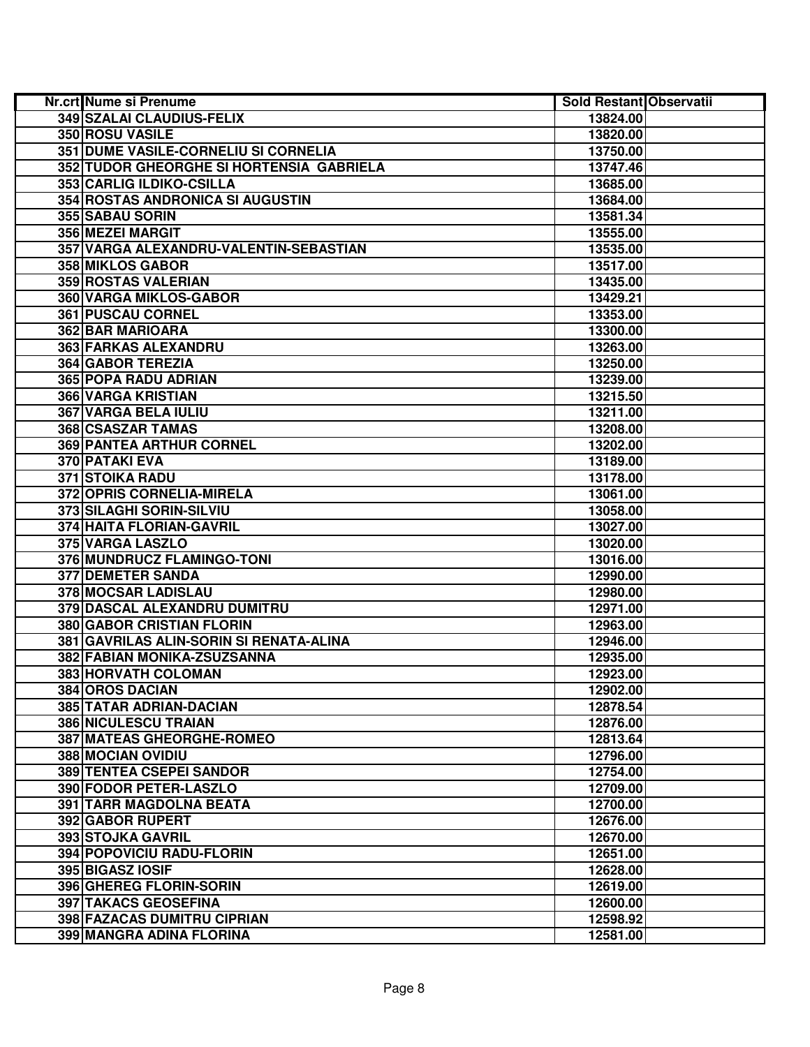| Nr.crt | Nume si Prenume | Sold Restant | Observatii |
|---|---|---|---|
| 349 | SZALAI CLAUDIUS-FELIX | 13824.00 | |
| 350 | ROSU VASILE | 13820.00 | |
| 351 | DUME VASILE-CORNELIU SI CORNELIA | 13750.00 | |
| 352 | TUDOR GHEORGHE SI HORTENSIA GABRIELA | 13747.46 | |
| 353 | CARLIG ILDIKO-CSILLA | 13685.00 | |
| 354 | ROSTAS ANDRONICA SI AUGUSTIN | 13684.00 | |
| 355 | SABAU SORIN | 13581.34 | |
| 356 | MEZEI MARGIT | 13555.00 | |
| 357 | VARGA ALEXANDRU-VALENTIN-SEBASTIAN | 13535.00 | |
| 358 | MIKLOS GABOR | 13517.00 | |
| 359 | ROSTAS VALERIAN | 13435.00 | |
| 360 | VARGA MIKLOS-GABOR | 13429.21 | |
| 361 | PUSCAU CORNEL | 13353.00 | |
| 362 | BAR MARIOARA | 13300.00 | |
| 363 | FARKAS ALEXANDRU | 13263.00 | |
| 364 | GABOR TEREZIA | 13250.00 | |
| 365 | POPA RADU ADRIAN | 13239.00 | |
| 366 | VARGA KRISTIAN | 13215.50 | |
| 367 | VARGA BELA IULIU | 13211.00 | |
| 368 | CSASZAR TAMAS | 13208.00 | |
| 369 | PANTEA ARTHUR CORNEL | 13202.00 | |
| 370 | PATAKI EVA | 13189.00 | |
| 371 | STOIKA RADU | 13178.00 | |
| 372 | OPRIS CORNELIA-MIRELA | 13061.00 | |
| 373 | SILAGHI SORIN-SILVIU | 13058.00 | |
| 374 | HAITA FLORIAN-GAVRIL | 13027.00 | |
| 375 | VARGA LASZLO | 13020.00 | |
| 376 | MUNDRUCZ FLAMINGO-TONI | 13016.00 | |
| 377 | DEMETER SANDA | 12990.00 | |
| 378 | MOCSAR LADISLAU | 12980.00 | |
| 379 | DASCAL ALEXANDRU DUMITRU | 12971.00 | |
| 380 | GABOR CRISTIAN FLORIN | 12963.00 | |
| 381 | GAVRILAS ALIN-SORIN SI RENATA-ALINA | 12946.00 | |
| 382 | FABIAN MONIKA-ZSUZSANNA | 12935.00 | |
| 383 | HORVATH COLOMAN | 12923.00 | |
| 384 | OROS DACIAN | 12902.00 | |
| 385 | TATAR ADRIAN-DACIAN | 12878.54 | |
| 386 | NICULESCU TRAIAN | 12876.00 | |
| 387 | MATEAS GHEORGHE-ROMEO | 12813.64 | |
| 388 | MOCIAN OVIDIU | 12796.00 | |
| 389 | TENTEA CSEPEI SANDOR | 12754.00 | |
| 390 | FODOR PETER-LASZLO | 12709.00 | |
| 391 | TARR MAGDOLNA BEATA | 12700.00 | |
| 392 | GABOR RUPERT | 12676.00 | |
| 393 | STOJKA GAVRIL | 12670.00 | |
| 394 | POPOVICIU RADU-FLORIN | 12651.00 | |
| 395 | BIGASZ IOSIF | 12628.00 | |
| 396 | GHEREG FLORIN-SORIN | 12619.00 | |
| 397 | TAKACS GEOSEFINA | 12600.00 | |
| 398 | FAZACAS DUMITRU CIPRIAN | 12598.92 | |
| 399 | MANGRA ADINA FLORINA | 12581.00 | |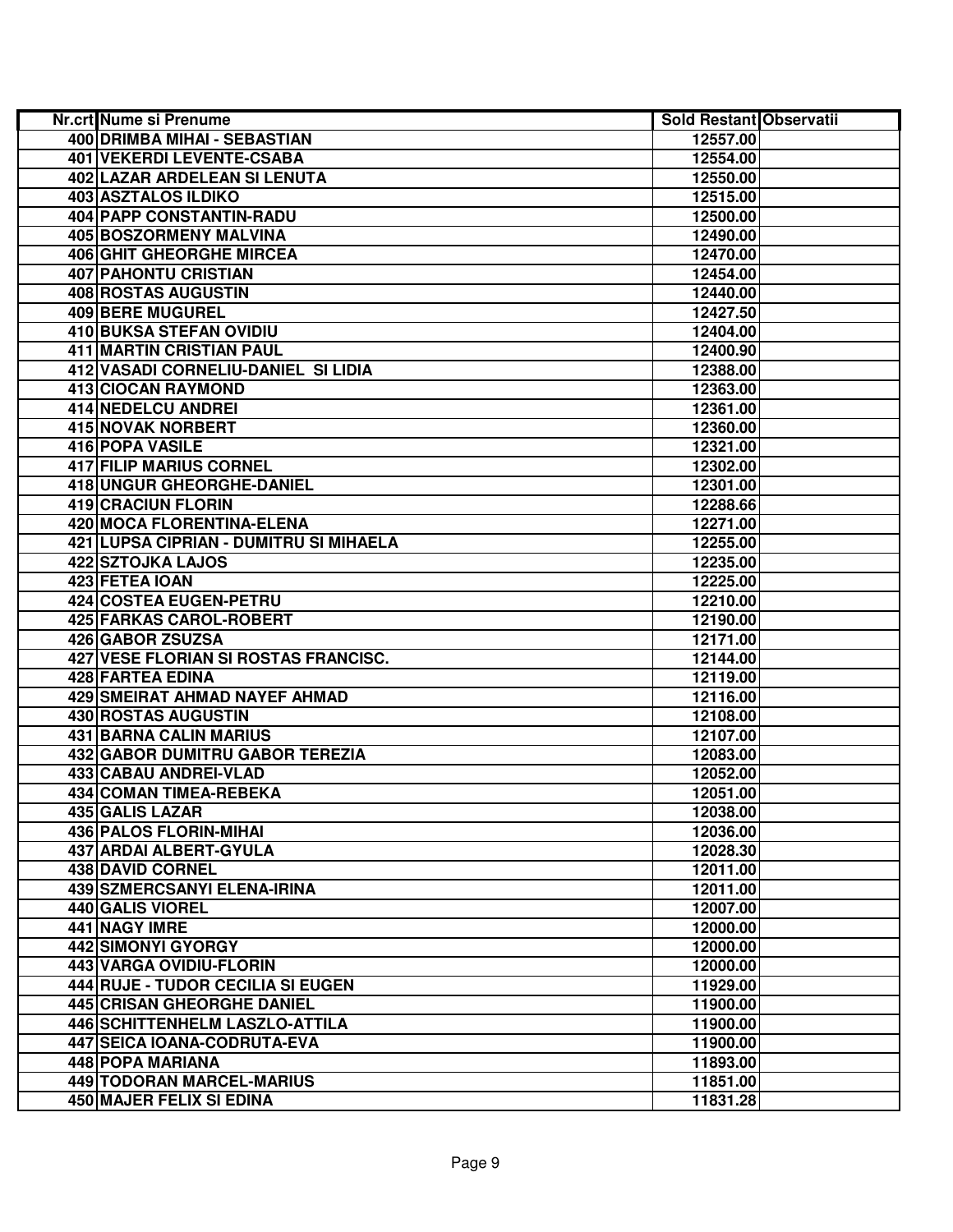| Nr.crt | Nume si Prenume | Sold Restant | Observatii |
|---|---|---|---|
| 400 | DRIMBA MIHAI - SEBASTIAN | 12557.00 | |
| 401 | VEKERDI LEVENTE-CSABA | 12554.00 | |
| 402 | LAZAR ARDELEAN SI LENUTA | 12550.00 | |
| 403 | ASZTALOS ILDIKO | 12515.00 | |
| 404 | PAPP CONSTANTIN-RADU | 12500.00 | |
| 405 | BOSZORMENY MALVINA | 12490.00 | |
| 406 | GHIT GHEORGHE MIRCEA | 12470.00 | |
| 407 | PAHONTU CRISTIAN | 12454.00 | |
| 408 | ROSTAS AUGUSTIN | 12440.00 | |
| 409 | BERE MUGUREL | 12427.50 | |
| 410 | BUKSA STEFAN OVIDIU | 12404.00 | |
| 411 | MARTIN CRISTIAN PAUL | 12400.90 | |
| 412 | VASADI CORNELIU-DANIEL SI LIDIA | 12388.00 | |
| 413 | CIOCAN RAYMOND | 12363.00 | |
| 414 | NEDELCU ANDREI | 12361.00 | |
| 415 | NOVAK NORBERT | 12360.00 | |
| 416 | POPA VASILE | 12321.00 | |
| 417 | FILIP MARIUS CORNEL | 12302.00 | |
| 418 | UNGUR GHEORGHE-DANIEL | 12301.00 | |
| 419 | CRACIUN FLORIN | 12288.66 | |
| 420 | MOCA FLORENTINA-ELENA | 12271.00 | |
| 421 | LUPSA CIPRIAN - DUMITRU SI MIHAELA | 12255.00 | |
| 422 | SZTOJKA LAJOS | 12235.00 | |
| 423 | FETEA IOAN | 12225.00 | |
| 424 | COSTEA EUGEN-PETRU | 12210.00 | |
| 425 | FARKAS CAROL-ROBERT | 12190.00 | |
| 426 | GABOR ZSUZSA | 12171.00 | |
| 427 | VESE FLORIAN SI ROSTAS FRANCISC. | 12144.00 | |
| 428 | FARTEA EDINA | 12119.00 | |
| 429 | SMEIRAT AHMAD NAYEF AHMAD | 12116.00 | |
| 430 | ROSTAS AUGUSTIN | 12108.00 | |
| 431 | BARNA CALIN MARIUS | 12107.00 | |
| 432 | GABOR DUMITRU GABOR TEREZIA | 12083.00 | |
| 433 | CABAU ANDREI-VLAD | 12052.00 | |
| 434 | COMAN TIMEA-REBEKA | 12051.00 | |
| 435 | GALIS LAZAR | 12038.00 | |
| 436 | PALOS FLORIN-MIHAI | 12036.00 | |
| 437 | ARDAI ALBERT-GYULA | 12028.30 | |
| 438 | DAVID CORNEL | 12011.00 | |
| 439 | SZMERCSANYI ELENA-IRINA | 12011.00 | |
| 440 | GALIS VIOREL | 12007.00 | |
| 441 | NAGY IMRE | 12000.00 | |
| 442 | SIMONYI GYORGY | 12000.00 | |
| 443 | VARGA OVIDIU-FLORIN | 12000.00 | |
| 444 | RUJE - TUDOR CECILIA SI EUGEN | 11929.00 | |
| 445 | CRISAN GHEORGHE DANIEL | 11900.00 | |
| 446 | SCHITTENHELM LASZLO-ATTILA | 11900.00 | |
| 447 | SEICA IOANA-CODRUTA-EVA | 11900.00 | |
| 448 | POPA MARIANA | 11893.00 | |
| 449 | TODORAN MARCEL-MARIUS | 11851.00 | |
| 450 | MAJER FELIX SI EDINA | 11831.28 | |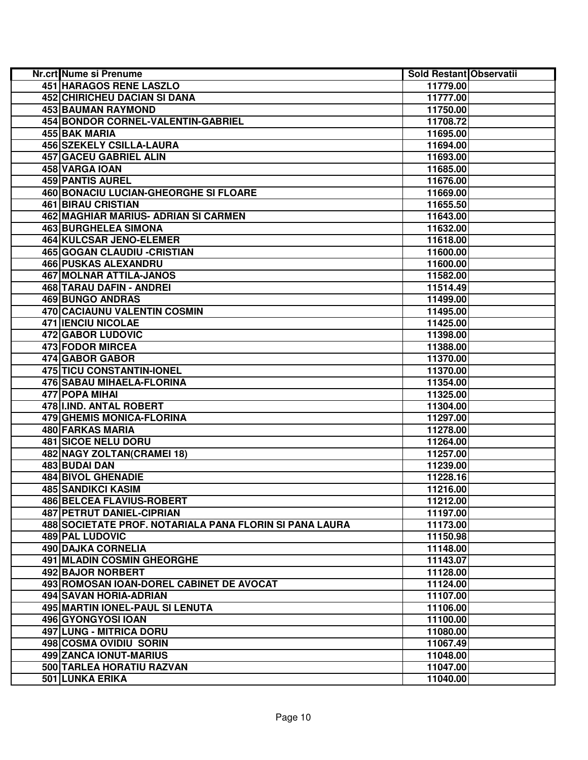| Nr.crt | Nume si Prenume | Sold Restant | Observatii |
|---|---|---|---|
| 451 | HARAGOS RENE LASZLO | 11779.00 | |
| 452 | CHIRICHEU DACIAN SI DANA | 11777.00 | |
| 453 | BAUMAN RAYMOND | 11750.00 | |
| 454 | BONDOR CORNEL-VALENTIN-GABRIEL | 11708.72 | |
| 455 | BAK MARIA | 11695.00 | |
| 456 | SZEKELY CSILLA-LAURA | 11694.00 | |
| 457 | GACEU GABRIEL ALIN | 11693.00 | |
| 458 | VARGA IOAN | 11685.00 | |
| 459 | PANTIS AUREL | 11676.00 | |
| 460 | BONACIU LUCIAN-GHEORGHE SI FLOARE | 11669.00 | |
| 461 | BIRAU CRISTIAN | 11655.50 | |
| 462 | MAGHIAR MARIUS- ADRIAN SI CARMEN | 11643.00 | |
| 463 | BURGHELEA SIMONA | 11632.00 | |
| 464 | KULCSAR JENO-ELEMER | 11618.00 | |
| 465 | GOGAN CLAUDIU -CRISTIAN | 11600.00 | |
| 466 | PUSKAS ALEXANDRU | 11600.00 | |
| 467 | MOLNAR ATTILA-JANOS | 11582.00 | |
| 468 | TARAU DAFIN - ANDREI | 11514.49 | |
| 469 | BUNGO ANDRAS | 11499.00 | |
| 470 | CACIAUNU VALENTIN COSMIN | 11495.00 | |
| 471 | IENCIU NICOLAE | 11425.00 | |
| 472 | GABOR LUDOVIC | 11398.00 | |
| 473 | FODOR MIRCEA | 11388.00 | |
| 474 | GABOR GABOR | 11370.00 | |
| 475 | TICU CONSTANTIN-IONEL | 11370.00 | |
| 476 | SABAU MIHAELA-FLORINA | 11354.00 | |
| 477 | POPA MIHAI | 11325.00 | |
| 478 | I.IND. ANTAL ROBERT | 11304.00 | |
| 479 | GHEMIS MONICA-FLORINA | 11297.00 | |
| 480 | FARKAS MARIA | 11278.00 | |
| 481 | SICOE NELU DORU | 11264.00 | |
| 482 | NAGY ZOLTAN(CRAMEI 18) | 11257.00 | |
| 483 | BUDAI DAN | 11239.00 | |
| 484 | BIVOL GHENADIE | 11228.16 | |
| 485 | SANDIKCI KASIM | 11216.00 | |
| 486 | BELCEA FLAVIUS-ROBERT | 11212.00 | |
| 487 | PETRUT DANIEL-CIPRIAN | 11197.00 | |
| 488 | SOCIETATE PROF. NOTARIALA PANA FLORIN SI PANA LAURA | 11173.00 | |
| 489 | PAL LUDOVIC | 11150.98 | |
| 490 | DAJKA CORNELIA | 11148.00 | |
| 491 | MLADIN COSMIN GHEORGHE | 11143.07 | |
| 492 | BAJOR NORBERT | 11128.00 | |
| 493 | ROMOSAN IOAN-DOREL CABINET DE AVOCAT | 11124.00 | |
| 494 | SAVAN HORIA-ADRIAN | 11107.00 | |
| 495 | MARTIN IONEL-PAUL SI LENUTA | 11106.00 | |
| 496 | GYONGYOSI IOAN | 11100.00 | |
| 497 | LUNG - MITRICA DORU | 11080.00 | |
| 498 | COSMA OVIDIU SORIN | 11067.49 | |
| 499 | ZANCA IONUT-MARIUS | 11048.00 | |
| 500 | TARLEA HORATIU RAZVAN | 11047.00 | |
| 501 | LUNKA ERIKA | 11040.00 | |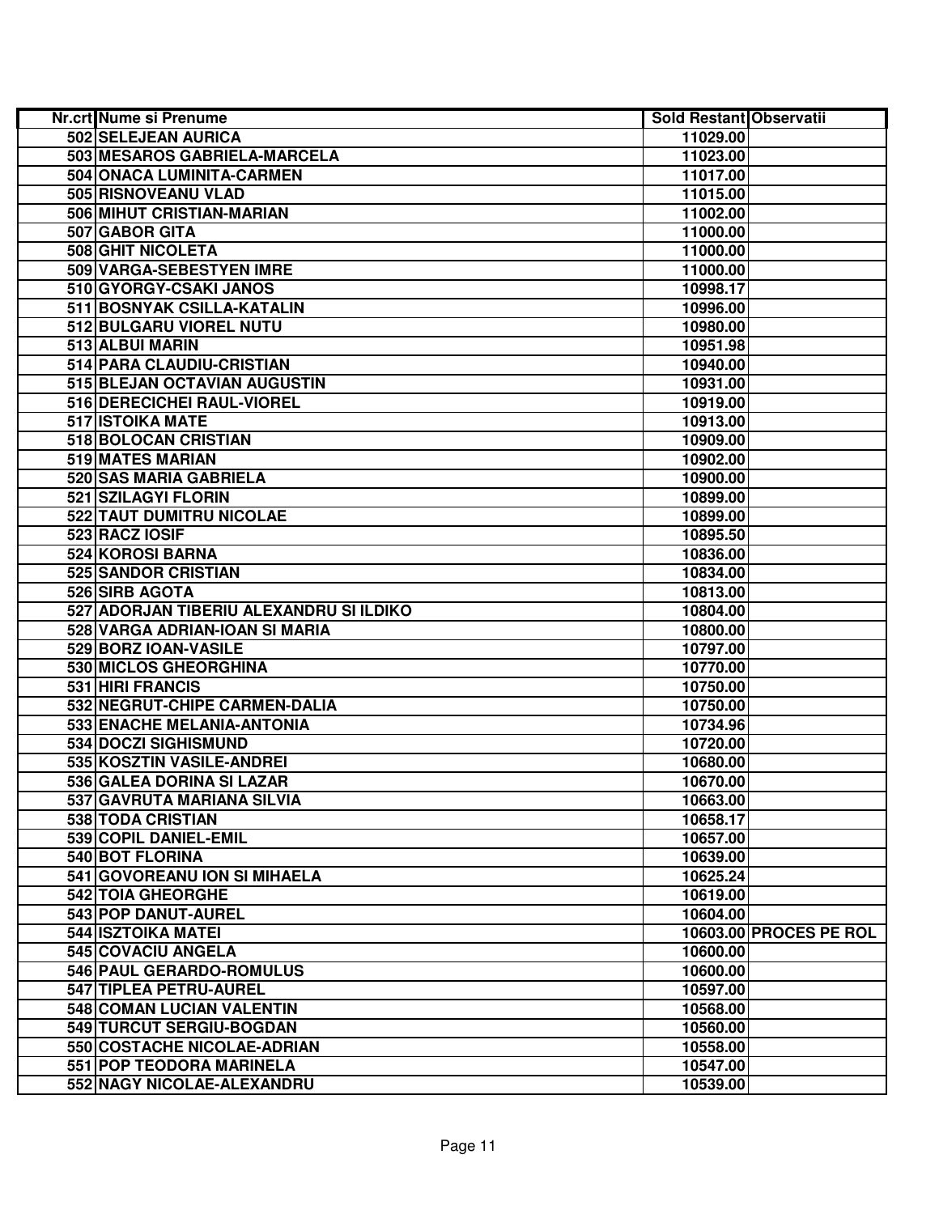| Nr.crt | Nume si Prenume | Sold Restant | Observatii |
|---|---|---|---|
| 502 | SELEJEAN AURICA | 11029.00 | |
| 503 | MESAROS GABRIELA-MARCELA | 11023.00 | |
| 504 | ONACA LUMINITA-CARMEN | 11017.00 | |
| 505 | RISNOVEANU VLAD | 11015.00 | |
| 506 | MIHUT CRISTIAN-MARIAN | 11002.00 | |
| 507 | GABOR GITA | 11000.00 | |
| 508 | GHIT NICOLETA | 11000.00 | |
| 509 | VARGA-SEBESTYEN IMRE | 11000.00 | |
| 510 | GYORGY-CSAKI JANOS | 10998.17 | |
| 511 | BOSNYAK CSILLA-KATALIN | 10996.00 | |
| 512 | BULGARU VIOREL NUTU | 10980.00 | |
| 513 | ALBUI MARIN | 10951.98 | |
| 514 | PARA CLAUDIU-CRISTIAN | 10940.00 | |
| 515 | BLEJAN OCTAVIAN AUGUSTIN | 10931.00 | |
| 516 | DERECICHEI RAUL-VIOREL | 10919.00 | |
| 517 | ISTOIKA MATE | 10913.00 | |
| 518 | BOLOCAN CRISTIAN | 10909.00 | |
| 519 | MATES MARIAN | 10902.00 | |
| 520 | SAS MARIA GABRIELA | 10900.00 | |
| 521 | SZILAGYI FLORIN | 10899.00 | |
| 522 | TAUT DUMITRU NICOLAE | 10899.00 | |
| 523 | RACZ IOSIF | 10895.50 | |
| 524 | KOROSI BARNA | 10836.00 | |
| 525 | SANDOR CRISTIAN | 10834.00 | |
| 526 | SIRB AGOTA | 10813.00 | |
| 527 | ADORJAN TIBERIU ALEXANDRU SI ILDIKO | 10804.00 | |
| 528 | VARGA ADRIAN-IOAN SI MARIA | 10800.00 | |
| 529 | BORZ IOAN-VASILE | 10797.00 | |
| 530 | MICLOS GHEORGHINA | 10770.00 | |
| 531 | HIRI FRANCIS | 10750.00 | |
| 532 | NEGRUT-CHIPE CARMEN-DALIA | 10750.00 | |
| 533 | ENACHE MELANIA-ANTONIA | 10734.96 | |
| 534 | DOCZI SIGHISMUND | 10720.00 | |
| 535 | KOSZTIN VASILE-ANDREI | 10680.00 | |
| 536 | GALEA DORINA SI LAZAR | 10670.00 | |
| 537 | GAVRUTA MARIANA SILVIA | 10663.00 | |
| 538 | TODA CRISTIAN | 10658.17 | |
| 539 | COPIL DANIEL-EMIL | 10657.00 | |
| 540 | BOT FLORINA | 10639.00 | |
| 541 | GOVOREANU ION SI MIHAELA | 10625.24 | |
| 542 | TOIA GHEORGHE | 10619.00 | |
| 543 | POP DANUT-AUREL | 10604.00 | |
| 544 | ISZTOIKA MATEI | 10603.00 | PROCES PE ROL |
| 545 | COVACIU ANGELA | 10600.00 | |
| 546 | PAUL GERARDO-ROMULUS | 10600.00 | |
| 547 | TIPLEA PETRU-AUREL | 10597.00 | |
| 548 | COMAN LUCIAN VALENTIN | 10568.00 | |
| 549 | TURCUT SERGIU-BOGDAN | 10560.00 | |
| 550 | COSTACHE NICOLAE-ADRIAN | 10558.00 | |
| 551 | POP TEODORA MARINELA | 10547.00 | |
| 552 | NAGY NICOLAE-ALEXANDRU | 10539.00 | |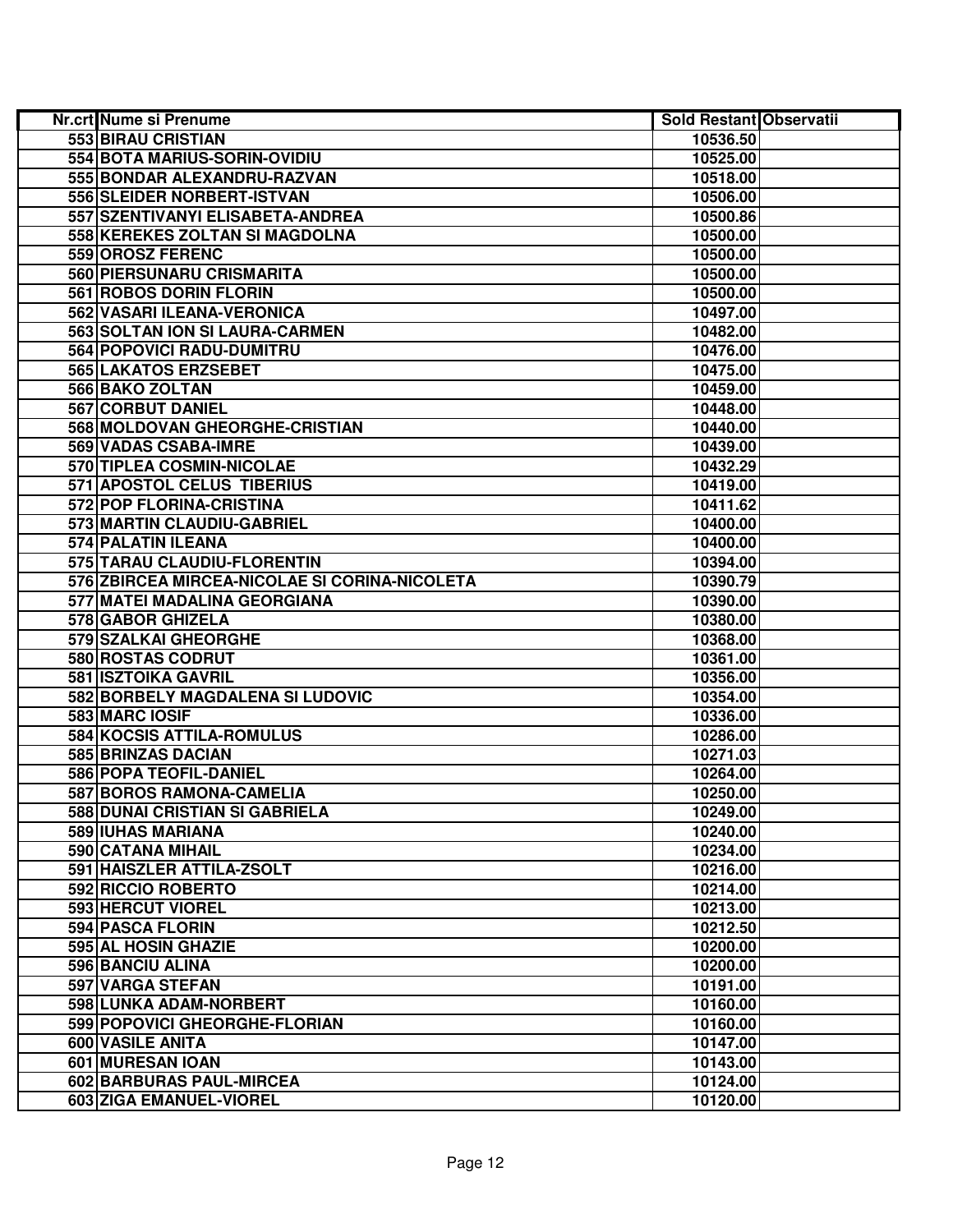| Nr.crt | Nume si Prenume | Sold Restant | Observatii |
|---|---|---|---|
| 553 | BIRAU CRISTIAN | 10536.50 | |
| 554 | BOTA MARIUS-SORIN-OVIDIU | 10525.00 | |
| 555 | BONDAR ALEXANDRU-RAZVAN | 10518.00 | |
| 556 | SLEIDER NORBERT-ISTVAN | 10506.00 | |
| 557 | SZENTIVANYI ELISABETA-ANDREA | 10500.86 | |
| 558 | KEREKES ZOLTAN SI MAGDOLNA | 10500.00 | |
| 559 | OROSZ FERENC | 10500.00 | |
| 560 | PIERSUNARU CRISMARITA | 10500.00 | |
| 561 | ROBOS DORIN FLORIN | 10500.00 | |
| 562 | VASARI ILEANA-VERONICA | 10497.00 | |
| 563 | SOLTAN ION SI LAURA-CARMEN | 10482.00 | |
| 564 | POPOVICI RADU-DUMITRU | 10476.00 | |
| 565 | LAKATOS ERZSEBET | 10475.00 | |
| 566 | BAKO ZOLTAN | 10459.00 | |
| 567 | CORBUT DANIEL | 10448.00 | |
| 568 | MOLDOVAN GHEORGHE-CRISTIAN | 10440.00 | |
| 569 | VADAS CSABA-IMRE | 10439.00 | |
| 570 | TIPLEA COSMIN-NICOLAE | 10432.29 | |
| 571 | APOSTOL CELUS TIBERIUS | 10419.00 | |
| 572 | POP FLORINA-CRISTINA | 10411.62 | |
| 573 | MARTIN CLAUDIU-GABRIEL | 10400.00 | |
| 574 | PALATIN ILEANA | 10400.00 | |
| 575 | TARAU CLAUDIU-FLORENTIN | 10394.00 | |
| 576 | ZBIRCEA MIRCEA-NICOLAE SI CORINA-NICOLETA | 10390.79 | |
| 577 | MATEI MADALINA GEORGIANA | 10390.00 | |
| 578 | GABOR GHIZELA | 10380.00 | |
| 579 | SZALKAI GHEORGHE | 10368.00 | |
| 580 | ROSTAS CODRUT | 10361.00 | |
| 581 | ISZTOIKA GAVRIL | 10356.00 | |
| 582 | BORBELY MAGDALENA SI LUDOVIC | 10354.00 | |
| 583 | MARC IOSIF | 10336.00 | |
| 584 | KOCSIS ATTILA-ROMULUS | 10286.00 | |
| 585 | BRINZAS DACIAN | 10271.03 | |
| 586 | POPA TEOFIL-DANIEL | 10264.00 | |
| 587 | BOROS RAMONA-CAMELIA | 10250.00 | |
| 588 | DUNAI CRISTIAN SI GABRIELA | 10249.00 | |
| 589 | IUHAS MARIANA | 10240.00 | |
| 590 | CATANA MIHAIL | 10234.00 | |
| 591 | HAISZLER ATTILA-ZSOLT | 10216.00 | |
| 592 | RICCIO ROBERTO | 10214.00 | |
| 593 | HERCUT VIOREL | 10213.00 | |
| 594 | PASCA FLORIN | 10212.50 | |
| 595 | AL HOSIN GHAZIE | 10200.00 | |
| 596 | BANCIU ALINA | 10200.00 | |
| 597 | VARGA STEFAN | 10191.00 | |
| 598 | LUNKA ADAM-NORBERT | 10160.00 | |
| 599 | POPOVICI GHEORGHE-FLORIAN | 10160.00 | |
| 600 | VASILE ANITA | 10147.00 | |
| 601 | MURESAN IOAN | 10143.00 | |
| 602 | BARBURAS PAUL-MIRCEA | 10124.00 | |
| 603 | ZIGA EMANUEL-VIOREL | 10120.00 | |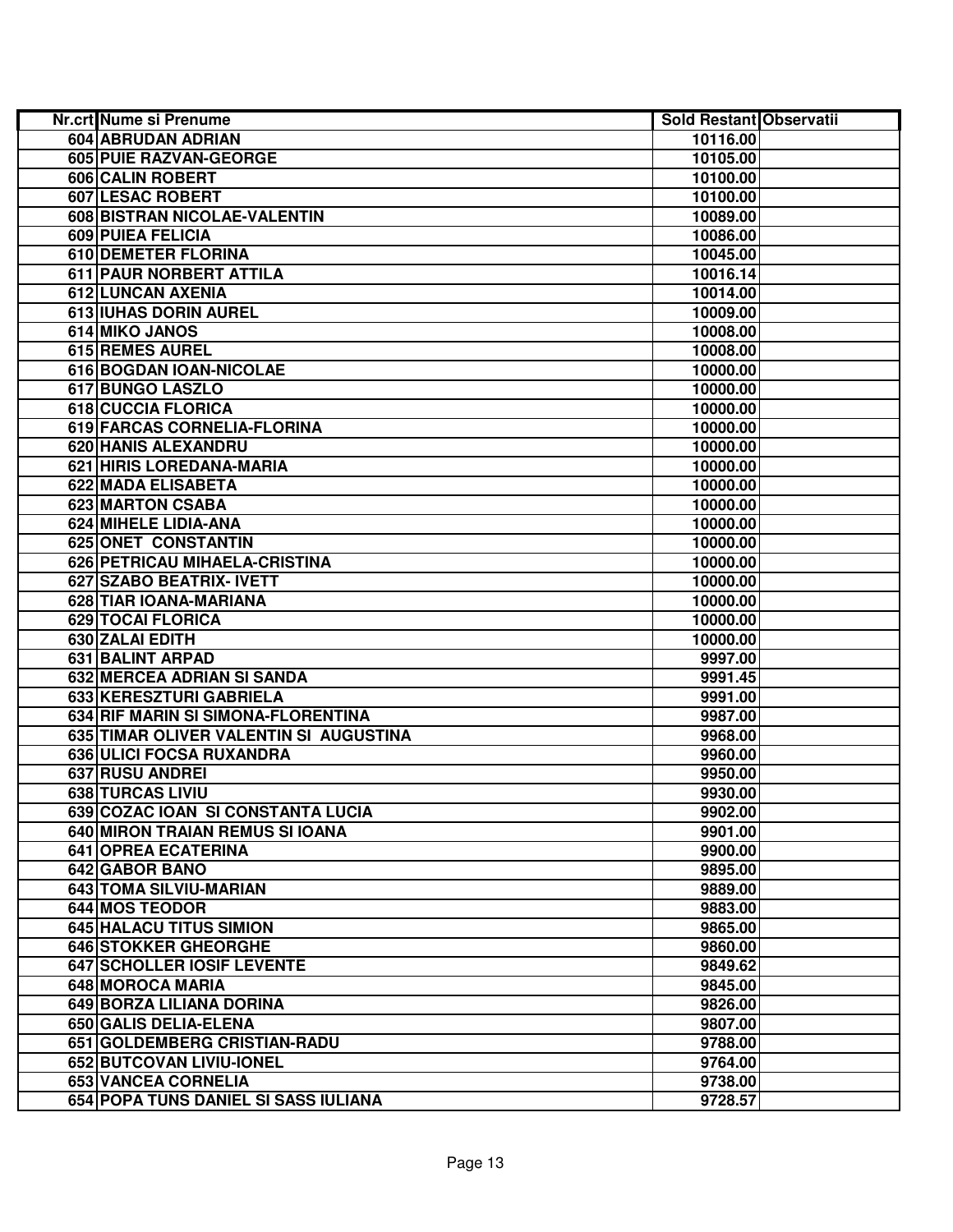| Nr.crt | Nume si Prenume | Sold Restant | Observatii |
|---|---|---|---|
| 604 | ABRUDAN ADRIAN | 10116.00 | |
| 605 | PUIE RAZVAN-GEORGE | 10105.00 | |
| 606 | CALIN ROBERT | 10100.00 | |
| 607 | LESAC ROBERT | 10100.00 | |
| 608 | BISTRAN NICOLAE-VALENTIN | 10089.00 | |
| 609 | PUIEA FELICIA | 10086.00 | |
| 610 | DEMETER FLORINA | 10045.00 | |
| 611 | PAUR NORBERT ATTILA | 10016.14 | |
| 612 | LUNCAN AXENIA | 10014.00 | |
| 613 | IUHAS DORIN AUREL | 10009.00 | |
| 614 | MIKO JANOS | 10008.00 | |
| 615 | REMES AUREL | 10008.00 | |
| 616 | BOGDAN IOAN-NICOLAE | 10000.00 | |
| 617 | BUNGO LASZLO | 10000.00 | |
| 618 | CUCCIA FLORICA | 10000.00 | |
| 619 | FARCAS CORNELIA-FLORINA | 10000.00 | |
| 620 | HANIS ALEXANDRU | 10000.00 | |
| 621 | HIRIS LOREDANA-MARIA | 10000.00 | |
| 622 | MADA ELISABETA | 10000.00 | |
| 623 | MARTON CSABA | 10000.00 | |
| 624 | MIHELE LIDIA-ANA | 10000.00 | |
| 625 | ONET CONSTANTIN | 10000.00 | |
| 626 | PETRICAU MIHAELA-CRISTINA | 10000.00 | |
| 627 | SZABO BEATRIX- IVETT | 10000.00 | |
| 628 | TIAR IOANA-MARIANA | 10000.00 | |
| 629 | TOCAI FLORICA | 10000.00 | |
| 630 | ZALAI EDITH | 10000.00 | |
| 631 | BALINT ARPAD | 9997.00 | |
| 632 | MERCEA ADRIAN SI SANDA | 9991.45 | |
| 633 | KERESZTURI GABRIELA | 9991.00 | |
| 634 | RIF MARIN SI SIMONA-FLORENTINA | 9987.00 | |
| 635 | TIMAR OLIVER VALENTIN SI AUGUSTINA | 9968.00 | |
| 636 | ULICI FOCSA RUXANDRA | 9960.00 | |
| 637 | RUSU ANDREI | 9950.00 | |
| 638 | TURCAS LIVIU | 9930.00 | |
| 639 | COZAC IOAN SI CONSTANTA LUCIA | 9902.00 | |
| 640 | MIRON TRAIAN REMUS SI IOANA | 9901.00 | |
| 641 | OPREA ECATERINA | 9900.00 | |
| 642 | GABOR BANO | 9895.00 | |
| 643 | TOMA SILVIU-MARIAN | 9889.00 | |
| 644 | MOS TEODOR | 9883.00 | |
| 645 | HALACU TITUS SIMION | 9865.00 | |
| 646 | STOKKER GHEORGHE | 9860.00 | |
| 647 | SCHOLLER IOSIF LEVENTE | 9849.62 | |
| 648 | MOROCA MARIA | 9845.00 | |
| 649 | BORZA LILIANA DORINA | 9826.00 | |
| 650 | GALIS DELIA-ELENA | 9807.00 | |
| 651 | GOLDEMBERG CRISTIAN-RADU | 9788.00 | |
| 652 | BUTCOVAN LIVIU-IONEL | 9764.00 | |
| 653 | VANCEA CORNELIA | 9738.00 | |
| 654 | POPA TUNS DANIEL SI SASS IULIANA | 9728.57 | |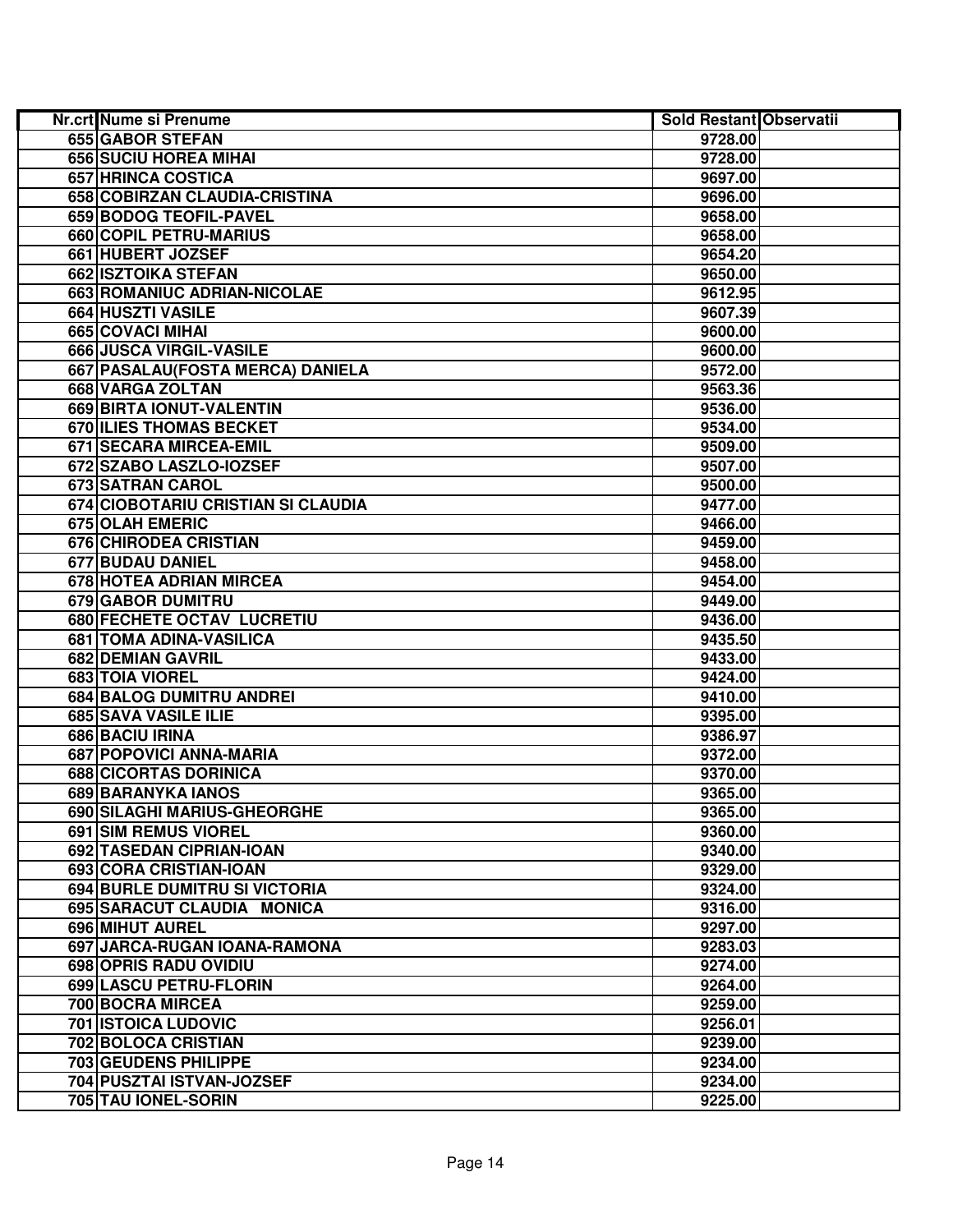| Nr.crt | Nume si Prenume | Sold Restant | Observatii |
|---|---|---|---|
| 655 | GABOR STEFAN | 9728.00 | |
| 656 | SUCIU HOREA MIHAI | 9728.00 | |
| 657 | HRINCA COSTICA | 9697.00 | |
| 658 | COBIRZAN CLAUDIA-CRISTINA | 9696.00 | |
| 659 | BODOG TEOFIL-PAVEL | 9658.00 | |
| 660 | COPIL PETRU-MARIUS | 9658.00 | |
| 661 | HUBERT JOZSEF | 9654.20 | |
| 662 | ISZTOIKA STEFAN | 9650.00 | |
| 663 | ROMANIUC ADRIAN-NICOLAE | 9612.95 | |
| 664 | HUSZTI VASILE | 9607.39 | |
| 665 | COVACI MIHAI | 9600.00 | |
| 666 | JUSCA VIRGIL-VASILE | 9600.00 | |
| 667 | PASALAU(FOSTA MERCA) DANIELA | 9572.00 | |
| 668 | VARGA ZOLTAN | 9563.36 | |
| 669 | BIRTA IONUT-VALENTIN | 9536.00 | |
| 670 | ILIES THOMAS BECKET | 9534.00 | |
| 671 | SECARA MIRCEA-EMIL | 9509.00 | |
| 672 | SZABO LASZLO-IOZSEF | 9507.00 | |
| 673 | SATRAN CAROL | 9500.00 | |
| 674 | CIOBOTARIU CRISTIAN SI CLAUDIA | 9477.00 | |
| 675 | OLAH EMERIC | 9466.00 | |
| 676 | CHIRODEA CRISTIAN | 9459.00 | |
| 677 | BUDAU DANIEL | 9458.00 | |
| 678 | HOTEA ADRIAN MIRCEA | 9454.00 | |
| 679 | GABOR DUMITRU | 9449.00 | |
| 680 | FECHETE OCTAV LUCRETIU | 9436.00 | |
| 681 | TOMA ADINA-VASILICA | 9435.50 | |
| 682 | DEMIAN GAVRIL | 9433.00 | |
| 683 | TOIA VIOREL | 9424.00 | |
| 684 | BALOG DUMITRU ANDREI | 9410.00 | |
| 685 | SAVA VASILE ILIE | 9395.00 | |
| 686 | BACIU IRINA | 9386.97 | |
| 687 | POPOVICI ANNA-MARIA | 9372.00 | |
| 688 | CICORTAS DORINICA | 9370.00 | |
| 689 | BARANYKA IANOS | 9365.00 | |
| 690 | SILAGHI MARIUS-GHEORGHE | 9365.00 | |
| 691 | SIM REMUS VIOREL | 9360.00 | |
| 692 | TASEDAN CIPRIAN-IOAN | 9340.00 | |
| 693 | CORA CRISTIAN-IOAN | 9329.00 | |
| 694 | BURLE DUMITRU SI VICTORIA | 9324.00 | |
| 695 | SARACUT CLAUDIA MONICA | 9316.00 | |
| 696 | MIHUT AUREL | 9297.00 | |
| 697 | JARCA-RUGAN IOANA-RAMONA | 9283.03 | |
| 698 | OPRIS RADU OVIDIU | 9274.00 | |
| 699 | LASCU PETRU-FLORIN | 9264.00 | |
| 700 | BOCRA MIRCEA | 9259.00 | |
| 701 | ISTOICA LUDOVIC | 9256.01 | |
| 702 | BOLOCA CRISTIAN | 9239.00 | |
| 703 | GEUDENS PHILIPPE | 9234.00 | |
| 704 | PUSZTAI ISTVAN-JOZSEF | 9234.00 | |
| 705 | TAU IONEL-SORIN | 9225.00 | |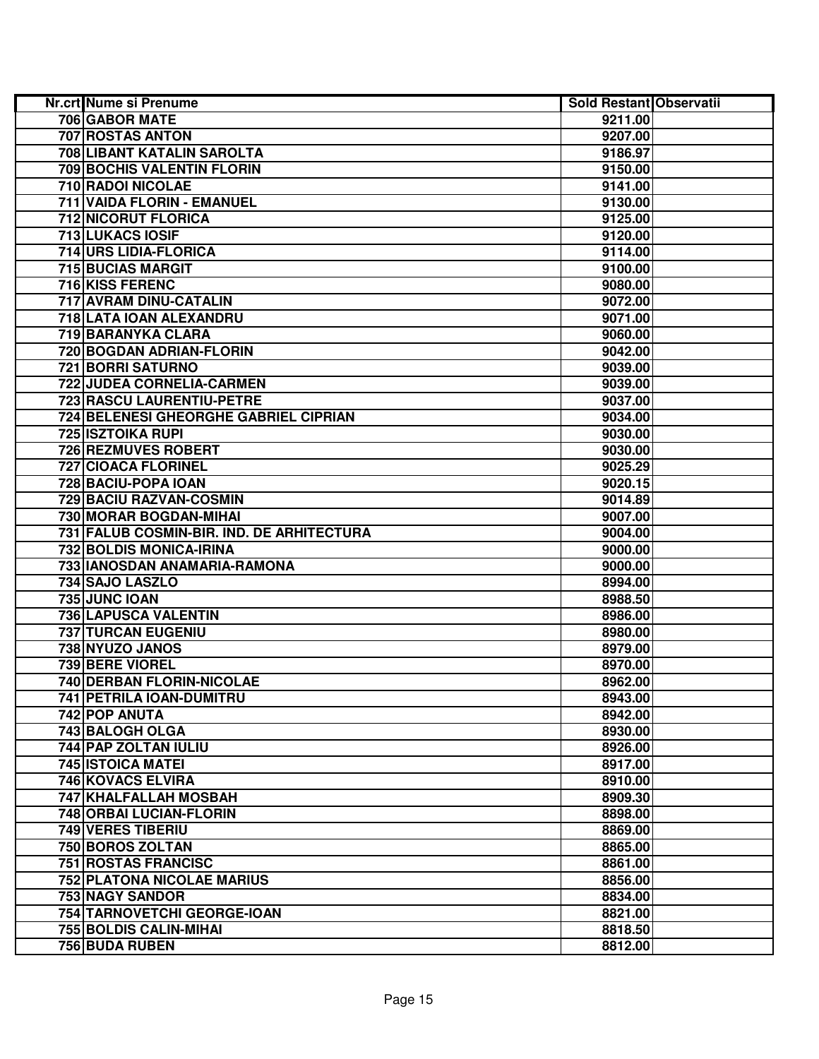| Nr.crt | Nume si Prenume | Sold Restant | Observatii |
|---|---|---|---|
| 706 | GABOR MATE | 9211.00 | |
| 707 | ROSTAS ANTON | 9207.00 | |
| 708 | LIBANT KATALIN SAROLTA | 9186.97 | |
| 709 | BOCHIS VALENTIN FLORIN | 9150.00 | |
| 710 | RADOI NICOLAE | 9141.00 | |
| 711 | VAIDA FLORIN - EMANUEL | 9130.00 | |
| 712 | NICORUT FLORICA | 9125.00 | |
| 713 | LUKACS IOSIF | 9120.00 | |
| 714 | URS LIDIA-FLORICA | 9114.00 | |
| 715 | BUCIAS MARGIT | 9100.00 | |
| 716 | KISS FERENC | 9080.00 | |
| 717 | AVRAM DINU-CATALIN | 9072.00 | |
| 718 | LATA IOAN ALEXANDRU | 9071.00 | |
| 719 | BARANYKA CLARA | 9060.00 | |
| 720 | BOGDAN ADRIAN-FLORIN | 9042.00 | |
| 721 | BORRI SATURNO | 9039.00 | |
| 722 | JUDEA CORNELIA-CARMEN | 9039.00 | |
| 723 | RASCU LAURENTIU-PETRE | 9037.00 | |
| 724 | BELENESI GHEORGHE GABRIEL CIPRIAN | 9034.00 | |
| 725 | ISZTOIKA RUPI | 9030.00 | |
| 726 | REZMUVES ROBERT | 9030.00 | |
| 727 | CIOACA FLORINEL | 9025.29 | |
| 728 | BACIU-POPA IOAN | 9020.15 | |
| 729 | BACIU RAZVAN-COSMIN | 9014.89 | |
| 730 | MORAR BOGDAN-MIHAI | 9007.00 | |
| 731 | FALUB COSMIN-BIR. IND. DE ARHITECTURA | 9004.00 | |
| 732 | BOLDIS MONICA-IRINA | 9000.00 | |
| 733 | IANOSDAN ANAMARIA-RAMONA | 9000.00 | |
| 734 | SAJO LASZLO | 8994.00 | |
| 735 | JUNC IOAN | 8988.50 | |
| 736 | LAPUSCA VALENTIN | 8986.00 | |
| 737 | TURCAN EUGENIU | 8980.00 | |
| 738 | NYUZO JANOS | 8979.00 | |
| 739 | BERE VIOREL | 8970.00 | |
| 740 | DERBAN FLORIN-NICOLAE | 8962.00 | |
| 741 | PETRILA IOAN-DUMITRU | 8943.00 | |
| 742 | POP ANUTA | 8942.00 | |
| 743 | BALOGH OLGA | 8930.00 | |
| 744 | PAP ZOLTAN IULIU | 8926.00 | |
| 745 | ISTOICA MATEI | 8917.00 | |
| 746 | KOVACS ELVIRA | 8910.00 | |
| 747 | KHALFALLAH MOSBAH | 8909.30 | |
| 748 | ORBAI LUCIAN-FLORIN | 8898.00 | |
| 749 | VERES TIBERIU | 8869.00 | |
| 750 | BOROS ZOLTAN | 8865.00 | |
| 751 | ROSTAS FRANCISC | 8861.00 | |
| 752 | PLATONA NICOLAE MARIUS | 8856.00 | |
| 753 | NAGY SANDOR | 8834.00 | |
| 754 | TARNOVETCHI GEORGE-IOAN | 8821.00 | |
| 755 | BOLDIS CALIN-MIHAI | 8818.50 | |
| 756 | BUDA RUBEN | 8812.00 | |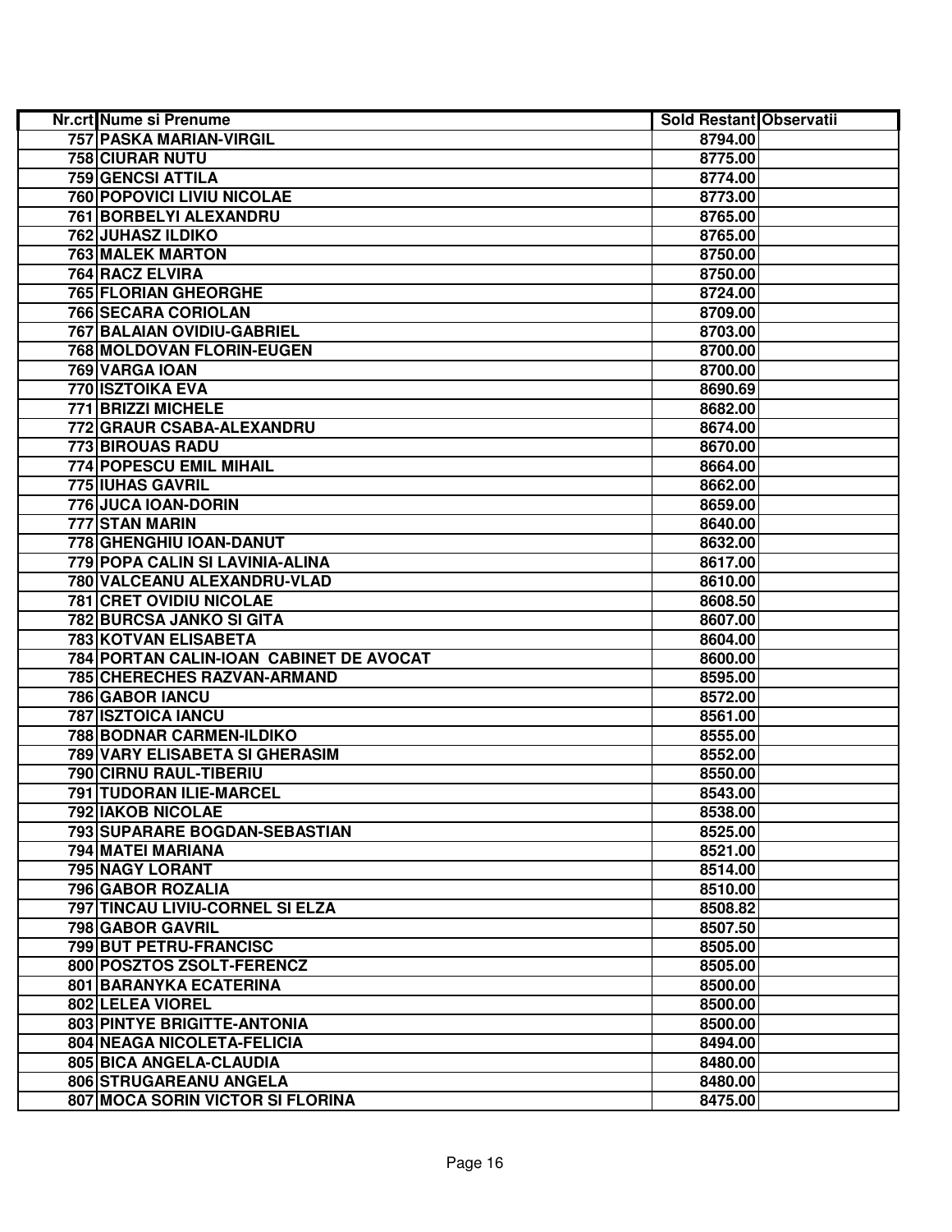| Nr.crt | Nume si Prenume | Sold Restant | Observatii |
|---|---|---|---|
| 757 | PASKA MARIAN-VIRGIL | 8794.00 | |
| 758 | CIURAR NUTU | 8775.00 | |
| 759 | GENCSI ATTILA | 8774.00 | |
| 760 | POPOVICI LIVIU NICOLAE | 8773.00 | |
| 761 | BORBELYI ALEXANDRU | 8765.00 | |
| 762 | JUHASZ ILDIKO | 8765.00 | |
| 763 | MALEK MARTON | 8750.00 | |
| 764 | RACZ ELVIRA | 8750.00 | |
| 765 | FLORIAN GHEORGHE | 8724.00 | |
| 766 | SECARA CORIOLAN | 8709.00 | |
| 767 | BALAIAN OVIDIU-GABRIEL | 8703.00 | |
| 768 | MOLDOVAN FLORIN-EUGEN | 8700.00 | |
| 769 | VARGA IOAN | 8700.00 | |
| 770 | ISZTOIKA EVA | 8690.69 | |
| 771 | BRIZZI MICHELE | 8682.00 | |
| 772 | GRAUR CSABA-ALEXANDRU | 8674.00 | |
| 773 | BIROUAS RADU | 8670.00 | |
| 774 | POPESCU EMIL MIHAIL | 8664.00 | |
| 775 | IUHAS GAVRIL | 8662.00 | |
| 776 | JUCA IOAN-DORIN | 8659.00 | |
| 777 | STAN MARIN | 8640.00 | |
| 778 | GHENGHIU IOAN-DANUT | 8632.00 | |
| 779 | POPA CALIN SI LAVINIA-ALINA | 8617.00 | |
| 780 | VALCEANU ALEXANDRU-VLAD | 8610.00 | |
| 781 | CRET OVIDIU NICOLAE | 8608.50 | |
| 782 | BURCSA JANKO SI GITA | 8607.00 | |
| 783 | KOTVAN ELISABETA | 8604.00 | |
| 784 | PORTAN CALIN-IOAN CABINET DE AVOCAT | 8600.00 | |
| 785 | CHERECHES RAZVAN-ARMAND | 8595.00 | |
| 786 | GABOR IANCU | 8572.00 | |
| 787 | ISZTOICA IANCU | 8561.00 | |
| 788 | BODNAR CARMEN-ILDIKO | 8555.00 | |
| 789 | VARY ELISABETA SI GHERASIM | 8552.00 | |
| 790 | CIRNU RAUL-TIBERIU | 8550.00 | |
| 791 | TUDORAN ILIE-MARCEL | 8543.00 | |
| 792 | IAKOB NICOLAE | 8538.00 | |
| 793 | SUPARARE BOGDAN-SEBASTIAN | 8525.00 | |
| 794 | MATEI MARIANA | 8521.00 | |
| 795 | NAGY LORANT | 8514.00 | |
| 796 | GABOR ROZALIA | 8510.00 | |
| 797 | TINCAU LIVIU-CORNEL SI ELZA | 8508.82 | |
| 798 | GABOR GAVRIL | 8507.50 | |
| 799 | BUT PETRU-FRANCISC | 8505.00 | |
| 800 | POSZTOS ZSOLT-FERENCZ | 8505.00 | |
| 801 | BARANYKA ECATERINA | 8500.00 | |
| 802 | LELEA VIOREL | 8500.00 | |
| 803 | PINTYE BRIGITTE-ANTONIA | 8500.00 | |
| 804 | NEAGA NICOLETA-FELICIA | 8494.00 | |
| 805 | BICA ANGELA-CLAUDIA | 8480.00 | |
| 806 | STRUGAREANU ANGELA | 8480.00 | |
| 807 | MOCA SORIN VICTOR SI FLORINA | 8475.00 | |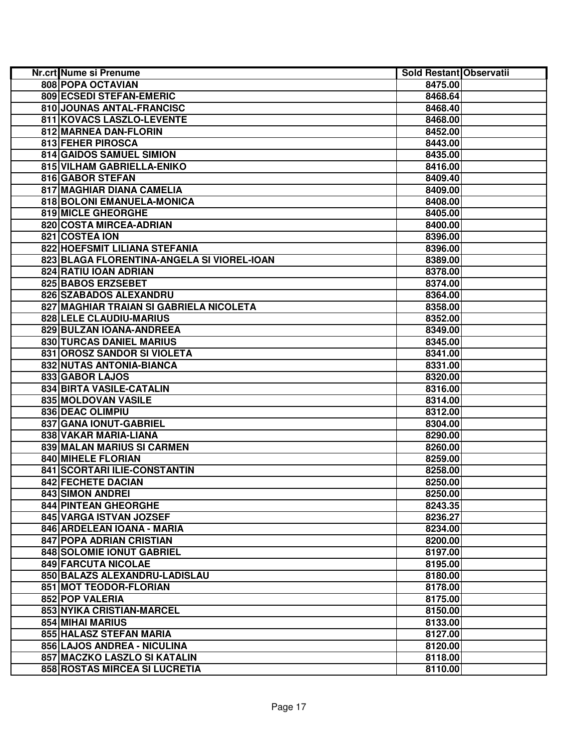| Nr.crt | Nume si Prenume | Sold Restant | Observatii |
|---|---|---|---|
| 808 | POPA OCTAVIAN | 8475.00 | |
| 809 | ECSEDI STEFAN-EMERIC | 8468.64 | |
| 810 | JOUNAS ANTAL-FRANCISC | 8468.40 | |
| 811 | KOVACS LASZLO-LEVENTE | 8468.00 | |
| 812 | MARNEA DAN-FLORIN | 8452.00 | |
| 813 | FEHER PIROSCA | 8443.00 | |
| 814 | GAIDOS SAMUEL SIMION | 8435.00 | |
| 815 | VILHAM GABRIELLA-ENIKO | 8416.00 | |
| 816 | GABOR STEFAN | 8409.40 | |
| 817 | MAGHIAR DIANA CAMELIA | 8409.00 | |
| 818 | BOLONI EMANUELA-MONICA | 8408.00 | |
| 819 | MICLE GHEORGHE | 8405.00 | |
| 820 | COSTA MIRCEA-ADRIAN | 8400.00 | |
| 821 | COSTEA ION | 8396.00 | |
| 822 | HOEFSMIT LILIANA STEFANIA | 8396.00 | |
| 823 | BLAGA FLORENTINA-ANGELA SI VIOREL-IOAN | 8389.00 | |
| 824 | RATIU IOAN ADRIAN | 8378.00 | |
| 825 | BABOS ERZSEBET | 8374.00 | |
| 826 | SZABADOS ALEXANDRU | 8364.00 | |
| 827 | MAGHIAR TRAIAN SI GABRIELA NICOLETA | 8358.00 | |
| 828 | LELE CLAUDIU-MARIUS | 8352.00 | |
| 829 | BULZAN IOANA-ANDREEA | 8349.00 | |
| 830 | TURCAS DANIEL MARIUS | 8345.00 | |
| 831 | OROSZ SANDOR SI VIOLETA | 8341.00 | |
| 832 | NUTAS ANTONIA-BIANCA | 8331.00 | |
| 833 | GABOR LAJOS | 8320.00 | |
| 834 | BIRTA VASILE-CATALIN | 8316.00 | |
| 835 | MOLDOVAN VASILE | 8314.00 | |
| 836 | DEAC OLIMPIU | 8312.00 | |
| 837 | GANA IONUT-GABRIEL | 8304.00 | |
| 838 | VAKAR MARIA-LIANA | 8290.00 | |
| 839 | MALAN MARIUS SI CARMEN | 8260.00 | |
| 840 | MIHELE FLORIAN | 8259.00 | |
| 841 | SCORTARI ILIE-CONSTANTIN | 8258.00 | |
| 842 | FECHETE DACIAN | 8250.00 | |
| 843 | SIMON ANDREI | 8250.00 | |
| 844 | PINTEAN GHEORGHE | 8243.35 | |
| 845 | VARGA ISTVAN JOZSEF | 8236.27 | |
| 846 | ARDELEAN IOANA - MARIA | 8234.00 | |
| 847 | POPA ADRIAN CRISTIAN | 8200.00 | |
| 848 | SOLOMIE IONUT GABRIEL | 8197.00 | |
| 849 | FARCUTA NICOLAE | 8195.00 | |
| 850 | BALAZS ALEXANDRU-LADISLAU | 8180.00 | |
| 851 | MOT TEODOR-FLORIAN | 8178.00 | |
| 852 | POP VALERIA | 8175.00 | |
| 853 | NYIKA CRISTIAN-MARCEL | 8150.00 | |
| 854 | MIHAI MARIUS | 8133.00 | |
| 855 | HALASZ STEFAN MARIA | 8127.00 | |
| 856 | LAJOS ANDREA - NICULINA | 8120.00 | |
| 857 | MACZKO LASZLO SI KATALIN | 8118.00 | |
| 858 | ROSTAS MIRCEA SI LUCRETIA | 8110.00 | |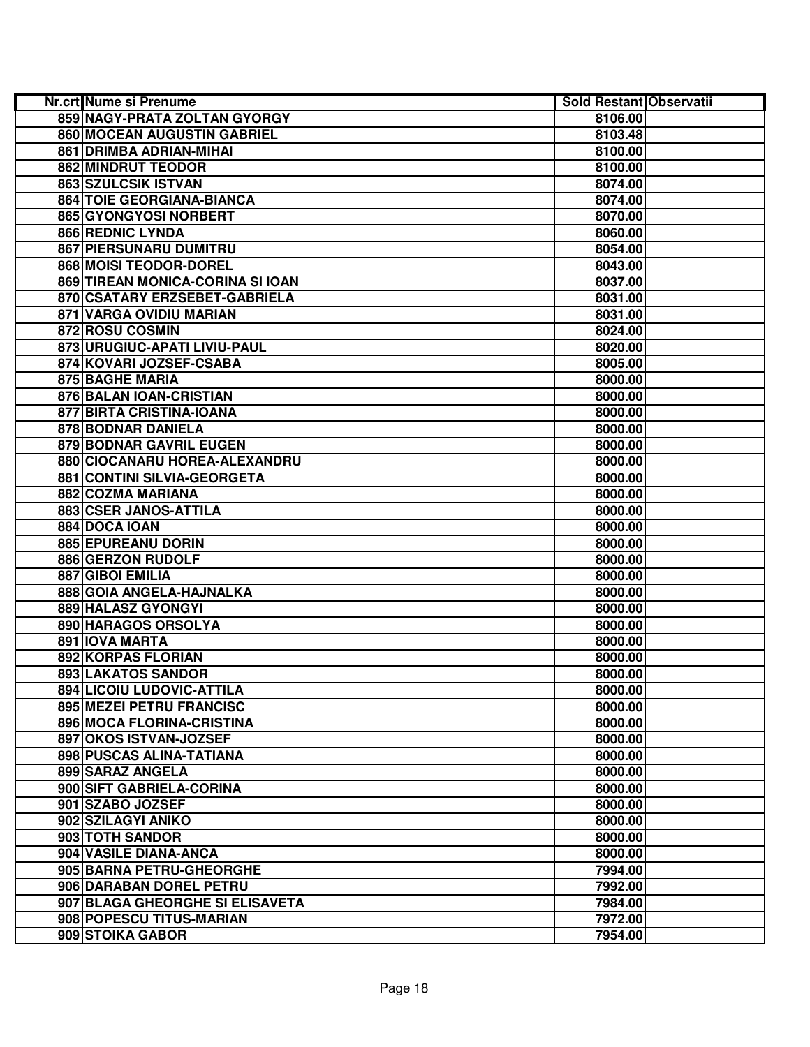| Nr.crt | Nume si Prenume | Sold Restant | Observatii |
|---|---|---|---|
| 859 | NAGY-PRATA ZOLTAN GYORGY | 8106.00 | |
| 860 | MOCEAN AUGUSTIN GABRIEL | 8103.48 | |
| 861 | DRIMBA ADRIAN-MIHAI | 8100.00 | |
| 862 | MINDRUT TEODOR | 8100.00 | |
| 863 | SZULCSIK ISTVAN | 8074.00 | |
| 864 | TOIE GEORGIANA-BIANCA | 8074.00 | |
| 865 | GYONGYOSI NORBERT | 8070.00 | |
| 866 | REDNIC LYNDA | 8060.00 | |
| 867 | PIERSUNARU DUMITRU | 8054.00 | |
| 868 | MOISI TEODOR-DOREL | 8043.00 | |
| 869 | TIREAN MONICA-CORINA SI IOAN | 8037.00 | |
| 870 | CSATARY ERZSEBET-GABRIELA | 8031.00 | |
| 871 | VARGA OVIDIU MARIAN | 8031.00 | |
| 872 | ROSU COSMIN | 8024.00 | |
| 873 | URUGIUC-APATI LIVIU-PAUL | 8020.00 | |
| 874 | KOVARI JOZSEF-CSABA | 8005.00 | |
| 875 | BAGHE MARIA | 8000.00 | |
| 876 | BALAN IOAN-CRISTIAN | 8000.00 | |
| 877 | BIRTA CRISTINA-IOANA | 8000.00 | |
| 878 | BODNAR DANIELA | 8000.00 | |
| 879 | BODNAR GAVRIL EUGEN | 8000.00 | |
| 880 | CIOCANARU HOREA-ALEXANDRU | 8000.00 | |
| 881 | CONTINI SILVIA-GEORGETA | 8000.00 | |
| 882 | COZMA MARIANA | 8000.00 | |
| 883 | CSER JANOS-ATTILA | 8000.00 | |
| 884 | DOCA IOAN | 8000.00 | |
| 885 | EPUREANU DORIN | 8000.00 | |
| 886 | GERZON RUDOLF | 8000.00 | |
| 887 | GIBOI EMILIA | 8000.00 | |
| 888 | GOIA ANGELA-HAJNALKA | 8000.00 | |
| 889 | HALASZ GYONGYI | 8000.00 | |
| 890 | HARAGOS ORSOLYA | 8000.00 | |
| 891 | IOVA MARTA | 8000.00 | |
| 892 | KORPAS FLORIAN | 8000.00 | |
| 893 | LAKATOS SANDOR | 8000.00 | |
| 894 | LICOIU LUDOVIC-ATTILA | 8000.00 | |
| 895 | MEZEI PETRU FRANCISC | 8000.00 | |
| 896 | MOCA FLORINA-CRISTINA | 8000.00 | |
| 897 | OKOS ISTVAN-JOZSEF | 8000.00 | |
| 898 | PUSCAS ALINA-TATIANA | 8000.00 | |
| 899 | SARAZ ANGELA | 8000.00 | |
| 900 | SIFT GABRIELA-CORINA | 8000.00 | |
| 901 | SZABO JOZSEF | 8000.00 | |
| 902 | SZILAGYI ANIKO | 8000.00 | |
| 903 | TOTH SANDOR | 8000.00 | |
| 904 | VASILE DIANA-ANCA | 8000.00 | |
| 905 | BARNA PETRU-GHEORGHE | 7994.00 | |
| 906 | DARABAN DOREL PETRU | 7992.00 | |
| 907 | BLAGA GHEORGHE SI ELISAVETA | 7984.00 | |
| 908 | POPESCU TITUS-MARIAN | 7972.00 | |
| 909 | STOIKA GABOR | 7954.00 | |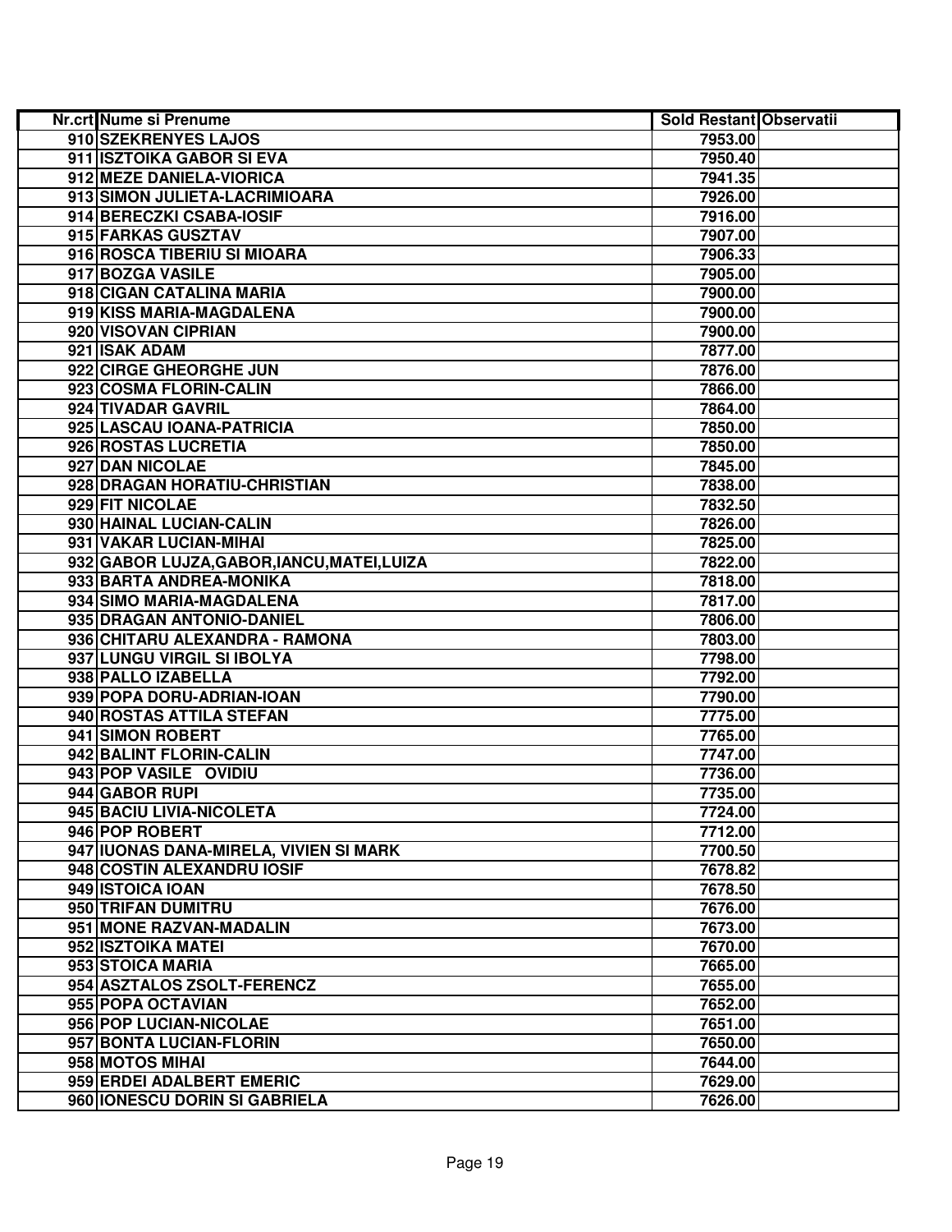| Nr.crt | Nume si Prenume | Sold Restant | Observatii |
|---|---|---|---|
| 910 | SZEKRENYES LAJOS | 7953.00 | |
| 911 | ISZTOIKA GABOR SI EVA | 7950.40 | |
| 912 | MEZE DANIELA-VIORICA | 7941.35 | |
| 913 | SIMON JULIETA-LACRIMIOARA | 7926.00 | |
| 914 | BERECZKI CSABA-IOSIF | 7916.00 | |
| 915 | FARKAS GUSZTAV | 7907.00 | |
| 916 | ROSCA TIBERIU SI MIOARA | 7906.33 | |
| 917 | BOZGA VASILE | 7905.00 | |
| 918 | CIGAN CATALINA MARIA | 7900.00 | |
| 919 | KISS MARIA-MAGDALENA | 7900.00 | |
| 920 | VISOVAN CIPRIAN | 7900.00 | |
| 921 | ISAK ADAM | 7877.00 | |
| 922 | CIRGE GHEORGHE JUN | 7876.00 | |
| 923 | COSMA FLORIN-CALIN | 7866.00 | |
| 924 | TIVADAR GAVRIL | 7864.00 | |
| 925 | LASCAU IOANA-PATRICIA | 7850.00 | |
| 926 | ROSTAS LUCRETIA | 7850.00 | |
| 927 | DAN NICOLAE | 7845.00 | |
| 928 | DRAGAN HORATIU-CHRISTIAN | 7838.00 | |
| 929 | FIT NICOLAE | 7832.50 | |
| 930 | HAINAL LUCIAN-CALIN | 7826.00 | |
| 931 | VAKAR LUCIAN-MIHAI | 7825.00 | |
| 932 | GABOR LUJZA,GABOR,IANCU,MATEI,LUIZA | 7822.00 | |
| 933 | BARTA ANDREA-MONIKA | 7818.00 | |
| 934 | SIMO MARIA-MAGDALENA | 7817.00 | |
| 935 | DRAGAN ANTONIO-DANIEL | 7806.00 | |
| 936 | CHITARU ALEXANDRA - RAMONA | 7803.00 | |
| 937 | LUNGU VIRGIL SI IBOLYA | 7798.00 | |
| 938 | PALLO IZABELLA | 7792.00 | |
| 939 | POPA DORU-ADRIAN-IOAN | 7790.00 | |
| 940 | ROSTAS ATTILA STEFAN | 7775.00 | |
| 941 | SIMON ROBERT | 7765.00 | |
| 942 | BALINT FLORIN-CALIN | 7747.00 | |
| 943 | POP VASILE OVIDIU | 7736.00 | |
| 944 | GABOR RUPI | 7735.00 | |
| 945 | BACIU LIVIA-NICOLETA | 7724.00 | |
| 946 | POP ROBERT | 7712.00 | |
| 947 | IUONAS DANA-MIRELA, VIVIEN SI MARK | 7700.50 | |
| 948 | COSTIN ALEXANDRU IOSIF | 7678.82 | |
| 949 | ISTOICA IOAN | 7678.50 | |
| 950 | TRIFAN DUMITRU | 7676.00 | |
| 951 | MONE RAZVAN-MADALIN | 7673.00 | |
| 952 | ISZTOIKA MATEI | 7670.00 | |
| 953 | STOICA MARIA | 7665.00 | |
| 954 | ASZTALOS ZSOLT-FERENCZ | 7655.00 | |
| 955 | POPA OCTAVIAN | 7652.00 | |
| 956 | POP LUCIAN-NICOLAE | 7651.00 | |
| 957 | BONTA LUCIAN-FLORIN | 7650.00 | |
| 958 | MOTOS MIHAI | 7644.00 | |
| 959 | ERDEI ADALBERT EMERIC | 7629.00 | |
| 960 | IONESCU DORIN SI GABRIELA | 7626.00 | |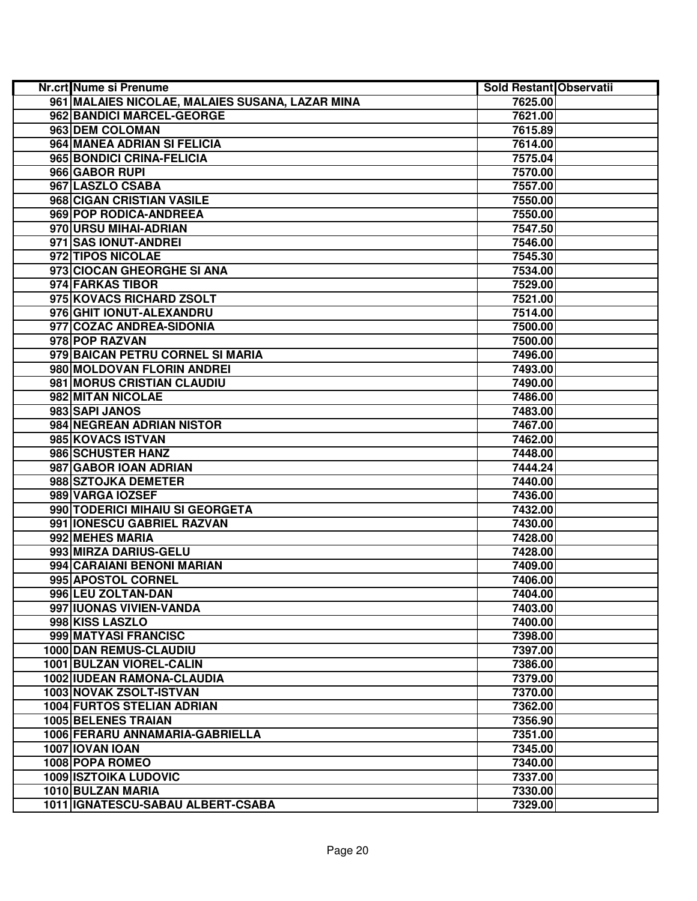| Nr.crt | Nume si Prenume | Sold Restant | Observatii |
|---|---|---|---|
| 961 | MALAIES NICOLAE, MALAIES SUSANA, LAZAR MINA | 7625.00 | |
| 962 | BANDICI MARCEL-GEORGE | 7621.00 | |
| 963 | DEM COLOMAN | 7615.89 | |
| 964 | MANEA ADRIAN SI FELICIA | 7614.00 | |
| 965 | BONDICI CRINA-FELICIA | 7575.04 | |
| 966 | GABOR RUPI | 7570.00 | |
| 967 | LASZLO CSABA | 7557.00 | |
| 968 | CIGAN CRISTIAN VASILE | 7550.00 | |
| 969 | POP RODICA-ANDREEA | 7550.00 | |
| 970 | URSU MIHAI-ADRIAN | 7547.50 | |
| 971 | SAS IONUT-ANDREI | 7546.00 | |
| 972 | TIPOS NICOLAE | 7545.30 | |
| 973 | CIOCAN GHEORGHE SI ANA | 7534.00 | |
| 974 | FARKAS TIBOR | 7529.00 | |
| 975 | KOVACS RICHARD ZSOLT | 7521.00 | |
| 976 | GHIT IONUT-ALEXANDRU | 7514.00 | |
| 977 | COZAC ANDREA-SIDONIA | 7500.00 | |
| 978 | POP RAZVAN | 7500.00 | |
| 979 | BAICAN PETRU CORNEL SI MARIA | 7496.00 | |
| 980 | MOLDOVAN FLORIN ANDREI | 7493.00 | |
| 981 | MORUS CRISTIAN CLAUDIU | 7490.00 | |
| 982 | MITAN NICOLAE | 7486.00 | |
| 983 | SAPI JANOS | 7483.00 | |
| 984 | NEGREAN ADRIAN NISTOR | 7467.00 | |
| 985 | KOVACS ISTVAN | 7462.00 | |
| 986 | SCHUSTER HANZ | 7448.00 | |
| 987 | GABOR IOAN ADRIAN | 7444.24 | |
| 988 | SZTOJKA DEMETER | 7440.00 | |
| 989 | VARGA IOZSEF | 7436.00 | |
| 990 | TODERICI MIHAIU SI GEORGETA | 7432.00 | |
| 991 | IONESCU GABRIEL RAZVAN | 7430.00 | |
| 992 | MEHES MARIA | 7428.00 | |
| 993 | MIRZA DARIUS-GELU | 7428.00 | |
| 994 | CARAIANI BENONI MARIAN | 7409.00 | |
| 995 | APOSTOL CORNEL | 7406.00 | |
| 996 | LEU ZOLTAN-DAN | 7404.00 | |
| 997 | IUONAS VIVIEN-VANDA | 7403.00 | |
| 998 | KISS LASZLO | 7400.00 | |
| 999 | MATYASI FRANCISC | 7398.00 | |
| 1000 | DAN REMUS-CLAUDIU | 7397.00 | |
| 1001 | BULZAN VIOREL-CALIN | 7386.00 | |
| 1002 | IUDEAN RAMONA-CLAUDIA | 7379.00 | |
| 1003 | NOVAK ZSOLT-ISTVAN | 7370.00 | |
| 1004 | FURTOS STELIAN ADRIAN | 7362.00 | |
| 1005 | BELENES TRAIAN | 7356.90 | |
| 1006 | FERARU ANNAMARIA-GABRIELLA | 7351.00 | |
| 1007 | IOVAN IOAN | 7345.00 | |
| 1008 | POPA ROMEO | 7340.00 | |
| 1009 | ISZTOIKA LUDOVIC | 7337.00 | |
| 1010 | BULZAN MARIA | 7330.00 | |
| 1011 | IGNATESCU-SABAU ALBERT-CSABA | 7329.00 | |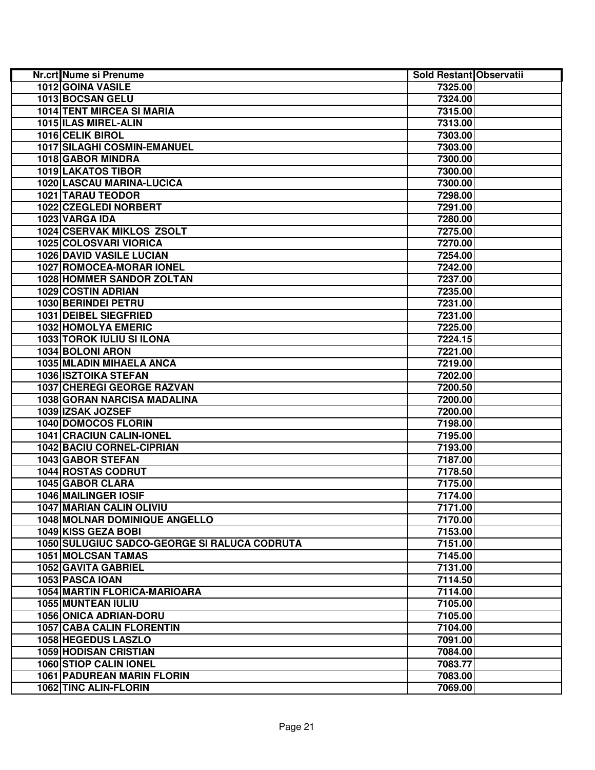| Nr.crt | Nume si Prenume | Sold Restant | Observatii |
|---|---|---|---|
| 1012 | GOINA VASILE | 7325.00 | |
| 1013 | BOCSAN GELU | 7324.00 | |
| 1014 | TENT MIRCEA SI MARIA | 7315.00 | |
| 1015 | ILAS MIREL-ALIN | 7313.00 | |
| 1016 | CELIK BIROL | 7303.00 | |
| 1017 | SILAGHI COSMIN-EMANUEL | 7303.00 | |
| 1018 | GABOR MINDRA | 7300.00 | |
| 1019 | LAKATOS TIBOR | 7300.00 | |
| 1020 | LASCAU MARINA-LUCICA | 7300.00 | |
| 1021 | TARAU TEODOR | 7298.00 | |
| 1022 | CZEGLEDI NORBERT | 7291.00 | |
| 1023 | VARGA IDA | 7280.00 | |
| 1024 | CSERVAK MIKLOS ZSOLT | 7275.00 | |
| 1025 | COLOSVARI VIORICA | 7270.00 | |
| 1026 | DAVID VASILE LUCIAN | 7254.00 | |
| 1027 | ROMOCEA-MORAR IONEL | 7242.00 | |
| 1028 | HOMMER SANDOR ZOLTAN | 7237.00 | |
| 1029 | COSTIN ADRIAN | 7235.00 | |
| 1030 | BERINDEI PETRU | 7231.00 | |
| 1031 | DEIBEL SIEGFRIED | 7231.00 | |
| 1032 | HOMOLYA EMERIC | 7225.00 | |
| 1033 | TOROK IULIU SI ILONA | 7224.15 | |
| 1034 | BOLONI ARON | 7221.00 | |
| 1035 | MLADIN MIHAELA ANCA | 7219.00 | |
| 1036 | ISZTOIKA STEFAN | 7202.00 | |
| 1037 | CHEREGI GEORGE RAZVAN | 7200.50 | |
| 1038 | GORAN NARCISA MADALINA | 7200.00 | |
| 1039 | IZSAK JOZSEF | 7200.00 | |
| 1040 | DOMOCOS FLORIN | 7198.00 | |
| 1041 | CRACIUN CALIN-IONEL | 7195.00 | |
| 1042 | BACIU CORNEL-CIPRIAN | 7193.00 | |
| 1043 | GABOR STEFAN | 7187.00 | |
| 1044 | ROSTAS CODRUT | 7178.50 | |
| 1045 | GABOR CLARA | 7175.00 | |
| 1046 | MAILINGER IOSIF | 7174.00 | |
| 1047 | MARIAN CALIN OLIVIU | 7171.00 | |
| 1048 | MOLNAR DOMINIQUE ANGELLO | 7170.00 | |
| 1049 | KISS GEZA BOBI | 7153.00 | |
| 1050 | SULUGIUC SADCO-GEORGE SI RALUCA CODRUTA | 7151.00 | |
| 1051 | MOLCSAN TAMAS | 7145.00 | |
| 1052 | GAVITA GABRIEL | 7131.00 | |
| 1053 | PASCA IOAN | 7114.50 | |
| 1054 | MARTIN FLORICA-MARIOARA | 7114.00 | |
| 1055 | MUNTEAN IULIU | 7105.00 | |
| 1056 | ONICA ADRIAN-DORU | 7105.00 | |
| 1057 | CABA CALIN FLORENTIN | 7104.00 | |
| 1058 | HEGEDUS LASZLO | 7091.00 | |
| 1059 | HODISAN CRISTIAN | 7084.00 | |
| 1060 | STIOP CALIN IONEL | 7083.77 | |
| 1061 | PADUREAN MARIN FLORIN | 7083.00 | |
| 1062 | TINC ALIN-FLORIN | 7069.00 | |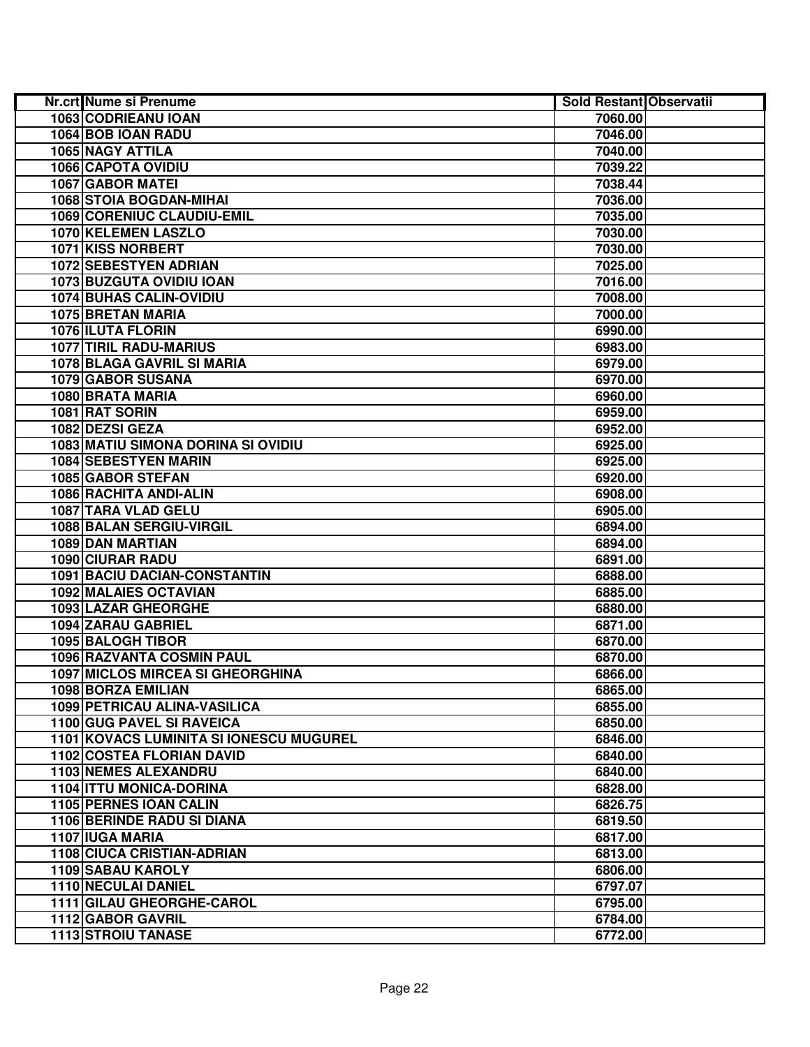| Nr.crt | Nume si Prenume | Sold Restant | Observatii |
|---|---|---|---|
| 1063 | CODRIEANU IOAN | 7060.00 | |
| 1064 | BOB IOAN RADU | 7046.00 | |
| 1065 | NAGY ATTILA | 7040.00 | |
| 1066 | CAPOTA OVIDIU | 7039.22 | |
| 1067 | GABOR MATEI | 7038.44 | |
| 1068 | STOIA BOGDAN-MIHAI | 7036.00 | |
| 1069 | CORENIUC CLAUDIU-EMIL | 7035.00 | |
| 1070 | KELEMEN LASZLO | 7030.00 | |
| 1071 | KISS NORBERT | 7030.00 | |
| 1072 | SEBESTYEN ADRIAN | 7025.00 | |
| 1073 | BUZGUTA OVIDIU IOAN | 7016.00 | |
| 1074 | BUHAS CALIN-OVIDIU | 7008.00 | |
| 1075 | BRETAN MARIA | 7000.00 | |
| 1076 | ILUTA FLORIN | 6990.00 | |
| 1077 | TIRIL RADU-MARIUS | 6983.00 | |
| 1078 | BLAGA GAVRIL SI MARIA | 6979.00 | |
| 1079 | GABOR SUSANA | 6970.00 | |
| 1080 | BRATA MARIA | 6960.00 | |
| 1081 | RAT SORIN | 6959.00 | |
| 1082 | DEZSI GEZA | 6952.00 | |
| 1083 | MATIU SIMONA DORINA SI OVIDIU | 6925.00 | |
| 1084 | SEBESTYEN MARIN | 6925.00 | |
| 1085 | GABOR STEFAN | 6920.00 | |
| 1086 | RACHITA ANDI-ALIN | 6908.00 | |
| 1087 | TARA VLAD GELU | 6905.00 | |
| 1088 | BALAN SERGIU-VIRGIL | 6894.00 | |
| 1089 | DAN MARTIAN | 6894.00 | |
| 1090 | CIURAR RADU | 6891.00 | |
| 1091 | BACIU DACIAN-CONSTANTIN | 6888.00 | |
| 1092 | MALAIES OCTAVIAN | 6885.00 | |
| 1093 | LAZAR GHEORGHE | 6880.00 | |
| 1094 | ZARAU GABRIEL | 6871.00 | |
| 1095 | BALOGH TIBOR | 6870.00 | |
| 1096 | RAZVANTA COSMIN PAUL | 6870.00 | |
| 1097 | MICLOS MIRCEA SI GHEORGHINA | 6866.00 | |
| 1098 | BORZA EMILIAN | 6865.00 | |
| 1099 | PETRICAU ALINA-VASILICA | 6855.00 | |
| 1100 | GUG PAVEL SI RAVEICA | 6850.00 | |
| 1101 | KOVACS LUMINITA SI IONESCU MUGUREL | 6846.00 | |
| 1102 | COSTEA FLORIAN DAVID | 6840.00 | |
| 1103 | NEMES ALEXANDRU | 6840.00 | |
| 1104 | ITTU MONICA-DORINA | 6828.00 | |
| 1105 | PERNES IOAN CALIN | 6826.75 | |
| 1106 | BERINDE RADU SI DIANA | 6819.50 | |
| 1107 | IUGA MARIA | 6817.00 | |
| 1108 | CIUCA CRISTIAN-ADRIAN | 6813.00 | |
| 1109 | SABAU KAROLY | 6806.00 | |
| 1110 | NECULAI DANIEL | 6797.07 | |
| 1111 | GILAU GHEORGHE-CAROL | 6795.00 | |
| 1112 | GABOR GAVRIL | 6784.00 | |
| 1113 | STROIU TANASE | 6772.00 | |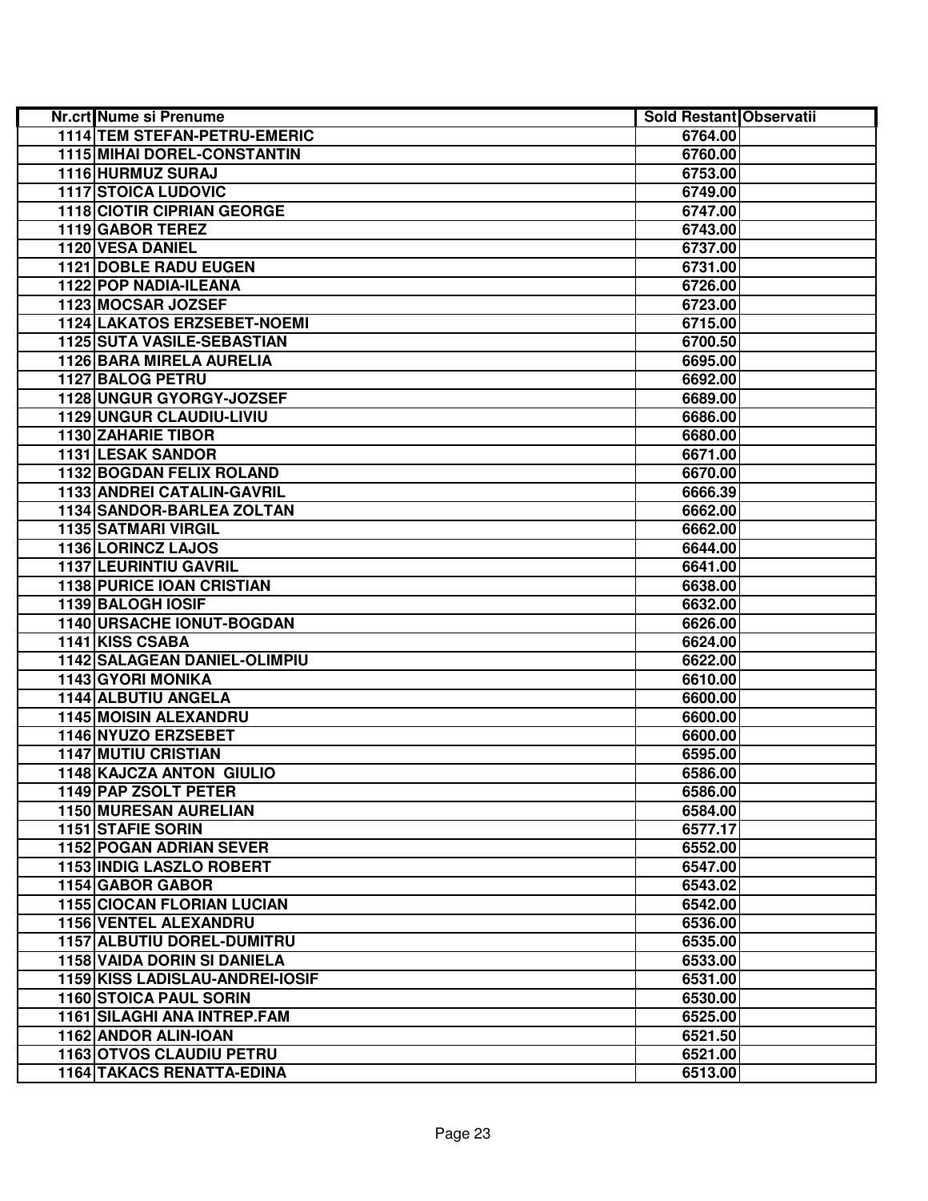| Nr.crt | Nume si Prenume | Sold Restant | Observatii |
|---|---|---|---|
| 1114 | TEM STEFAN-PETRU-EMERIC | 6764.00 | |
| 1115 | MIHAI DOREL-CONSTANTIN | 6760.00 | |
| 1116 | HURMUZ SURAJ | 6753.00 | |
| 1117 | STOICA LUDOVIC | 6749.00 | |
| 1118 | CIOTIR CIPRIAN GEORGE | 6747.00 | |
| 1119 | GABOR TEREZ | 6743.00 | |
| 1120 | VESA DANIEL | 6737.00 | |
| 1121 | DOBLE RADU EUGEN | 6731.00 | |
| 1122 | POP NADIA-ILEANA | 6726.00 | |
| 1123 | MOCSAR JOZSEF | 6723.00 | |
| 1124 | LAKATOS ERZSEBET-NOEMI | 6715.00 | |
| 1125 | SUTA VASILE-SEBASTIAN | 6700.50 | |
| 1126 | BARA MIRELA AURELIA | 6695.00 | |
| 1127 | BALOG PETRU | 6692.00 | |
| 1128 | UNGUR GYORGY-JOZSEF | 6689.00 | |
| 1129 | UNGUR CLAUDIU-LIVIU | 6686.00 | |
| 1130 | ZAHARIE TIBOR | 6680.00 | |
| 1131 | LESAK SANDOR | 6671.00 | |
| 1132 | BOGDAN FELIX ROLAND | 6670.00 | |
| 1133 | ANDREI CATALIN-GAVRIL | 6666.39 | |
| 1134 | SANDOR-BARLEA ZOLTAN | 6662.00 | |
| 1135 | SATMARI VIRGIL | 6662.00 | |
| 1136 | LORINCZ LAJOS | 6644.00 | |
| 1137 | LEURINTIU GAVRIL | 6641.00 | |
| 1138 | PURICE IOAN CRISTIAN | 6638.00 | |
| 1139 | BALOGH IOSIF | 6632.00 | |
| 1140 | URSACHE IONUT-BOGDAN | 6626.00 | |
| 1141 | KISS CSABA | 6624.00 | |
| 1142 | SALAGEAN DANIEL-OLIMPIU | 6622.00 | |
| 1143 | GYORI MONIKA | 6610.00 | |
| 1144 | ALBUTIU ANGELA | 6600.00 | |
| 1145 | MOISIN ALEXANDRU | 6600.00 | |
| 1146 | NYUZO ERZSEBET | 6600.00 | |
| 1147 | MUTIU CRISTIAN | 6595.00 | |
| 1148 | KAJCZA ANTON GIULIO | 6586.00 | |
| 1149 | PAP ZSOLT PETER | 6586.00 | |
| 1150 | MURESAN AURELIAN | 6584.00 | |
| 1151 | STAFIE SORIN | 6577.17 | |
| 1152 | POGAN ADRIAN SEVER | 6552.00 | |
| 1153 | INDIG LASZLO ROBERT | 6547.00 | |
| 1154 | GABOR GABOR | 6543.02 | |
| 1155 | CIOCAN FLORIAN LUCIAN | 6542.00 | |
| 1156 | VENTEL ALEXANDRU | 6536.00 | |
| 1157 | ALBUTIU DOREL-DUMITRU | 6535.00 | |
| 1158 | VAIDA DORIN SI DANIELA | 6533.00 | |
| 1159 | KISS LADISLAU-ANDREI-IOSIF | 6531.00 | |
| 1160 | STOICA PAUL SORIN | 6530.00 | |
| 1161 | SILAGHI ANA INTREP.FAM | 6525.00 | |
| 1162 | ANDOR ALIN-IOAN | 6521.50 | |
| 1163 | OTVOS CLAUDIU PETRU | 6521.00 | |
| 1164 | TAKACS RENATTA-EDINA | 6513.00 | |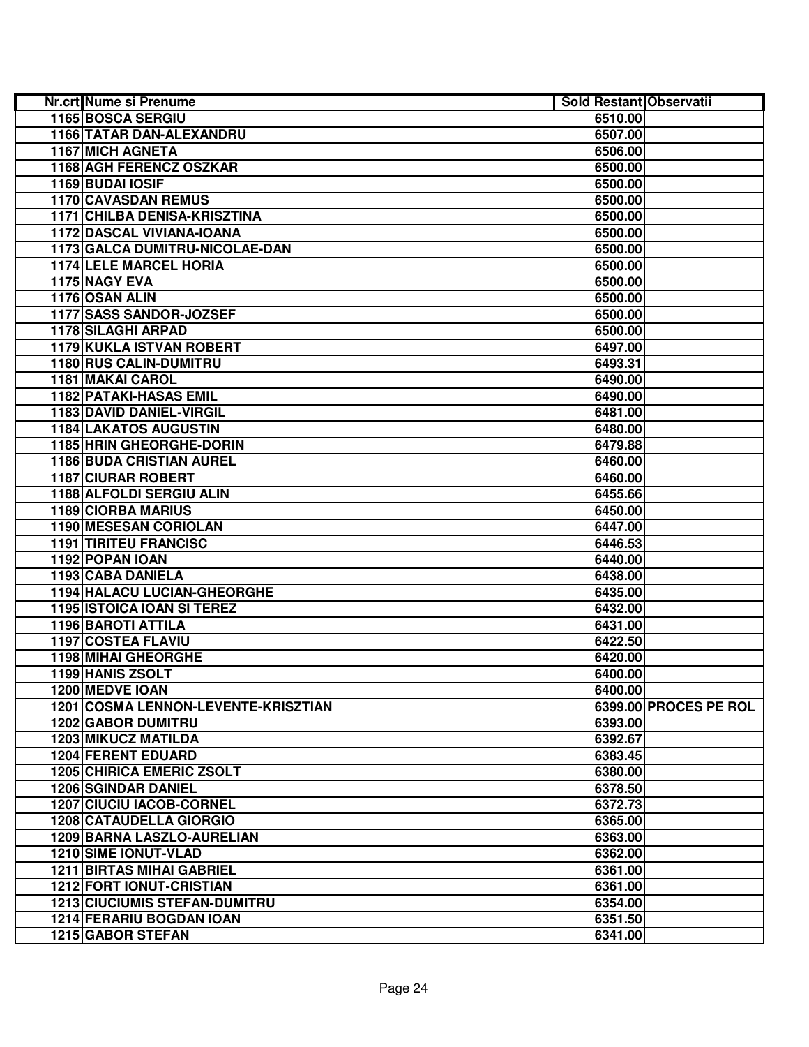| Nr.crt | Nume si Prenume | Sold Restant | Observatii |
|---|---|---|---|
| 1165 | BOSCA SERGIU | 6510.00 | |
| 1166 | TATAR DAN-ALEXANDRU | 6507.00 | |
| 1167 | MICH AGNETA | 6506.00 | |
| 1168 | AGH FERENCZ OSZKAR | 6500.00 | |
| 1169 | BUDAI IOSIF | 6500.00 | |
| 1170 | CAVASDAN REMUS | 6500.00 | |
| 1171 | CHILBA DENISA-KRISZTINA | 6500.00 | |
| 1172 | DASCAL VIVIANA-IOANA | 6500.00 | |
| 1173 | GALCA DUMITRU-NICOLAE-DAN | 6500.00 | |
| 1174 | LELE MARCEL HORIA | 6500.00 | |
| 1175 | NAGY EVA | 6500.00 | |
| 1176 | OSAN ALIN | 6500.00 | |
| 1177 | SASS SANDOR-JOZSEF | 6500.00 | |
| 1178 | SILAGHI ARPAD | 6500.00 | |
| 1179 | KUKLA ISTVAN ROBERT | 6497.00 | |
| 1180 | RUS CALIN-DUMITRU | 6493.31 | |
| 1181 | MAKAI CAROL | 6490.00 | |
| 1182 | PATAKI-HASAS EMIL | 6490.00 | |
| 1183 | DAVID DANIEL-VIRGIL | 6481.00 | |
| 1184 | LAKATOS AUGUSTIN | 6480.00 | |
| 1185 | HRIN GHEORGHE-DORIN | 6479.88 | |
| 1186 | BUDA CRISTIAN AUREL | 6460.00 | |
| 1187 | CIURAR ROBERT | 6460.00 | |
| 1188 | ALFOLDI SERGIU ALIN | 6455.66 | |
| 1189 | CIORBA MARIUS | 6450.00 | |
| 1190 | MESESAN CORIOLAN | 6447.00 | |
| 1191 | TIRITEU FRANCISC | 6446.53 | |
| 1192 | POPAN IOAN | 6440.00 | |
| 1193 | CABA DANIELA | 6438.00 | |
| 1194 | HALACU LUCIAN-GHEORGHE | 6435.00 | |
| 1195 | ISTOICA IOAN SI TEREZ | 6432.00 | |
| 1196 | BAROTI ATTILA | 6431.00 | |
| 1197 | COSTEA FLAVIU | 6422.50 | |
| 1198 | MIHAI GHEORGHE | 6420.00 | |
| 1199 | HANIS ZSOLT | 6400.00 | |
| 1200 | MEDVE IOAN | 6400.00 | |
| 1201 | COSMA LENNON-LEVENTE-KRISZTIAN | 6399.00 | PROCES PE ROL |
| 1202 | GABOR DUMITRU | 6393.00 | |
| 1203 | MIKUCZ MATILDA | 6392.67 | |
| 1204 | FERENT EDUARD | 6383.45 | |
| 1205 | CHIRICA EMERIC ZSOLT | 6380.00 | |
| 1206 | SGINDAR DANIEL | 6378.50 | |
| 1207 | CIUCIU IACOB-CORNEL | 6372.73 | |
| 1208 | CATAUDELLA GIORGIO | 6365.00 | |
| 1209 | BARNA LASZLO-AURELIAN | 6363.00 | |
| 1210 | SIME IONUT-VLAD | 6362.00 | |
| 1211 | BIRTAS MIHAI GABRIEL | 6361.00 | |
| 1212 | FORT IONUT-CRISTIAN | 6361.00 | |
| 1213 | CIUCIUMIS STEFAN-DUMITRU | 6354.00 | |
| 1214 | FERARIU BOGDAN IOAN | 6351.50 | |
| 1215 | GABOR STEFAN | 6341.00 | |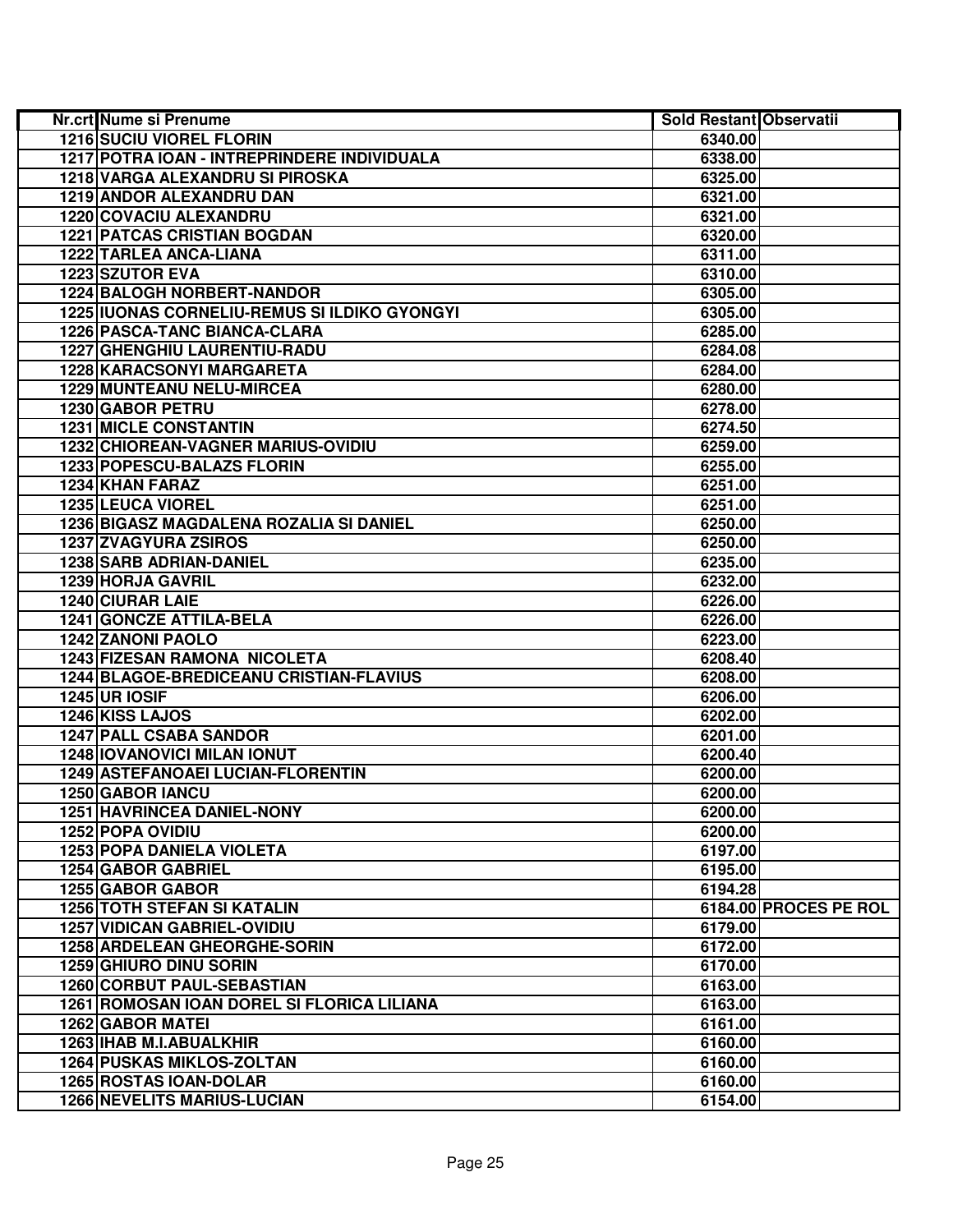| Nr.crt | Nume si Prenume | Sold Restant | Observatii |
|---|---|---|---|
| 1216 | SUCIU VIOREL FLORIN | 6340.00 | |
| 1217 | POTRA IOAN - INTREPRINDERE INDIVIDUALA | 6338.00 | |
| 1218 | VARGA ALEXANDRU SI PIROSKA | 6325.00 | |
| 1219 | ANDOR ALEXANDRU DAN | 6321.00 | |
| 1220 | COVACIU ALEXANDRU | 6321.00 | |
| 1221 | PATCAS CRISTIAN BOGDAN | 6320.00 | |
| 1222 | TARLEA ANCA-LIANA | 6311.00 | |
| 1223 | SZUTOR EVA | 6310.00 | |
| 1224 | BALOGH NORBERT-NANDOR | 6305.00 | |
| 1225 | IUONAS CORNELIU-REMUS SI ILDIKO GYONGYI | 6305.00 | |
| 1226 | PASCA-TANC BIANCA-CLARA | 6285.00 | |
| 1227 | GHENGHIU LAURENTIU-RADU | 6284.08 | |
| 1228 | KARACSONYI MARGARETA | 6284.00 | |
| 1229 | MUNTEANU NELU-MIRCEA | 6280.00 | |
| 1230 | GABOR PETRU | 6278.00 | |
| 1231 | MICLE CONSTANTIN | 6274.50 | |
| 1232 | CHIOREAN-VAGNER MARIUS-OVIDIU | 6259.00 | |
| 1233 | POPESCU-BALAZS FLORIN | 6255.00 | |
| 1234 | KHAN FARAZ | 6251.00 | |
| 1235 | LEUCA VIOREL | 6251.00 | |
| 1236 | BIGASZ MAGDALENA ROZALIA SI DANIEL | 6250.00 | |
| 1237 | ZVAGYURA ZSIROS | 6250.00 | |
| 1238 | SARB ADRIAN-DANIEL | 6235.00 | |
| 1239 | HORJA GAVRIL | 6232.00 | |
| 1240 | CIURAR LAIE | 6226.00 | |
| 1241 | GONCZE ATTILA-BELA | 6226.00 | |
| 1242 | ZANONI PAOLO | 6223.00 | |
| 1243 | FIZESAN RAMONA NICOLETA | 6208.40 | |
| 1244 | BLAGOE-BREDICEANU CRISTIAN-FLAVIUS | 6208.00 | |
| 1245 | UR IOSIF | 6206.00 | |
| 1246 | KISS LAJOS | 6202.00 | |
| 1247 | PALL CSABA SANDOR | 6201.00 | |
| 1248 | IOVANOVICI MILAN IONUT | 6200.40 | |
| 1249 | ASTEFANOAEI LUCIAN-FLORENTIN | 6200.00 | |
| 1250 | GABOR IANCU | 6200.00 | |
| 1251 | HAVRINCEA DANIEL-NONY | 6200.00 | |
| 1252 | POPA OVIDIU | 6200.00 | |
| 1253 | POPA DANIELA VIOLETA | 6197.00 | |
| 1254 | GABOR GABRIEL | 6195.00 | |
| 1255 | GABOR GABOR | 6194.28 | |
| 1256 | TOTH STEFAN SI KATALIN | 6184.00 | PROCES PE ROL |
| 1257 | VIDICAN GABRIEL-OVIDIU | 6179.00 | |
| 1258 | ARDELEAN GHEORGHE-SORIN | 6172.00 | |
| 1259 | GHIURO DINU SORIN | 6170.00 | |
| 1260 | CORBUT PAUL-SEBASTIAN | 6163.00 | |
| 1261 | ROMOSAN IOAN DOREL SI FLORICA LILIANA | 6163.00 | |
| 1262 | GABOR MATEI | 6161.00 | |
| 1263 | IHAB M.I.ABUALKHIR | 6160.00 | |
| 1264 | PUSKAS MIKLOS-ZOLTAN | 6160.00 | |
| 1265 | ROSTAS IOAN-DOLAR | 6160.00 | |
| 1266 | NEVELITS MARIUS-LUCIAN | 6154.00 | |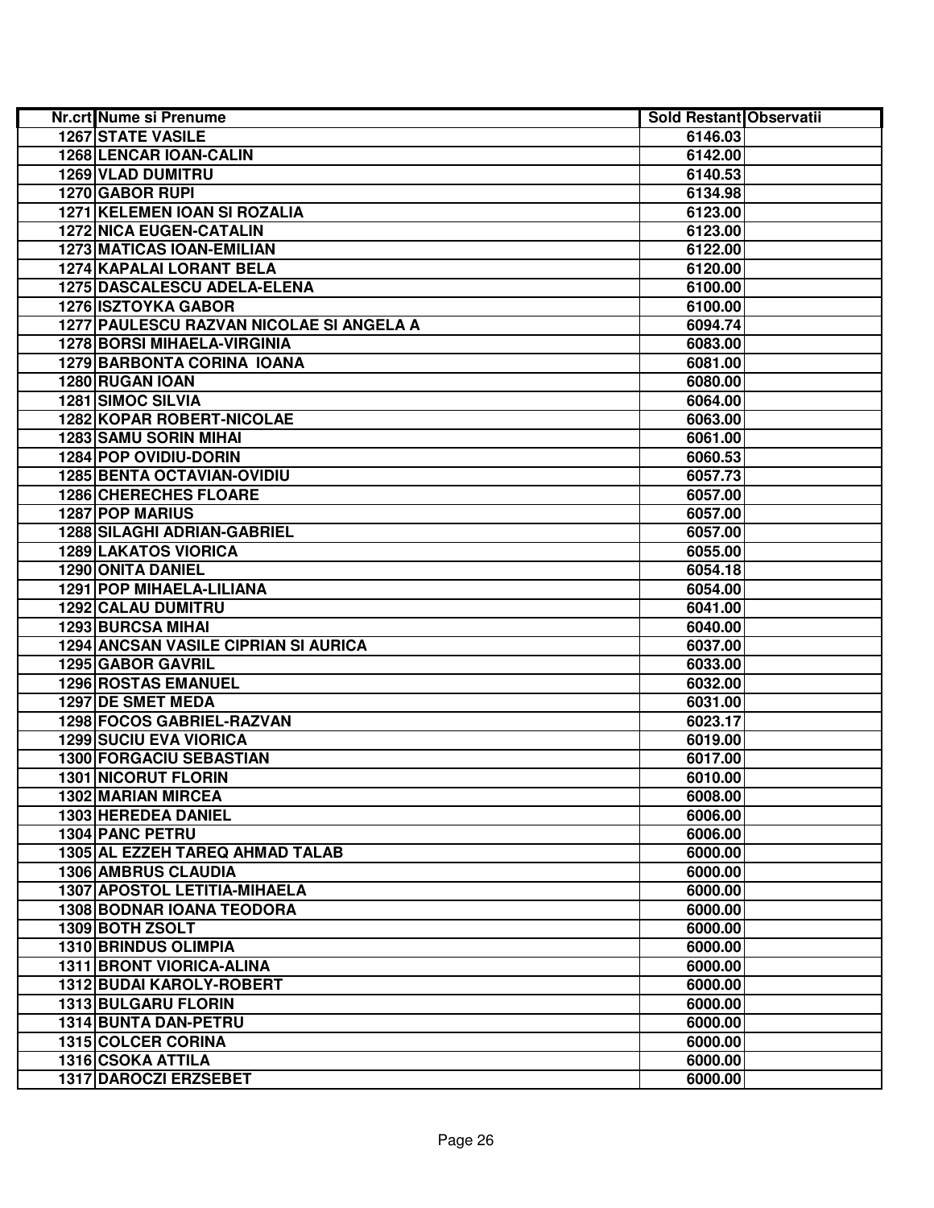| Nr.crt | Nume si Prenume | Sold Restant | Observatii |
|---|---|---|---|
| 1267 | STATE VASILE | 6146.03 | |
| 1268 | LENCAR IOAN-CALIN | 6142.00 | |
| 1269 | VLAD DUMITRU | 6140.53 | |
| 1270 | GABOR RUPI | 6134.98 | |
| 1271 | KELEMEN IOAN SI ROZALIA | 6123.00 | |
| 1272 | NICA EUGEN-CATALIN | 6123.00 | |
| 1273 | MATICAS IOAN-EMILIAN | 6122.00 | |
| 1274 | KAPALAI LORANT BELA | 6120.00 | |
| 1275 | DASCALESCU ADELA-ELENA | 6100.00 | |
| 1276 | ISZTOYKA GABOR | 6100.00 | |
| 1277 | PAULESCU RAZVAN NICOLAE SI ANGELA A | 6094.74 | |
| 1278 | BORSI MIHAELA-VIRGINIA | 6083.00 | |
| 1279 | BARBONTA CORINA IOANA | 6081.00 | |
| 1280 | RUGAN IOAN | 6080.00 | |
| 1281 | SIMOC SILVIA | 6064.00 | |
| 1282 | KOPAR ROBERT-NICOLAE | 6063.00 | |
| 1283 | SAMU SORIN MIHAI | 6061.00 | |
| 1284 | POP OVIDIU-DORIN | 6060.53 | |
| 1285 | BENTA OCTAVIAN-OVIDIU | 6057.73 | |
| 1286 | CHERECHES FLOARE | 6057.00 | |
| 1287 | POP MARIUS | 6057.00 | |
| 1288 | SILAGHI ADRIAN-GABRIEL | 6057.00 | |
| 1289 | LAKATOS VIORICA | 6055.00 | |
| 1290 | ONITA DANIEL | 6054.18 | |
| 1291 | POP MIHAELA-LILIANA | 6054.00 | |
| 1292 | CALAU DUMITRU | 6041.00 | |
| 1293 | BURCSA MIHAI | 6040.00 | |
| 1294 | ANCSAN VASILE CIPRIAN SI AURICA | 6037.00 | |
| 1295 | GABOR GAVRIL | 6033.00 | |
| 1296 | ROSTAS EMANUEL | 6032.00 | |
| 1297 | DE SMET MEDA | 6031.00 | |
| 1298 | FOCOS GABRIEL-RAZVAN | 6023.17 | |
| 1299 | SUCIU EVA VIORICA | 6019.00 | |
| 1300 | FORGACIU SEBASTIAN | 6017.00 | |
| 1301 | NICORUT FLORIN | 6010.00 | |
| 1302 | MARIAN MIRCEA | 6008.00 | |
| 1303 | HEREDEA DANIEL | 6006.00 | |
| 1304 | PANC PETRU | 6006.00 | |
| 1305 | AL EZZEH TAREQ AHMAD TALAB | 6000.00 | |
| 1306 | AMBRUS CLAUDIA | 6000.00 | |
| 1307 | APOSTOL LETITIA-MIHAELA | 6000.00 | |
| 1308 | BODNAR IOANA TEODORA | 6000.00 | |
| 1309 | BOTH ZSOLT | 6000.00 | |
| 1310 | BRINDUS OLIMPIA | 6000.00 | |
| 1311 | BRONT VIORICA-ALINA | 6000.00 | |
| 1312 | BUDAI KAROLY-ROBERT | 6000.00 | |
| 1313 | BULGARU FLORIN | 6000.00 | |
| 1314 | BUNTA DAN-PETRU | 6000.00 | |
| 1315 | COLCER CORINA | 6000.00 | |
| 1316 | CSOKA ATTILA | 6000.00 | |
| 1317 | DAROCZI ERZSEBET | 6000.00 | |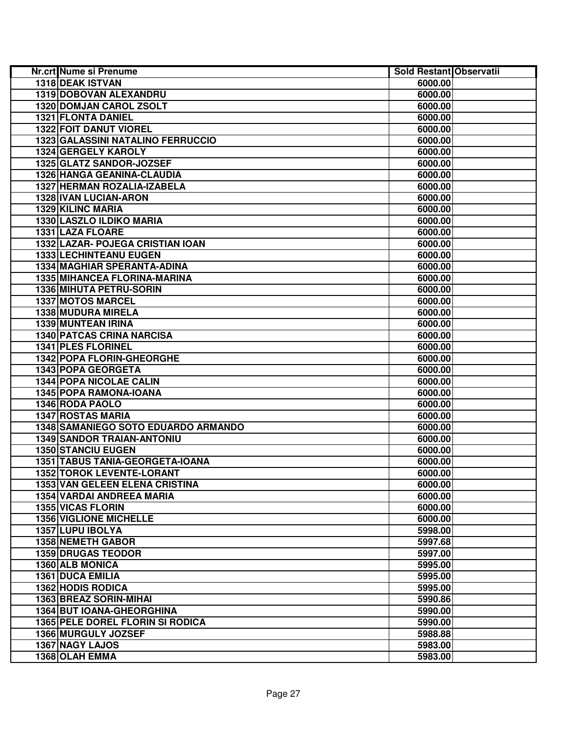| Nr.crt | Nume si Prenume | Sold Restant | Observatii |
|---|---|---|---|
| 1318 | DEAK ISTVAN | 6000.00 | |
| 1319 | DOBOVAN ALEXANDRU | 6000.00 | |
| 1320 | DOMJAN CAROL ZSOLT | 6000.00 | |
| 1321 | FLONTA DANIEL | 6000.00 | |
| 1322 | FOIT DANUT VIOREL | 6000.00 | |
| 1323 | GALASSINI NATALINO FERRUCCIO | 6000.00 | |
| 1324 | GERGELY KAROLY | 6000.00 | |
| 1325 | GLATZ SANDOR-JOZSEF | 6000.00 | |
| 1326 | HANGA GEANINA-CLAUDIA | 6000.00 | |
| 1327 | HERMAN ROZALIA-IZABELA | 6000.00 | |
| 1328 | IVAN LUCIAN-ARON | 6000.00 | |
| 1329 | KILINC MARIA | 6000.00 | |
| 1330 | LASZLO ILDIKO MARIA | 6000.00 | |
| 1331 | LAZA FLOARE | 6000.00 | |
| 1332 | LAZAR- POJEGA CRISTIAN IOAN | 6000.00 | |
| 1333 | LECHINTEANU EUGEN | 6000.00 | |
| 1334 | MAGHIAR SPERANTA-ADINA | 6000.00 | |
| 1335 | MIHANCEA FLORINA-MARINA | 6000.00 | |
| 1336 | MIHUTA PETRU-SORIN | 6000.00 | |
| 1337 | MOTOS MARCEL | 6000.00 | |
| 1338 | MUDURA MIRELA | 6000.00 | |
| 1339 | MUNTEAN IRINA | 6000.00 | |
| 1340 | PATCAS CRINA NARCISA | 6000.00 | |
| 1341 | PLES FLORINEL | 6000.00 | |
| 1342 | POPA FLORIN-GHEORGHE | 6000.00 | |
| 1343 | POPA GEORGETA | 6000.00 | |
| 1344 | POPA NICOLAE CALIN | 6000.00 | |
| 1345 | POPA RAMONA-IOANA | 6000.00 | |
| 1346 | RODA PAOLO | 6000.00 | |
| 1347 | ROSTAS MARIA | 6000.00 | |
| 1348 | SAMANIEGO SOTO EDUARDO ARMANDO | 6000.00 | |
| 1349 | SANDOR TRAIAN-ANTONIU | 6000.00 | |
| 1350 | STANCIU EUGEN | 6000.00 | |
| 1351 | TABUS TANIA-GEORGETA-IOANA | 6000.00 | |
| 1352 | TOROK LEVENTE-LORANT | 6000.00 | |
| 1353 | VAN GELEEN ELENA CRISTINA | 6000.00 | |
| 1354 | VARDAI ANDREEA MARIA | 6000.00 | |
| 1355 | VICAS FLORIN | 6000.00 | |
| 1356 | VIGLIONE MICHELLE | 6000.00 | |
| 1357 | LUPU IBOLYA | 5998.00 | |
| 1358 | NEMETH GABOR | 5997.68 | |
| 1359 | DRUGAS TEODOR | 5997.00 | |
| 1360 | ALB MONICA | 5995.00 | |
| 1361 | DUCA EMILIA | 5995.00 | |
| 1362 | HODIS RODICA | 5995.00 | |
| 1363 | BREAZ SORIN-MIHAI | 5990.86 | |
| 1364 | BUT IOANA-GHEORGHINA | 5990.00 | |
| 1365 | PELE DOREL FLORIN SI RODICA | 5990.00 | |
| 1366 | MURGULY JOZSEF | 5988.88 | |
| 1367 | NAGY LAJOS | 5983.00 | |
| 1368 | OLAH EMMA | 5983.00 | |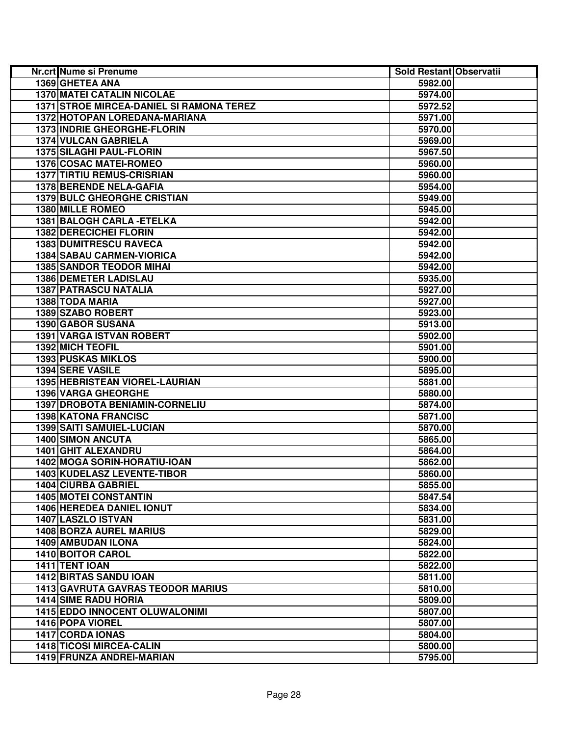| Nr.crt | Nume si Prenume | Sold Restant | Observatii |
|---|---|---|---|
| 1369 | GHETEA ANA | 5982.00 | |
| 1370 | MATEI CATALIN NICOLAE | 5974.00 | |
| 1371 | STROE MIRCEA-DANIEL SI RAMONA TEREZ | 5972.52 | |
| 1372 | HOTOPAN LOREDANA-MARIANA | 5971.00 | |
| 1373 | INDRIE GHEORGHE-FLORIN | 5970.00 | |
| 1374 | VULCAN GABRIELA | 5969.00 | |
| 1375 | SILAGHI PAUL-FLORIN | 5967.50 | |
| 1376 | COSAC MATEI-ROMEO | 5960.00 | |
| 1377 | TIRTIU REMUS-CRISRIAN | 5960.00 | |
| 1378 | BERENDE NELA-GAFIA | 5954.00 | |
| 1379 | BULC GHEORGHE CRISTIAN | 5949.00 | |
| 1380 | MILLE ROMEO | 5945.00 | |
| 1381 | BALOGH CARLA -ETELKA | 5942.00 | |
| 1382 | DERECICHEI FLORIN | 5942.00 | |
| 1383 | DUMITRESCU RAVECA | 5942.00 | |
| 1384 | SABAU CARMEN-VIORICA | 5942.00 | |
| 1385 | SANDOR TEODOR MIHAI | 5942.00 | |
| 1386 | DEMETER LADISLAU | 5935.00 | |
| 1387 | PATRASCU NATALIA | 5927.00 | |
| 1388 | TODA MARIA | 5927.00 | |
| 1389 | SZABO ROBERT | 5923.00 | |
| 1390 | GABOR SUSANA | 5913.00 | |
| 1391 | VARGA ISTVAN ROBERT | 5902.00 | |
| 1392 | MICH TEOFIL | 5901.00 | |
| 1393 | PUSKAS MIKLOS | 5900.00 | |
| 1394 | SERE VASILE | 5895.00 | |
| 1395 | HEBRISTEAN VIOREL-LAURIAN | 5881.00 | |
| 1396 | VARGA GHEORGHE | 5880.00 | |
| 1397 | DROBOTA BENIAMIN-CORNELIU | 5874.00 | |
| 1398 | KATONA FRANCISC | 5871.00 | |
| 1399 | SAITI SAMUIEL-LUCIAN | 5870.00 | |
| 1400 | SIMON ANCUTA | 5865.00 | |
| 1401 | GHIT ALEXANDRU | 5864.00 | |
| 1402 | MOGA SORIN-HORATIU-IOAN | 5862.00 | |
| 1403 | KUDELASZ LEVENTE-TIBOR | 5860.00 | |
| 1404 | CIURBA GABRIEL | 5855.00 | |
| 1405 | MOTEI CONSTANTIN | 5847.54 | |
| 1406 | HEREDEA DANIEL IONUT | 5834.00 | |
| 1407 | LASZLO ISTVAN | 5831.00 | |
| 1408 | BORZA AUREL MARIUS | 5829.00 | |
| 1409 | AMBUDAN ILONA | 5824.00 | |
| 1410 | BOITOR CAROL | 5822.00 | |
| 1411 | TENT IOAN | 5822.00 | |
| 1412 | BIRTAS SANDU IOAN | 5811.00 | |
| 1413 | GAVRUTA GAVRAS TEODOR MARIUS | 5810.00 | |
| 1414 | SIME RADU HORIA | 5809.00 | |
| 1415 | EDDO INNOCENT OLUWALONIMI | 5807.00 | |
| 1416 | POPA VIOREL | 5807.00 | |
| 1417 | CORDA IONAS | 5804.00 | |
| 1418 | TICOSI MIRCEA-CALIN | 5800.00 | |
| 1419 | FRUNZA ANDREI-MARIAN | 5795.00 | |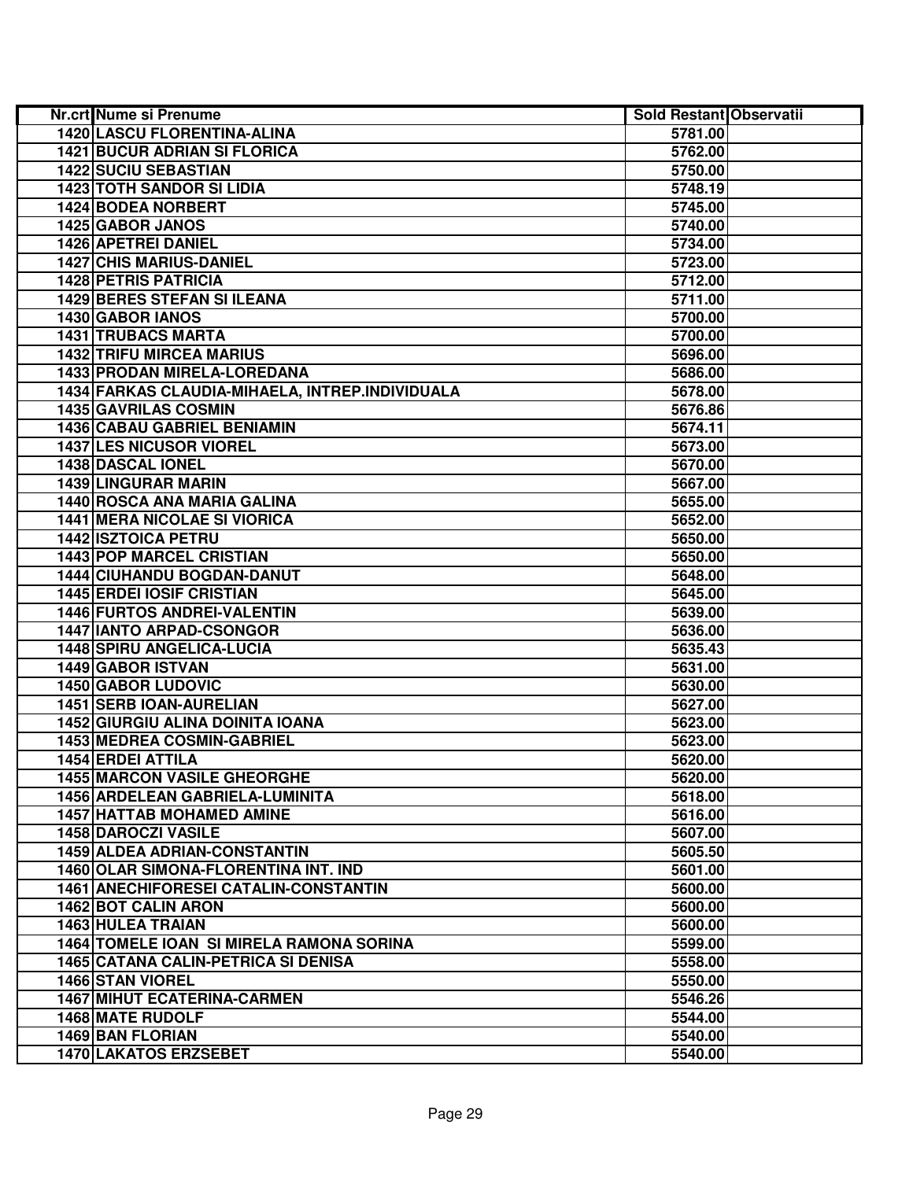| Nr.crt | Nume si Prenume | Sold Restant | Observatii |
|---|---|---|---|
| 1420 | LASCU FLORENTINA-ALINA | 5781.00 | |
| 1421 | BUCUR ADRIAN SI FLORICA | 5762.00 | |
| 1422 | SUCIU SEBASTIAN | 5750.00 | |
| 1423 | TOTH SANDOR SI LIDIA | 5748.19 | |
| 1424 | BODEA NORBERT | 5745.00 | |
| 1425 | GABOR JANOS | 5740.00 | |
| 1426 | APETREI DANIEL | 5734.00 | |
| 1427 | CHIS MARIUS-DANIEL | 5723.00 | |
| 1428 | PETRIS PATRICIA | 5712.00 | |
| 1429 | BERES STEFAN SI ILEANA | 5711.00 | |
| 1430 | GABOR IANOS | 5700.00 | |
| 1431 | TRUBACS MARTA | 5700.00 | |
| 1432 | TRIFU MIRCEA MARIUS | 5696.00 | |
| 1433 | PRODAN MIRELA-LOREDANA | 5686.00 | |
| 1434 | FARKAS CLAUDIA-MIHAELA, INTREP.INDIVIDUALA | 5678.00 | |
| 1435 | GAVRILAS COSMIN | 5676.86 | |
| 1436 | CABAU GABRIEL BENIAMIN | 5674.11 | |
| 1437 | LES NICUSOR VIOREL | 5673.00 | |
| 1438 | DASCAL IONEL | 5670.00 | |
| 1439 | LINGURAR MARIN | 5667.00 | |
| 1440 | ROSCA ANA MARIA GALINA | 5655.00 | |
| 1441 | MERA NICOLAE SI VIORICA | 5652.00 | |
| 1442 | ISZTOICA PETRU | 5650.00 | |
| 1443 | POP MARCEL CRISTIAN | 5650.00 | |
| 1444 | CIUHANDU BOGDAN-DANUT | 5648.00 | |
| 1445 | ERDEI IOSIF CRISTIAN | 5645.00 | |
| 1446 | FURTOS ANDREI-VALENTIN | 5639.00 | |
| 1447 | IANTO ARPAD-CSONGOR | 5636.00 | |
| 1448 | SPIRU ANGELICA-LUCIA | 5635.43 | |
| 1449 | GABOR ISTVAN | 5631.00 | |
| 1450 | GABOR LUDOVIC | 5630.00 | |
| 1451 | SERB IOAN-AURELIAN | 5627.00 | |
| 1452 | GIURGIU ALINA DOINITA IOANA | 5623.00 | |
| 1453 | MEDREA COSMIN-GABRIEL | 5623.00 | |
| 1454 | ERDEI ATTILA | 5620.00 | |
| 1455 | MARCON VASILE GHEORGHE | 5620.00 | |
| 1456 | ARDELEAN GABRIELA-LUMINITA | 5618.00 | |
| 1457 | HATTAB MOHAMED AMINE | 5616.00 | |
| 1458 | DAROCZI VASILE | 5607.00 | |
| 1459 | ALDEA ADRIAN-CONSTANTIN | 5605.50 | |
| 1460 | OLAR SIMONA-FLORENTINA INT. IND | 5601.00 | |
| 1461 | ANECHIFORESEI CATALIN-CONSTANTIN | 5600.00 | |
| 1462 | BOT CALIN ARON | 5600.00 | |
| 1463 | HULEA TRAIAN | 5600.00 | |
| 1464 | TOMELE IOAN SI MIRELA RAMONA SORINA | 5599.00 | |
| 1465 | CATANA CALIN-PETRICA SI DENISA | 5558.00 | |
| 1466 | STAN VIOREL | 5550.00 | |
| 1467 | MIHUT ECATERINA-CARMEN | 5546.26 | |
| 1468 | MATE RUDOLF | 5544.00 | |
| 1469 | BAN FLORIAN | 5540.00 | |
| 1470 | LAKATOS ERZSEBET | 5540.00 | |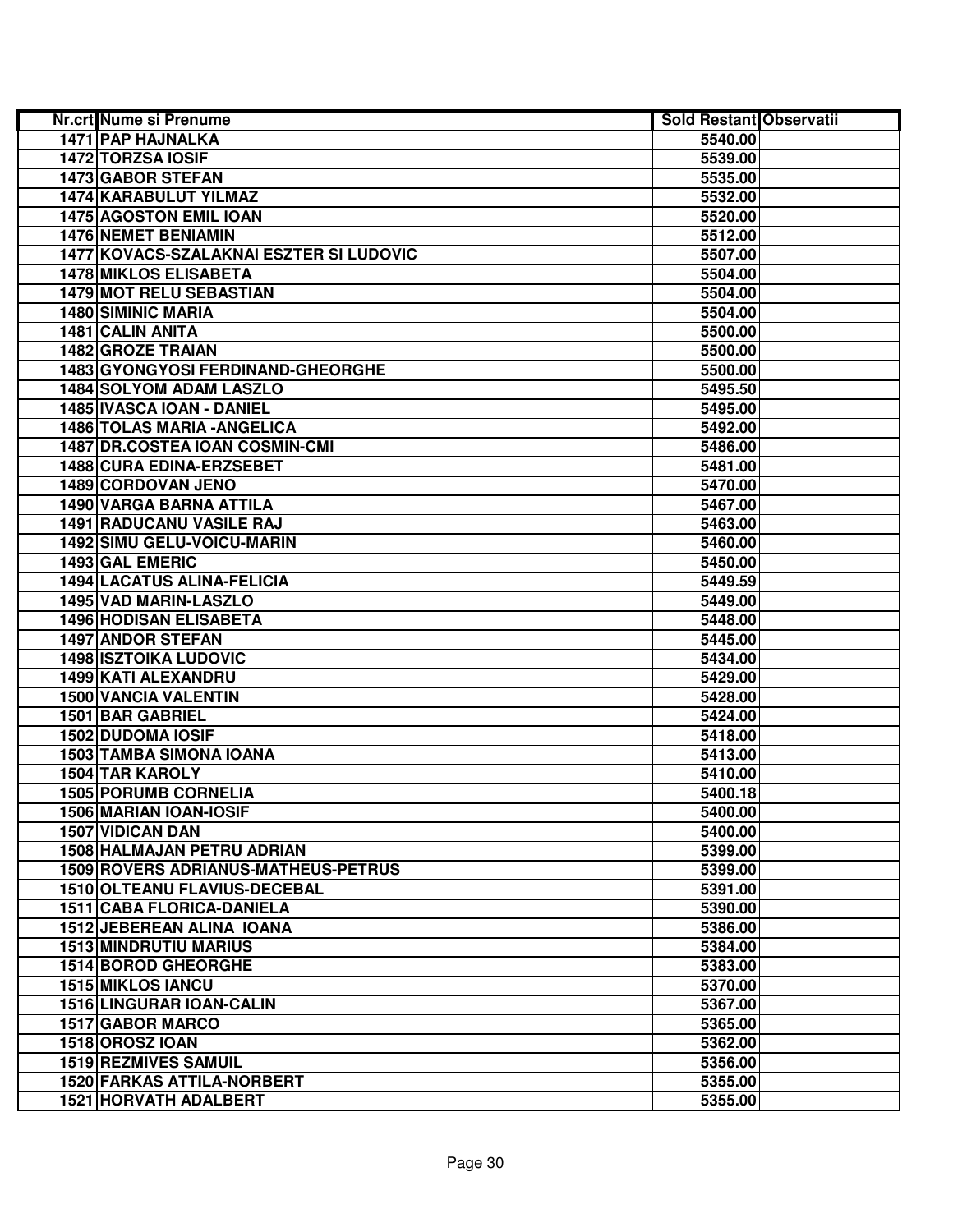| Nr.crt | Nume si Prenume | Sold Restant | Observatii |
|---|---|---|---|
| 1471 | PAP HAJNALKA | 5540.00 | |
| 1472 | TORZSA IOSIF | 5539.00 | |
| 1473 | GABOR STEFAN | 5535.00 | |
| 1474 | KARABULUT YILMAZ | 5532.00 | |
| 1475 | AGOSTON EMIL IOAN | 5520.00 | |
| 1476 | NEMET BENIAMIN | 5512.00 | |
| 1477 | KOVACS-SZALAKNAI ESZTER SI LUDOVIC | 5507.00 | |
| 1478 | MIKLOS ELISABETA | 5504.00 | |
| 1479 | MOT RELU SEBASTIAN | 5504.00 | |
| 1480 | SIMINIC MARIA | 5504.00 | |
| 1481 | CALIN ANITA | 5500.00 | |
| 1482 | GROZE TRAIAN | 5500.00 | |
| 1483 | GYONGYOSI FERDINAND-GHEORGHE | 5500.00 | |
| 1484 | SOLYOM ADAM LASZLO | 5495.50 | |
| 1485 | IVASCA IOAN - DANIEL | 5495.00 | |
| 1486 | TOLAS MARIA -ANGELICA | 5492.00 | |
| 1487 | DR.COSTEA IOAN COSMIN-CMI | 5486.00 | |
| 1488 | CURA EDINA-ERZSEBET | 5481.00 | |
| 1489 | CORDOVAN JENO | 5470.00 | |
| 1490 | VARGA BARNA ATTILA | 5467.00 | |
| 1491 | RADUCANU VASILE RAJ | 5463.00 | |
| 1492 | SIMU GELU-VOICU-MARIN | 5460.00 | |
| 1493 | GAL EMERIC | 5450.00 | |
| 1494 | LACATUS ALINA-FELICIA | 5449.59 | |
| 1495 | VAD MARIN-LASZLO | 5449.00 | |
| 1496 | HODISAN ELISABETA | 5448.00 | |
| 1497 | ANDOR STEFAN | 5445.00 | |
| 1498 | ISZTOIKA LUDOVIC | 5434.00 | |
| 1499 | KATI ALEXANDRU | 5429.00 | |
| 1500 | VANCIA VALENTIN | 5428.00 | |
| 1501 | BAR GABRIEL | 5424.00 | |
| 1502 | DUDOMA IOSIF | 5418.00 | |
| 1503 | TAMBA SIMONA IOANA | 5413.00 | |
| 1504 | TAR KAROLY | 5410.00 | |
| 1505 | PORUMB CORNELIA | 5400.18 | |
| 1506 | MARIAN IOAN-IOSIF | 5400.00 | |
| 1507 | VIDICAN DAN | 5400.00 | |
| 1508 | HALMAJAN PETRU ADRIAN | 5399.00 | |
| 1509 | ROVERS ADRIANUS-MATHEUS-PETRUS | 5399.00 | |
| 1510 | OLTEANU FLAVIUS-DECEBAL | 5391.00 | |
| 1511 | CABA FLORICA-DANIELA | 5390.00 | |
| 1512 | JEBEREAN ALINA IOANA | 5386.00 | |
| 1513 | MINDRUTIU MARIUS | 5384.00 | |
| 1514 | BOROD GHEORGHE | 5383.00 | |
| 1515 | MIKLOS IANCU | 5370.00 | |
| 1516 | LINGURAR IOAN-CALIN | 5367.00 | |
| 1517 | GABOR MARCO | 5365.00 | |
| 1518 | OROSZ IOAN | 5362.00 | |
| 1519 | REZMIVES SAMUIL | 5356.00 | |
| 1520 | FARKAS ATTILA-NORBERT | 5355.00 | |
| 1521 | HORVATH ADALBERT | 5355.00 | |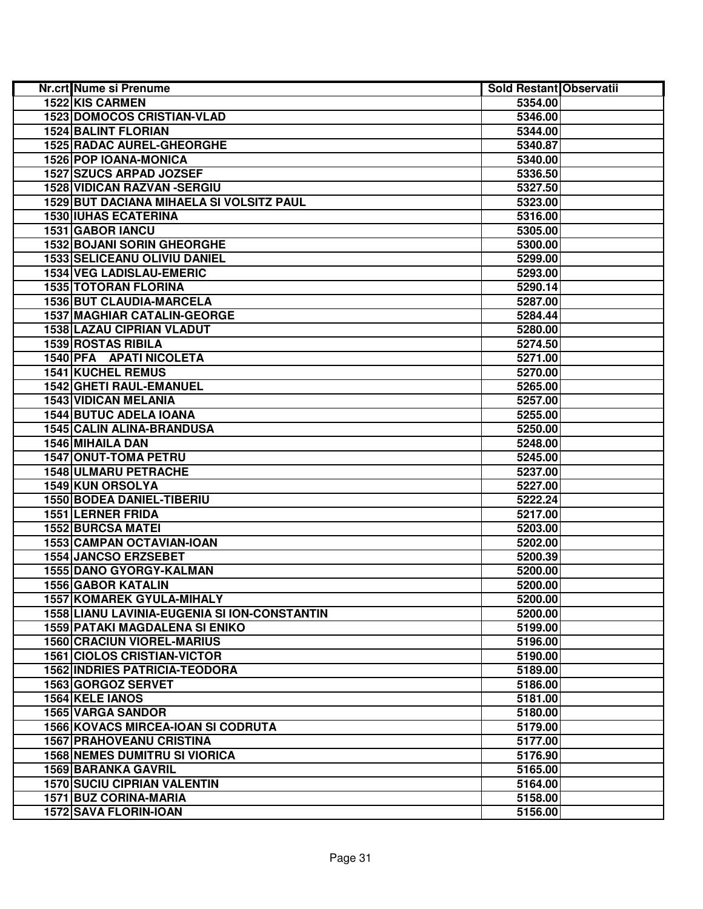| Nr.crt | Nume si Prenume | Sold Restant | Observatii |
|---|---|---|---|
| 1522 | KIS CARMEN | 5354.00 | |
| 1523 | DOMOCOS CRISTIAN-VLAD | 5346.00 | |
| 1524 | BALINT FLORIAN | 5344.00 | |
| 1525 | RADAC AUREL-GHEORGHE | 5340.87 | |
| 1526 | POP IOANA-MONICA | 5340.00 | |
| 1527 | SZUCS ARPAD JOZSEF | 5336.50 | |
| 1528 | VIDICAN RAZVAN -SERGIU | 5327.50 | |
| 1529 | BUT DACIANA MIHAELA SI VOLSITZ PAUL | 5323.00 | |
| 1530 | IUHAS ECATERINA | 5316.00 | |
| 1531 | GABOR IANCU | 5305.00 | |
| 1532 | BOJANI SORIN GHEORGHE | 5300.00 | |
| 1533 | SELICEANU OLIVIU DANIEL | 5299.00 | |
| 1534 | VEG LADISLAU-EMERIC | 5293.00 | |
| 1535 | TOTORAN FLORINA | 5290.14 | |
| 1536 | BUT CLAUDIA-MARCELA | 5287.00 | |
| 1537 | MAGHIAR CATALIN-GEORGE | 5284.44 | |
| 1538 | LAZAU CIPRIAN VLADUT | 5280.00 | |
| 1539 | ROSTAS RIBILA | 5274.50 | |
| 1540 | PFA APATI NICOLETA | 5271.00 | |
| 1541 | KUCHEL REMUS | 5270.00 | |
| 1542 | GHETI RAUL-EMANUEL | 5265.00 | |
| 1543 | VIDICAN MELANIA | 5257.00 | |
| 1544 | BUTUC ADELA IOANA | 5255.00 | |
| 1545 | CALIN ALINA-BRANDUSA | 5250.00 | |
| 1546 | MIHAILA DAN | 5248.00 | |
| 1547 | ONUT-TOMA PETRU | 5245.00 | |
| 1548 | ULMARU PETRACHE | 5237.00 | |
| 1549 | KUN ORSOLYA | 5227.00 | |
| 1550 | BODEA DANIEL-TIBERIU | 5222.24 | |
| 1551 | LERNER FRIDA | 5217.00 | |
| 1552 | BURCSA MATEI | 5203.00 | |
| 1553 | CAMPAN OCTAVIAN-IOAN | 5202.00 | |
| 1554 | JANCSO ERZSEBET | 5200.39 | |
| 1555 | DANO GYORGY-KALMAN | 5200.00 | |
| 1556 | GABOR KATALIN | 5200.00 | |
| 1557 | KOMAREK GYULA-MIHALY | 5200.00 | |
| 1558 | LIANU LAVINIA-EUGENIA SI ION-CONSTANTIN | 5200.00 | |
| 1559 | PATAKI MAGDALENA SI ENIKO | 5199.00 | |
| 1560 | CRACIUN VIOREL-MARIUS | 5196.00 | |
| 1561 | CIOLOS CRISTIAN-VICTOR | 5190.00 | |
| 1562 | INDRIES PATRICIA-TEODORA | 5189.00 | |
| 1563 | GORGOZ SERVET | 5186.00 | |
| 1564 | KELE IANOS | 5181.00 | |
| 1565 | VARGA SANDOR | 5180.00 | |
| 1566 | KOVACS MIRCEA-IOAN SI CODRUTA | 5179.00 | |
| 1567 | PRAHOVEANU CRISTINA | 5177.00 | |
| 1568 | NEMES DUMITRU SI VIORICA | 5176.90 | |
| 1569 | BARANKA GAVRIL | 5165.00 | |
| 1570 | SUCIU CIPRIAN VALENTIN | 5164.00 | |
| 1571 | BUZ CORINA-MARIA | 5158.00 | |
| 1572 | SAVA FLORIN-IOAN | 5156.00 | |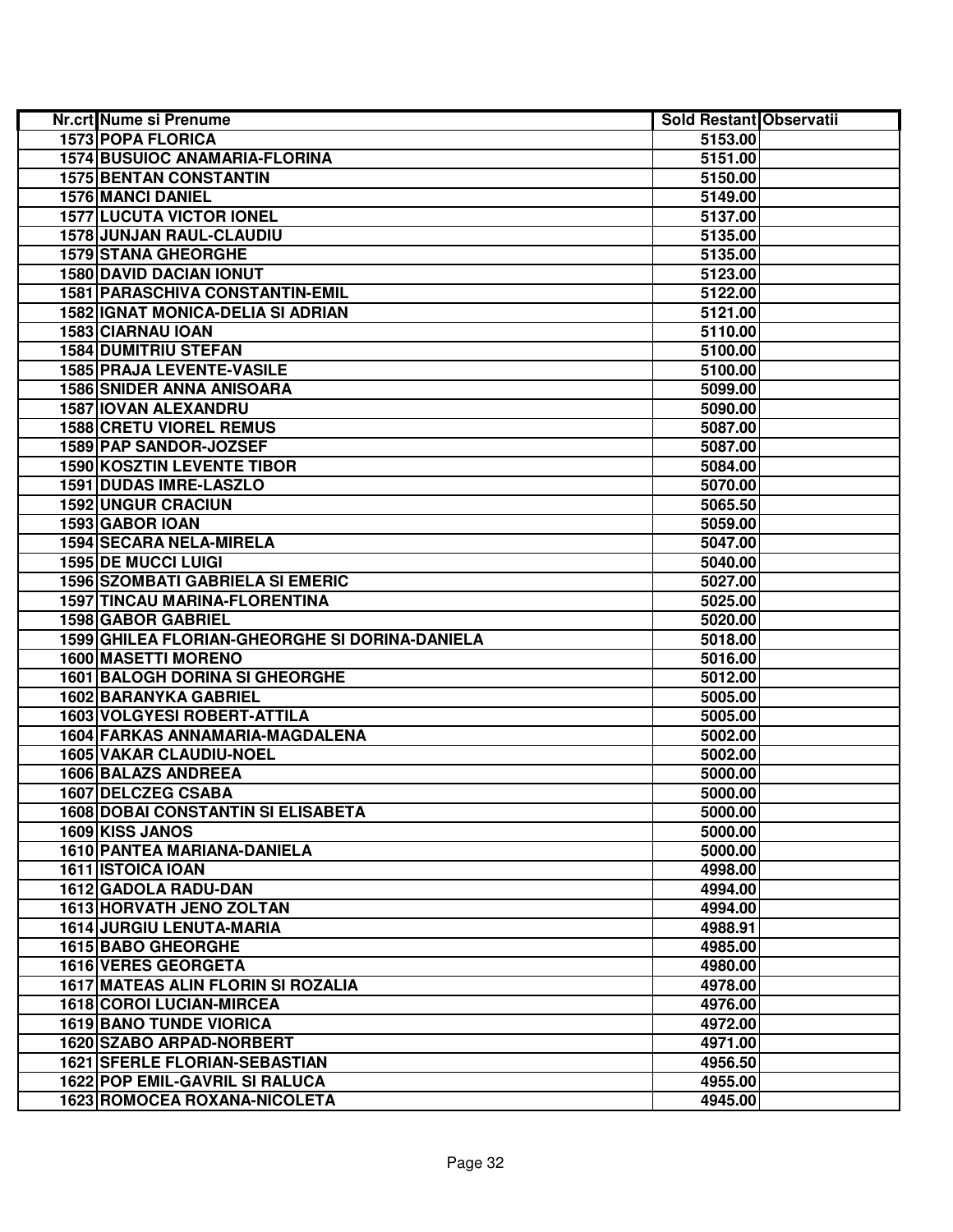| Nr.crt | Nume si Prenume | Sold Restant | Observatii |
|---|---|---|---|
| 1573 | POPA FLORICA | 5153.00 | |
| 1574 | BUSUIOC ANAMARIA-FLORINA | 5151.00 | |
| 1575 | BENTAN CONSTANTIN | 5150.00 | |
| 1576 | MANCI DANIEL | 5149.00 | |
| 1577 | LUCUTA VICTOR IONEL | 5137.00 | |
| 1578 | JUNJAN RAUL-CLAUDIU | 5135.00 | |
| 1579 | STANA GHEORGHE | 5135.00 | |
| 1580 | DAVID DACIAN IONUT | 5123.00 | |
| 1581 | PARASCHIVA CONSTANTIN-EMIL | 5122.00 | |
| 1582 | IGNAT MONICA-DELIA SI ADRIAN | 5121.00 | |
| 1583 | CIARNAU IOAN | 5110.00 | |
| 1584 | DUMITRIU STEFAN | 5100.00 | |
| 1585 | PRAJA LEVENTE-VASILE | 5100.00 | |
| 1586 | SNIDER ANNA ANISOARA | 5099.00 | |
| 1587 | IOVAN ALEXANDRU | 5090.00 | |
| 1588 | CRETU VIOREL REMUS | 5087.00 | |
| 1589 | PAP SANDOR-JOZSEF | 5087.00 | |
| 1590 | KOSZTIN LEVENTE TIBOR | 5084.00 | |
| 1591 | DUDAS IMRE-LASZLO | 5070.00 | |
| 1592 | UNGUR CRACIUN | 5065.50 | |
| 1593 | GABOR IOAN | 5059.00 | |
| 1594 | SECARA NELA-MIRELA | 5047.00 | |
| 1595 | DE MUCCI LUIGI | 5040.00 | |
| 1596 | SZOMBATI GABRIELA SI EMERIC | 5027.00 | |
| 1597 | TINCAU MARINA-FLORENTINA | 5025.00 | |
| 1598 | GABOR GABRIEL | 5020.00 | |
| 1599 | GHILEA FLORIAN-GHEORGHE SI DORINA-DANIELA | 5018.00 | |
| 1600 | MASETTI MORENO | 5016.00 | |
| 1601 | BALOGH DORINA SI GHEORGHE | 5012.00 | |
| 1602 | BARANYKA GABRIEL | 5005.00 | |
| 1603 | VOLGYESI ROBERT-ATTILA | 5005.00 | |
| 1604 | FARKAS ANNAMARIA-MAGDALENA | 5002.00 | |
| 1605 | VAKAR CLAUDIU-NOEL | 5002.00 | |
| 1606 | BALAZS ANDREEA | 5000.00 | |
| 1607 | DELCZEG CSABA | 5000.00 | |
| 1608 | DOBAI CONSTANTIN SI ELISABETA | 5000.00 | |
| 1609 | KISS JANOS | 5000.00 | |
| 1610 | PANTEA MARIANA-DANIELA | 5000.00 | |
| 1611 | ISTOICA IOAN | 4998.00 | |
| 1612 | GADOLA RADU-DAN | 4994.00 | |
| 1613 | HORVATH JENO ZOLTAN | 4994.00 | |
| 1614 | JURGIU LENUTA-MARIA | 4988.91 | |
| 1615 | BABO GHEORGHE | 4985.00 | |
| 1616 | VERES GEORGETA | 4980.00 | |
| 1617 | MATEAS ALIN FLORIN SI ROZALIA | 4978.00 | |
| 1618 | COROI LUCIAN-MIRCEA | 4976.00 | |
| 1619 | BANO TUNDE VIORICA | 4972.00 | |
| 1620 | SZABO ARPAD-NORBERT | 4971.00 | |
| 1621 | SFERLE FLORIAN-SEBASTIAN | 4956.50 | |
| 1622 | POP EMIL-GAVRIL SI RALUCA | 4955.00 | |
| 1623 | ROMOCEA ROXANA-NICOLETA | 4945.00 | |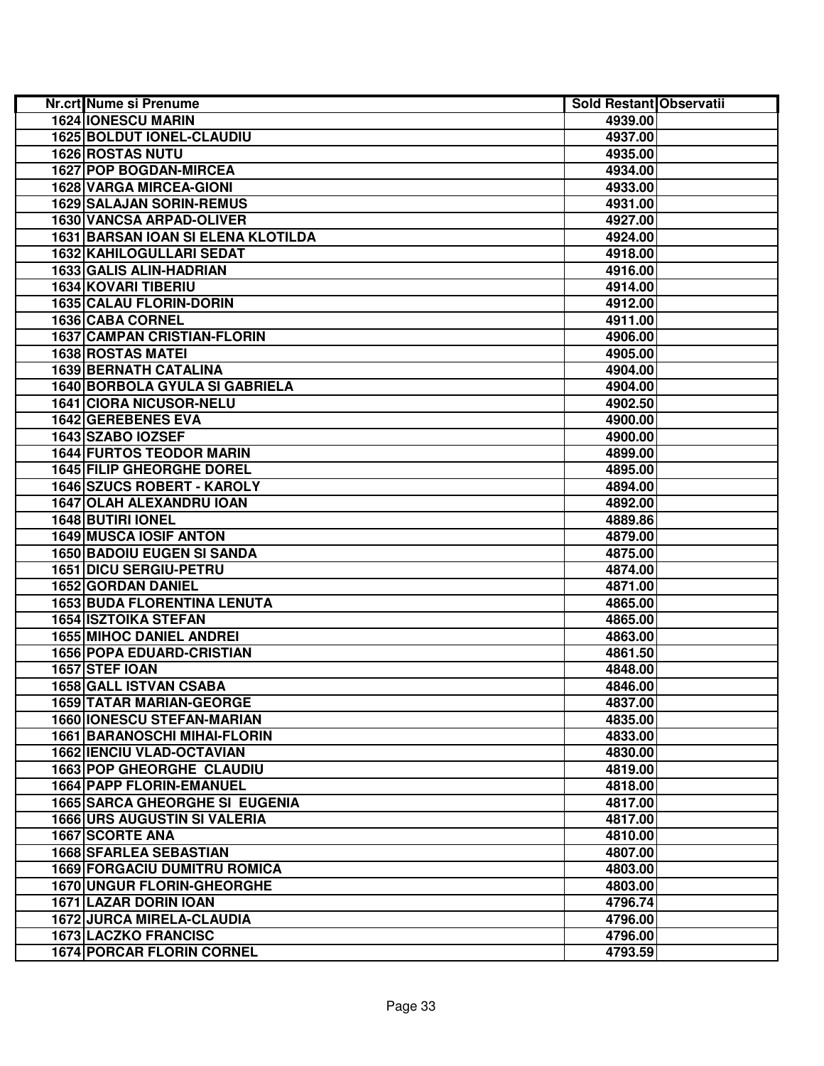| Nr.crt | Nume si Prenume | Sold Restant | Observatii |
|---|---|---|---|
| 1624 | IONESCU MARIN | 4939.00 | |
| 1625 | BOLDUT IONEL-CLAUDIU | 4937.00 | |
| 1626 | ROSTAS NUTU | 4935.00 | |
| 1627 | POP BOGDAN-MIRCEA | 4934.00 | |
| 1628 | VARGA MIRCEA-GIONI | 4933.00 | |
| 1629 | SALAJAN SORIN-REMUS | 4931.00 | |
| 1630 | VANCSA ARPAD-OLIVER | 4927.00 | |
| 1631 | BARSAN IOAN SI ELENA KLOTILDA | 4924.00 | |
| 1632 | KAHILOGULLARI SEDAT | 4918.00 | |
| 1633 | GALIS ALIN-HADRIAN | 4916.00 | |
| 1634 | KOVARI TIBERIU | 4914.00 | |
| 1635 | CALAU FLORIN-DORIN | 4912.00 | |
| 1636 | CABA CORNEL | 4911.00 | |
| 1637 | CAMPAN CRISTIAN-FLORIN | 4906.00 | |
| 1638 | ROSTAS MATEI | 4905.00 | |
| 1639 | BERNATH CATALINA | 4904.00 | |
| 1640 | BORBOLA GYULA SI GABRIELA | 4904.00 | |
| 1641 | CIORA NICUSOR-NELU | 4902.50 | |
| 1642 | GEREBENES EVA | 4900.00 | |
| 1643 | SZABO IOZSEF | 4900.00 | |
| 1644 | FURTOS TEODOR MARIN | 4899.00 | |
| 1645 | FILIP GHEORGHE DOREL | 4895.00 | |
| 1646 | SZUCS ROBERT - KAROLY | 4894.00 | |
| 1647 | OLAH ALEXANDRU IOAN | 4892.00 | |
| 1648 | BUTIRI IONEL | 4889.86 | |
| 1649 | MUSCA IOSIF ANTON | 4879.00 | |
| 1650 | BADOIU EUGEN SI SANDA | 4875.00 | |
| 1651 | DICU SERGIU-PETRU | 4874.00 | |
| 1652 | GORDAN DANIEL | 4871.00 | |
| 1653 | BUDA FLORENTINA LENUTA | 4865.00 | |
| 1654 | ISZTOIKA STEFAN | 4865.00 | |
| 1655 | MIHOC DANIEL ANDREI | 4863.00 | |
| 1656 | POPA EDUARD-CRISTIAN | 4861.50 | |
| 1657 | STEF IOAN | 4848.00 | |
| 1658 | GALL ISTVAN CSABA | 4846.00 | |
| 1659 | TATAR MARIAN-GEORGE | 4837.00 | |
| 1660 | IONESCU STEFAN-MARIAN | 4835.00 | |
| 1661 | BARANOSCHI MIHAI-FLORIN | 4833.00 | |
| 1662 | IENCIU VLAD-OCTAVIAN | 4830.00 | |
| 1663 | POP GHEORGHE CLAUDIU | 4819.00 | |
| 1664 | PAPP FLORIN-EMANUEL | 4818.00 | |
| 1665 | SARCA GHEORGHE SI EUGENIA | 4817.00 | |
| 1666 | URS AUGUSTIN SI VALERIA | 4817.00 | |
| 1667 | SCORTE ANA | 4810.00 | |
| 1668 | SFARLEA SEBASTIAN | 4807.00 | |
| 1669 | FORGACIU DUMITRU ROMICA | 4803.00 | |
| 1670 | UNGUR FLORIN-GHEORGHE | 4803.00 | |
| 1671 | LAZAR DORIN IOAN | 4796.74 | |
| 1672 | JURCA MIRELA-CLAUDIA | 4796.00 | |
| 1673 | LACZKO FRANCISC | 4796.00 | |
| 1674 | PORCAR FLORIN CORNEL | 4793.59 | |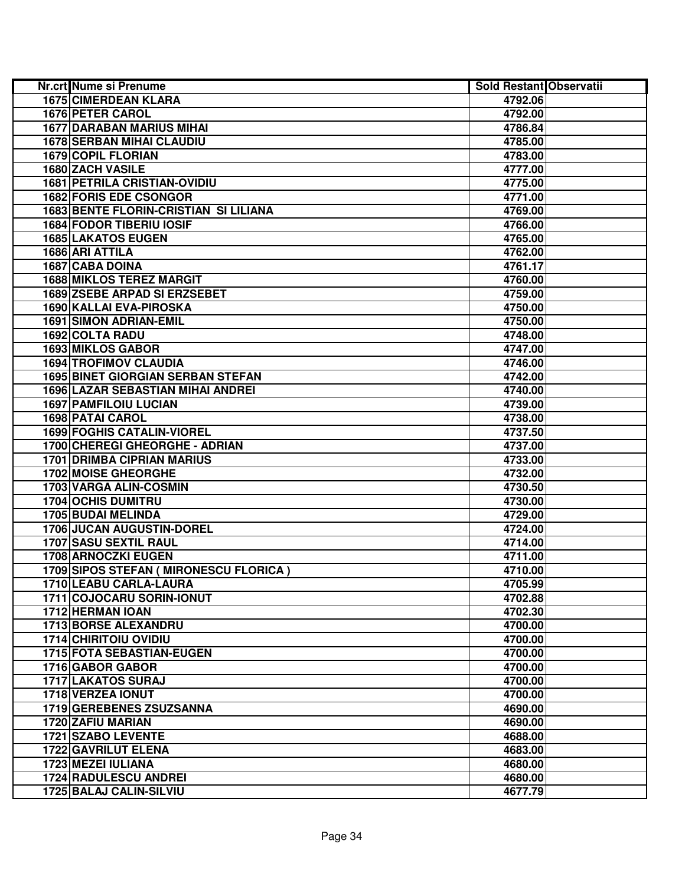| Nr.crt | Nume si Prenume | Sold Restant | Observatii |
|---|---|---|---|
| 1675 | CIMERDEAN KLARA | 4792.06 | |
| 1676 | PETER CAROL | 4792.00 | |
| 1677 | DARABAN MARIUS MIHAI | 4786.84 | |
| 1678 | SERBAN MIHAI CLAUDIU | 4785.00 | |
| 1679 | COPIL FLORIAN | 4783.00 | |
| 1680 | ZACH VASILE | 4777.00 | |
| 1681 | PETRILA CRISTIAN-OVIDIU | 4775.00 | |
| 1682 | FORIS EDE CSONGOR | 4771.00 | |
| 1683 | BENTE FLORIN-CRISTIAN SI LILIANA | 4769.00 | |
| 1684 | FODOR TIBERIU IOSIF | 4766.00 | |
| 1685 | LAKATOS EUGEN | 4765.00 | |
| 1686 | ARI ATTILA | 4762.00 | |
| 1687 | CABA DOINA | 4761.17 | |
| 1688 | MIKLOS TEREZ MARGIT | 4760.00 | |
| 1689 | ZSEBE ARPAD SI ERZSEBET | 4759.00 | |
| 1690 | KALLAI EVA-PIROSKA | 4750.00 | |
| 1691 | SIMON ADRIAN-EMIL | 4750.00 | |
| 1692 | COLTA RADU | 4748.00 | |
| 1693 | MIKLOS GABOR | 4747.00 | |
| 1694 | TROFIMOV CLAUDIA | 4746.00 | |
| 1695 | BINET GIORGIAN SERBAN STEFAN | 4742.00 | |
| 1696 | LAZAR SEBASTIAN MIHAI ANDREI | 4740.00 | |
| 1697 | PAMFILOIU LUCIAN | 4739.00 | |
| 1698 | PATAI CAROL | 4738.00 | |
| 1699 | FOGHIS CATALIN-VIOREL | 4737.50 | |
| 1700 | CHEREGI GHEORGHE - ADRIAN | 4737.00 | |
| 1701 | DRIMBA CIPRIAN MARIUS | 4733.00 | |
| 1702 | MOISE GHEORGHE | 4732.00 | |
| 1703 | VARGA ALIN-COSMIN | 4730.50 | |
| 1704 | OCHIS DUMITRU | 4730.00 | |
| 1705 | BUDAI MELINDA | 4729.00 | |
| 1706 | JUCAN AUGUSTIN-DOREL | 4724.00 | |
| 1707 | SASU SEXTIL RAUL | 4714.00 | |
| 1708 | ARNOCZKI EUGEN | 4711.00 | |
| 1709 | SIPOS STEFAN ( MIRONESCU FLORICA ) | 4710.00 | |
| 1710 | LEABU CARLA-LAURA | 4705.99 | |
| 1711 | COJOCARU SORIN-IONUT | 4702.88 | |
| 1712 | HERMAN IOAN | 4702.30 | |
| 1713 | BORSE ALEXANDRU | 4700.00 | |
| 1714 | CHIRITOIU OVIDIU | 4700.00 | |
| 1715 | FOTA SEBASTIAN-EUGEN | 4700.00 | |
| 1716 | GABOR GABOR | 4700.00 | |
| 1717 | LAKATOS SURAJ | 4700.00 | |
| 1718 | VERZEA IONUT | 4700.00 | |
| 1719 | GEREBENES ZSUZSANNA | 4690.00 | |
| 1720 | ZAFIU MARIAN | 4690.00 | |
| 1721 | SZABO LEVENTE | 4688.00 | |
| 1722 | GAVRILUT ELENA | 4683.00 | |
| 1723 | MEZEI IULIANA | 4680.00 | |
| 1724 | RADULESCU ANDREI | 4680.00 | |
| 1725 | BALAJ CALIN-SILVIU | 4677.79 | |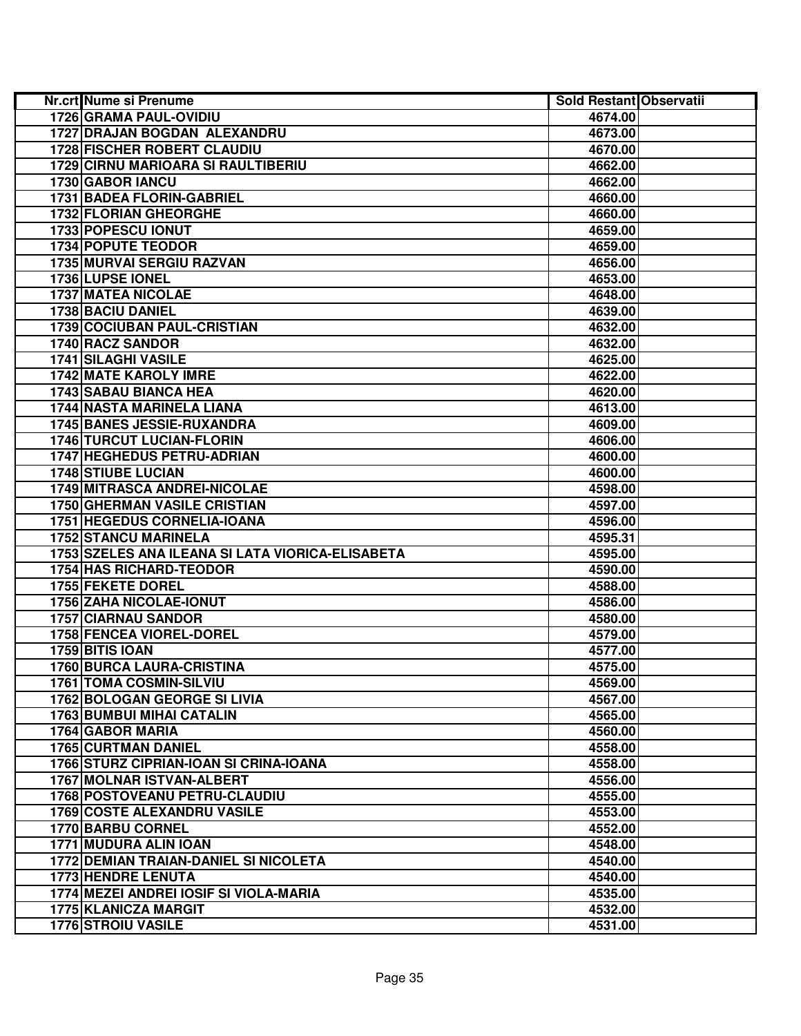| Nr.crt | Nume si Prenume | Sold Restant | Observatii |
|---|---|---|---|
| 1726 | GRAMA PAUL-OVIDIU | 4674.00 | |
| 1727 | DRAJAN BOGDAN ALEXANDRU | 4673.00 | |
| 1728 | FISCHER ROBERT CLAUDIU | 4670.00 | |
| 1729 | CIRNU MARIOARA SI RAULTIBERIU | 4662.00 | |
| 1730 | GABOR IANCU | 4662.00 | |
| 1731 | BADEA FLORIN-GABRIEL | 4660.00 | |
| 1732 | FLORIAN GHEORGHE | 4660.00 | |
| 1733 | POPESCU IONUT | 4659.00 | |
| 1734 | POPUTE TEODOR | 4659.00 | |
| 1735 | MURVAI SERGIU RAZVAN | 4656.00 | |
| 1736 | LUPSE IONEL | 4653.00 | |
| 1737 | MATEA NICOLAE | 4648.00 | |
| 1738 | BACIU DANIEL | 4639.00 | |
| 1739 | COCIUBAN PAUL-CRISTIAN | 4632.00 | |
| 1740 | RACZ SANDOR | 4632.00 | |
| 1741 | SILAGHI VASILE | 4625.00 | |
| 1742 | MATE KAROLY IMRE | 4622.00 | |
| 1743 | SABAU BIANCA HEA | 4620.00 | |
| 1744 | NASTA MARINELA LIANA | 4613.00 | |
| 1745 | BANES JESSIE-RUXANDRA | 4609.00 | |
| 1746 | TURCUT LUCIAN-FLORIN | 4606.00 | |
| 1747 | HEGHEDUS PETRU-ADRIAN | 4600.00 | |
| 1748 | STIUBE LUCIAN | 4600.00 | |
| 1749 | MITRASCA ANDREI-NICOLAE | 4598.00 | |
| 1750 | GHERMAN VASILE CRISTIAN | 4597.00 | |
| 1751 | HEGEDUS CORNELIA-IOANA | 4596.00 | |
| 1752 | STANCU MARINELA | 4595.31 | |
| 1753 | SZELES ANA ILEANA SI LATA VIORICA-ELISABETA | 4595.00 | |
| 1754 | HAS RICHARD-TEODOR | 4590.00 | |
| 1755 | FEKETE DOREL | 4588.00 | |
| 1756 | ZAHA NICOLAE-IONUT | 4586.00 | |
| 1757 | CIARNAU SANDOR | 4580.00 | |
| 1758 | FENCEA VIOREL-DOREL | 4579.00 | |
| 1759 | BITIS IOAN | 4577.00 | |
| 1760 | BURCA LAURA-CRISTINA | 4575.00 | |
| 1761 | TOMA COSMIN-SILVIU | 4569.00 | |
| 1762 | BOLOGAN GEORGE SI LIVIA | 4567.00 | |
| 1763 | BUMBUI MIHAI CATALIN | 4565.00 | |
| 1764 | GABOR MARIA | 4560.00 | |
| 1765 | CURTMAN DANIEL | 4558.00 | |
| 1766 | STURZ CIPRIAN-IOAN SI CRINA-IOANA | 4558.00 | |
| 1767 | MOLNAR ISTVAN-ALBERT | 4556.00 | |
| 1768 | POSTOVEANU PETRU-CLAUDIU | 4555.00 | |
| 1769 | COSTE ALEXANDRU VASILE | 4553.00 | |
| 1770 | BARBU CORNEL | 4552.00 | |
| 1771 | MUDURA ALIN IOAN | 4548.00 | |
| 1772 | DEMIAN TRAIAN-DANIEL SI NICOLETA | 4540.00 | |
| 1773 | HENDRE LENUTA | 4540.00 | |
| 1774 | MEZEI ANDREI IOSIF SI VIOLA-MARIA | 4535.00 | |
| 1775 | KLANICZA MARGIT | 4532.00 | |
| 1776 | STROIU VASILE | 4531.00 | |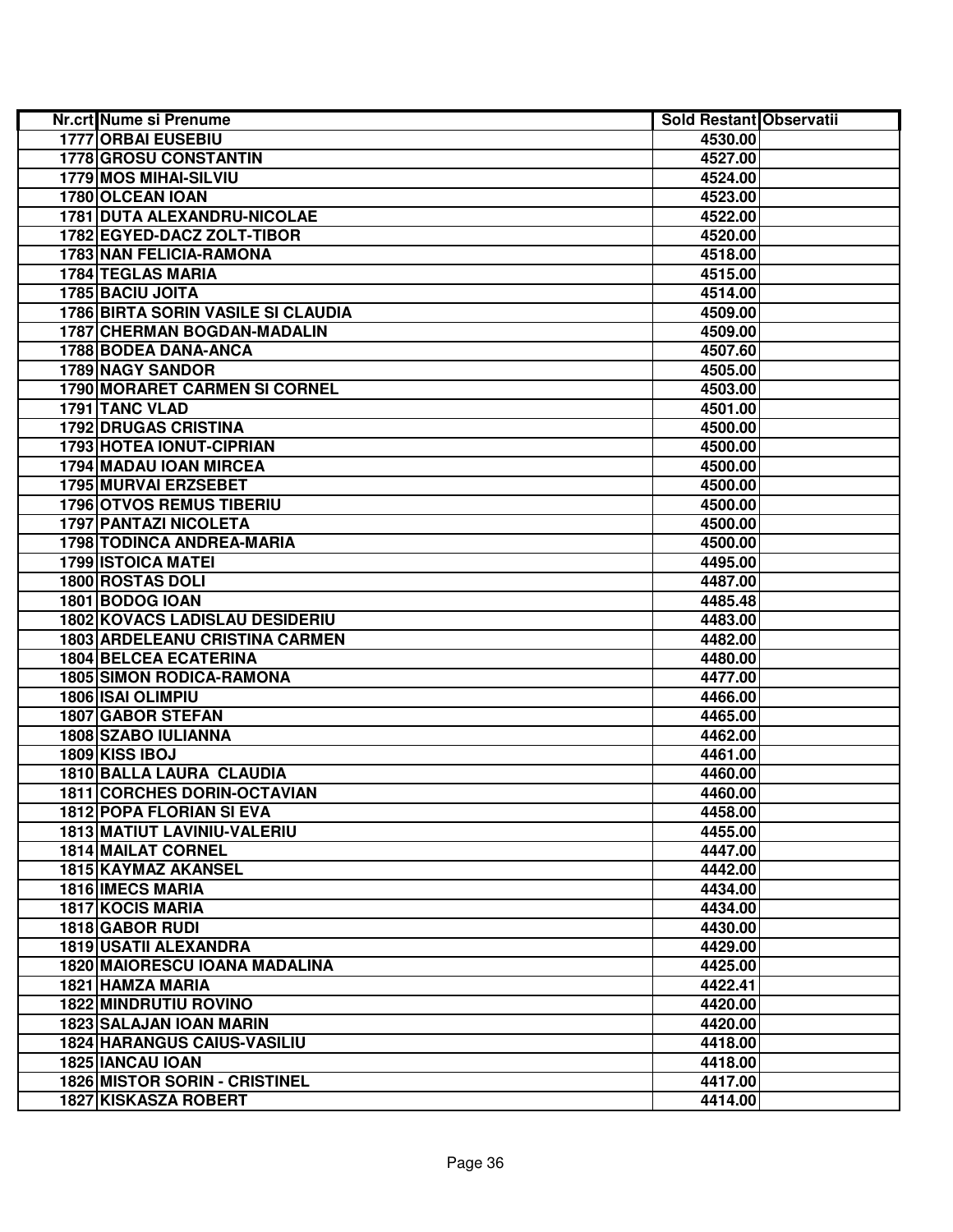| Nr.crt | Nume si Prenume | Sold Restant | Observatii |
|---|---|---|---|
| 1777 | ORBAI EUSEBIU | 4530.00 | |
| 1778 | GROSU CONSTANTIN | 4527.00 | |
| 1779 | MOS MIHAI-SILVIU | 4524.00 | |
| 1780 | OLCEAN IOAN | 4523.00 | |
| 1781 | DUTA ALEXANDRU-NICOLAE | 4522.00 | |
| 1782 | EGYED-DACZ ZOLT-TIBOR | 4520.00 | |
| 1783 | NAN FELICIA-RAMONA | 4518.00 | |
| 1784 | TEGLAS MARIA | 4515.00 | |
| 1785 | BACIU JOITA | 4514.00 | |
| 1786 | BIRTA SORIN VASILE SI CLAUDIA | 4509.00 | |
| 1787 | CHERMAN BOGDAN-MADALIN | 4509.00 | |
| 1788 | BODEA DANA-ANCA | 4507.60 | |
| 1789 | NAGY SANDOR | 4505.00 | |
| 1790 | MORARET CARMEN SI CORNEL | 4503.00 | |
| 1791 | TANC VLAD | 4501.00 | |
| 1792 | DRUGAS CRISTINA | 4500.00 | |
| 1793 | HOTEA IONUT-CIPRIAN | 4500.00 | |
| 1794 | MADAU IOAN MIRCEA | 4500.00 | |
| 1795 | MURVAI ERZSEBET | 4500.00 | |
| 1796 | OTVOS REMUS TIBERIU | 4500.00 | |
| 1797 | PANTAZI NICOLETA | 4500.00 | |
| 1798 | TODINCA ANDREA-MARIA | 4500.00 | |
| 1799 | ISTOICA MATEI | 4495.00 | |
| 1800 | ROSTAS DOLI | 4487.00 | |
| 1801 | BODOG IOAN | 4485.48 | |
| 1802 | KOVACS LADISLAU DESIDERIU | 4483.00 | |
| 1803 | ARDELEANU CRISTINA CARMEN | 4482.00 | |
| 1804 | BELCEA ECATERINA | 4480.00 | |
| 1805 | SIMON RODICA-RAMONA | 4477.00 | |
| 1806 | ISAI OLIMPIU | 4466.00 | |
| 1807 | GABOR STEFAN | 4465.00 | |
| 1808 | SZABO IULIANNA | 4462.00 | |
| 1809 | KISS IBOJ | 4461.00 | |
| 1810 | BALLA LAURA CLAUDIA | 4460.00 | |
| 1811 | CORCHES DORIN-OCTAVIAN | 4460.00 | |
| 1812 | POPA FLORIAN SI EVA | 4458.00 | |
| 1813 | MATIUT LAVINIU-VALERIU | 4455.00 | |
| 1814 | MAILAT CORNEL | 4447.00 | |
| 1815 | KAYMAZ AKANSEL | 4442.00 | |
| 1816 | IMECS MARIA | 4434.00 | |
| 1817 | KOCIS MARIA | 4434.00 | |
| 1818 | GABOR RUDI | 4430.00 | |
| 1819 | USATII ALEXANDRA | 4429.00 | |
| 1820 | MAIORESCU IOANA MADALINA | 4425.00 | |
| 1821 | HAMZA MARIA | 4422.41 | |
| 1822 | MINDRUTIU ROVINO | 4420.00 | |
| 1823 | SALAJAN IOAN MARIN | 4420.00 | |
| 1824 | HARANGUS CAIUS-VASILIU | 4418.00 | |
| 1825 | IANCAU IOAN | 4418.00 | |
| 1826 | MISTOR SORIN - CRISTINEL | 4417.00 | |
| 1827 | KISKASZA ROBERT | 4414.00 | |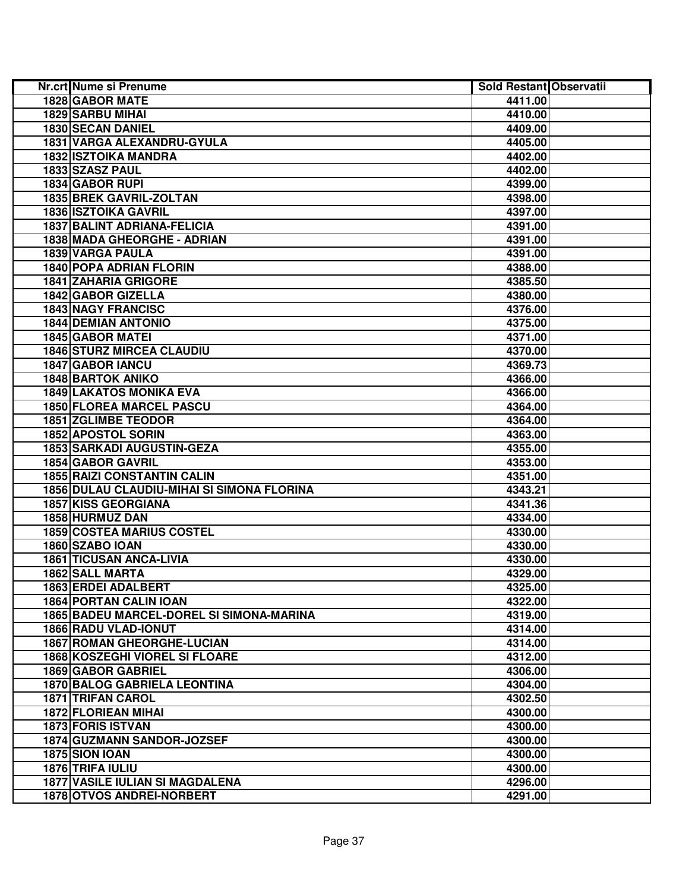| Nr.crt | Nume si Prenume | Sold Restant | Observatii |
|---|---|---|---|
| 1828 | GABOR MATE | 4411.00 | |
| 1829 | SARBU MIHAI | 4410.00 | |
| 1830 | SECAN DANIEL | 4409.00 | |
| 1831 | VARGA ALEXANDRU-GYULA | 4405.00 | |
| 1832 | ISZTOIKA MANDRA | 4402.00 | |
| 1833 | SZASZ PAUL | 4402.00 | |
| 1834 | GABOR RUPI | 4399.00 | |
| 1835 | BREK GAVRIL-ZOLTAN | 4398.00 | |
| 1836 | ISZTOIKA GAVRIL | 4397.00 | |
| 1837 | BALINT ADRIANA-FELICIA | 4391.00 | |
| 1838 | MADA GHEORGHE - ADRIAN | 4391.00 | |
| 1839 | VARGA PAULA | 4391.00 | |
| 1840 | POPA ADRIAN FLORIN | 4388.00 | |
| 1841 | ZAHARIA GRIGORE | 4385.50 | |
| 1842 | GABOR GIZELLA | 4380.00 | |
| 1843 | NAGY FRANCISC | 4376.00 | |
| 1844 | DEMIAN ANTONIO | 4375.00 | |
| 1845 | GABOR MATEI | 4371.00 | |
| 1846 | STURZ MIRCEA CLAUDIU | 4370.00 | |
| 1847 | GABOR IANCU | 4369.73 | |
| 1848 | BARTOK ANIKO | 4366.00 | |
| 1849 | LAKATOS MONIKA EVA | 4366.00 | |
| 1850 | FLOREA MARCEL PASCU | 4364.00 | |
| 1851 | ZGLIMBE TEODOR | 4364.00 | |
| 1852 | APOSTOL SORIN | 4363.00 | |
| 1853 | SARKADI AUGUSTIN-GEZA | 4355.00 | |
| 1854 | GABOR GAVRIL | 4353.00 | |
| 1855 | RAIZI CONSTANTIN CALIN | 4351.00 | |
| 1856 | DULAU CLAUDIU-MIHAI SI SIMONA FLORINA | 4343.21 | |
| 1857 | KISS GEORGIANA | 4341.36 | |
| 1858 | HURMUZ DAN | 4334.00 | |
| 1859 | COSTEA MARIUS COSTEL | 4330.00 | |
| 1860 | SZABO IOAN | 4330.00 | |
| 1861 | TICUSAN ANCA-LIVIA | 4330.00 | |
| 1862 | SALL MARTA | 4329.00 | |
| 1863 | ERDEI ADALBERT | 4325.00 | |
| 1864 | PORTAN CALIN IOAN | 4322.00 | |
| 1865 | BADEU MARCEL-DOREL SI SIMONA-MARINA | 4319.00 | |
| 1866 | RADU VLAD-IONUT | 4314.00 | |
| 1867 | ROMAN GHEORGHE-LUCIAN | 4314.00 | |
| 1868 | KOSZEGHI VIOREL SI FLOARE | 4312.00 | |
| 1869 | GABOR GABRIEL | 4306.00 | |
| 1870 | BALOG GABRIELA LEONTINA | 4304.00 | |
| 1871 | TRIFAN CAROL | 4302.50 | |
| 1872 | FLORIEAN MIHAI | 4300.00 | |
| 1873 | FORIS ISTVAN | 4300.00 | |
| 1874 | GUZMANN SANDOR-JOZSEF | 4300.00 | |
| 1875 | SION IOAN | 4300.00 | |
| 1876 | TRIFA IULIU | 4300.00 | |
| 1877 | VASILE IULIAN SI MAGDALENA | 4296.00 | |
| 1878 | OTVOS ANDREI-NORBERT | 4291.00 | |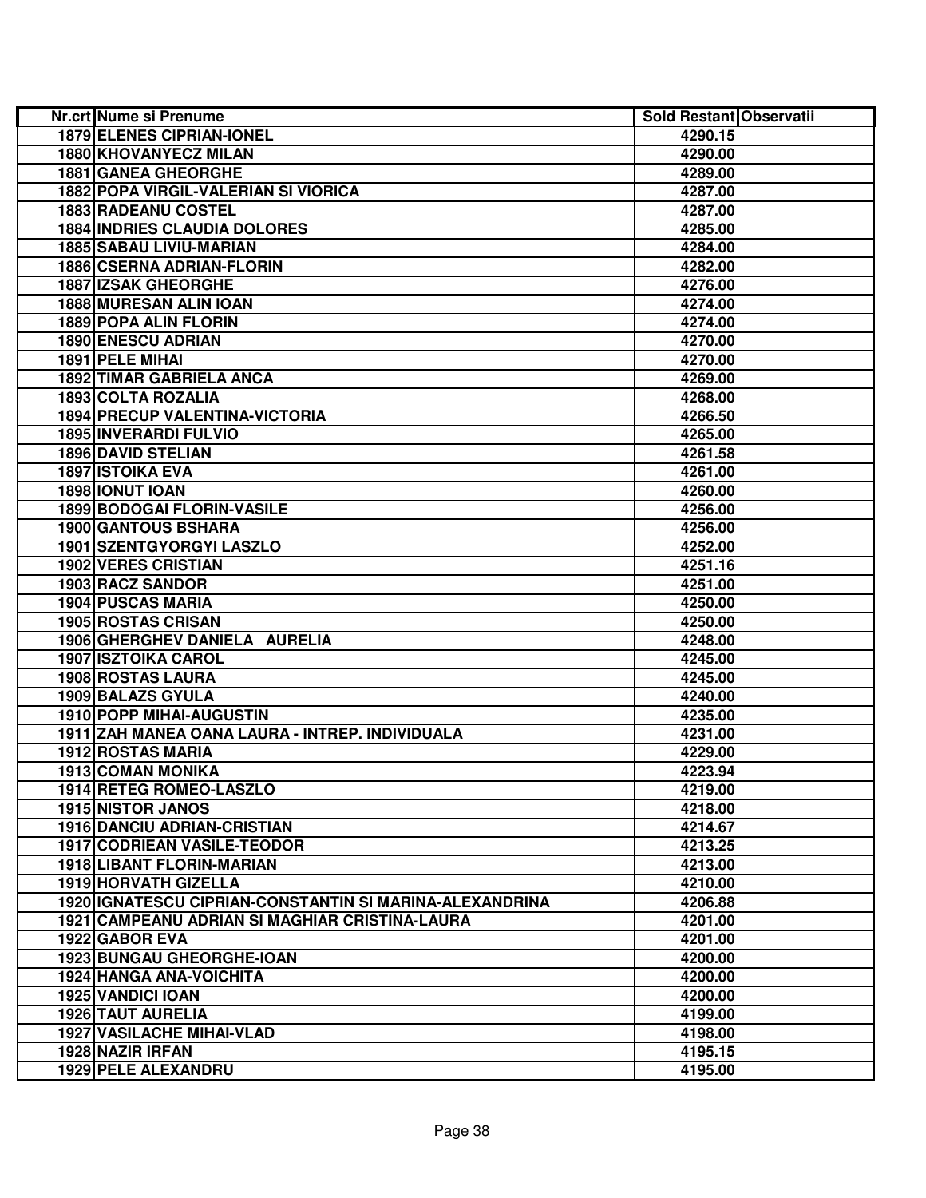| Nr.crt | Nume si Prenume | Sold Restant | Observatii |
|---|---|---|---|
| 1879 | ELENES CIPRIAN-IONEL | 4290.15 | |
| 1880 | KHOVANYECZ MILAN | 4290.00 | |
| 1881 | GANEA GHEORGHE | 4289.00 | |
| 1882 | POPA VIRGIL-VALERIAN SI VIORICA | 4287.00 | |
| 1883 | RADEANU COSTEL | 4287.00 | |
| 1884 | INDRIES CLAUDIA DOLORES | 4285.00 | |
| 1885 | SABAU LIVIU-MARIAN | 4284.00 | |
| 1886 | CSERNA ADRIAN-FLORIN | 4282.00 | |
| 1887 | IZSAK GHEORGHE | 4276.00 | |
| 1888 | MURESAN ALIN IOAN | 4274.00 | |
| 1889 | POPA ALIN FLORIN | 4274.00 | |
| 1890 | ENESCU ADRIAN | 4270.00 | |
| 1891 | PELE MIHAI | 4270.00 | |
| 1892 | TIMAR GABRIELA ANCA | 4269.00 | |
| 1893 | COLTA ROZALIA | 4268.00 | |
| 1894 | PRECUP VALENTINA-VICTORIA | 4266.50 | |
| 1895 | INVERARDI FULVIO | 4265.00 | |
| 1896 | DAVID STELIAN | 4261.58 | |
| 1897 | ISTOIKA EVA | 4261.00 | |
| 1898 | IONUT IOAN | 4260.00 | |
| 1899 | BODOGAI FLORIN-VASILE | 4256.00 | |
| 1900 | GANTOUS BSHARA | 4256.00 | |
| 1901 | SZENTGYORGYI LASZLO | 4252.00 | |
| 1902 | VERES CRISTIAN | 4251.16 | |
| 1903 | RACZ SANDOR | 4251.00 | |
| 1904 | PUSCAS MARIA | 4250.00 | |
| 1905 | ROSTAS CRISAN | 4250.00 | |
| 1906 | GHERGHEV DANIELA AURELIA | 4248.00 | |
| 1907 | ISZTOIKA CAROL | 4245.00 | |
| 1908 | ROSTAS LAURA | 4245.00 | |
| 1909 | BALAZS GYULA | 4240.00 | |
| 1910 | POPP MIHAI-AUGUSTIN | 4235.00 | |
| 1911 | ZAH MANEA OANA LAURA - INTREP. INDIVIDUALA | 4231.00 | |
| 1912 | ROSTAS MARIA | 4229.00 | |
| 1913 | COMAN MONIKA | 4223.94 | |
| 1914 | RETEG ROMEO-LASZLO | 4219.00 | |
| 1915 | NISTOR JANOS | 4218.00 | |
| 1916 | DANCIU ADRIAN-CRISTIAN | 4214.67 | |
| 1917 | CODRIEAN VASILE-TEODOR | 4213.25 | |
| 1918 | LIBANT FLORIN-MARIAN | 4213.00 | |
| 1919 | HORVATH GIZELLA | 4210.00 | |
| 1920 | IGNATESCU CIPRIAN-CONSTANTIN SI MARINA-ALEXANDRINA | 4206.88 | |
| 1921 | CAMPEANU ADRIAN SI MAGHIAR CRISTINA-LAURA | 4201.00 | |
| 1922 | GABOR EVA | 4201.00 | |
| 1923 | BUNGAU GHEORGHE-IOAN | 4200.00 | |
| 1924 | HANGA ANA-VOICHITA | 4200.00 | |
| 1925 | VANDICI IOAN | 4200.00 | |
| 1926 | TAUT AURELIA | 4199.00 | |
| 1927 | VASILACHE MIHAI-VLAD | 4198.00 | |
| 1928 | NAZIR IRFAN | 4195.15 | |
| 1929 | PELE ALEXANDRU | 4195.00 | |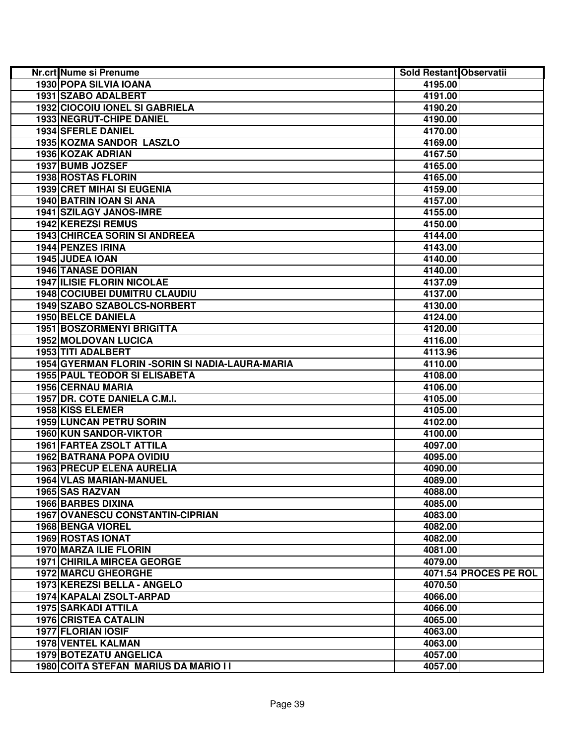| Nr.crt | Nume si Prenume | Sold Restant | Observatii |
|---|---|---|---|
| 1930 | POPA SILVIA IOANA | 4195.00 | |
| 1931 | SZABO ADALBERT | 4191.00 | |
| 1932 | CIOCOIU IONEL SI GABRIELA | 4190.20 | |
| 1933 | NEGRUT-CHIPE DANIEL | 4190.00 | |
| 1934 | SFERLE DANIEL | 4170.00 | |
| 1935 | KOZMA SANDOR  LASZLO | 4169.00 | |
| 1936 | KOZAK ADRIAN | 4167.50 | |
| 1937 | BUMB JOZSEF | 4165.00 | |
| 1938 | ROSTAS FLORIN | 4165.00 | |
| 1939 | CRET MIHAI SI EUGENIA | 4159.00 | |
| 1940 | BATRIN IOAN SI ANA | 4157.00 | |
| 1941 | SZILAGY JANOS-IMRE | 4155.00 | |
| 1942 | KEREZSI REMUS | 4150.00 | |
| 1943 | CHIRCEA SORIN SI ANDREEA | 4144.00 | |
| 1944 | PENZES IRINA | 4143.00 | |
| 1945 | JUDEA IOAN | 4140.00 | |
| 1946 | TANASE DORIAN | 4140.00 | |
| 1947 | ILISIE FLORIN NICOLAE | 4137.09 | |
| 1948 | COCIUBEI DUMITRU CLAUDIU | 4137.00 | |
| 1949 | SZABO SZABOLCS-NORBERT | 4130.00 | |
| 1950 | BELCE DANIELA | 4124.00 | |
| 1951 | BOSZORMENYI BRIGITTA | 4120.00 | |
| 1952 | MOLDOVAN LUCICA | 4116.00 | |
| 1953 | TITI ADALBERT | 4113.96 | |
| 1954 | GYERMAN FLORIN -SORIN SI NADIA-LAURA-MARIA | 4110.00 | |
| 1955 | PAUL TEODOR SI ELISABETA | 4108.00 | |
| 1956 | CERNAU MARIA | 4106.00 | |
| 1957 | DR. COTE DANIELA C.M.I. | 4105.00 | |
| 1958 | KISS ELEMER | 4105.00 | |
| 1959 | LUNCAN PETRU SORIN | 4102.00 | |
| 1960 | KUN SANDOR-VIKTOR | 4100.00 | |
| 1961 | FARTEA ZSOLT ATTILA | 4097.00 | |
| 1962 | BATRANA POPA OVIDIU | 4095.00 | |
| 1963 | PRECUP ELENA AURELIA | 4090.00 | |
| 1964 | VLAS MARIAN-MANUEL | 4089.00 | |
| 1965 | SAS RAZVAN | 4088.00 | |
| 1966 | BARBES DIXINA | 4085.00 | |
| 1967 | OVANESCU CONSTANTIN-CIPRIAN | 4083.00 | |
| 1968 | BENGA VIOREL | 4082.00 | |
| 1969 | ROSTAS IONAT | 4082.00 | |
| 1970 | MARZA ILIE FLORIN | 4081.00 | |
| 1971 | CHIRILA MIRCEA GEORGE | 4079.00 | |
| 1972 | MARCU GHEORGHE | 4071.54 | PROCES PE ROL |
| 1973 | KEREZSI BELLA - ANGELO | 4070.50 | |
| 1974 | KAPALAI ZSOLT-ARPAD | 4066.00 | |
| 1975 | SARKADI ATTILA | 4066.00 | |
| 1976 | CRISTEA CATALIN | 4065.00 | |
| 1977 | FLORIAN IOSIF | 4063.00 | |
| 1978 | VENTEL KALMAN | 4063.00 | |
| 1979 | BOTEZATU ANGELICA | 4057.00 | |
| 1980 | COITA STEFAN  MARIUS DA MARIO I I | 4057.00 | |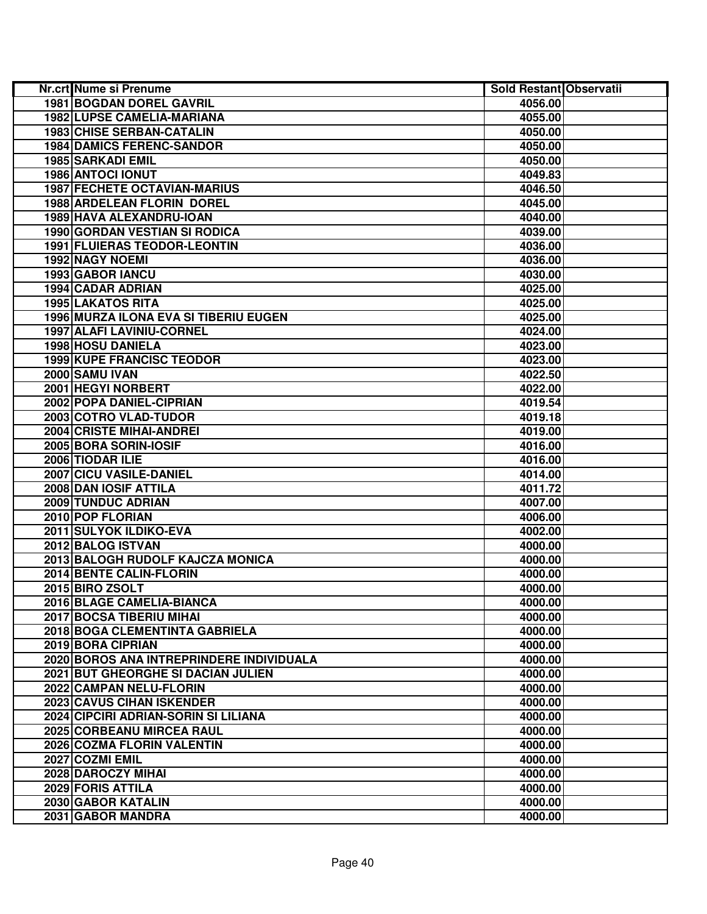| Nr.crt | Nume si Prenume | Sold Restant | Observatii |
|---|---|---|---|
| 1981 | BOGDAN DOREL GAVRIL | 4056.00 | |
| 1982 | LUPSE CAMELIA-MARIANA | 4055.00 | |
| 1983 | CHISE SERBAN-CATALIN | 4050.00 | |
| 1984 | DAMICS FERENC-SANDOR | 4050.00 | |
| 1985 | SARKADI EMIL | 4050.00 | |
| 1986 | ANTOCI IONUT | 4049.83 | |
| 1987 | FECHETE OCTAVIAN-MARIUS | 4046.50 | |
| 1988 | ARDELEAN FLORIN DOREL | 4045.00 | |
| 1989 | HAVA ALEXANDRU-IOAN | 4040.00 | |
| 1990 | GORDAN VESTIAN SI RODICA | 4039.00 | |
| 1991 | FLUIERAS TEODOR-LEONTIN | 4036.00 | |
| 1992 | NAGY NOEMI | 4036.00 | |
| 1993 | GABOR IANCU | 4030.00 | |
| 1994 | CADAR ADRIAN | 4025.00 | |
| 1995 | LAKATOS RITA | 4025.00 | |
| 1996 | MURZA ILONA EVA SI TIBERIU EUGEN | 4025.00 | |
| 1997 | ALAFI LAVINIU-CORNEL | 4024.00 | |
| 1998 | HOSU DANIELA | 4023.00 | |
| 1999 | KUPE FRANCISC TEODOR | 4023.00 | |
| 2000 | SAMU IVAN | 4022.50 | |
| 2001 | HEGYI NORBERT | 4022.00 | |
| 2002 | POPA DANIEL-CIPRIAN | 4019.54 | |
| 2003 | COTRO VLAD-TUDOR | 4019.18 | |
| 2004 | CRISTE MIHAI-ANDREI | 4019.00 | |
| 2005 | BORA SORIN-IOSIF | 4016.00 | |
| 2006 | TIODAR ILIE | 4016.00 | |
| 2007 | CICU VASILE-DANIEL | 4014.00 | |
| 2008 | DAN IOSIF ATTILA | 4011.72 | |
| 2009 | TUNDUC ADRIAN | 4007.00 | |
| 2010 | POP FLORIAN | 4006.00 | |
| 2011 | SULYOK ILDIKO-EVA | 4002.00 | |
| 2012 | BALOG ISTVAN | 4000.00 | |
| 2013 | BALOGH RUDOLF KAJCZA MONICA | 4000.00 | |
| 2014 | BENTE CALIN-FLORIN | 4000.00 | |
| 2015 | BIRO ZSOLT | 4000.00 | |
| 2016 | BLAGE CAMELIA-BIANCA | 4000.00 | |
| 2017 | BOCSA TIBERIU MIHAI | 4000.00 | |
| 2018 | BOGA CLEMENTINTA GABRIELA | 4000.00 | |
| 2019 | BORA CIPRIAN | 4000.00 | |
| 2020 | BOROS ANA INTREPRINDERE INDIVIDUALA | 4000.00 | |
| 2021 | BUT GHEORGHE SI DACIAN JULIEN | 4000.00 | |
| 2022 | CAMPAN NELU-FLORIN | 4000.00 | |
| 2023 | CAVUS CIHAN ISKENDER | 4000.00 | |
| 2024 | CIPCIRI ADRIAN-SORIN SI LILIANA | 4000.00 | |
| 2025 | CORBEANU MIRCEA RAUL | 4000.00 | |
| 2026 | COZMA FLORIN VALENTIN | 4000.00 | |
| 2027 | COZMI EMIL | 4000.00 | |
| 2028 | DAROCZY MIHAI | 4000.00 | |
| 2029 | FORIS ATTILA | 4000.00 | |
| 2030 | GABOR KATALIN | 4000.00 | |
| 2031 | GABOR MANDRA | 4000.00 | |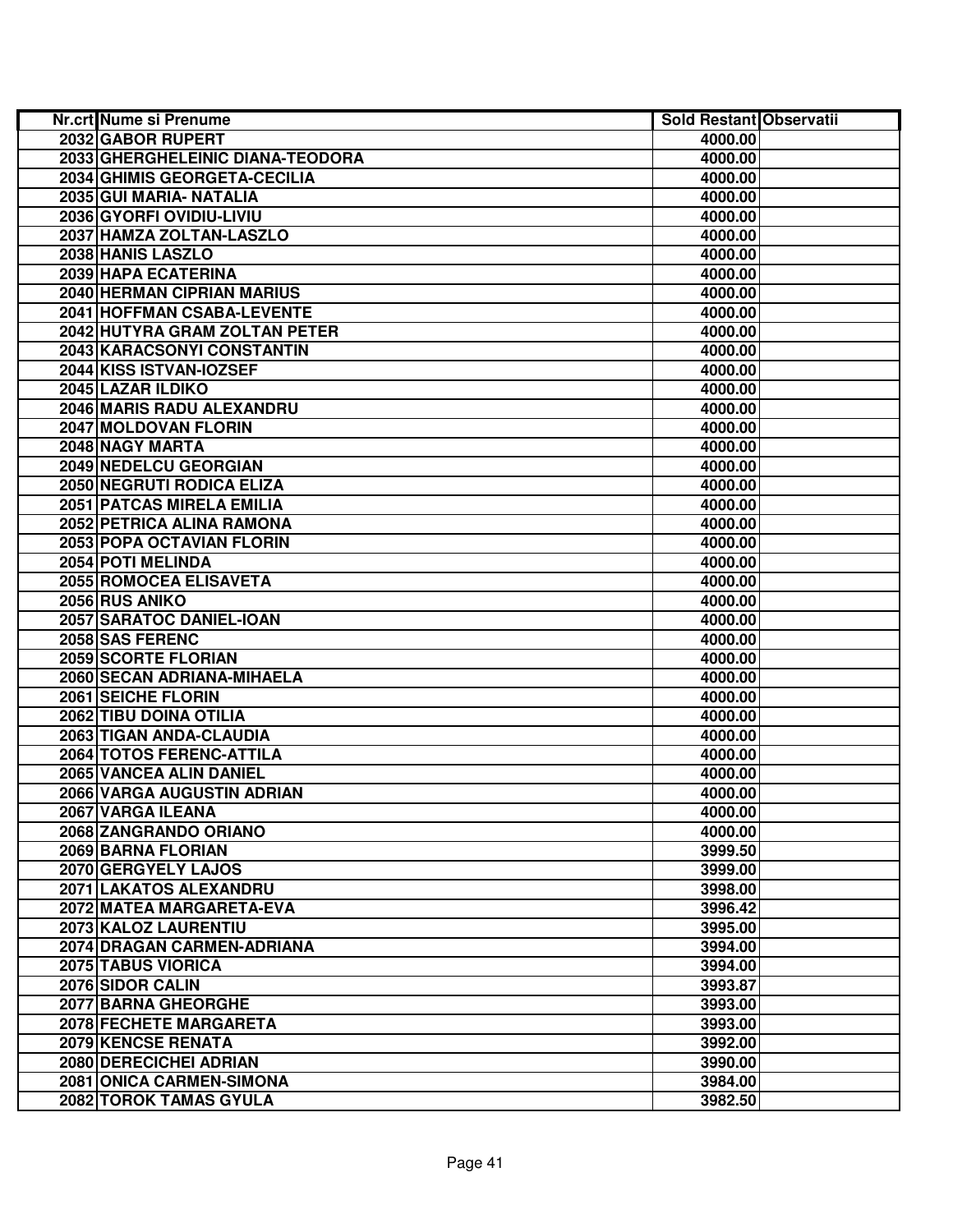| Nr.crt | Nume si Prenume | Sold Restant | Observatii |
|---|---|---|---|
| 2032 | GABOR RUPERT | 4000.00 | |
| 2033 | GHERGHELEINIC DIANA-TEODORA | 4000.00 | |
| 2034 | GHIMIS GEORGETA-CECILIA | 4000.00 | |
| 2035 | GUI MARIA- NATALIA | 4000.00 | |
| 2036 | GYORFI OVIDIU-LIVIU | 4000.00 | |
| 2037 | HAMZA ZOLTAN-LASZLO | 4000.00 | |
| 2038 | HANIS LASZLO | 4000.00 | |
| 2039 | HAPA ECATERINA | 4000.00 | |
| 2040 | HERMAN CIPRIAN MARIUS | 4000.00 | |
| 2041 | HOFFMAN CSABA-LEVENTE | 4000.00 | |
| 2042 | HUTYRA GRAM ZOLTAN PETER | 4000.00 | |
| 2043 | KARACSONYI CONSTANTIN | 4000.00 | |
| 2044 | KISS ISTVAN-IOZSEF | 4000.00 | |
| 2045 | LAZAR ILDIKO | 4000.00 | |
| 2046 | MARIS RADU ALEXANDRU | 4000.00 | |
| 2047 | MOLDOVAN FLORIN | 4000.00 | |
| 2048 | NAGY MARTA | 4000.00 | |
| 2049 | NEDELCU GEORGIAN | 4000.00 | |
| 2050 | NEGRUTI RODICA ELIZA | 4000.00 | |
| 2051 | PATCAS MIRELA EMILIA | 4000.00 | |
| 2052 | PETRICA ALINA RAMONA | 4000.00 | |
| 2053 | POPA OCTAVIAN FLORIN | 4000.00 | |
| 2054 | POTI MELINDA | 4000.00 | |
| 2055 | ROMOCEA ELISAVETA | 4000.00 | |
| 2056 | RUS ANIKO | 4000.00 | |
| 2057 | SARATOC DANIEL-IOAN | 4000.00 | |
| 2058 | SAS FERENC | 4000.00 | |
| 2059 | SCORTE FLORIAN | 4000.00 | |
| 2060 | SECAN ADRIANA-MIHAELA | 4000.00 | |
| 2061 | SEICHE FLORIN | 4000.00 | |
| 2062 | TIBU DOINA OTILIA | 4000.00 | |
| 2063 | TIGAN ANDA-CLAUDIA | 4000.00 | |
| 2064 | TOTOS FERENC-ATTILA | 4000.00 | |
| 2065 | VANCEA ALIN DANIEL | 4000.00 | |
| 2066 | VARGA AUGUSTIN ADRIAN | 4000.00 | |
| 2067 | VARGA ILEANA | 4000.00 | |
| 2068 | ZANGRANDO ORIANO | 4000.00 | |
| 2069 | BARNA FLORIAN | 3999.50 | |
| 2070 | GERGYELY LAJOS | 3999.00 | |
| 2071 | LAKATOS ALEXANDRU | 3998.00 | |
| 2072 | MATEA MARGARETA-EVA | 3996.42 | |
| 2073 | KALOZ LAURENTIU | 3995.00 | |
| 2074 | DRAGAN CARMEN-ADRIANA | 3994.00 | |
| 2075 | TABUS VIORICA | 3994.00 | |
| 2076 | SIDOR CALIN | 3993.87 | |
| 2077 | BARNA GHEORGHE | 3993.00 | |
| 2078 | FECHETE MARGARETA | 3993.00 | |
| 2079 | KENCSE RENATA | 3992.00 | |
| 2080 | DERECICHEI ADRIAN | 3990.00 | |
| 2081 | ONICA CARMEN-SIMONA | 3984.00 | |
| 2082 | TOROK TAMAS GYULA | 3982.50 | |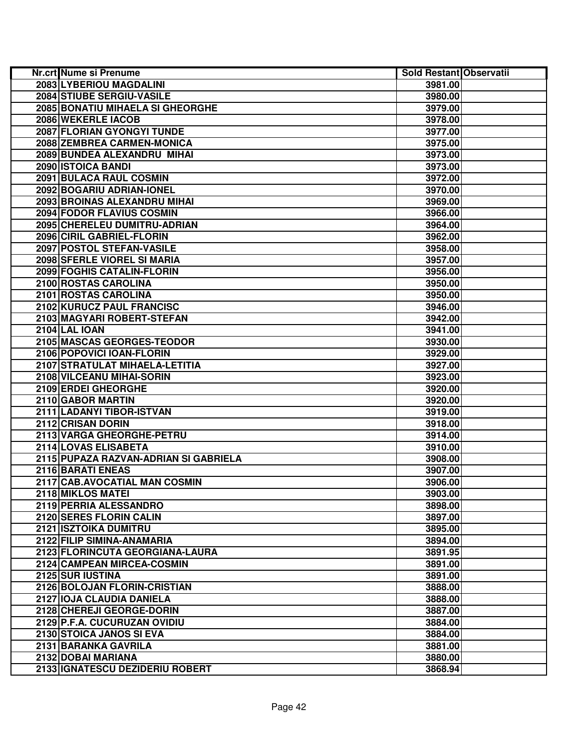| Nr.crt | Nume si Prenume | Sold Restant | Observatii |
|---|---|---|---|
| 2083 | LYBERIOU MAGDALINI | 3981.00 | |
| 2084 | STIUBE SERGIU-VASILE | 3980.00 | |
| 2085 | BONATIU MIHAELA SI GHEORGHE | 3979.00 | |
| 2086 | WEKERLE IACOB | 3978.00 | |
| 2087 | FLORIAN GYONGYI TUNDE | 3977.00 | |
| 2088 | ZEMBREA CARMEN-MONICA | 3975.00 | |
| 2089 | BUNDEA ALEXANDRU MIHAI | 3973.00 | |
| 2090 | ISTOICA BANDI | 3973.00 | |
| 2091 | BULACA RAUL COSMIN | 3972.00 | |
| 2092 | BOGARIU ADRIAN-IONEL | 3970.00 | |
| 2093 | BROINAS ALEXANDRU MIHAI | 3969.00 | |
| 2094 | FODOR FLAVIUS COSMIN | 3966.00 | |
| 2095 | CHERELEU DUMITRU-ADRIAN | 3964.00 | |
| 2096 | CIRIL GABRIEL-FLORIN | 3962.00 | |
| 2097 | POSTOL STEFAN-VASILE | 3958.00 | |
| 2098 | SFERLE VIOREL SI MARIA | 3957.00 | |
| 2099 | FOGHIS CATALIN-FLORIN | 3956.00 | |
| 2100 | ROSTAS CAROLINA | 3950.00 | |
| 2101 | ROSTAS CAROLINA | 3950.00 | |
| 2102 | KURUCZ PAUL FRANCISC | 3946.00 | |
| 2103 | MAGYARI ROBERT-STEFAN | 3942.00 | |
| 2104 | LAL IOAN | 3941.00 | |
| 2105 | MASCAS GEORGES-TEODOR | 3930.00 | |
| 2106 | POPOVICI IOAN-FLORIN | 3929.00 | |
| 2107 | STRATULAT MIHAELA-LETITIA | 3927.00 | |
| 2108 | VILCEANU MIHAI-SORIN | 3923.00 | |
| 2109 | ERDEI GHEORGHE | 3920.00 | |
| 2110 | GABOR MARTIN | 3920.00 | |
| 2111 | LADANYI TIBOR-ISTVAN | 3919.00 | |
| 2112 | CRISAN DORIN | 3918.00 | |
| 2113 | VARGA GHEORGHE-PETRU | 3914.00 | |
| 2114 | LOVAS ELISABETA | 3910.00 | |
| 2115 | PUPAZA RAZVAN-ADRIAN SI GABRIELA | 3908.00 | |
| 2116 | BARATI ENEAS | 3907.00 | |
| 2117 | CAB.AVOCATIAL MAN COSMIN | 3906.00 | |
| 2118 | MIKLOS MATEI | 3903.00 | |
| 2119 | PERRIA ALESSANDRO | 3898.00 | |
| 2120 | SERES FLORIN CALIN | 3897.00 | |
| 2121 | ISZTOIKA DUMITRU | 3895.00 | |
| 2122 | FILIP SIMINA-ANAMARIA | 3894.00 | |
| 2123 | FLORINCUTA GEORGIANA-LAURA | 3891.95 | |
| 2124 | CAMPEAN MIRCEA-COSMIN | 3891.00 | |
| 2125 | SUR IUSTINA | 3891.00 | |
| 2126 | BOLOJAN FLORIN-CRISTIAN | 3888.00 | |
| 2127 | IOJA CLAUDIA DANIELA | 3888.00 | |
| 2128 | CHEREJI GEORGE-DORIN | 3887.00 | |
| 2129 | P.F.A. CUCURUZAN OVIDIU | 3884.00 | |
| 2130 | STOICA JANOS SI EVA | 3884.00 | |
| 2131 | BARANKA GAVRILA | 3881.00 | |
| 2132 | DOBAI MARIANA | 3880.00 | |
| 2133 | IGNATESCU DEZIDERIU ROBERT | 3868.94 | |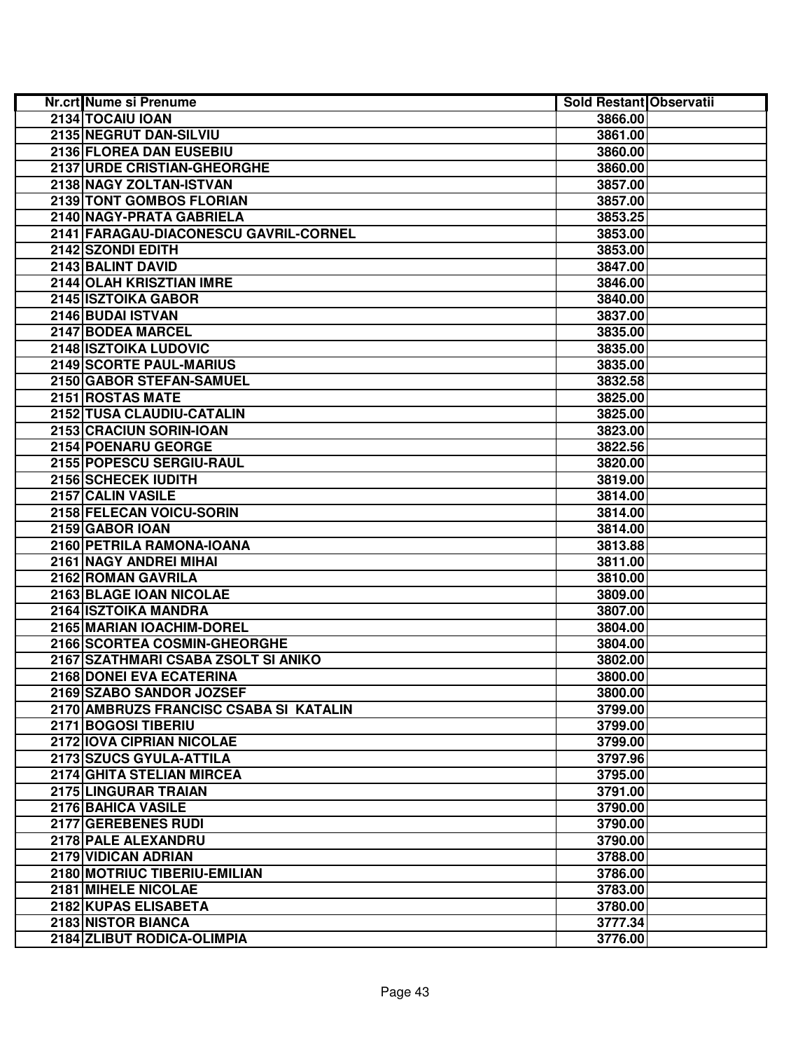| Nr.crt | Nume si Prenume | Sold Restant | Observatii |
|---|---|---|---|
| 2134 | TOCAIU IOAN | 3866.00 | |
| 2135 | NEGRUT DAN-SILVIU | 3861.00 | |
| 2136 | FLOREA DAN EUSEBIU | 3860.00 | |
| 2137 | URDE CRISTIAN-GHEORGHE | 3860.00 | |
| 2138 | NAGY ZOLTAN-ISTVAN | 3857.00 | |
| 2139 | TONT GOMBOS FLORIAN | 3857.00 | |
| 2140 | NAGY-PRATA GABRIELA | 3853.25 | |
| 2141 | FARAGAU-DIACONESCU GAVRIL-CORNEL | 3853.00 | |
| 2142 | SZONDI EDITH | 3853.00 | |
| 2143 | BALINT DAVID | 3847.00 | |
| 2144 | OLAH KRISZTIAN IMRE | 3846.00 | |
| 2145 | ISZTOIKA GABOR | 3840.00 | |
| 2146 | BUDAI ISTVAN | 3837.00 | |
| 2147 | BODEA MARCEL | 3835.00 | |
| 2148 | ISZTOIKA LUDOVIC | 3835.00 | |
| 2149 | SCORTE PAUL-MARIUS | 3835.00 | |
| 2150 | GABOR STEFAN-SAMUEL | 3832.58 | |
| 2151 | ROSTAS MATE | 3825.00 | |
| 2152 | TUSA CLAUDIU-CATALIN | 3825.00 | |
| 2153 | CRACIUN SORIN-IOAN | 3823.00 | |
| 2154 | POENARU GEORGE | 3822.56 | |
| 2155 | POPESCU SERGIU-RAUL | 3820.00 | |
| 2156 | SCHECEK IUDITH | 3819.00 | |
| 2157 | CALIN VASILE | 3814.00 | |
| 2158 | FELECAN VOICU-SORIN | 3814.00 | |
| 2159 | GABOR IOAN | 3814.00 | |
| 2160 | PETRILA RAMONA-IOANA | 3813.88 | |
| 2161 | NAGY ANDREI MIHAI | 3811.00 | |
| 2162 | ROMAN GAVRILA | 3810.00 | |
| 2163 | BLAGE IOAN NICOLAE | 3809.00 | |
| 2164 | ISZTOIKA MANDRA | 3807.00 | |
| 2165 | MARIAN IOACHIM-DOREL | 3804.00 | |
| 2166 | SCORTEA COSMIN-GHEORGHE | 3804.00 | |
| 2167 | SZATHMARI CSABA ZSOLT SI ANIKO | 3802.00 | |
| 2168 | DONEI EVA ECATERINA | 3800.00 | |
| 2169 | SZABO SANDOR JOZSEF | 3800.00 | |
| 2170 | AMBRUZS FRANCISC CSABA SI KATALIN | 3799.00 | |
| 2171 | BOGOSI TIBERIU | 3799.00 | |
| 2172 | IOVA CIPRIAN NICOLAE | 3799.00 | |
| 2173 | SZUCS GYULA-ATTILA | 3797.96 | |
| 2174 | GHITA STELIAN MIRCEA | 3795.00 | |
| 2175 | LINGURAR TRAIAN | 3791.00 | |
| 2176 | BAHICA VASILE | 3790.00 | |
| 2177 | GEREBENES RUDI | 3790.00 | |
| 2178 | PALE ALEXANDRU | 3790.00 | |
| 2179 | VIDICAN ADRIAN | 3788.00 | |
| 2180 | MOTRIUC TIBERIU-EMILIAN | 3786.00 | |
| 2181 | MIHELE NICOLAE | 3783.00 | |
| 2182 | KUPAS ELISABETA | 3780.00 | |
| 2183 | NISTOR BIANCA | 3777.34 | |
| 2184 | ZLIBUT RODICA-OLIMPIA | 3776.00 | |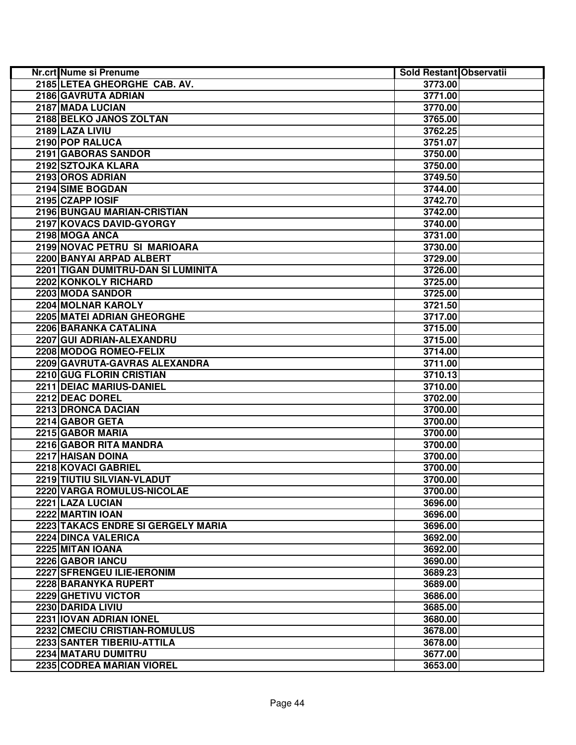| Nr.crt | Nume si Prenume | Sold Restant | Observatii |
|---|---|---|---|
| 2185 | LETEA GHEORGHE  CAB. AV. | 3773.00 | |
| 2186 | GAVRUTA ADRIAN | 3771.00 | |
| 2187 | MADA LUCIAN | 3770.00 | |
| 2188 | BELKO JANOS ZOLTAN | 3765.00 | |
| 2189 | LAZA LIVIU | 3762.25 | |
| 2190 | POP RALUCA | 3751.07 | |
| 2191 | GABORAS SANDOR | 3750.00 | |
| 2192 | SZTOJKA KLARA | 3750.00 | |
| 2193 | OROS ADRIAN | 3749.50 | |
| 2194 | SIME BOGDAN | 3744.00 | |
| 2195 | CZAPP IOSIF | 3742.70 | |
| 2196 | BUNGAU MARIAN-CRISTIAN | 3742.00 | |
| 2197 | KOVACS DAVID-GYORGY | 3740.00 | |
| 2198 | MOGA ANCA | 3731.00 | |
| 2199 | NOVAC PETRU  SI  MARIOARA | 3730.00 | |
| 2200 | BANYAI ARPAD ALBERT | 3729.00 | |
| 2201 | TIGAN DUMITRU-DAN SI LUMINITA | 3726.00 | |
| 2202 | KONKOLY RICHARD | 3725.00 | |
| 2203 | MODA SANDOR | 3725.00 | |
| 2204 | MOLNAR KAROLY | 3721.50 | |
| 2205 | MATEI ADRIAN GHEORGHE | 3717.00 | |
| 2206 | BARANKA CATALINA | 3715.00 | |
| 2207 | GUI ADRIAN-ALEXANDRU | 3715.00 | |
| 2208 | MODOG ROMEO-FELIX | 3714.00 | |
| 2209 | GAVRUTA-GAVRAS ALEXANDRA | 3711.00 | |
| 2210 | GUG FLORIN CRISTIAN | 3710.13 | |
| 2211 | DEIAC MARIUS-DANIEL | 3710.00 | |
| 2212 | DEAC DOREL | 3702.00 | |
| 2213 | DRONCA DACIAN | 3700.00 | |
| 2214 | GABOR GETA | 3700.00 | |
| 2215 | GABOR MARIA | 3700.00 | |
| 2216 | GABOR RITA MANDRA | 3700.00 | |
| 2217 | HAISAN DOINA | 3700.00 | |
| 2218 | KOVACI GABRIEL | 3700.00 | |
| 2219 | TIUTIU SILVIAN-VLADUT | 3700.00 | |
| 2220 | VARGA ROMULUS-NICOLAE | 3700.00 | |
| 2221 | LAZA LUCIAN | 3696.00 | |
| 2222 | MARTIN IOAN | 3696.00 | |
| 2223 | TAKACS ENDRE SI GERGELY MARIA | 3696.00 | |
| 2224 | DINCA VALERICA | 3692.00 | |
| 2225 | MITAN IOANA | 3692.00 | |
| 2226 | GABOR IANCU | 3690.00 | |
| 2227 | SFRENGEU ILIE-IERONIM | 3689.23 | |
| 2228 | BARANYKA RUPERT | 3689.00 | |
| 2229 | GHETIVU VICTOR | 3686.00 | |
| 2230 | DARIDA LIVIU | 3685.00 | |
| 2231 | IOVAN ADRIAN IONEL | 3680.00 | |
| 2232 | CMECIU CRISTIAN-ROMULUS | 3678.00 | |
| 2233 | SANTER TIBERIU-ATTILA | 3678.00 | |
| 2234 | MATARU DUMITRU | 3677.00 | |
| 2235 | CODREA MARIAN VIOREL | 3653.00 | |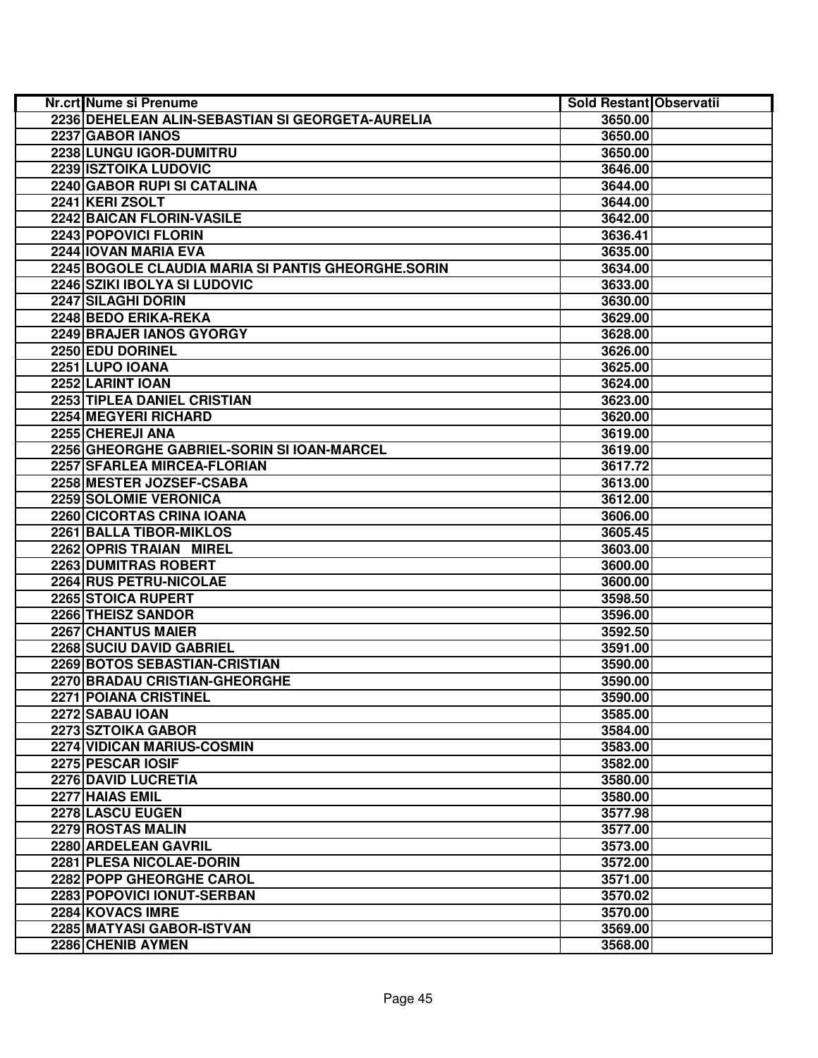| Nr.crt | Nume si Prenume | Sold Restant | Observatii |
|---|---|---|---|
| 2236 | DEHELEAN ALIN-SEBASTIAN SI GEORGETA-AURELIA | 3650.00 | |
| 2237 | GABOR IANOS | 3650.00 | |
| 2238 | LUNGU IGOR-DUMITRU | 3650.00 | |
| 2239 | ISZTOIKA LUDOVIC | 3646.00 | |
| 2240 | GABOR RUPI SI CATALINA | 3644.00 | |
| 2241 | KERI ZSOLT | 3644.00 | |
| 2242 | BAICAN FLORIN-VASILE | 3642.00 | |
| 2243 | POPOVICI FLORIN | 3636.41 | |
| 2244 | IOVAN MARIA EVA | 3635.00 | |
| 2245 | BOGOLE CLAUDIA MARIA SI PANTIS GHEORGHE.SORIN | 3634.00 | |
| 2246 | SZIKI IBOLYA SI LUDOVIC | 3633.00 | |
| 2247 | SILAGHI DORIN | 3630.00 | |
| 2248 | BEDO ERIKA-REKA | 3629.00 | |
| 2249 | BRAJER IANOS GYORGY | 3628.00 | |
| 2250 | EDU DORINEL | 3626.00 | |
| 2251 | LUPO IOANA | 3625.00 | |
| 2252 | LARINT IOAN | 3624.00 | |
| 2253 | TIPLEA DANIEL CRISTIAN | 3623.00 | |
| 2254 | MEGYERI RICHARD | 3620.00 | |
| 2255 | CHEREJI ANA | 3619.00 | |
| 2256 | GHEORGHE GABRIEL-SORIN SI IOAN-MARCEL | 3619.00 | |
| 2257 | SFARLEA MIRCEA-FLORIAN | 3617.72 | |
| 2258 | MESTER JOZSEF-CSABA | 3613.00 | |
| 2259 | SOLOMIE VERONICA | 3612.00 | |
| 2260 | CICORTAS CRINA IOANA | 3606.00 | |
| 2261 | BALLA TIBOR-MIKLOS | 3605.45 | |
| 2262 | OPRIS TRAIAN MIREL | 3603.00 | |
| 2263 | DUMITRAS ROBERT | 3600.00 | |
| 2264 | RUS PETRU-NICOLAE | 3600.00 | |
| 2265 | STOICA RUPERT | 3598.50 | |
| 2266 | THEISZ SANDOR | 3596.00 | |
| 2267 | CHANTUS MAIER | 3592.50 | |
| 2268 | SUCIU DAVID GABRIEL | 3591.00 | |
| 2269 | BOTOS SEBASTIAN-CRISTIAN | 3590.00 | |
| 2270 | BRADAU CRISTIAN-GHEORGHE | 3590.00 | |
| 2271 | POIANA CRISTINEL | 3590.00 | |
| 2272 | SABAU IOAN | 3585.00 | |
| 2273 | SZTOIKA GABOR | 3584.00 | |
| 2274 | VIDICAN MARIUS-COSMIN | 3583.00 | |
| 2275 | PESCAR IOSIF | 3582.00 | |
| 2276 | DAVID LUCRETIA | 3580.00 | |
| 2277 | HAIAS EMIL | 3580.00 | |
| 2278 | LASCU EUGEN | 3577.98 | |
| 2279 | ROSTAS MALIN | 3577.00 | |
| 2280 | ARDELEAN GAVRIL | 3573.00 | |
| 2281 | PLESA NICOLAE-DORIN | 3572.00 | |
| 2282 | POPP GHEORGHE CAROL | 3571.00 | |
| 2283 | POPOVICI IONUT-SERBAN | 3570.02 | |
| 2284 | KOVACS IMRE | 3570.00 | |
| 2285 | MATYASI GABOR-ISTVAN | 3569.00 | |
| 2286 | CHENIB AYMEN | 3568.00 | |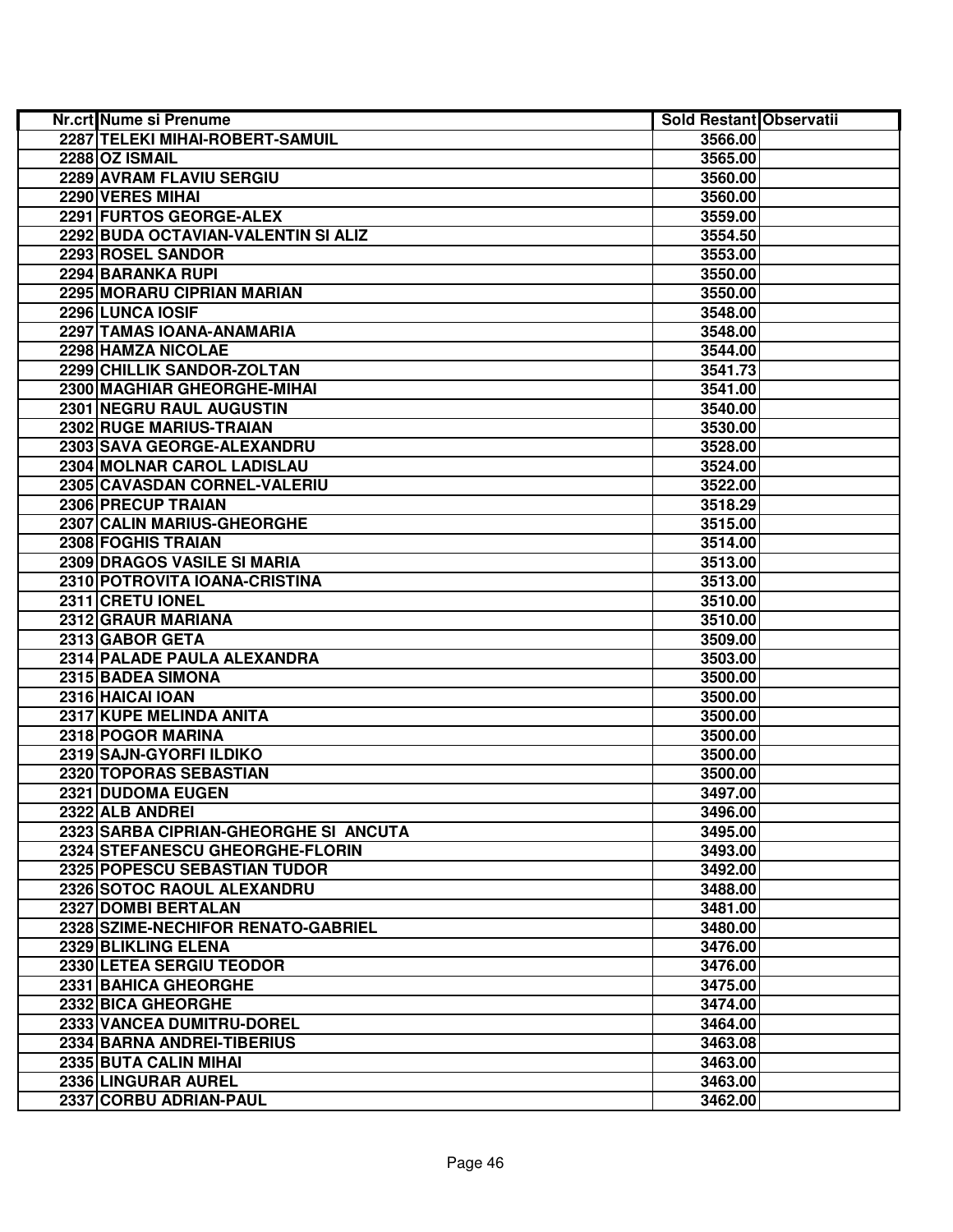| Nr.crt | Nume si Prenume | Sold Restant | Observatii |
|---|---|---|---|
| 2287 | TELEKI MIHAI-ROBERT-SAMUIL | 3566.00 | |
| 2288 | OZ ISMAIL | 3565.00 | |
| 2289 | AVRAM FLAVIU SERGIU | 3560.00 | |
| 2290 | VERES MIHAI | 3560.00 | |
| 2291 | FURTOS GEORGE-ALEX | 3559.00 | |
| 2292 | BUDA OCTAVIAN-VALENTIN SI ALIZ | 3554.50 | |
| 2293 | ROSEL SANDOR | 3553.00 | |
| 2294 | BARANKA RUPI | 3550.00 | |
| 2295 | MORARU CIPRIAN MARIAN | 3550.00 | |
| 2296 | LUNCA IOSIF | 3548.00 | |
| 2297 | TAMAS IOANA-ANAMARIA | 3548.00 | |
| 2298 | HAMZA NICOLAE | 3544.00 | |
| 2299 | CHILLIK SANDOR-ZOLTAN | 3541.73 | |
| 2300 | MAGHIAR GHEORGHE-MIHAI | 3541.00 | |
| 2301 | NEGRU RAUL AUGUSTIN | 3540.00 | |
| 2302 | RUGE MARIUS-TRAIAN | 3530.00 | |
| 2303 | SAVA GEORGE-ALEXANDRU | 3528.00 | |
| 2304 | MOLNAR CAROL LADISLAU | 3524.00 | |
| 2305 | CAVASDAN CORNEL-VALERIU | 3522.00 | |
| 2306 | PRECUP TRAIAN | 3518.29 | |
| 2307 | CALIN MARIUS-GHEORGHE | 3515.00 | |
| 2308 | FOGHIS TRAIAN | 3514.00 | |
| 2309 | DRAGOS VASILE SI MARIA | 3513.00 | |
| 2310 | POTROVITA IOANA-CRISTINA | 3513.00 | |
| 2311 | CRETU IONEL | 3510.00 | |
| 2312 | GRAUR MARIANA | 3510.00 | |
| 2313 | GABOR GETA | 3509.00 | |
| 2314 | PALADE PAULA ALEXANDRA | 3503.00 | |
| 2315 | BADEA SIMONA | 3500.00 | |
| 2316 | HAICAI IOAN | 3500.00 | |
| 2317 | KUPE MELINDA ANITA | 3500.00 | |
| 2318 | POGOR MARINA | 3500.00 | |
| 2319 | SAJN-GYORFI ILDIKO | 3500.00 | |
| 2320 | TOPORAS SEBASTIAN | 3500.00 | |
| 2321 | DUDOMA EUGEN | 3497.00 | |
| 2322 | ALB ANDREI | 3496.00 | |
| 2323 | SARBA CIPRIAN-GHEORGHE SI ANCUTA | 3495.00 | |
| 2324 | STEFANESCU GHEORGHE-FLORIN | 3493.00 | |
| 2325 | POPESCU SEBASTIAN TUDOR | 3492.00 | |
| 2326 | SOTOC RAOUL ALEXANDRU | 3488.00 | |
| 2327 | DOMBI BERTALAN | 3481.00 | |
| 2328 | SZIME-NECHIFOR RENATO-GABRIEL | 3480.00 | |
| 2329 | BLIKLING ELENA | 3476.00 | |
| 2330 | LETEA SERGIU TEODOR | 3476.00 | |
| 2331 | BAHICA GHEORGHE | 3475.00 | |
| 2332 | BICA GHEORGHE | 3474.00 | |
| 2333 | VANCEA DUMITRU-DOREL | 3464.00 | |
| 2334 | BARNA ANDREI-TIBERIUS | 3463.08 | |
| 2335 | BUTA CALIN MIHAI | 3463.00 | |
| 2336 | LINGURAR AUREL | 3463.00 | |
| 2337 | CORBU ADRIAN-PAUL | 3462.00 | |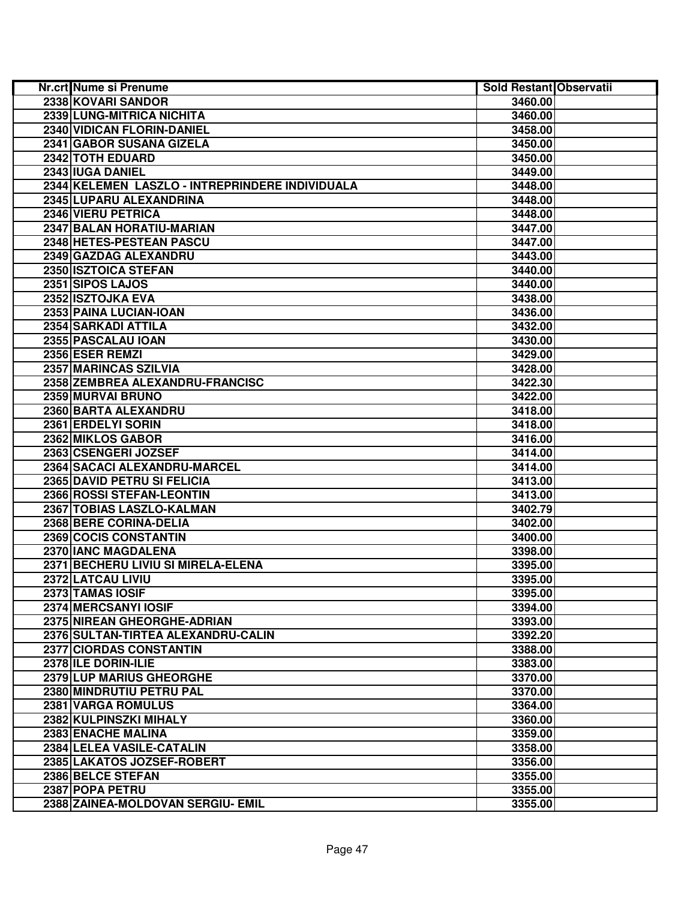| Nr.crt | Nume si Prenume | Sold Restant | Observatii |
|---|---|---|---|
| 2338 | KOVARI SANDOR | 3460.00 | |
| 2339 | LUNG-MITRICA NICHITA | 3460.00 | |
| 2340 | VIDICAN FLORIN-DANIEL | 3458.00 | |
| 2341 | GABOR SUSANA GIZELA | 3450.00 | |
| 2342 | TOTH EDUARD | 3450.00 | |
| 2343 | IUGA DANIEL | 3449.00 | |
| 2344 | KELEMEN LASZLO - INTREPRINDERE INDIVIDUALA | 3448.00 | |
| 2345 | LUPARU ALEXANDRINA | 3448.00 | |
| 2346 | VIERU PETRICA | 3448.00 | |
| 2347 | BALAN HORATIU-MARIAN | 3447.00 | |
| 2348 | HETES-PESTEAN PASCU | 3447.00 | |
| 2349 | GAZDAG ALEXANDRU | 3443.00 | |
| 2350 | ISZTOICA STEFAN | 3440.00 | |
| 2351 | SIPOS LAJOS | 3440.00 | |
| 2352 | ISZTOJKA EVA | 3438.00 | |
| 2353 | PAINA LUCIAN-IOAN | 3436.00 | |
| 2354 | SARKADI ATTILA | 3432.00 | |
| 2355 | PASCALAU IOAN | 3430.00 | |
| 2356 | ESER REMZI | 3429.00 | |
| 2357 | MARINCAS SZILVIA | 3428.00 | |
| 2358 | ZEMBREA ALEXANDRU-FRANCISC | 3422.30 | |
| 2359 | MURVAI BRUNO | 3422.00 | |
| 2360 | BARTA ALEXANDRU | 3418.00 | |
| 2361 | ERDELYI SORIN | 3418.00 | |
| 2362 | MIKLOS GABOR | 3416.00 | |
| 2363 | CSENGERI JOZSEF | 3414.00 | |
| 2364 | SACACI ALEXANDRU-MARCEL | 3414.00 | |
| 2365 | DAVID PETRU SI FELICIA | 3413.00 | |
| 2366 | ROSSI STEFAN-LEONTIN | 3413.00 | |
| 2367 | TOBIAS LASZLO-KALMAN | 3402.79 | |
| 2368 | BERE CORINA-DELIA | 3402.00 | |
| 2369 | COCIS CONSTANTIN | 3400.00 | |
| 2370 | IANC MAGDALENA | 3398.00 | |
| 2371 | BECHERU LIVIU SI MIRELA-ELENA | 3395.00 | |
| 2372 | LATCAU LIVIU | 3395.00 | |
| 2373 | TAMAS IOSIF | 3395.00 | |
| 2374 | MERCSANYI IOSIF | 3394.00 | |
| 2375 | NIREAN GHEORGHE-ADRIAN | 3393.00 | |
| 2376 | SULTAN-TIRTEA ALEXANDRU-CALIN | 3392.20 | |
| 2377 | CIORDAS CONSTANTIN | 3388.00 | |
| 2378 | ILE DORIN-ILIE | 3383.00 | |
| 2379 | LUP MARIUS GHEORGHE | 3370.00 | |
| 2380 | MINDRUTIU PETRU PAL | 3370.00 | |
| 2381 | VARGA ROMULUS | 3364.00 | |
| 2382 | KULPINSZKI MIHALY | 3360.00 | |
| 2383 | ENACHE MALINA | 3359.00 | |
| 2384 | LELEA VASILE-CATALIN | 3358.00 | |
| 2385 | LAKATOS JOZSEF-ROBERT | 3356.00 | |
| 2386 | BELCE STEFAN | 3355.00 | |
| 2387 | POPA PETRU | 3355.00 | |
| 2388 | ZAINEA-MOLDOVAN SERGIU- EMIL | 3355.00 | |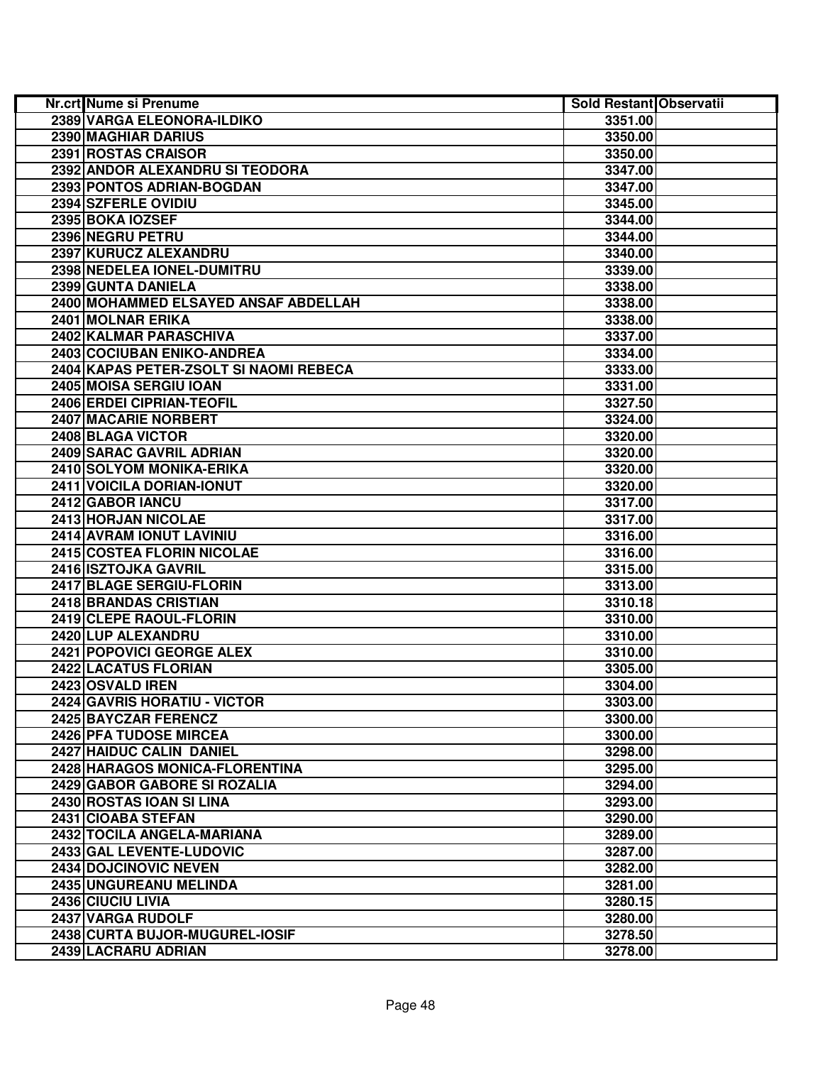| Nr.crt | Nume si Prenume | Sold Restant | Observatii |
|---|---|---|---|
| 2389 | VARGA ELEONORA-ILDIKO | 3351.00 | |
| 2390 | MAGHIAR DARIUS | 3350.00 | |
| 2391 | ROSTAS CRAISOR | 3350.00 | |
| 2392 | ANDOR ALEXANDRU SI TEODORA | 3347.00 | |
| 2393 | PONTOS ADRIAN-BOGDAN | 3347.00 | |
| 2394 | SZFERLE OVIDIU | 3345.00 | |
| 2395 | BOKA IOZSEF | 3344.00 | |
| 2396 | NEGRU PETRU | 3344.00 | |
| 2397 | KURUCZ ALEXANDRU | 3340.00 | |
| 2398 | NEDELEA IONEL-DUMITRU | 3339.00 | |
| 2399 | GUNTA DANIELA | 3338.00 | |
| 2400 | MOHAMMED ELSAYED ANSAF ABDELLAH | 3338.00 | |
| 2401 | MOLNAR ERIKA | 3338.00 | |
| 2402 | KALMAR PARASCHIVA | 3337.00 | |
| 2403 | COCIUBAN ENIKO-ANDREA | 3334.00 | |
| 2404 | KAPAS PETER-ZSOLT SI NAOMI REBECA | 3333.00 | |
| 2405 | MOISA SERGIU IOAN | 3331.00 | |
| 2406 | ERDEI CIPRIAN-TEOFIL | 3327.50 | |
| 2407 | MACARIE NORBERT | 3324.00 | |
| 2408 | BLAGA VICTOR | 3320.00 | |
| 2409 | SARAC GAVRIL ADRIAN | 3320.00 | |
| 2410 | SOLYOM MONIKA-ERIKA | 3320.00 | |
| 2411 | VOICILA DORIAN-IONUT | 3320.00 | |
| 2412 | GABOR IANCU | 3317.00 | |
| 2413 | HORJAN NICOLAE | 3317.00 | |
| 2414 | AVRAM IONUT LAVINIU | 3316.00 | |
| 2415 | COSTEA FLORIN NICOLAE | 3316.00 | |
| 2416 | ISZTOJKA GAVRIL | 3315.00 | |
| 2417 | BLAGE SERGIU-FLORIN | 3313.00 | |
| 2418 | BRANDAS CRISTIAN | 3310.18 | |
| 2419 | CLEPE RAOUL-FLORIN | 3310.00 | |
| 2420 | LUP ALEXANDRU | 3310.00 | |
| 2421 | POPOVICI GEORGE ALEX | 3310.00 | |
| 2422 | LACATUS FLORIAN | 3305.00 | |
| 2423 | OSVALD IREN | 3304.00 | |
| 2424 | GAVRIS HORATIU - VICTOR | 3303.00 | |
| 2425 | BAYCZAR FERENCZ | 3300.00 | |
| 2426 | PFA TUDOSE MIRCEA | 3300.00 | |
| 2427 | HAIDUC CALIN  DANIEL | 3298.00 | |
| 2428 | HARAGOS MONICA-FLORENTINA | 3295.00 | |
| 2429 | GABOR GABORE SI ROZALIA | 3294.00 | |
| 2430 | ROSTAS IOAN SI LINA | 3293.00 | |
| 2431 | CIOABA STEFAN | 3290.00 | |
| 2432 | TOCILA ANGELA-MARIANA | 3289.00 | |
| 2433 | GAL LEVENTE-LUDOVIC | 3287.00 | |
| 2434 | DOJCINOVIC NEVEN | 3282.00 | |
| 2435 | UNGUREANU MELINDA | 3281.00 | |
| 2436 | CIUCIU LIVIA | 3280.15 | |
| 2437 | VARGA RUDOLF | 3280.00 | |
| 2438 | CURTA BUJOR-MUGUREL-IOSIF | 3278.50 | |
| 2439 | LACRARU ADRIAN | 3278.00 | |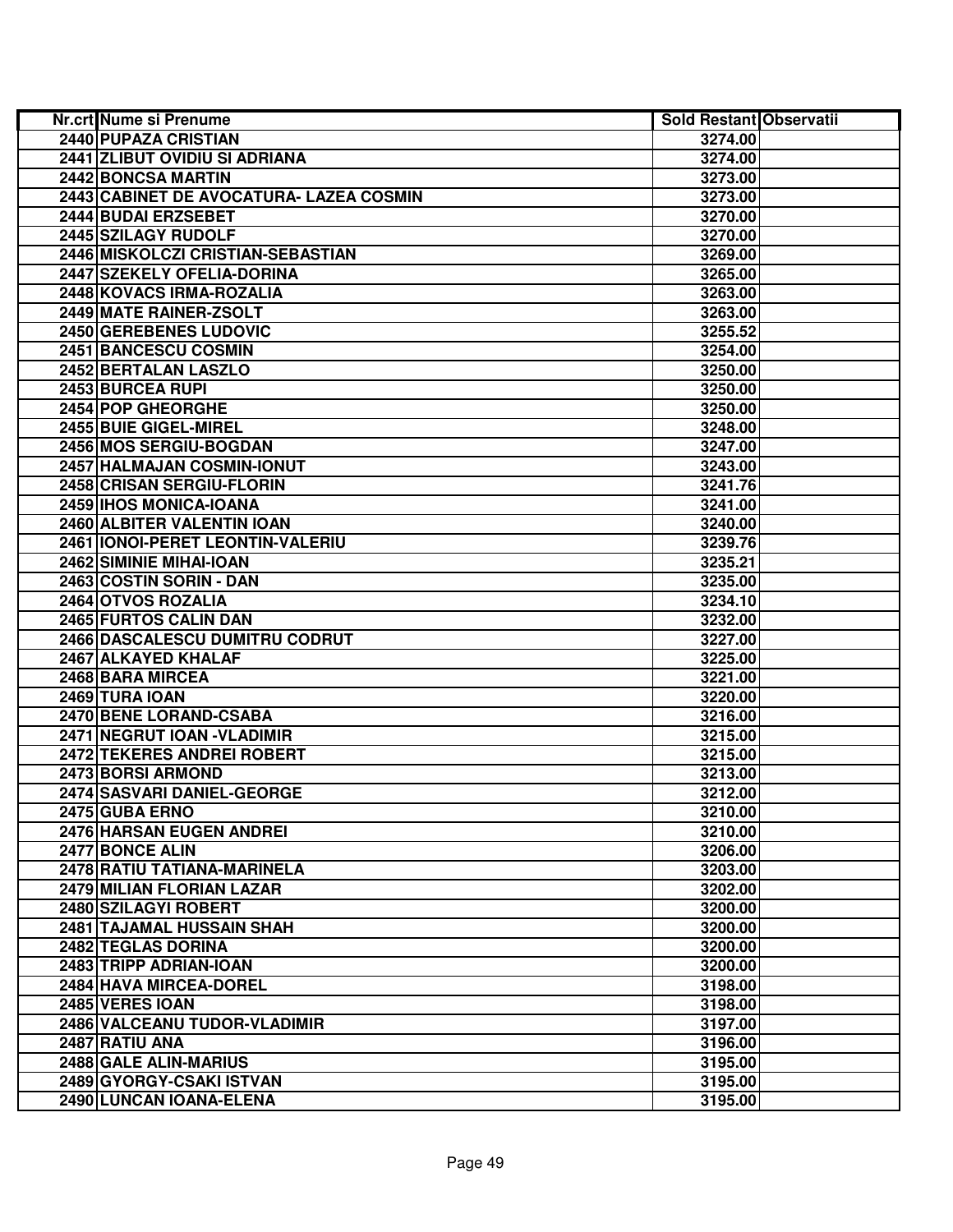| Nr.crt | Nume si Prenume | Sold Restant | Observatii |
|---|---|---|---|
| 2440 | PUPAZA CRISTIAN | 3274.00 | |
| 2441 | ZLIBUT OVIDIU SI ADRIANA | 3274.00 | |
| 2442 | BONCSA MARTIN | 3273.00 | |
| 2443 | CABINET DE AVOCATURA- LAZEA COSMIN | 3273.00 | |
| 2444 | BUDAI ERZSEBET | 3270.00 | |
| 2445 | SZILAGY RUDOLF | 3270.00 | |
| 2446 | MISKOLCZI CRISTIAN-SEBASTIAN | 3269.00 | |
| 2447 | SZEKELY OFELIA-DORINA | 3265.00 | |
| 2448 | KOVACS IRMA-ROZALIA | 3263.00 | |
| 2449 | MATE RAINER-ZSOLT | 3263.00 | |
| 2450 | GEREBENES LUDOVIC | 3255.52 | |
| 2451 | BANCESCU COSMIN | 3254.00 | |
| 2452 | BERTALAN LASZLO | 3250.00 | |
| 2453 | BURCEA RUPI | 3250.00 | |
| 2454 | POP GHEORGHE | 3250.00 | |
| 2455 | BUIE GIGEL-MIREL | 3248.00 | |
| 2456 | MOS SERGIU-BOGDAN | 3247.00 | |
| 2457 | HALMAJAN COSMIN-IONUT | 3243.00 | |
| 2458 | CRISAN SERGIU-FLORIN | 3241.76 | |
| 2459 | IHOS MONICA-IOANA | 3241.00 | |
| 2460 | ALBITER VALENTIN IOAN | 3240.00 | |
| 2461 | IONOI-PERET LEONTIN-VALERIU | 3239.76 | |
| 2462 | SIMINIE MIHAI-IOAN | 3235.21 | |
| 2463 | COSTIN SORIN - DAN | 3235.00 | |
| 2464 | OTVOS ROZALIA | 3234.10 | |
| 2465 | FURTOS CALIN DAN | 3232.00 | |
| 2466 | DASCALESCU DUMITRU CODRUT | 3227.00 | |
| 2467 | ALKAYED KHALAF | 3225.00 | |
| 2468 | BARA MIRCEA | 3221.00 | |
| 2469 | TURA IOAN | 3220.00 | |
| 2470 | BENE LORAND-CSABA | 3216.00 | |
| 2471 | NEGRUT IOAN -VLADIMIR | 3215.00 | |
| 2472 | TEKERES ANDREI ROBERT | 3215.00 | |
| 2473 | BORSI ARMOND | 3213.00 | |
| 2474 | SASVARI DANIEL-GEORGE | 3212.00 | |
| 2475 | GUBA ERNO | 3210.00 | |
| 2476 | HARSAN EUGEN ANDREI | 3210.00 | |
| 2477 | BONCE ALIN | 3206.00 | |
| 2478 | RATIU TATIANA-MARINELA | 3203.00 | |
| 2479 | MILIAN FLORIAN LAZAR | 3202.00 | |
| 2480 | SZILAGYI ROBERT | 3200.00 | |
| 2481 | TAJAMAL HUSSAIN SHAH | 3200.00 | |
| 2482 | TEGLAS DORINA | 3200.00 | |
| 2483 | TRIPP ADRIAN-IOAN | 3200.00 | |
| 2484 | HAVA MIRCEA-DOREL | 3198.00 | |
| 2485 | VERES IOAN | 3198.00 | |
| 2486 | VALCEANU TUDOR-VLADIMIR | 3197.00 | |
| 2487 | RATIU ANA | 3196.00 | |
| 2488 | GALE ALIN-MARIUS | 3195.00 | |
| 2489 | GYORGY-CSAKI ISTVAN | 3195.00 | |
| 2490 | LUNCAN IOANA-ELENA | 3195.00 | |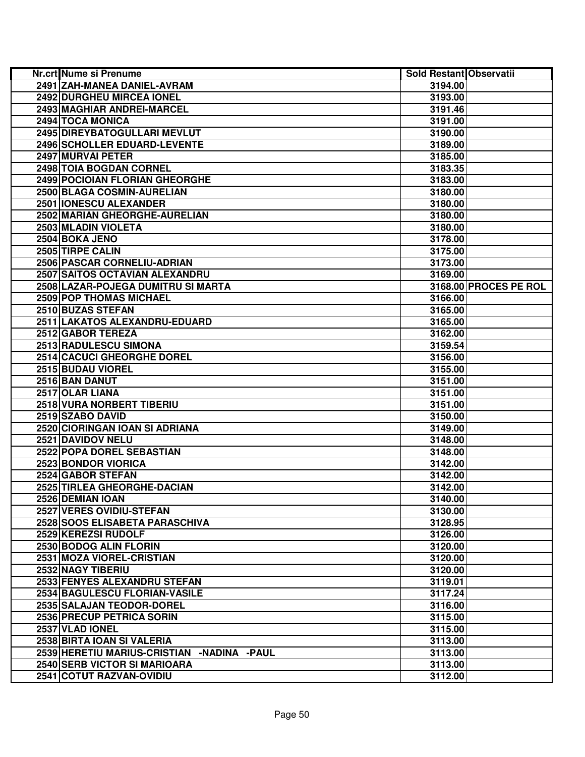| Nr.crt | Nume si Prenume | Sold Restant | Observatii |
|---|---|---|---|
| 2491 | ZAH-MANEA DANIEL-AVRAM | 3194.00 | |
| 2492 | DURGHEU MIRCEA IONEL | 3193.00 | |
| 2493 | MAGHIAR ANDREI-MARCEL | 3191.46 | |
| 2494 | TOCA MONICA | 3191.00 | |
| 2495 | DIREYBATOGULLARI MEVLUT | 3190.00 | |
| 2496 | SCHOLLER EDUARD-LEVENTE | 3189.00 | |
| 2497 | MURVAI PETER | 3185.00 | |
| 2498 | TOIA BOGDAN CORNEL | 3183.35 | |
| 2499 | POCIOIAN FLORIAN GHEORGHE | 3183.00 | |
| 2500 | BLAGA COSMIN-AURELIAN | 3180.00 | |
| 2501 | IONESCU ALEXANDER | 3180.00 | |
| 2502 | MARIAN GHEORGHE-AURELIAN | 3180.00 | |
| 2503 | MLADIN VIOLETA | 3180.00 | |
| 2504 | BOKA JENO | 3178.00 | |
| 2505 | TIRPE CALIN | 3175.00 | |
| 2506 | PASCAR CORNELIU-ADRIAN | 3173.00 | |
| 2507 | SAITOS OCTAVIAN ALEXANDRU | 3169.00 | |
| 2508 | LAZAR-POJEGA DUMITRU SI MARTA | 3168.00 | PROCES PE ROL |
| 2509 | POP THOMAS MICHAEL | 3166.00 | |
| 2510 | BUZAS STEFAN | 3165.00 | |
| 2511 | LAKATOS ALEXANDRU-EDUARD | 3165.00 | |
| 2512 | GABOR TEREZA | 3162.00 | |
| 2513 | RADULESCU SIMONA | 3159.54 | |
| 2514 | CACUCI GHEORGHE DOREL | 3156.00 | |
| 2515 | BUDAU VIOREL | 3155.00 | |
| 2516 | BAN DANUT | 3151.00 | |
| 2517 | OLAR LIANA | 3151.00 | |
| 2518 | VURA NORBERT TIBERIU | 3151.00 | |
| 2519 | SZABO DAVID | 3150.00 | |
| 2520 | CIORINGAN IOAN SI ADRIANA | 3149.00 | |
| 2521 | DAVIDOV NELU | 3148.00 | |
| 2522 | POPA DOREL SEBASTIAN | 3148.00 | |
| 2523 | BONDOR VIORICA | 3142.00 | |
| 2524 | GABOR STEFAN | 3142.00 | |
| 2525 | TIRLEA GHEORGHE-DACIAN | 3142.00 | |
| 2526 | DEMIAN IOAN | 3140.00 | |
| 2527 | VERES OVIDIU-STEFAN | 3130.00 | |
| 2528 | SOOS ELISABETA PARASCHIVA | 3128.95 | |
| 2529 | KEREZSI RUDOLF | 3126.00 | |
| 2530 | BODOG ALIN FLORIN | 3120.00 | |
| 2531 | MOZA VIOREL-CRISTIAN | 3120.00 | |
| 2532 | NAGY TIBERIU | 3120.00 | |
| 2533 | FENYES ALEXANDRU STEFAN | 3119.01 | |
| 2534 | BAGULESCU FLORIAN-VASILE | 3117.24 | |
| 2535 | SALAJAN TEODOR-DOREL | 3116.00 | |
| 2536 | PRECUP PETRICA SORIN | 3115.00 | |
| 2537 | VLAD IONEL | 3115.00 | |
| 2538 | BIRTA IOAN SI VALERIA | 3113.00 | |
| 2539 | HERETIU MARIUS-CRISTIAN -NADINA -PAUL | 3113.00 | |
| 2540 | SERB VICTOR SI MARIOARA | 3113.00 | |
| 2541 | COTUT RAZVAN-OVIDIU | 3112.00 | |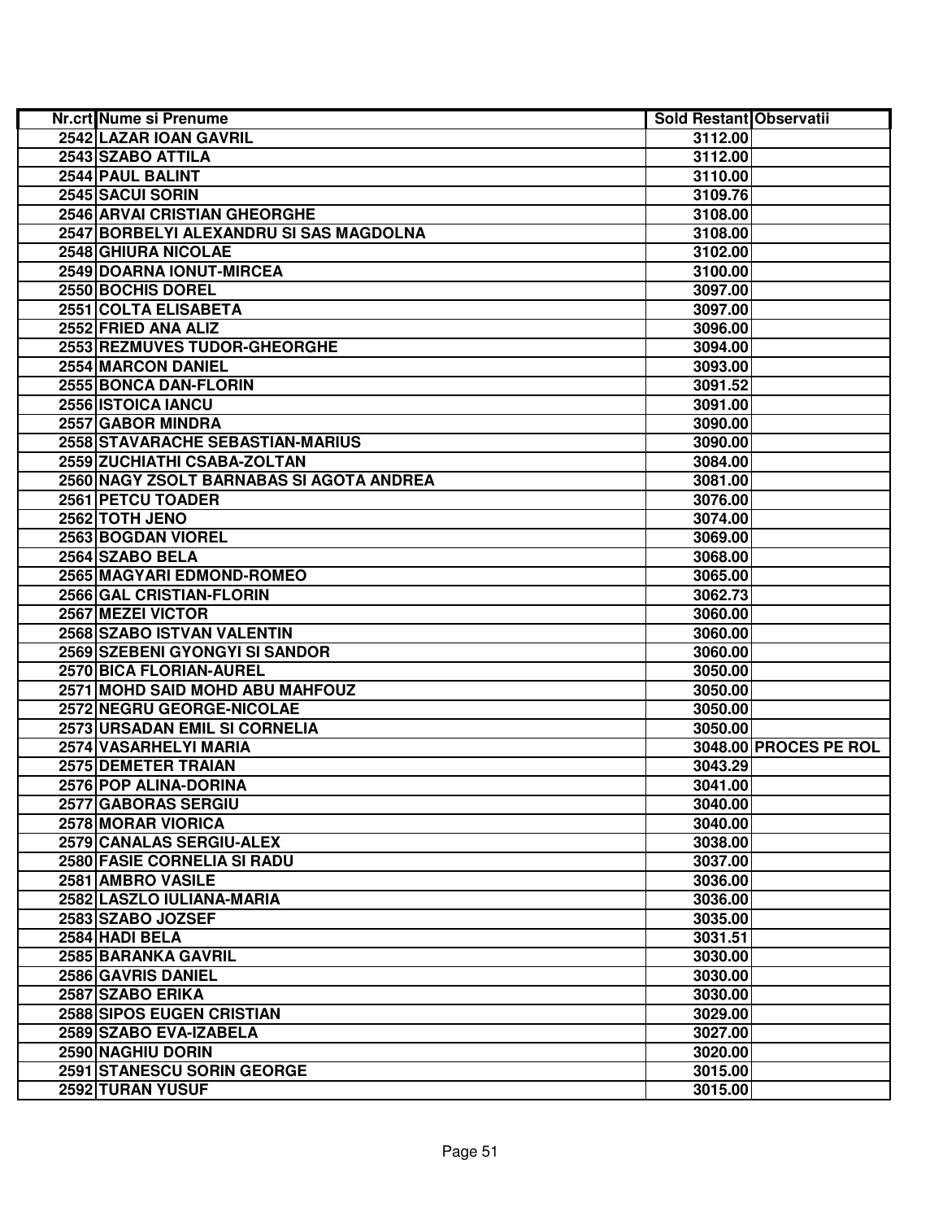| Nr.crt | Nume si Prenume | Sold Restant | Observatii |
|---|---|---|---|
| 2542 | LAZAR IOAN GAVRIL | 3112.00 | |
| 2543 | SZABO ATTILA | 3112.00 | |
| 2544 | PAUL BALINT | 3110.00 | |
| 2545 | SACUI SORIN | 3109.76 | |
| 2546 | ARVAI CRISTIAN GHEORGHE | 3108.00 | |
| 2547 | BORBELYI ALEXANDRU SI SAS MAGDOLNA | 3108.00 | |
| 2548 | GHIURA NICOLAE | 3102.00 | |
| 2549 | DOARNA IONUT-MIRCEA | 3100.00 | |
| 2550 | BOCHIS DOREL | 3097.00 | |
| 2551 | COLTA ELISABETA | 3097.00 | |
| 2552 | FRIED ANA ALIZ | 3096.00 | |
| 2553 | REZMUVES TUDOR-GHEORGHE | 3094.00 | |
| 2554 | MARCON DANIEL | 3093.00 | |
| 2555 | BONCA DAN-FLORIN | 3091.52 | |
| 2556 | ISTOICA IANCU | 3091.00 | |
| 2557 | GABOR MINDRA | 3090.00 | |
| 2558 | STAVARACHE SEBASTIAN-MARIUS | 3090.00 | |
| 2559 | ZUCHIATHI CSABA-ZOLTAN | 3084.00 | |
| 2560 | NAGY ZSOLT BARNABAS SI AGOTA ANDREA | 3081.00 | |
| 2561 | PETCU TOADER | 3076.00 | |
| 2562 | TOTH JENO | 3074.00 | |
| 2563 | BOGDAN VIOREL | 3069.00 | |
| 2564 | SZABO BELA | 3068.00 | |
| 2565 | MAGYARI EDMOND-ROMEO | 3065.00 | |
| 2566 | GAL CRISTIAN-FLORIN | 3062.73 | |
| 2567 | MEZEI VICTOR | 3060.00 | |
| 2568 | SZABO ISTVAN VALENTIN | 3060.00 | |
| 2569 | SZEBENI GYONGYI SI SANDOR | 3060.00 | |
| 2570 | BICA FLORIAN-AUREL | 3050.00 | |
| 2571 | MOHD SAID MOHD ABU MAHFOUZ | 3050.00 | |
| 2572 | NEGRU GEORGE-NICOLAE | 3050.00 | |
| 2573 | URSADAN EMIL SI CORNELIA | 3050.00 | |
| 2574 | VASARHELYI MARIA | 3048.00 | PROCES PE ROL |
| 2575 | DEMETER TRAIAN | 3043.29 | |
| 2576 | POP ALINA-DORINA | 3041.00 | |
| 2577 | GABORAS SERGIU | 3040.00 | |
| 2578 | MORAR VIORICA | 3040.00 | |
| 2579 | CANALAS SERGIU-ALEX | 3038.00 | |
| 2580 | FASIE CORNELIA SI RADU | 3037.00 | |
| 2581 | AMBRO VASILE | 3036.00 | |
| 2582 | LASZLO IULIANA-MARIA | 3036.00 | |
| 2583 | SZABO JOZSEF | 3035.00 | |
| 2584 | HADI BELA | 3031.51 | |
| 2585 | BARANKA GAVRIL | 3030.00 | |
| 2586 | GAVRIS DANIEL | 3030.00 | |
| 2587 | SZABO ERIKA | 3030.00 | |
| 2588 | SIPOS EUGEN CRISTIAN | 3029.00 | |
| 2589 | SZABO EVA-IZABELA | 3027.00 | |
| 2590 | NAGHIU DORIN | 3020.00 | |
| 2591 | STANESCU SORIN GEORGE | 3015.00 | |
| 2592 | TURAN YUSUF | 3015.00 | |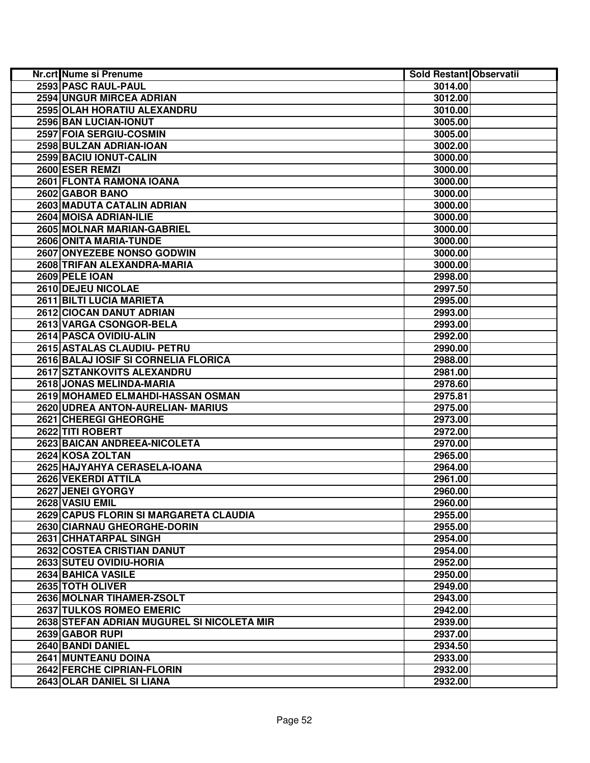| Nr.crt | Nume si Prenume | Sold Restant | Observatii |
|---|---|---|---|
| 2593 | PASC RAUL-PAUL | 3014.00 | |
| 2594 | UNGUR MIRCEA ADRIAN | 3012.00 | |
| 2595 | OLAH HORATIU ALEXANDRU | 3010.00 | |
| 2596 | BAN LUCIAN-IONUT | 3005.00 | |
| 2597 | FOIA SERGIU-COSMIN | 3005.00 | |
| 2598 | BULZAN ADRIAN-IOAN | 3002.00 | |
| 2599 | BACIU IONUT-CALIN | 3000.00 | |
| 2600 | ESER REMZI | 3000.00 | |
| 2601 | FLONTA RAMONA IOANA | 3000.00 | |
| 2602 | GABOR BANO | 3000.00 | |
| 2603 | MADUTA CATALIN ADRIAN | 3000.00 | |
| 2604 | MOISA ADRIAN-ILIE | 3000.00 | |
| 2605 | MOLNAR MARIAN-GABRIEL | 3000.00 | |
| 2606 | ONITA MARIA-TUNDE | 3000.00 | |
| 2607 | ONYEZEBE NONSO GODWIN | 3000.00 | |
| 2608 | TRIFAN ALEXANDRA-MARIA | 3000.00 | |
| 2609 | PELE IOAN | 2998.00 | |
| 2610 | DEJEU NICOLAE | 2997.50 | |
| 2611 | BILTI LUCIA MARIETA | 2995.00 | |
| 2612 | CIOCAN DANUT ADRIAN | 2993.00 | |
| 2613 | VARGA CSONGOR-BELA | 2993.00 | |
| 2614 | PASCA OVIDIU-ALIN | 2992.00 | |
| 2615 | ASTALAS CLAUDIU- PETRU | 2990.00 | |
| 2616 | BALAJ IOSIF SI CORNELIA FLORICA | 2988.00 | |
| 2617 | SZTANKOVITS ALEXANDRU | 2981.00 | |
| 2618 | JONAS MELINDA-MARIA | 2978.60 | |
| 2619 | MOHAMED ELMAHDI-HASSAN OSMAN | 2975.81 | |
| 2620 | UDREA ANTON-AURELIAN- MARIUS | 2975.00 | |
| 2621 | CHEREGI GHEORGHE | 2973.00 | |
| 2622 | TITI ROBERT | 2972.00 | |
| 2623 | BAICAN ANDREEA-NICOLETA | 2970.00 | |
| 2624 | KOSA ZOLTAN | 2965.00 | |
| 2625 | HAJYAHYA CERASELA-IOANA | 2964.00 | |
| 2626 | VEKERDI ATTILA | 2961.00 | |
| 2627 | JENEI GYORGY | 2960.00 | |
| 2628 | VASIU EMIL | 2960.00 | |
| 2629 | CAPUS FLORIN SI MARGARETA CLAUDIA | 2955.00 | |
| 2630 | CIARNAU GHEORGHE-DORIN | 2955.00 | |
| 2631 | CHHATARPAL SINGH | 2954.00 | |
| 2632 | COSTEA CRISTIAN DANUT | 2954.00 | |
| 2633 | SUTEU OVIDIU-HORIA | 2952.00 | |
| 2634 | BAHICA VASILE | 2950.00 | |
| 2635 | TOTH OLIVER | 2949.00 | |
| 2636 | MOLNAR TIHAMER-ZSOLT | 2943.00 | |
| 2637 | TULKOS ROMEO EMERIC | 2942.00 | |
| 2638 | STEFAN ADRIAN MUGUREL SI NICOLETA MIR | 2939.00 | |
| 2639 | GABOR RUPI | 2937.00 | |
| 2640 | BANDI DANIEL | 2934.50 | |
| 2641 | MUNTEANU DOINA | 2933.00 | |
| 2642 | FERCHE CIPRIAN-FLORIN | 2932.00 | |
| 2643 | OLAR DANIEL SI LIANA | 2932.00 | |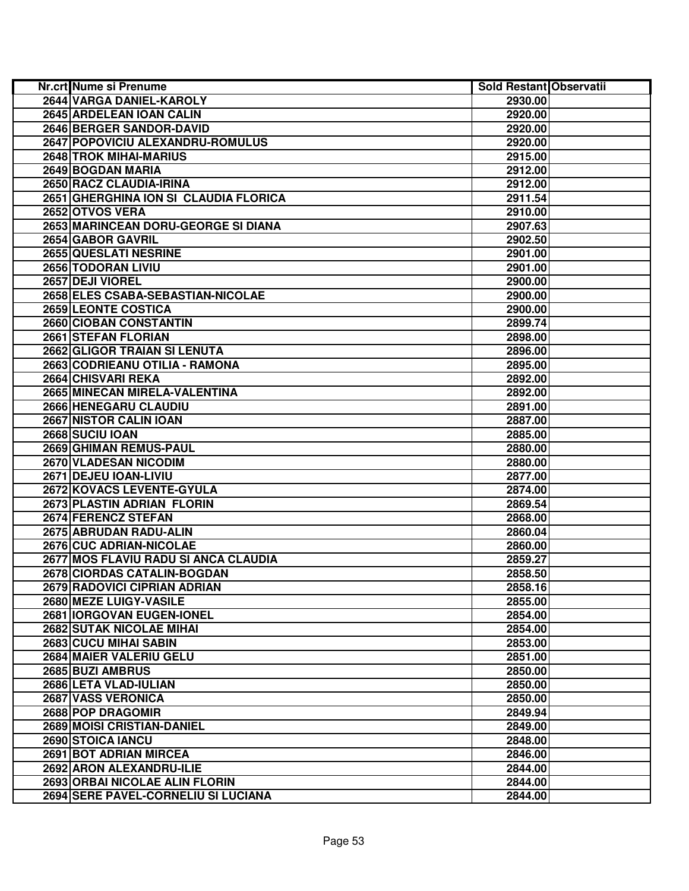| Nr.crt | Nume si Prenume | Sold Restant | Observatii |
|---|---|---|---|
| 2644 | VARGA DANIEL-KAROLY | 2930.00 | |
| 2645 | ARDELEAN IOAN CALIN | 2920.00 | |
| 2646 | BERGER SANDOR-DAVID | 2920.00 | |
| 2647 | POPOVICIU ALEXANDRU-ROMULUS | 2920.00 | |
| 2648 | TROK MIHAI-MARIUS | 2915.00 | |
| 2649 | BOGDAN MARIA | 2912.00 | |
| 2650 | RACZ CLAUDIA-IRINA | 2912.00 | |
| 2651 | GHERGHINA ION SI CLAUDIA FLORICA | 2911.54 | |
| 2652 | OTVOS VERA | 2910.00 | |
| 2653 | MARINCEAN DORU-GEORGE SI DIANA | 2907.63 | |
| 2654 | GABOR GAVRIL | 2902.50 | |
| 2655 | QUESLATI NESRINE | 2901.00 | |
| 2656 | TODORAN LIVIU | 2901.00 | |
| 2657 | DEJI VIOREL | 2900.00 | |
| 2658 | ELES CSABA-SEBASTIAN-NICOLAE | 2900.00 | |
| 2659 | LEONTE COSTICA | 2900.00 | |
| 2660 | CIOBAN CONSTANTIN | 2899.74 | |
| 2661 | STEFAN FLORIAN | 2898.00 | |
| 2662 | GLIGOR TRAIAN SI LENUTA | 2896.00 | |
| 2663 | CODRIEANU OTILIA - RAMONA | 2895.00 | |
| 2664 | CHISVARI REKA | 2892.00 | |
| 2665 | MINECAN MIRELA-VALENTINA | 2892.00 | |
| 2666 | HENEGARU CLAUDIU | 2891.00 | |
| 2667 | NISTOR CALIN IOAN | 2887.00 | |
| 2668 | SUCIU IOAN | 2885.00 | |
| 2669 | GHIMAN REMUS-PAUL | 2880.00 | |
| 2670 | VLADESAN NICODIM | 2880.00 | |
| 2671 | DEJEU IOAN-LIVIU | 2877.00 | |
| 2672 | KOVACS LEVENTE-GYULA | 2874.00 | |
| 2673 | PLASTIN ADRIAN FLORIN | 2869.54 | |
| 2674 | FERENCZ STEFAN | 2868.00 | |
| 2675 | ABRUDAN RADU-ALIN | 2860.04 | |
| 2676 | CUC ADRIAN-NICOLAE | 2860.00 | |
| 2677 | MOS FLAVIU RADU SI ANCA CLAUDIA | 2859.27 | |
| 2678 | CIORDAS CATALIN-BOGDAN | 2858.50 | |
| 2679 | RADOVICI CIPRIAN ADRIAN | 2858.16 | |
| 2680 | MEZE LUIGY-VASILE | 2855.00 | |
| 2681 | IORGOVAN EUGEN-IONEL | 2854.00 | |
| 2682 | SUTAK NICOLAE MIHAI | 2854.00 | |
| 2683 | CUCU MIHAI SABIN | 2853.00 | |
| 2684 | MAIER VALERIU GELU | 2851.00 | |
| 2685 | BUZI AMBRUS | 2850.00 | |
| 2686 | LETA VLAD-IULIAN | 2850.00 | |
| 2687 | VASS VERONICA | 2850.00 | |
| 2688 | POP DRAGOMIR | 2849.94 | |
| 2689 | MOISI CRISTIAN-DANIEL | 2849.00 | |
| 2690 | STOICA IANCU | 2848.00 | |
| 2691 | BOT ADRIAN MIRCEA | 2846.00 | |
| 2692 | ARON ALEXANDRU-ILIE | 2844.00 | |
| 2693 | ORBAI NICOLAE ALIN FLORIN | 2844.00 | |
| 2694 | SERE PAVEL-CORNELIU SI LUCIANA | 2844.00 | |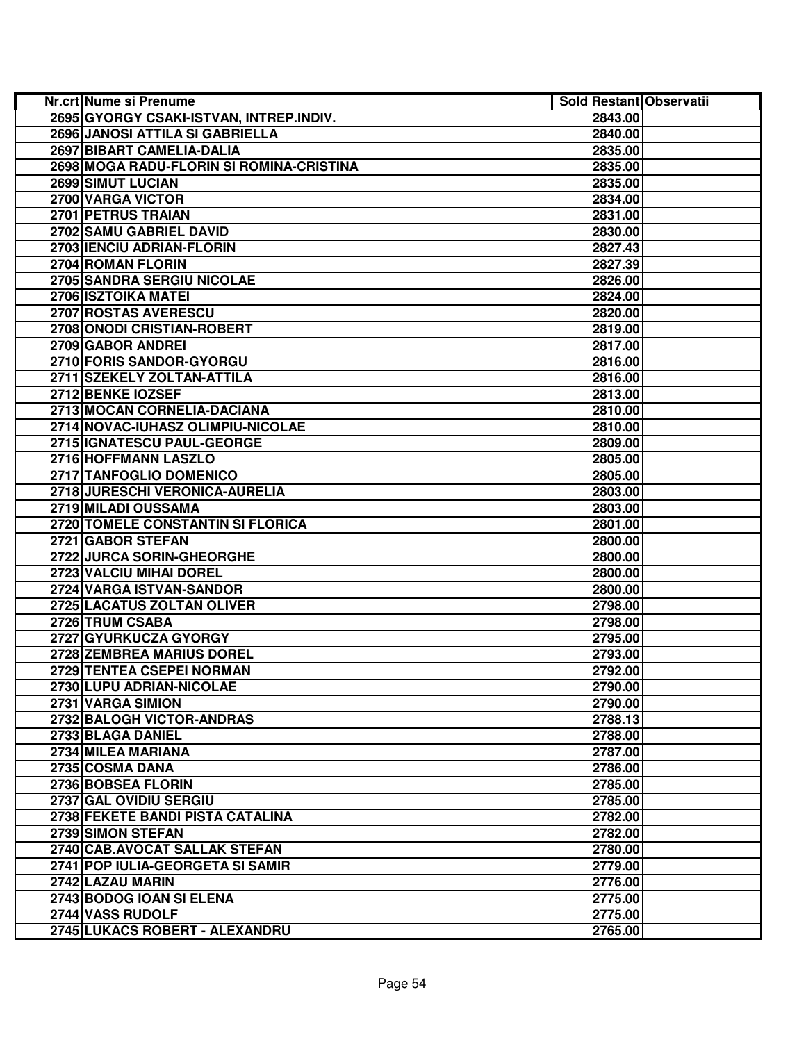| Nr.crt | Nume si Prenume | Sold Restant | Observatii |
|---|---|---|---|
| 2695 | GYORGY CSAKI-ISTVAN, INTREP.INDIV. | 2843.00 | |
| 2696 | JANOSI ATTILA SI GABRIELLA | 2840.00 | |
| 2697 | BIBART CAMELIA-DALIA | 2835.00 | |
| 2698 | MOGA RADU-FLORIN SI ROMINA-CRISTINA | 2835.00 | |
| 2699 | SIMUT LUCIAN | 2835.00 | |
| 2700 | VARGA VICTOR | 2834.00 | |
| 2701 | PETRUS TRAIAN | 2831.00 | |
| 2702 | SAMU GABRIEL DAVID | 2830.00 | |
| 2703 | IENCIU ADRIAN-FLORIN | 2827.43 | |
| 2704 | ROMAN FLORIN | 2827.39 | |
| 2705 | SANDRA SERGIU NICOLAE | 2826.00 | |
| 2706 | ISZTOIKA MATEI | 2824.00 | |
| 2707 | ROSTAS AVERESCU | 2820.00 | |
| 2708 | ONODI CRISTIAN-ROBERT | 2819.00 | |
| 2709 | GABOR ANDREI | 2817.00 | |
| 2710 | FORIS SANDOR-GYORGU | 2816.00 | |
| 2711 | SZEKELY ZOLTAN-ATTILA | 2816.00 | |
| 2712 | BENKE IOZSEF | 2813.00 | |
| 2713 | MOCAN CORNELIA-DACIANA | 2810.00 | |
| 2714 | NOVAC-IUHASZ OLIMPIU-NICOLAE | 2810.00 | |
| 2715 | IGNATESCU PAUL-GEORGE | 2809.00 | |
| 2716 | HOFFMANN LASZLO | 2805.00 | |
| 2717 | TANFOGLIO DOMENICO | 2805.00 | |
| 2718 | JURESCHI VERONICA-AURELIA | 2803.00 | |
| 2719 | MILADI OUSSAMA | 2803.00 | |
| 2720 | TOMELE CONSTANTIN SI FLORICA | 2801.00 | |
| 2721 | GABOR STEFAN | 2800.00 | |
| 2722 | JURCA SORIN-GHEORGHE | 2800.00 | |
| 2723 | VALCIU MIHAI DOREL | 2800.00 | |
| 2724 | VARGA ISTVAN-SANDOR | 2800.00 | |
| 2725 | LACATUS ZOLTAN OLIVER | 2798.00 | |
| 2726 | TRUM CSABA | 2798.00 | |
| 2727 | GYURKUCZA GYORGY | 2795.00 | |
| 2728 | ZEMBREA MARIUS DOREL | 2793.00 | |
| 2729 | TENTEA CSEPEI NORMAN | 2792.00 | |
| 2730 | LUPU ADRIAN-NICOLAE | 2790.00 | |
| 2731 | VARGA SIMION | 2790.00 | |
| 2732 | BALOGH VICTOR-ANDRAS | 2788.13 | |
| 2733 | BLAGA DANIEL | 2788.00 | |
| 2734 | MILEA MARIANA | 2787.00 | |
| 2735 | COSMA DANA | 2786.00 | |
| 2736 | BOBSEA FLORIN | 2785.00 | |
| 2737 | GAL OVIDIU SERGIU | 2785.00 | |
| 2738 | FEKETE BANDI PISTA CATALINA | 2782.00 | |
| 2739 | SIMON STEFAN | 2782.00 | |
| 2740 | CAB.AVOCAT SALLAK STEFAN | 2780.00 | |
| 2741 | POP IULIA-GEORGETA SI SAMIR | 2779.00 | |
| 2742 | LAZAU MARIN | 2776.00 | |
| 2743 | BODOG IOAN SI ELENA | 2775.00 | |
| 2744 | VASS RUDOLF | 2775.00 | |
| 2745 | LUKACS ROBERT - ALEXANDRU | 2765.00 | |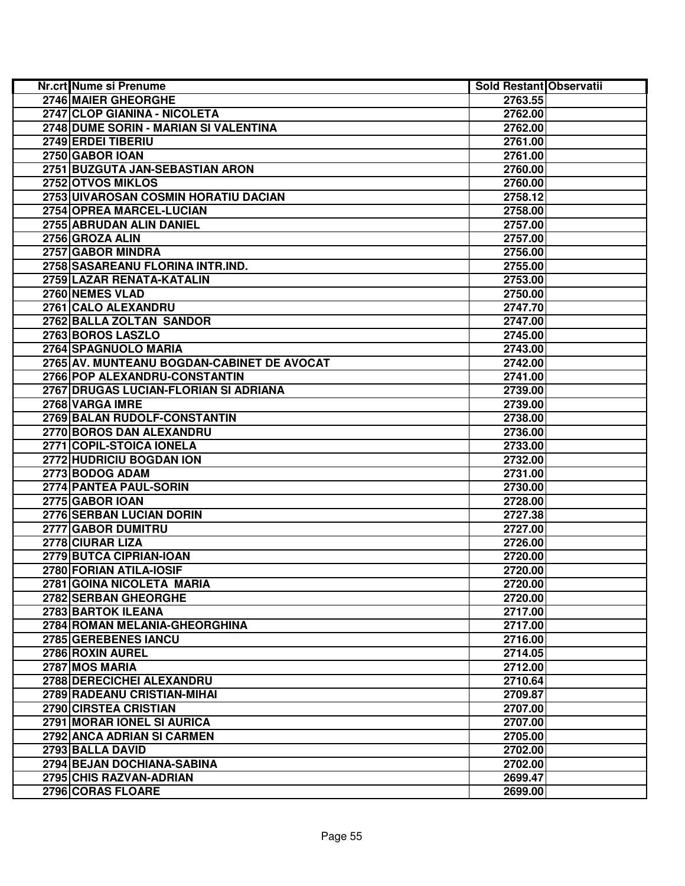| Nr.crt | Nume si Prenume | Sold Restant | Observatii |
|---|---|---|---|
| 2746 | MAIER GHEORGHE | 2763.55 | |
| 2747 | CLOP GIANINA - NICOLETA | 2762.00 | |
| 2748 | DUME SORIN - MARIAN SI VALENTINA | 2762.00 | |
| 2749 | ERDEI TIBERIU | 2761.00 | |
| 2750 | GABOR IOAN | 2761.00 | |
| 2751 | BUZGUTA JAN-SEBASTIAN ARON | 2760.00 | |
| 2752 | OTVOS MIKLOS | 2760.00 | |
| 2753 | UIVAROSAN COSMIN HORATIU DACIAN | 2758.12 | |
| 2754 | OPREA MARCEL-LUCIAN | 2758.00 | |
| 2755 | ABRUDAN ALIN DANIEL | 2757.00 | |
| 2756 | GROZA ALIN | 2757.00 | |
| 2757 | GABOR MINDRA | 2756.00 | |
| 2758 | SASAREANU FLORINA INTR.IND. | 2755.00 | |
| 2759 | LAZAR RENATA-KATALIN | 2753.00 | |
| 2760 | NEMES VLAD | 2750.00 | |
| 2761 | CALO ALEXANDRU | 2747.70 | |
| 2762 | BALLA ZOLTAN SANDOR | 2747.00 | |
| 2763 | BOROS LASZLO | 2745.00 | |
| 2764 | SPAGNUOLO MARIA | 2743.00 | |
| 2765 | AV. MUNTEANU BOGDAN-CABINET DE AVOCAT | 2742.00 | |
| 2766 | POP ALEXANDRU-CONSTANTIN | 2741.00 | |
| 2767 | DRUGAS LUCIAN-FLORIAN SI ADRIANA | 2739.00 | |
| 2768 | VARGA IMRE | 2739.00 | |
| 2769 | BALAN RUDOLF-CONSTANTIN | 2738.00 | |
| 2770 | BOROS DAN ALEXANDRU | 2736.00 | |
| 2771 | COPIL-STOICA IONELA | 2733.00 | |
| 2772 | HUDRICIU BOGDAN ION | 2732.00 | |
| 2773 | BODOG ADAM | 2731.00 | |
| 2774 | PANTEA PAUL-SORIN | 2730.00 | |
| 2775 | GABOR IOAN | 2728.00 | |
| 2776 | SERBAN LUCIAN DORIN | 2727.38 | |
| 2777 | GABOR DUMITRU | 2727.00 | |
| 2778 | CIURAR LIZA | 2726.00 | |
| 2779 | BUTCA CIPRIAN-IOAN | 2720.00 | |
| 2780 | FORIAN ATILA-IOSIF | 2720.00 | |
| 2781 | GOINA NICOLETA MARIA | 2720.00 | |
| 2782 | SERBAN GHEORGHE | 2720.00 | |
| 2783 | BARTOK ILEANA | 2717.00 | |
| 2784 | ROMAN MELANIA-GHEORGHINA | 2717.00 | |
| 2785 | GEREBENES IANCU | 2716.00 | |
| 2786 | ROXIN AUREL | 2714.05 | |
| 2787 | MOS MARIA | 2712.00 | |
| 2788 | DERECICHEI ALEXANDRU | 2710.64 | |
| 2789 | RADEANU CRISTIAN-MIHAI | 2709.87 | |
| 2790 | CIRSTEA CRISTIAN | 2707.00 | |
| 2791 | MORAR IONEL SI AURICA | 2707.00 | |
| 2792 | ANCA ADRIAN SI CARMEN | 2705.00 | |
| 2793 | BALLA DAVID | 2702.00 | |
| 2794 | BEJAN DOCHIANA-SABINA | 2702.00 | |
| 2795 | CHIS RAZVAN-ADRIAN | 2699.47 | |
| 2796 | CORAS FLOARE | 2699.00 | |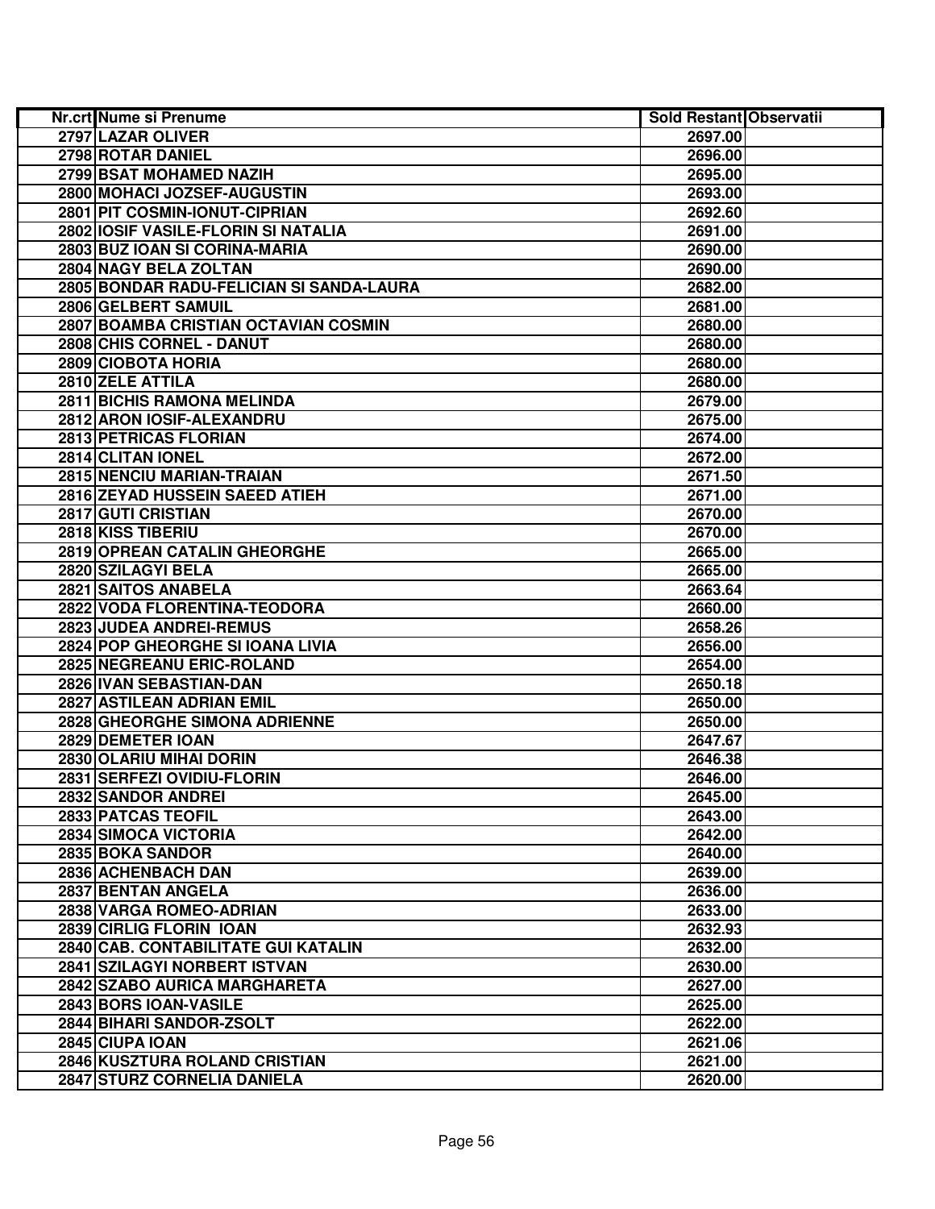| Nr.crt | Nume si Prenume | Sold Restant | Observatii |
|---|---|---|---|
| 2797 | LAZAR OLIVER | 2697.00 | |
| 2798 | ROTAR DANIEL | 2696.00 | |
| 2799 | BSAT MOHAMED NAZIH | 2695.00 | |
| 2800 | MOHACI JOZSEF-AUGUSTIN | 2693.00 | |
| 2801 | PIT COSMIN-IONUT-CIPRIAN | 2692.60 | |
| 2802 | IOSIF VASILE-FLORIN SI NATALIA | 2691.00 | |
| 2803 | BUZ IOAN SI CORINA-MARIA | 2690.00 | |
| 2804 | NAGY BELA ZOLTAN | 2690.00 | |
| 2805 | BONDAR RADU-FELICIAN SI SANDA-LAURA | 2682.00 | |
| 2806 | GELBERT SAMUIL | 2681.00 | |
| 2807 | BOAMBA CRISTIAN OCTAVIAN COSMIN | 2680.00 | |
| 2808 | CHIS CORNEL - DANUT | 2680.00 | |
| 2809 | CIOBOTA HORIA | 2680.00 | |
| 2810 | ZELE ATTILA | 2680.00 | |
| 2811 | BICHIS RAMONA MELINDA | 2679.00 | |
| 2812 | ARON IOSIF-ALEXANDRU | 2675.00 | |
| 2813 | PETRICAS FLORIAN | 2674.00 | |
| 2814 | CLITAN IONEL | 2672.00 | |
| 2815 | NENCIU MARIAN-TRAIAN | 2671.50 | |
| 2816 | ZEYAD HUSSEIN SAEED ATIEH | 2671.00 | |
| 2817 | GUTI CRISTIAN | 2670.00 | |
| 2818 | KISS TIBERIU | 2670.00 | |
| 2819 | OPREAN CATALIN GHEORGHE | 2665.00 | |
| 2820 | SZILAGYI BELA | 2665.00 | |
| 2821 | SAITOS ANABELA | 2663.64 | |
| 2822 | VODA FLORENTINA-TEODORA | 2660.00 | |
| 2823 | JUDEA ANDREI-REMUS | 2658.26 | |
| 2824 | POP GHEORGHE SI IOANA LIVIA | 2656.00 | |
| 2825 | NEGREANU ERIC-ROLAND | 2654.00 | |
| 2826 | IVAN SEBASTIAN-DAN | 2650.18 | |
| 2827 | ASTILEAN ADRIAN EMIL | 2650.00 | |
| 2828 | GHEORGHE SIMONA ADRIENNE | 2650.00 | |
| 2829 | DEMETER IOAN | 2647.67 | |
| 2830 | OLARIU MIHAI DORIN | 2646.38 | |
| 2831 | SERFEZI OVIDIU-FLORIN | 2646.00 | |
| 2832 | SANDOR ANDREI | 2645.00 | |
| 2833 | PATCAS TEOFIL | 2643.00 | |
| 2834 | SIMOCA VICTORIA | 2642.00 | |
| 2835 | BOKA SANDOR | 2640.00 | |
| 2836 | ACHENBACH DAN | 2639.00 | |
| 2837 | BENTAN ANGELA | 2636.00 | |
| 2838 | VARGA ROMEO-ADRIAN | 2633.00 | |
| 2839 | CIRLIG FLORIN IOAN | 2632.93 | |
| 2840 | CAB. CONTABILITATE GUI KATALIN | 2632.00 | |
| 2841 | SZILAGYI NORBERT ISTVAN | 2630.00 | |
| 2842 | SZABO AURICA MARGHARETA | 2627.00 | |
| 2843 | BORS IOAN-VASILE | 2625.00 | |
| 2844 | BIHARI SANDOR-ZSOLT | 2622.00 | |
| 2845 | CIUPA IOAN | 2621.06 | |
| 2846 | KUSZTURA ROLAND CRISTIAN | 2621.00 | |
| 2847 | STURZ CORNELIA DANIELA | 2620.00 | |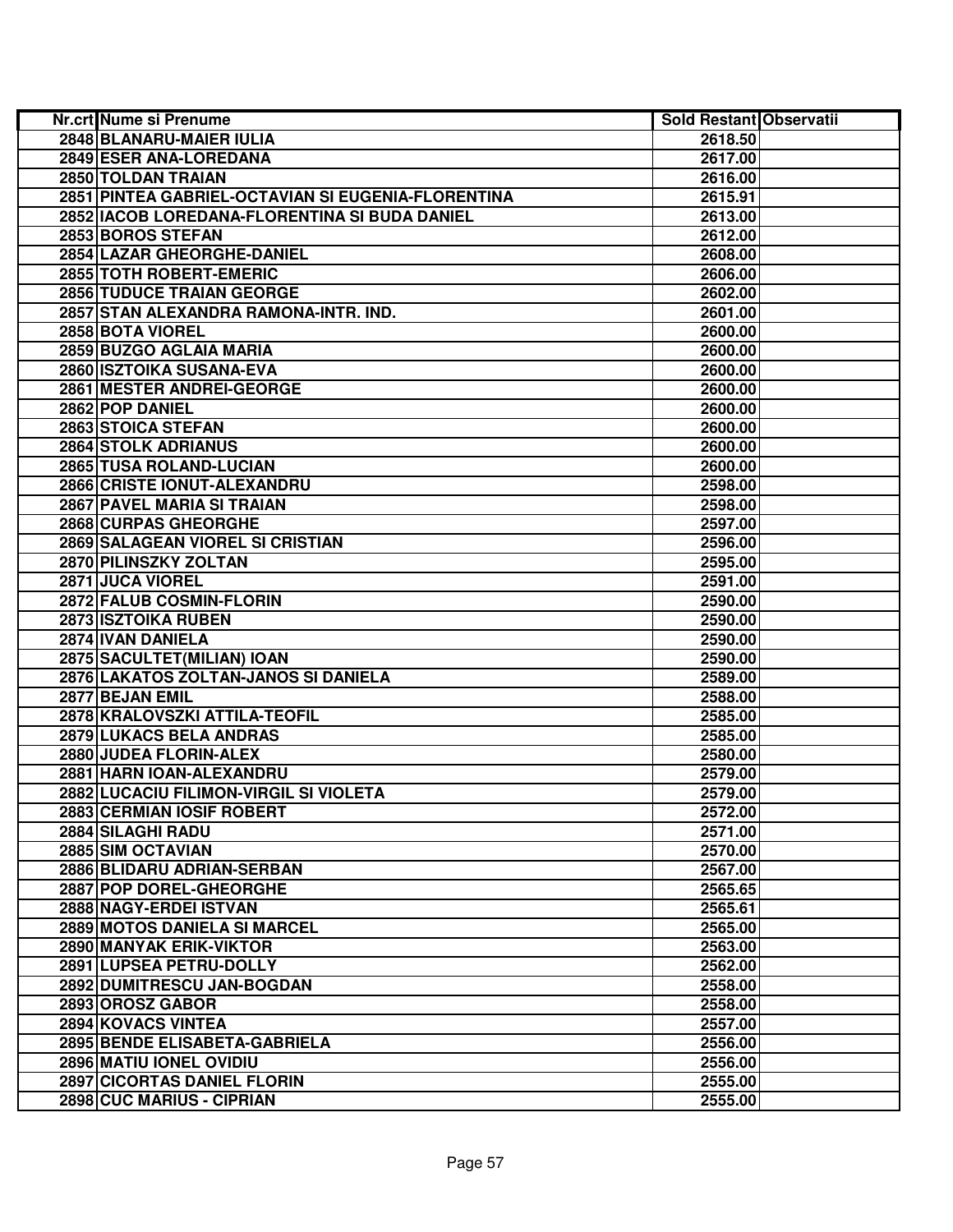| Nr.crt | Nume si Prenume | Sold Restant | Observatii |
|---|---|---|---|
| 2848 | BLANARU-MAIER IULIA | 2618.50 | |
| 2849 | ESER ANA-LOREDANA | 2617.00 | |
| 2850 | TOLDAN TRAIAN | 2616.00 | |
| 2851 | PINTEA GABRIEL-OCTAVIAN SI EUGENIA-FLORENTINA | 2615.91 | |
| 2852 | IACOB LOREDANA-FLORENTINA SI BUDA DANIEL | 2613.00 | |
| 2853 | BOROS STEFAN | 2612.00 | |
| 2854 | LAZAR GHEORGHE-DANIEL | 2608.00 | |
| 2855 | TOTH ROBERT-EMERIC | 2606.00 | |
| 2856 | TUDUCE TRAIAN GEORGE | 2602.00 | |
| 2857 | STAN ALEXANDRA RAMONA-INTR. IND. | 2601.00 | |
| 2858 | BOTA VIOREL | 2600.00 | |
| 2859 | BUZGO AGLAIA MARIA | 2600.00 | |
| 2860 | ISZTOIKA SUSANA-EVA | 2600.00 | |
| 2861 | MESTER ANDREI-GEORGE | 2600.00 | |
| 2862 | POP DANIEL | 2600.00 | |
| 2863 | STOICA STEFAN | 2600.00 | |
| 2864 | STOLK ADRIANUS | 2600.00 | |
| 2865 | TUSA ROLAND-LUCIAN | 2600.00 | |
| 2866 | CRISTE IONUT-ALEXANDRU | 2598.00 | |
| 2867 | PAVEL MARIA SI TRAIAN | 2598.00 | |
| 2868 | CURPAS GHEORGHE | 2597.00 | |
| 2869 | SALAGEAN VIOREL SI CRISTIAN | 2596.00 | |
| 2870 | PILINSZKY ZOLTAN | 2595.00 | |
| 2871 | JUCA VIOREL | 2591.00 | |
| 2872 | FALUB COSMIN-FLORIN | 2590.00 | |
| 2873 | ISZTOIKA RUBEN | 2590.00 | |
| 2874 | IVAN DANIELA | 2590.00 | |
| 2875 | SACULTET(MILIAN) IOAN | 2590.00 | |
| 2876 | LAKATOS ZOLTAN-JANOS SI DANIELA | 2589.00 | |
| 2877 | BEJAN EMIL | 2588.00 | |
| 2878 | KRALOVSZKI ATTILA-TEOFIL | 2585.00 | |
| 2879 | LUKACS BELA ANDRAS | 2585.00 | |
| 2880 | JUDEA FLORIN-ALEX | 2580.00 | |
| 2881 | HARN IOAN-ALEXANDRU | 2579.00 | |
| 2882 | LUCACIU FILIMON-VIRGIL SI VIOLETA | 2579.00 | |
| 2883 | CERMIAN IOSIF ROBERT | 2572.00 | |
| 2884 | SILAGHI RADU | 2571.00 | |
| 2885 | SIM OCTAVIAN | 2570.00 | |
| 2886 | BLIDARU ADRIAN-SERBAN | 2567.00 | |
| 2887 | POP DOREL-GHEORGHE | 2565.65 | |
| 2888 | NAGY-ERDEI ISTVAN | 2565.61 | |
| 2889 | MOTOS DANIELA SI MARCEL | 2565.00 | |
| 2890 | MANYAK ERIK-VIKTOR | 2563.00 | |
| 2891 | LUPSEA PETRU-DOLLY | 2562.00 | |
| 2892 | DUMITRESCU JAN-BOGDAN | 2558.00 | |
| 2893 | OROSZ GABOR | 2558.00 | |
| 2894 | KOVACS VINTEA | 2557.00 | |
| 2895 | BENDE ELISABETA-GABRIELA | 2556.00 | |
| 2896 | MATIU IONEL OVIDIU | 2556.00 | |
| 2897 | CICORTAS DANIEL FLORIN | 2555.00 | |
| 2898 | CUC MARIUS - CIPRIAN | 2555.00 | |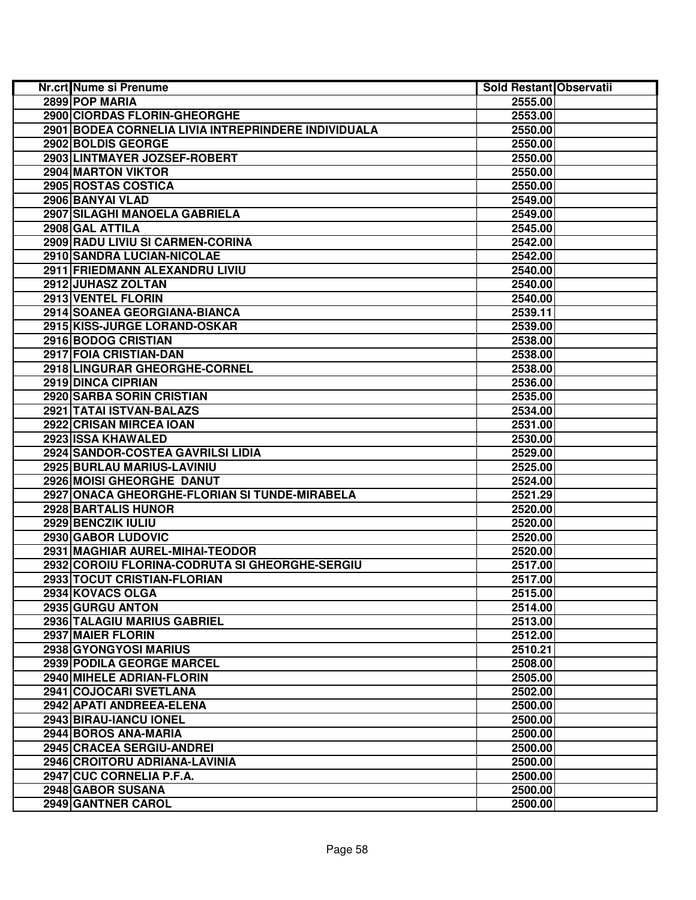| Nr.crt | Nume si Prenume | Sold Restant | Observatii |
| --- | --- | --- | --- |
| 2899 | POP MARIA | 2555.00 | |
| 2900 | CIORDAS FLORIN-GHEORGHE | 2553.00 | |
| 2901 | BODEA CORNELIA LIVIA INTREPRINDERE INDIVIDUALA | 2550.00 | |
| 2902 | BOLDIS GEORGE | 2550.00 | |
| 2903 | LINTMAYER JOZSEF-ROBERT | 2550.00 | |
| 2904 | MARTON VIKTOR | 2550.00 | |
| 2905 | ROSTAS COSTICA | 2550.00 | |
| 2906 | BANYAI VLAD | 2549.00 | |
| 2907 | SILAGHI MANOELA GABRIELA | 2549.00 | |
| 2908 | GAL ATTILA | 2545.00 | |
| 2909 | RADU LIVIU SI CARMEN-CORINA | 2542.00 | |
| 2910 | SANDRA LUCIAN-NICOLAE | 2542.00 | |
| 2911 | FRIEDMANN ALEXANDRU LIVIU | 2540.00 | |
| 2912 | JUHASZ ZOLTAN | 2540.00 | |
| 2913 | VENTEL FLORIN | 2540.00 | |
| 2914 | SOANEA GEORGIANA-BIANCA | 2539.11 | |
| 2915 | KISS-JURGE LORAND-OSKAR | 2539.00 | |
| 2916 | BODOG CRISTIAN | 2538.00 | |
| 2917 | FOIA CRISTIAN-DAN | 2538.00 | |
| 2918 | LINGURAR GHEORGHE-CORNEL | 2538.00 | |
| 2919 | DINCA CIPRIAN | 2536.00 | |
| 2920 | SARBA SORIN CRISTIAN | 2535.00 | |
| 2921 | TATAI ISTVAN-BALAZS | 2534.00 | |
| 2922 | CRISAN MIRCEA IOAN | 2531.00 | |
| 2923 | ISSA KHAWALED | 2530.00 | |
| 2924 | SANDOR-COSTEA GAVRILSI LIDIA | 2529.00 | |
| 2925 | BURLAU MARIUS-LAVINIU | 2525.00 | |
| 2926 | MOISI GHEORGHE DANUT | 2524.00 | |
| 2927 | ONACA GHEORGHE-FLORIAN SI TUNDE-MIRABELA | 2521.29 | |
| 2928 | BARTALIS HUNOR | 2520.00 | |
| 2929 | BENCZIK IULIU | 2520.00 | |
| 2930 | GABOR LUDOVIC | 2520.00 | |
| 2931 | MAGHIAR AUREL-MIHAI-TEODOR | 2520.00 | |
| 2932 | COROIU FLORINA-CODRUTA SI GHEORGHE-SERGIU | 2517.00 | |
| 2933 | TOCUT CRISTIAN-FLORIAN | 2517.00 | |
| 2934 | KOVACS OLGA | 2515.00 | |
| 2935 | GURGU ANTON | 2514.00 | |
| 2936 | TALAGIU MARIUS GABRIEL | 2513.00 | |
| 2937 | MAIER FLORIN | 2512.00 | |
| 2938 | GYONGYOSI MARIUS | 2510.21 | |
| 2939 | PODILA GEORGE MARCEL | 2508.00 | |
| 2940 | MIHELE ADRIAN-FLORIN | 2505.00 | |
| 2941 | COJOCARI SVETLANA | 2502.00 | |
| 2942 | APATI ANDREEA-ELENA | 2500.00 | |
| 2943 | BIRAU-IANCU IONEL | 2500.00 | |
| 2944 | BOROS ANA-MARIA | 2500.00 | |
| 2945 | CRACEA SERGIU-ANDREI | 2500.00 | |
| 2946 | CROITORU ADRIANA-LAVINIA | 2500.00 | |
| 2947 | CUC CORNELIA P.F.A. | 2500.00 | |
| 2948 | GABOR SUSANA | 2500.00 | |
| 2949 | GANTNER CAROL | 2500.00 | |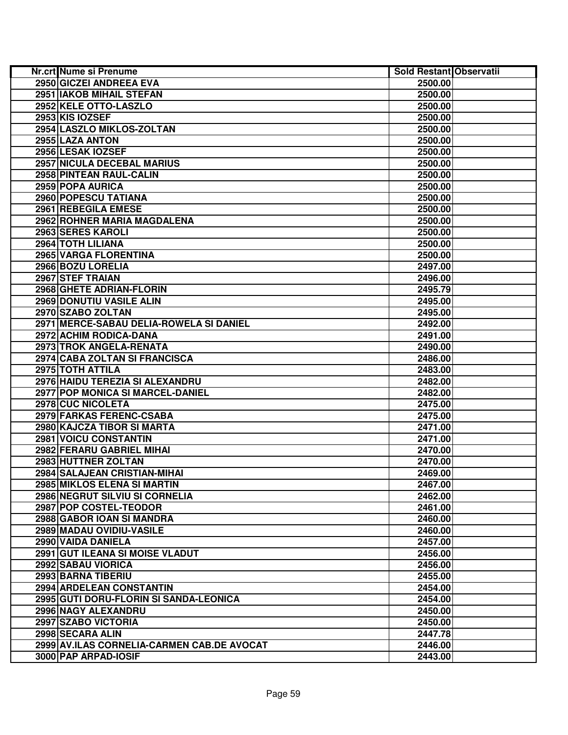| Nr.crt | Nume si Prenume | Sold Restant | Observatii |
| --- | --- | --- | --- |
| 2950 | GICZEI ANDREEA EVA | 2500.00 | |
| 2951 | IAKOB MIHAIL STEFAN | 2500.00 | |
| 2952 | KELE OTTO-LASZLO | 2500.00 | |
| 2953 | KIS IOZSEF | 2500.00 | |
| 2954 | LASZLO MIKLOS-ZOLTAN | 2500.00 | |
| 2955 | LAZA ANTON | 2500.00 | |
| 2956 | LESAK IOZSEF | 2500.00 | |
| 2957 | NICULA DECEBAL MARIUS | 2500.00 | |
| 2958 | PINTEAN RAUL-CALIN | 2500.00 | |
| 2959 | POPA AURICA | 2500.00 | |
| 2960 | POPESCU TATIANA | 2500.00 | |
| 2961 | REBEGILA EMESE | 2500.00 | |
| 2962 | ROHNER MARIA MAGDALENA | 2500.00 | |
| 2963 | SERES KAROLI | 2500.00 | |
| 2964 | TOTH LILIANA | 2500.00 | |
| 2965 | VARGA FLORENTINA | 2500.00 | |
| 2966 | BOZU LORELIA | 2497.00 | |
| 2967 | STEF TRAIAN | 2496.00 | |
| 2968 | GHETE ADRIAN-FLORIN | 2495.79 | |
| 2969 | DONUTIU VASILE ALIN | 2495.00 | |
| 2970 | SZABO ZOLTAN | 2495.00 | |
| 2971 | MERCE-SABAU DELIA-ROWELA SI DANIEL | 2492.00 | |
| 2972 | ACHIM RODICA-DANA | 2491.00 | |
| 2973 | TROK ANGELA-RENATA | 2490.00 | |
| 2974 | CABA ZOLTAN SI FRANCISCA | 2486.00 | |
| 2975 | TOTH ATTILA | 2483.00 | |
| 2976 | HAIDU TEREZIA SI ALEXANDRU | 2482.00 | |
| 2977 | POP MONICA SI MARCEL-DANIEL | 2482.00 | |
| 2978 | CUC NICOLETA | 2475.00 | |
| 2979 | FARKAS FERENC-CSABA | 2475.00 | |
| 2980 | KAJCZA TIBOR SI MARTA | 2471.00 | |
| 2981 | VOICU CONSTANTIN | 2471.00 | |
| 2982 | FERARU GABRIEL MIHAI | 2470.00 | |
| 2983 | HUTTNER ZOLTAN | 2470.00 | |
| 2984 | SALAJEAN CRISTIAN-MIHAI | 2469.00 | |
| 2985 | MIKLOS ELENA SI MARTIN | 2467.00 | |
| 2986 | NEGRUT SILVIU SI CORNELIA | 2462.00 | |
| 2987 | POP COSTEL-TEODOR | 2461.00 | |
| 2988 | GABOR IOAN SI MANDRA | 2460.00 | |
| 2989 | MADAU OVIDIU-VASILE | 2460.00 | |
| 2990 | VAIDA DANIELA | 2457.00 | |
| 2991 | GUT ILEANA SI MOISE VLADUT | 2456.00 | |
| 2992 | SABAU VIORICA | 2456.00 | |
| 2993 | BARNA TIBERIU | 2455.00 | |
| 2994 | ARDELEAN CONSTANTIN | 2454.00 | |
| 2995 | GUTI DORU-FLORIN SI SANDA-LEONICA | 2454.00 | |
| 2996 | NAGY ALEXANDRU | 2450.00 | |
| 2997 | SZABO VICTORIA | 2450.00 | |
| 2998 | SECARA ALIN | 2447.78 | |
| 2999 | AV.ILAS CORNELIA-CARMEN CAB.DE AVOCAT | 2446.00 | |
| 3000 | PAP ARPAD-IOSIF | 2443.00 | |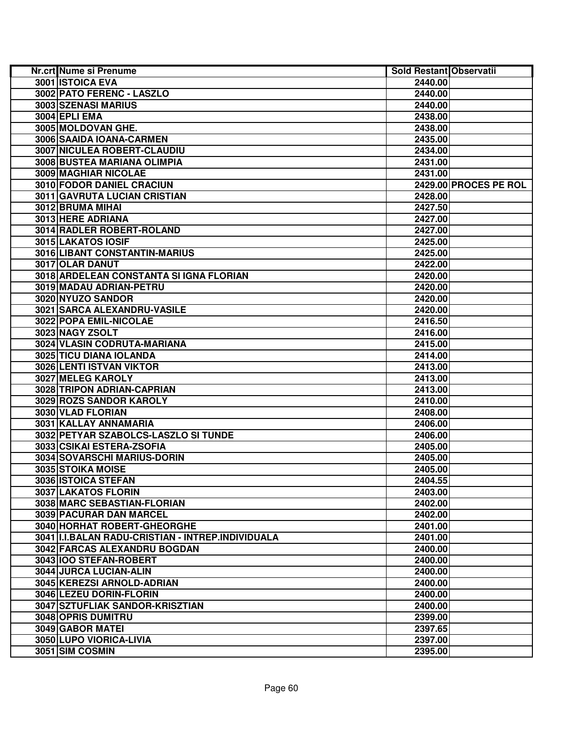| Nr.crt | Nume si Prenume | Sold Restant | Observatii |
|---|---|---|---|
| 3001 | ISTOICA EVA | 2440.00 | |
| 3002 | PATO FERENC - LASZLO | 2440.00 | |
| 3003 | SZENASI MARIUS | 2440.00 | |
| 3004 | EPLI EMA | 2438.00 | |
| 3005 | MOLDOVAN GHE. | 2438.00 | |
| 3006 | SAAIDA IOANA-CARMEN | 2435.00 | |
| 3007 | NICULEA ROBERT-CLAUDIU | 2434.00 | |
| 3008 | BUSTEA MARIANA OLIMPIA | 2431.00 | |
| 3009 | MAGHIAR NICOLAE | 2431.00 | |
| 3010 | FODOR DANIEL CRACIUN | 2429.00 | PROCES PE ROL |
| 3011 | GAVRUTA LUCIAN CRISTIAN | 2428.00 | |
| 3012 | BRUMA MIHAI | 2427.50 | |
| 3013 | HERE ADRIANA | 2427.00 | |
| 3014 | RADLER ROBERT-ROLAND | 2427.00 | |
| 3015 | LAKATOS IOSIF | 2425.00 | |
| 3016 | LIBANT CONSTANTIN-MARIUS | 2425.00 | |
| 3017 | OLAR DANUT | 2422.00 | |
| 3018 | ARDELEAN CONSTANTA SI IGNA FLORIAN | 2420.00 | |
| 3019 | MADAU ADRIAN-PETRU | 2420.00 | |
| 3020 | NYUZO SANDOR | 2420.00 | |
| 3021 | SARCA ALEXANDRU-VASILE | 2420.00 | |
| 3022 | POPA EMIL-NICOLAE | 2416.50 | |
| 3023 | NAGY ZSOLT | 2416.00 | |
| 3024 | VLASIN CODRUTA-MARIANA | 2415.00 | |
| 3025 | TICU DIANA IOLANDA | 2414.00 | |
| 3026 | LENTI ISTVAN VIKTOR | 2413.00 | |
| 3027 | MELEG KAROLY | 2413.00 | |
| 3028 | TRIPON ADRIAN-CAPRIAN | 2413.00 | |
| 3029 | ROZS SANDOR KAROLY | 2410.00 | |
| 3030 | VLAD FLORIAN | 2408.00 | |
| 3031 | KALLAY ANNAMARIA | 2406.00 | |
| 3032 | PETYAR SZABOLCS-LASZLO SI TUNDE | 2406.00 | |
| 3033 | CSIKAI ESTERA-ZSOFIA | 2405.00 | |
| 3034 | SOVARSCHI MARIUS-DORIN | 2405.00 | |
| 3035 | STOIKA MOISE | 2405.00 | |
| 3036 | ISTOICA STEFAN | 2404.55 | |
| 3037 | LAKATOS FLORIN | 2403.00 | |
| 3038 | MARC SEBASTIAN-FLORIAN | 2402.00 | |
| 3039 | PACURAR DAN MARCEL | 2402.00 | |
| 3040 | HORHAT ROBERT-GHEORGHE | 2401.00 | |
| 3041 | I.I.BALAN RADU-CRISTIAN - INTREP.INDIVIDUALA | 2401.00 | |
| 3042 | FARCAS ALEXANDRU BOGDAN | 2400.00 | |
| 3043 | IOO STEFAN-ROBERT | 2400.00 | |
| 3044 | JURCA LUCIAN-ALIN | 2400.00 | |
| 3045 | KEREZSI ARNOLD-ADRIAN | 2400.00 | |
| 3046 | LEZEU DORIN-FLORIN | 2400.00 | |
| 3047 | SZTUFLIAK SANDOR-KRISZTIAN | 2400.00 | |
| 3048 | OPRIS DUMITRU | 2399.00 | |
| 3049 | GABOR MATEI | 2397.65 | |
| 3050 | LUPO VIORICA-LIVIA | 2397.00 | |
| 3051 | SIM COSMIN | 2395.00 | |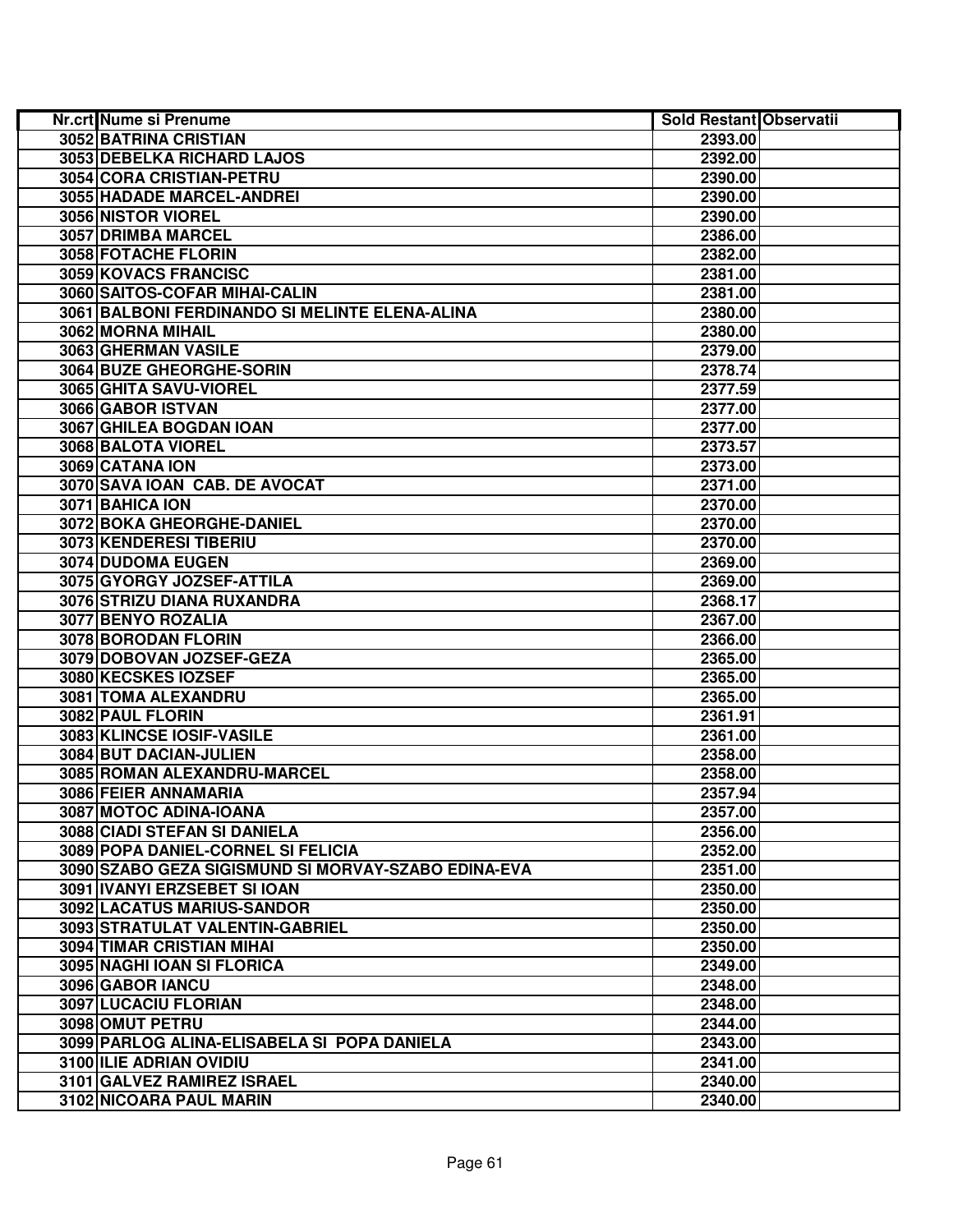| Nr.crt | Nume si Prenume | Sold Restant | Observatii |
|---|---|---|---|
| 3052 | BATRINA CRISTIAN | 2393.00 | |
| 3053 | DEBELKA RICHARD LAJOS | 2392.00 | |
| 3054 | CORA CRISTIAN-PETRU | 2390.00 | |
| 3055 | HADADE MARCEL-ANDREI | 2390.00 | |
| 3056 | NISTOR VIOREL | 2390.00 | |
| 3057 | DRIMBA MARCEL | 2386.00 | |
| 3058 | FOTACHE FLORIN | 2382.00 | |
| 3059 | KOVACS FRANCISC | 2381.00 | |
| 3060 | SAITOS-COFAR MIHAI-CALIN | 2381.00 | |
| 3061 | BALBONI FERDINANDO SI MELINTE ELENA-ALINA | 2380.00 | |
| 3062 | MORNA MIHAIL | 2380.00 | |
| 3063 | GHERMAN VASILE | 2379.00 | |
| 3064 | BUZE GHEORGHE-SORIN | 2378.74 | |
| 3065 | GHITA SAVU-VIOREL | 2377.59 | |
| 3066 | GABOR ISTVAN | 2377.00 | |
| 3067 | GHILEA BOGDAN IOAN | 2377.00 | |
| 3068 | BALOTA VIOREL | 2373.57 | |
| 3069 | CATANA ION | 2373.00 | |
| 3070 | SAVA IOAN CAB. DE AVOCAT | 2371.00 | |
| 3071 | BAHICA ION | 2370.00 | |
| 3072 | BOKA GHEORGHE-DANIEL | 2370.00 | |
| 3073 | KENDERESI TIBERIU | 2370.00 | |
| 3074 | DUDOMA EUGEN | 2369.00 | |
| 3075 | GYORGY JOZSEF-ATTILA | 2369.00 | |
| 3076 | STRIZU DIANA RUXANDRA | 2368.17 | |
| 3077 | BENYO ROZALIA | 2367.00 | |
| 3078 | BORODAN FLORIN | 2366.00 | |
| 3079 | DOBOVAN JOZSEF-GEZA | 2365.00 | |
| 3080 | KECSKES IOZSEF | 2365.00 | |
| 3081 | TOMA ALEXANDRU | 2365.00 | |
| 3082 | PAUL FLORIN | 2361.91 | |
| 3083 | KLINCSE IOSIF-VASILE | 2361.00 | |
| 3084 | BUT DACIAN-JULIEN | 2358.00 | |
| 3085 | ROMAN ALEXANDRU-MARCEL | 2358.00 | |
| 3086 | FEIER ANNAMARIA | 2357.94 | |
| 3087 | MOTOC ADINA-IOANA | 2357.00 | |
| 3088 | CIADI STEFAN SI DANIELA | 2356.00 | |
| 3089 | POPA DANIEL-CORNEL SI FELICIA | 2352.00 | |
| 3090 | SZABO GEZA SIGISMUND SI MORVAY-SZABO EDINA-EVA | 2351.00 | |
| 3091 | IVANYI ERZSEBET SI IOAN | 2350.00 | |
| 3092 | LACATUS MARIUS-SANDOR | 2350.00 | |
| 3093 | STRATULAT VALENTIN-GABRIEL | 2350.00 | |
| 3094 | TIMAR CRISTIAN MIHAI | 2350.00 | |
| 3095 | NAGHI IOAN SI FLORICA | 2349.00 | |
| 3096 | GABOR IANCU | 2348.00 | |
| 3097 | LUCACIU FLORIAN | 2348.00 | |
| 3098 | OMUT PETRU | 2344.00 | |
| 3099 | PARLOG ALINA-ELISABELA SI POPA DANIELA | 2343.00 | |
| 3100 | ILIE ADRIAN OVIDIU | 2341.00 | |
| 3101 | GALVEZ RAMIREZ ISRAEL | 2340.00 | |
| 3102 | NICOARA PAUL MARIN | 2340.00 | |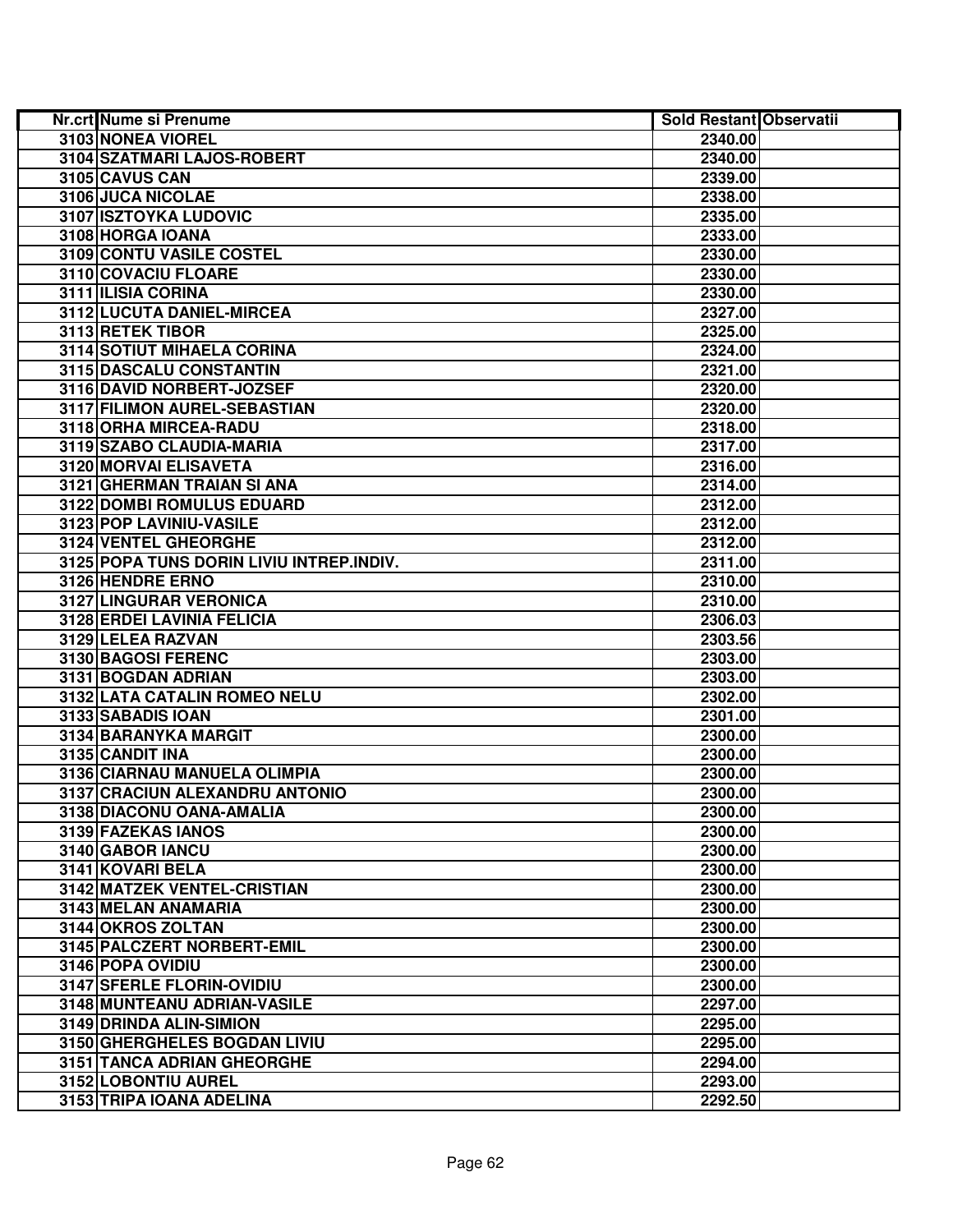| Nr.crt | Nume si Prenume | Sold Restant | Observatii |
|---|---|---|---|
| 3103 | NONEA VIOREL | 2340.00 | |
| 3104 | SZATMARI LAJOS-ROBERT | 2340.00 | |
| 3105 | CAVUS CAN | 2339.00 | |
| 3106 | JUCA NICOLAE | 2338.00 | |
| 3107 | ISZTOYKA LUDOVIC | 2335.00 | |
| 3108 | HORGA IOANA | 2333.00 | |
| 3109 | CONTU VASILE COSTEL | 2330.00 | |
| 3110 | COVACIU FLOARE | 2330.00 | |
| 3111 | ILISIA CORINA | 2330.00 | |
| 3112 | LUCUTA DANIEL-MIRCEA | 2327.00 | |
| 3113 | RETEK TIBOR | 2325.00 | |
| 3114 | SOTIUT MIHAELA CORINA | 2324.00 | |
| 3115 | DASCALU CONSTANTIN | 2321.00 | |
| 3116 | DAVID NORBERT-JOZSEF | 2320.00 | |
| 3117 | FILIMON AUREL-SEBASTIAN | 2320.00 | |
| 3118 | ORHA MIRCEA-RADU | 2318.00 | |
| 3119 | SZABO CLAUDIA-MARIA | 2317.00 | |
| 3120 | MORVAI ELISAVETA | 2316.00 | |
| 3121 | GHERMAN TRAIAN SI ANA | 2314.00 | |
| 3122 | DOMBI ROMULUS EDUARD | 2312.00 | |
| 3123 | POP LAVINIU-VASILE | 2312.00 | |
| 3124 | VENTEL GHEORGHE | 2312.00 | |
| 3125 | POPA TUNS DORIN LIVIU INTREP.INDIV. | 2311.00 | |
| 3126 | HENDRE ERNO | 2310.00 | |
| 3127 | LINGURAR VERONICA | 2310.00 | |
| 3128 | ERDEI LAVINIA FELICIA | 2306.03 | |
| 3129 | LELEA RAZVAN | 2303.56 | |
| 3130 | BAGOSI FERENC | 2303.00 | |
| 3131 | BOGDAN ADRIAN | 2303.00 | |
| 3132 | LATA CATALIN ROMEO NELU | 2302.00 | |
| 3133 | SABADIS IOAN | 2301.00 | |
| 3134 | BARANYKA MARGIT | 2300.00 | |
| 3135 | CANDIT INA | 2300.00 | |
| 3136 | CIARNAU MANUELA OLIMPIA | 2300.00 | |
| 3137 | CRACIUN ALEXANDRU ANTONIO | 2300.00 | |
| 3138 | DIACONU OANA-AMALIA | 2300.00 | |
| 3139 | FAZEKAS IANOS | 2300.00 | |
| 3140 | GABOR IANCU | 2300.00 | |
| 3141 | KOVARI BELA | 2300.00 | |
| 3142 | MATZEK VENTEL-CRISTIAN | 2300.00 | |
| 3143 | MELAN ANAMARIA | 2300.00 | |
| 3144 | OKROS ZOLTAN | 2300.00 | |
| 3145 | PALCZERT NORBERT-EMIL | 2300.00 | |
| 3146 | POPA OVIDIU | 2300.00 | |
| 3147 | SFERLE FLORIN-OVIDIU | 2300.00 | |
| 3148 | MUNTEANU ADRIAN-VASILE | 2297.00 | |
| 3149 | DRINDA ALIN-SIMION | 2295.00 | |
| 3150 | GHERGHELES BOGDAN LIVIU | 2295.00 | |
| 3151 | TANCA ADRIAN GHEORGHE | 2294.00 | |
| 3152 | LOBONTIU AUREL | 2293.00 | |
| 3153 | TRIPA IOANA ADELINA | 2292.50 | |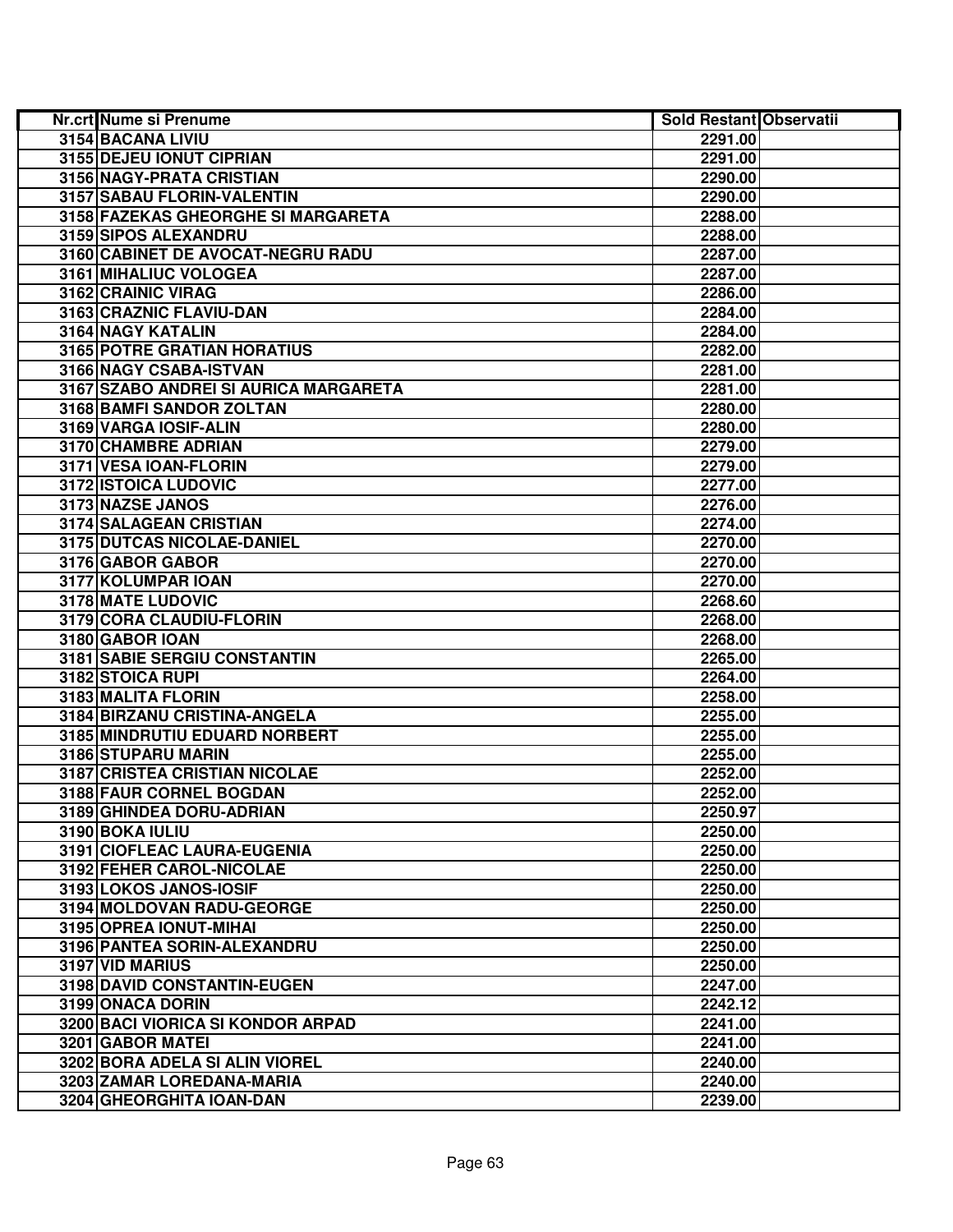| Nr.crt | Nume si Prenume | Sold Restant | Observatii |
|---|---|---|---|
| 3154 | BACANA LIVIU | 2291.00 | |
| 3155 | DEJEU IONUT CIPRIAN | 2291.00 | |
| 3156 | NAGY-PRATA CRISTIAN | 2290.00 | |
| 3157 | SABAU FLORIN-VALENTIN | 2290.00 | |
| 3158 | FAZEKAS GHEORGHE SI MARGARETA | 2288.00 | |
| 3159 | SIPOS ALEXANDRU | 2288.00 | |
| 3160 | CABINET DE AVOCAT-NEGRU RADU | 2287.00 | |
| 3161 | MIHALIUC VOLOGEA | 2287.00 | |
| 3162 | CRAINIC VIRAG | 2286.00 | |
| 3163 | CRAZNIC FLAVIU-DAN | 2284.00 | |
| 3164 | NAGY KATALIN | 2284.00 | |
| 3165 | POTRE GRATIAN HORATIUS | 2282.00 | |
| 3166 | NAGY CSABA-ISTVAN | 2281.00 | |
| 3167 | SZABO ANDREI SI AURICA MARGARETA | 2281.00 | |
| 3168 | BAMFI SANDOR ZOLTAN | 2280.00 | |
| 3169 | VARGA IOSIF-ALIN | 2280.00 | |
| 3170 | CHAMBRE ADRIAN | 2279.00 | |
| 3171 | VESA IOAN-FLORIN | 2279.00 | |
| 3172 | ISTOICA LUDOVIC | 2277.00 | |
| 3173 | NAZSE JANOS | 2276.00 | |
| 3174 | SALAGEAN CRISTIAN | 2274.00 | |
| 3175 | DUTCAS NICOLAE-DANIEL | 2270.00 | |
| 3176 | GABOR GABOR | 2270.00 | |
| 3177 | KOLUMPAR IOAN | 2270.00 | |
| 3178 | MATE LUDOVIC | 2268.60 | |
| 3179 | CORA CLAUDIU-FLORIN | 2268.00 | |
| 3180 | GABOR IOAN | 2268.00 | |
| 3181 | SABIE SERGIU CONSTANTIN | 2265.00 | |
| 3182 | STOICA RUPI | 2264.00 | |
| 3183 | MALITA FLORIN | 2258.00 | |
| 3184 | BIRZANU CRISTINA-ANGELA | 2255.00 | |
| 3185 | MINDRUTIU EDUARD NORBERT | 2255.00 | |
| 3186 | STUPARU MARIN | 2255.00 | |
| 3187 | CRISTEA CRISTIAN NICOLAE | 2252.00 | |
| 3188 | FAUR CORNEL BOGDAN | 2252.00 | |
| 3189 | GHINDEA DORU-ADRIAN | 2250.97 | |
| 3190 | BOKA IULIU | 2250.00 | |
| 3191 | CIOFLEAC LAURA-EUGENIA | 2250.00 | |
| 3192 | FEHER CAROL-NICOLAE | 2250.00 | |
| 3193 | LOKOS JANOS-IOSIF | 2250.00 | |
| 3194 | MOLDOVAN RADU-GEORGE | 2250.00 | |
| 3195 | OPREA IONUT-MIHAI | 2250.00 | |
| 3196 | PANTEA SORIN-ALEXANDRU | 2250.00 | |
| 3197 | VID MARIUS | 2250.00 | |
| 3198 | DAVID CONSTANTIN-EUGEN | 2247.00 | |
| 3199 | ONACA DORIN | 2242.12 | |
| 3200 | BACI VIORICA SI KONDOR ARPAD | 2241.00 | |
| 3201 | GABOR MATEI | 2241.00 | |
| 3202 | BORA ADELA SI ALIN VIOREL | 2240.00 | |
| 3203 | ZAMAR LOREDANA-MARIA | 2240.00 | |
| 3204 | GHEORGHITA IOAN-DAN | 2239.00 | |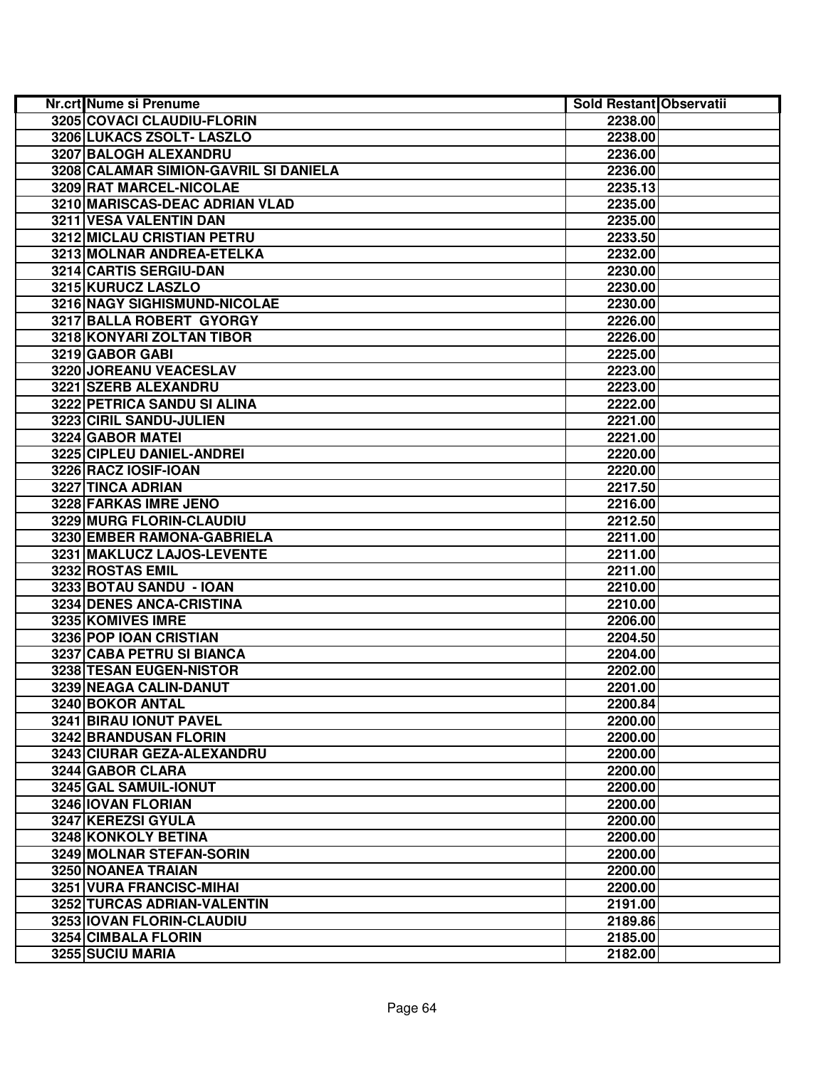| Nr.crt | Nume si Prenume | Sold Restant | Observatii |
|---|---|---|---|
| 3205 | COVACI CLAUDIU-FLORIN | 2238.00 | |
| 3206 | LUKACS ZSOLT- LASZLO | 2238.00 | |
| 3207 | BALOGH ALEXANDRU | 2236.00 | |
| 3208 | CALAMAR SIMION-GAVRIL SI DANIELA | 2236.00 | |
| 3209 | RAT MARCEL-NICOLAE | 2235.13 | |
| 3210 | MARISCAS-DEAC ADRIAN VLAD | 2235.00 | |
| 3211 | VESA VALENTIN DAN | 2235.00 | |
| 3212 | MICLAU CRISTIAN PETRU | 2233.50 | |
| 3213 | MOLNAR ANDREA-ETELKA | 2232.00 | |
| 3214 | CARTIS SERGIU-DAN | 2230.00 | |
| 3215 | KURUCZ LASZLO | 2230.00 | |
| 3216 | NAGY SIGHISMUND-NICOLAE | 2230.00 | |
| 3217 | BALLA ROBERT GYORGY | 2226.00 | |
| 3218 | KONYARI ZOLTAN TIBOR | 2226.00 | |
| 3219 | GABOR GABI | 2225.00 | |
| 3220 | JOREANU VEACESLAV | 2223.00 | |
| 3221 | SZERB ALEXANDRU | 2223.00 | |
| 3222 | PETRICA SANDU SI ALINA | 2222.00 | |
| 3223 | CIRIL SANDU-JULIEN | 2221.00 | |
| 3224 | GABOR MATEI | 2221.00 | |
| 3225 | CIPLEU DANIEL-ANDREI | 2220.00 | |
| 3226 | RACZ IOSIF-IOAN | 2220.00 | |
| 3227 | TINCA ADRIAN | 2217.50 | |
| 3228 | FARKAS IMRE JENO | 2216.00 | |
| 3229 | MURG FLORIN-CLAUDIU | 2212.50 | |
| 3230 | EMBER RAMONA-GABRIELA | 2211.00 | |
| 3231 | MAKLUCZ LAJOS-LEVENTE | 2211.00 | |
| 3232 | ROSTAS EMIL | 2211.00 | |
| 3233 | BOTAU SANDU - IOAN | 2210.00 | |
| 3234 | DENES ANCA-CRISTINA | 2210.00 | |
| 3235 | KOMIVES IMRE | 2206.00 | |
| 3236 | POP IOAN CRISTIAN | 2204.50 | |
| 3237 | CABA PETRU SI BIANCA | 2204.00 | |
| 3238 | TESAN EUGEN-NISTOR | 2202.00 | |
| 3239 | NEAGA CALIN-DANUT | 2201.00 | |
| 3240 | BOKOR ANTAL | 2200.84 | |
| 3241 | BIRAU IONUT PAVEL | 2200.00 | |
| 3242 | BRANDUSAN FLORIN | 2200.00 | |
| 3243 | CIURAR GEZA-ALEXANDRU | 2200.00 | |
| 3244 | GABOR CLARA | 2200.00 | |
| 3245 | GAL SAMUIL-IONUT | 2200.00 | |
| 3246 | IOVAN FLORIAN | 2200.00 | |
| 3247 | KEREZSI GYULA | 2200.00 | |
| 3248 | KONKOLY BETINA | 2200.00 | |
| 3249 | MOLNAR STEFAN-SORIN | 2200.00 | |
| 3250 | NOANEA TRAIAN | 2200.00 | |
| 3251 | VURA FRANCISC-MIHAI | 2200.00 | |
| 3252 | TURCAS ADRIAN-VALENTIN | 2191.00 | |
| 3253 | IOVAN FLORIN-CLAUDIU | 2189.86 | |
| 3254 | CIMBALA FLORIN | 2185.00 | |
| 3255 | SUCIU MARIA | 2182.00 | |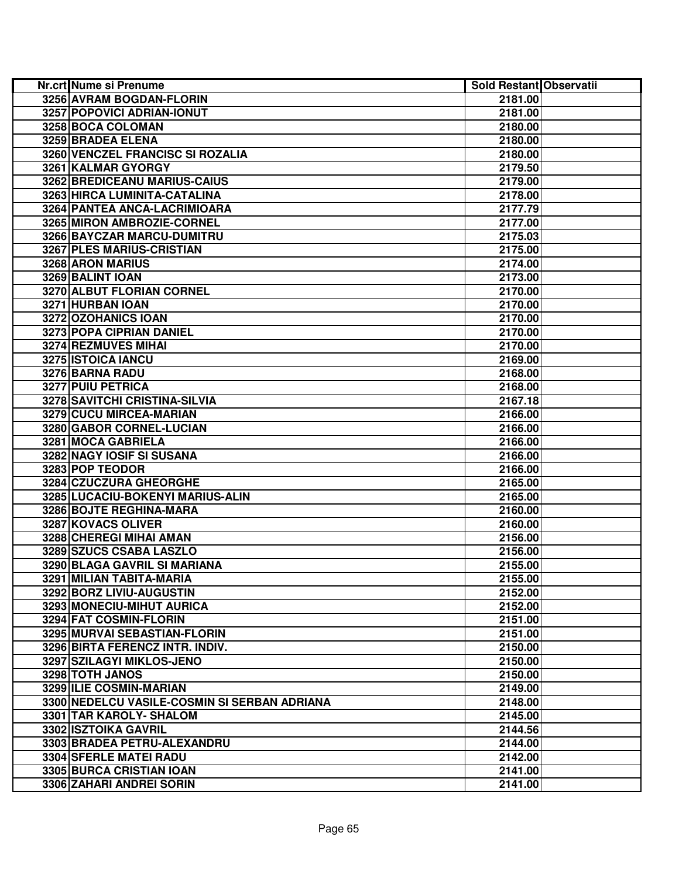| Nr.crt | Nume si Prenume | Sold Restant | Observatii |
|---|---|---|---|
| 3256 | AVRAM BOGDAN-FLORIN | 2181.00 | |
| 3257 | POPOVICI ADRIAN-IONUT | 2181.00 | |
| 3258 | BOCA COLOMAN | 2180.00 | |
| 3259 | BRADEA ELENA | 2180.00 | |
| 3260 | VENCZEL FRANCISC SI ROZALIA | 2180.00 | |
| 3261 | KALMAR GYORGY | 2179.50 | |
| 3262 | BREDICEANU MARIUS-CAIUS | 2179.00 | |
| 3263 | HIRCA LUMINITA-CATALINA | 2178.00 | |
| 3264 | PANTEA ANCA-LACRIMIOARA | 2177.79 | |
| 3265 | MIRON AMBROZIE-CORNEL | 2177.00 | |
| 3266 | BAYCZAR MARCU-DUMITRU | 2175.03 | |
| 3267 | PLES MARIUS-CRISTIAN | 2175.00 | |
| 3268 | ARON MARIUS | 2174.00 | |
| 3269 | BALINT IOAN | 2173.00 | |
| 3270 | ALBUT FLORIAN CORNEL | 2170.00 | |
| 3271 | HURBAN IOAN | 2170.00 | |
| 3272 | OZOHANICS IOAN | 2170.00 | |
| 3273 | POPA CIPRIAN DANIEL | 2170.00 | |
| 3274 | REZMUVES MIHAI | 2170.00 | |
| 3275 | ISTOICA IANCU | 2169.00 | |
| 3276 | BARNA RADU | 2168.00 | |
| 3277 | PUIU PETRICA | 2168.00 | |
| 3278 | SAVITCHI CRISTINA-SILVIA | 2167.18 | |
| 3279 | CUCU MIRCEA-MARIAN | 2166.00 | |
| 3280 | GABOR CORNEL-LUCIAN | 2166.00 | |
| 3281 | MOCA GABRIELA | 2166.00 | |
| 3282 | NAGY IOSIF SI SUSANA | 2166.00 | |
| 3283 | POP TEODOR | 2166.00 | |
| 3284 | CZUCZURA GHEORGHE | 2165.00 | |
| 3285 | LUCACIU-BOKENYI MARIUS-ALIN | 2165.00 | |
| 3286 | BOJTE REGHINA-MARA | 2160.00 | |
| 3287 | KOVACS OLIVER | 2160.00 | |
| 3288 | CHEREGI MIHAI AMAN | 2156.00 | |
| 3289 | SZUCS CSABA LASZLO | 2156.00 | |
| 3290 | BLAGA GAVRIL SI MARIANA | 2155.00 | |
| 3291 | MILIAN TABITA-MARIA | 2155.00 | |
| 3292 | BORZ LIVIU-AUGUSTIN | 2152.00 | |
| 3293 | MONECIU-MIHUT AURICA | 2152.00 | |
| 3294 | FAT COSMIN-FLORIN | 2151.00 | |
| 3295 | MURVAI SEBASTIAN-FLORIN | 2151.00 | |
| 3296 | BIRTA FERENCZ INTR. INDIV. | 2150.00 | |
| 3297 | SZILAGYI MIKLOS-JENO | 2150.00 | |
| 3298 | TOTH JANOS | 2150.00 | |
| 3299 | ILIE COSMIN-MARIAN | 2149.00 | |
| 3300 | NEDELCU VASILE-COSMIN SI SERBAN ADRIANA | 2148.00 | |
| 3301 | TAR KAROLY- SHALOM | 2145.00 | |
| 3302 | ISZTOIKA GAVRIL | 2144.56 | |
| 3303 | BRADEA PETRU-ALEXANDRU | 2144.00 | |
| 3304 | SFERLE MATEI RADU | 2142.00 | |
| 3305 | BURCA CRISTIAN IOAN | 2141.00 | |
| 3306 | ZAHARI ANDREI SORIN | 2141.00 | |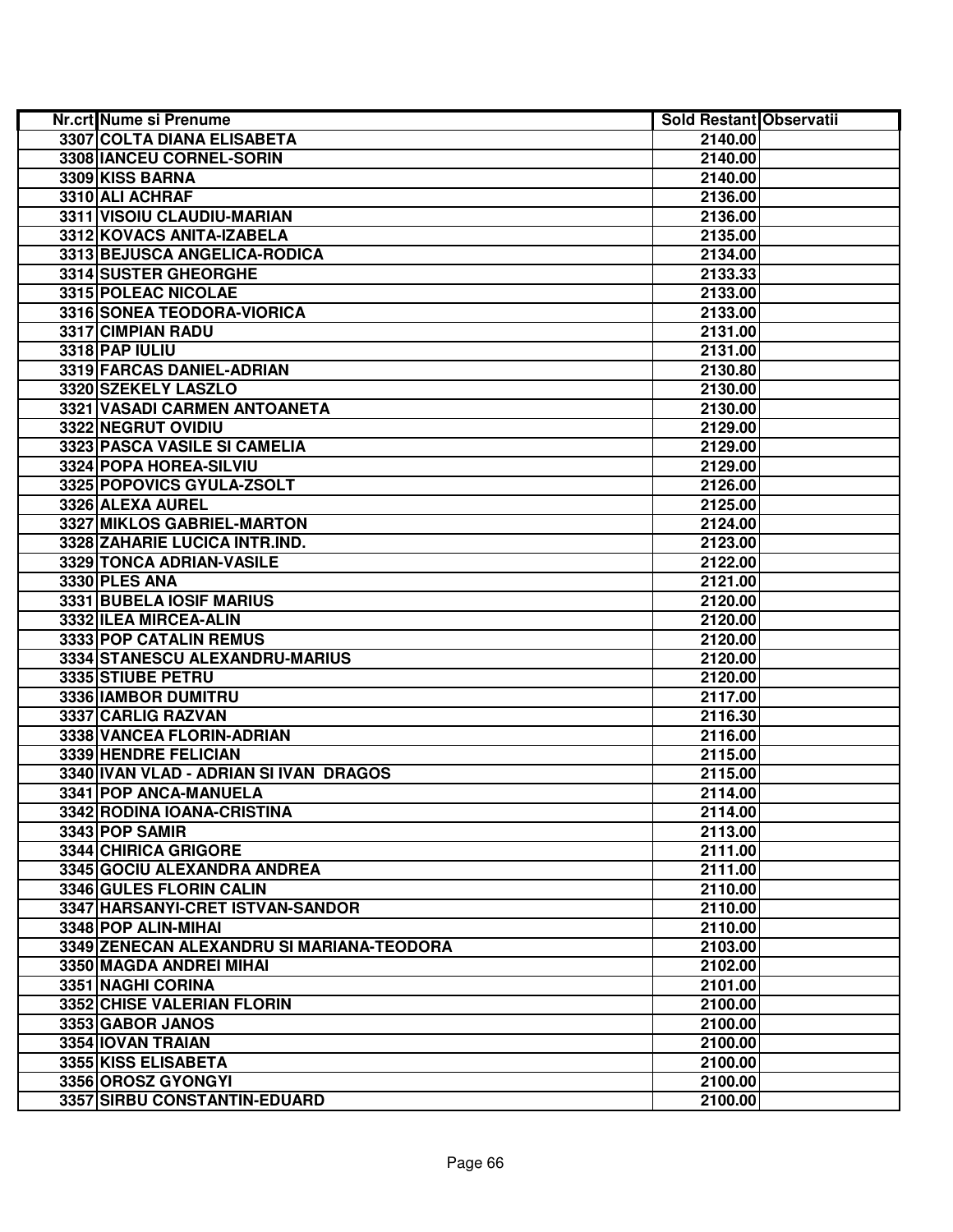| Nr.crt | Nume si Prenume | Sold Restant | Observatii |
|---|---|---|---|
| 3307 | COLTA DIANA ELISABETA | 2140.00 | |
| 3308 | IANCEU CORNEL-SORIN | 2140.00 | |
| 3309 | KISS BARNA | 2140.00 | |
| 3310 | ALI ACHRAF | 2136.00 | |
| 3311 | VISOIU CLAUDIU-MARIAN | 2136.00 | |
| 3312 | KOVACS ANITA-IZABELA | 2135.00 | |
| 3313 | BEJUSCA ANGELICA-RODICA | 2134.00 | |
| 3314 | SUSTER GHEORGHE | 2133.33 | |
| 3315 | POLEAC NICOLAE | 2133.00 | |
| 3316 | SONEA TEODORA-VIORICA | 2133.00 | |
| 3317 | CIMPIAN RADU | 2131.00 | |
| 3318 | PAP IULIU | 2131.00 | |
| 3319 | FARCAS DANIEL-ADRIAN | 2130.80 | |
| 3320 | SZEKELY LASZLO | 2130.00 | |
| 3321 | VASADI CARMEN ANTOANETA | 2130.00 | |
| 3322 | NEGRUT OVIDIU | 2129.00 | |
| 3323 | PASCA VASILE SI CAMELIA | 2129.00 | |
| 3324 | POPA HOREA-SILVIU | 2129.00 | |
| 3325 | POPOVICS GYULA-ZSOLT | 2126.00 | |
| 3326 | ALEXA AUREL | 2125.00 | |
| 3327 | MIKLOS GABRIEL-MARTON | 2124.00 | |
| 3328 | ZAHARIE LUCICA INTR.IND. | 2123.00 | |
| 3329 | TONCA ADRIAN-VASILE | 2122.00 | |
| 3330 | PLES ANA | 2121.00 | |
| 3331 | BUBELA IOSIF MARIUS | 2120.00 | |
| 3332 | ILEA MIRCEA-ALIN | 2120.00 | |
| 3333 | POP CATALIN REMUS | 2120.00 | |
| 3334 | STANESCU ALEXANDRU-MARIUS | 2120.00 | |
| 3335 | STIUBE PETRU | 2120.00 | |
| 3336 | IAMBOR DUMITRU | 2117.00 | |
| 3337 | CARLIG RAZVAN | 2116.30 | |
| 3338 | VANCEA FLORIN-ADRIAN | 2116.00 | |
| 3339 | HENDRE FELICIAN | 2115.00 | |
| 3340 | IVAN VLAD - ADRIAN SI IVAN DRAGOS | 2115.00 | |
| 3341 | POP ANCA-MANUELA | 2114.00 | |
| 3342 | RODINA IOANA-CRISTINA | 2114.00 | |
| 3343 | POP SAMIR | 2113.00 | |
| 3344 | CHIRICA GRIGORE | 2111.00 | |
| 3345 | GOCIU ALEXANDRA ANDREA | 2111.00 | |
| 3346 | GULES FLORIN CALIN | 2110.00 | |
| 3347 | HARSANYI-CRET ISTVAN-SANDOR | 2110.00 | |
| 3348 | POP ALIN-MIHAI | 2110.00 | |
| 3349 | ZENECAN ALEXANDRU SI MARIANA-TEODORA | 2103.00 | |
| 3350 | MAGDA ANDREI MIHAI | 2102.00 | |
| 3351 | NAGHI CORINA | 2101.00 | |
| 3352 | CHISE VALERIAN FLORIN | 2100.00 | |
| 3353 | GABOR JANOS | 2100.00 | |
| 3354 | IOVAN TRAIAN | 2100.00 | |
| 3355 | KISS ELISABETA | 2100.00 | |
| 3356 | OROSZ GYONGYI | 2100.00 | |
| 3357 | SIRBU CONSTANTIN-EDUARD | 2100.00 | |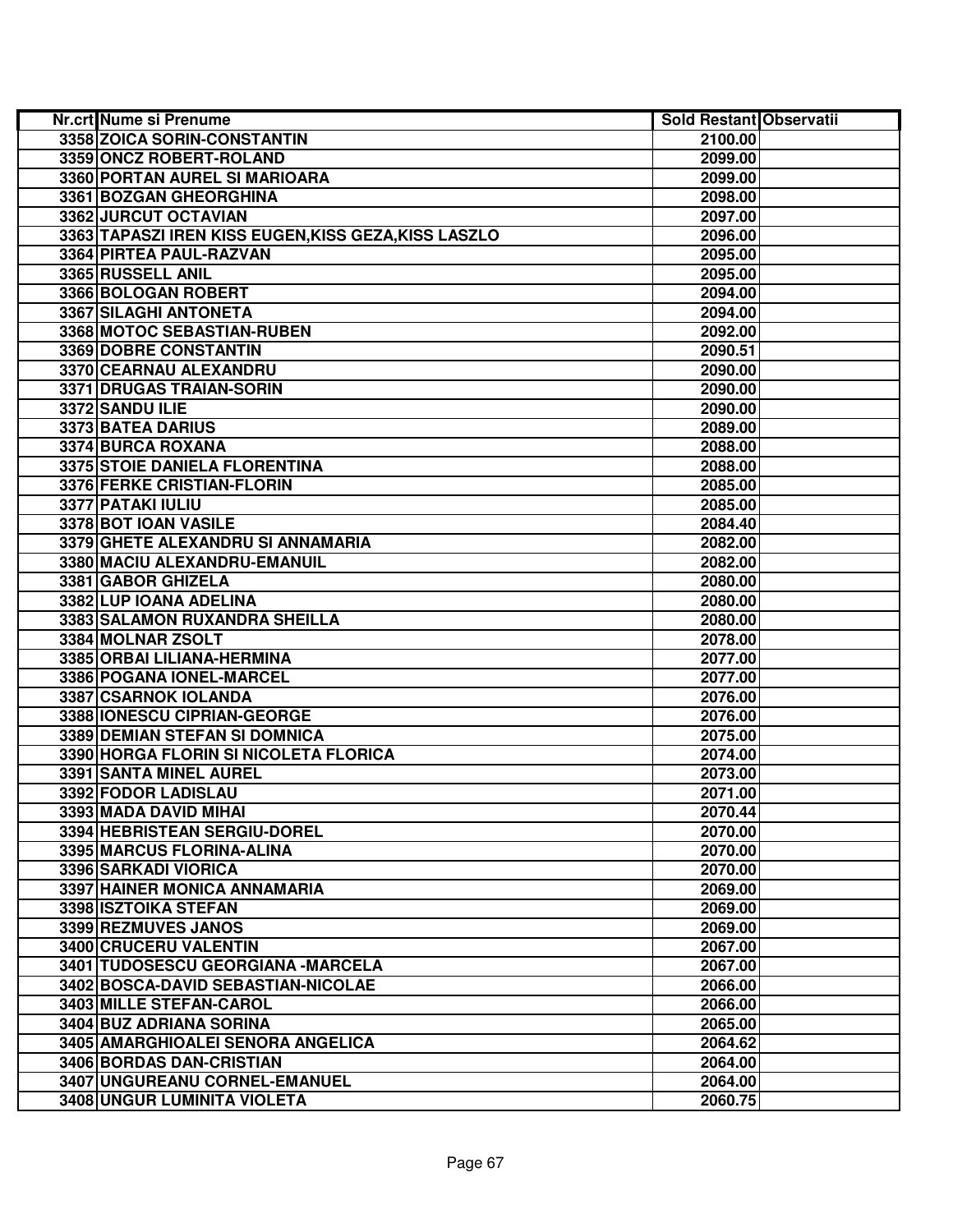| Nr.crt | Nume si Prenume | Sold Restant | Observatii |
|---|---|---|---|
| 3358 | ZOICA SORIN-CONSTANTIN | 2100.00 | |
| 3359 | ONCZ ROBERT-ROLAND | 2099.00 | |
| 3360 | PORTAN AUREL SI MARIOARA | 2099.00 | |
| 3361 | BOZGAN GHEORGHINA | 2098.00 | |
| 3362 | JURCUT OCTAVIAN | 2097.00 | |
| 3363 | TAPASZI IREN KISS EUGEN,KISS GEZA,KISS LASZLO | 2096.00 | |
| 3364 | PIRTEA PAUL-RAZVAN | 2095.00 | |
| 3365 | RUSSELL ANIL | 2095.00 | |
| 3366 | BOLOGAN ROBERT | 2094.00 | |
| 3367 | SILAGHI ANTONETA | 2094.00 | |
| 3368 | MOTOC SEBASTIAN-RUBEN | 2092.00 | |
| 3369 | DOBRE CONSTANTIN | 2090.51 | |
| 3370 | CEARNAU ALEXANDRU | 2090.00 | |
| 3371 | DRUGAS TRAIAN-SORIN | 2090.00 | |
| 3372 | SANDU ILIE | 2090.00 | |
| 3373 | BATEA DARIUS | 2089.00 | |
| 3374 | BURCA ROXANA | 2088.00 | |
| 3375 | STOIE DANIELA FLORENTINA | 2088.00 | |
| 3376 | FERKE CRISTIAN-FLORIN | 2085.00 | |
| 3377 | PATAKI IULIU | 2085.00 | |
| 3378 | BOT IOAN VASILE | 2084.40 | |
| 3379 | GHETE ALEXANDRU SI ANNAMARIA | 2082.00 | |
| 3380 | MACIU ALEXANDRU-EMANUIL | 2082.00 | |
| 3381 | GABOR GHIZELA | 2080.00 | |
| 3382 | LUP IOANA ADELINA | 2080.00 | |
| 3383 | SALAMON RUXANDRA SHEILLA | 2080.00 | |
| 3384 | MOLNAR ZSOLT | 2078.00 | |
| 3385 | ORBAI LILIANA-HERMINA | 2077.00 | |
| 3386 | POGANA IONEL-MARCEL | 2077.00 | |
| 3387 | CSARNOK IOLANDA | 2076.00 | |
| 3388 | IONESCU CIPRIAN-GEORGE | 2076.00 | |
| 3389 | DEMIAN STEFAN SI DOMNICA | 2075.00 | |
| 3390 | HORGA FLORIN SI NICOLETA FLORICA | 2074.00 | |
| 3391 | SANTA MINEL AUREL | 2073.00 | |
| 3392 | FODOR LADISLAU | 2071.00 | |
| 3393 | MADA DAVID MIHAI | 2070.44 | |
| 3394 | HEBRISTEAN SERGIU-DOREL | 2070.00 | |
| 3395 | MARCUS FLORINA-ALINA | 2070.00 | |
| 3396 | SARKADI VIORICA | 2070.00 | |
| 3397 | HAINER MONICA ANNAMARIA | 2069.00 | |
| 3398 | ISZTOIKA STEFAN | 2069.00 | |
| 3399 | REZMUVES JANOS | 2069.00 | |
| 3400 | CRUCERU VALENTIN | 2067.00 | |
| 3401 | TUDOSESCU GEORGIANA -MARCELA | 2067.00 | |
| 3402 | BOSCA-DAVID SEBASTIAN-NICOLAE | 2066.00 | |
| 3403 | MILLE STEFAN-CAROL | 2066.00 | |
| 3404 | BUZ ADRIANA SORINA | 2065.00 | |
| 3405 | AMARGHIOALEI SENORA ANGELICA | 2064.62 | |
| 3406 | BORDAS DAN-CRISTIAN | 2064.00 | |
| 3407 | UNGUREANU CORNEL-EMANUEL | 2064.00 | |
| 3408 | UNGUR LUMINITA VIOLETA | 2060.75 | |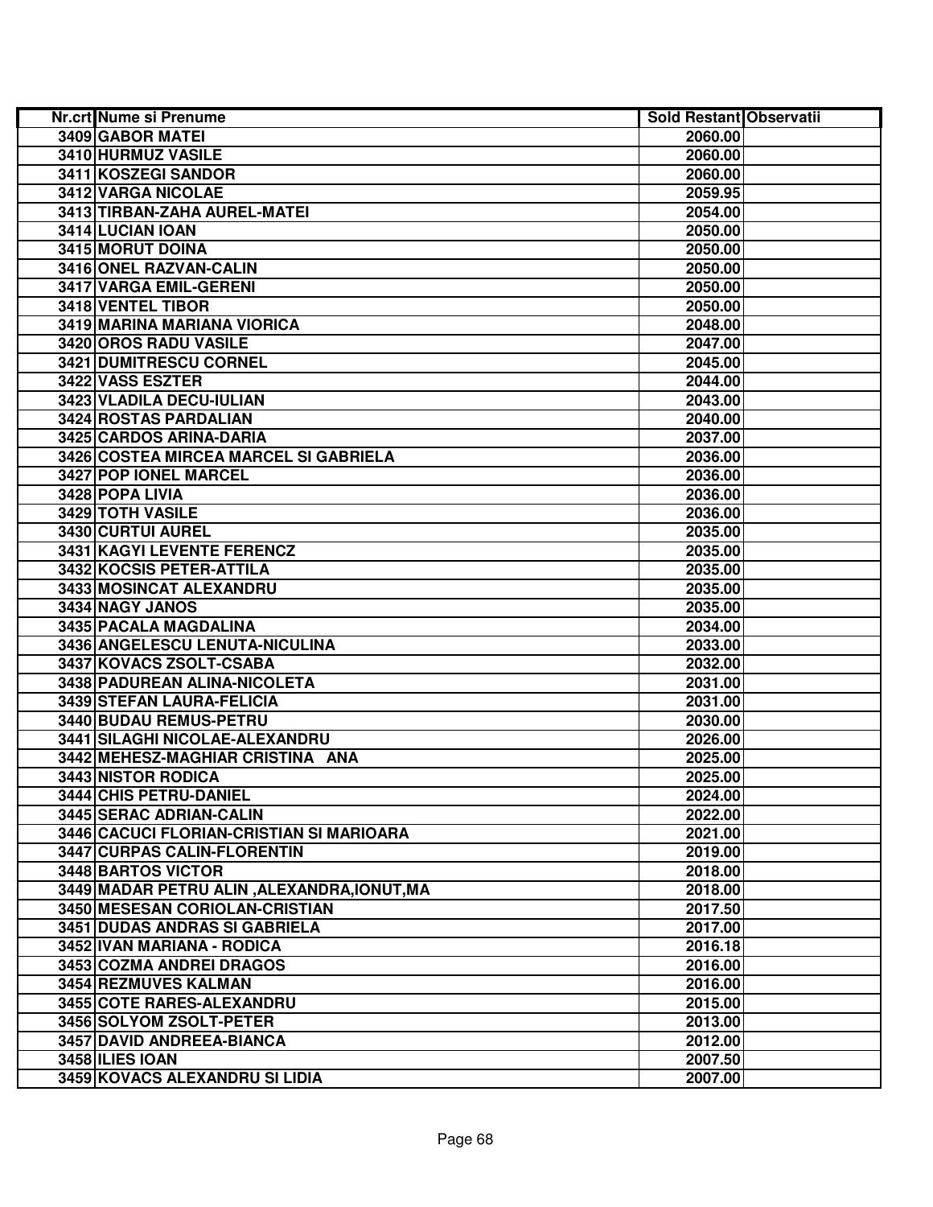| Nr.crt | Nume si Prenume | Sold Restant | Observatii |
|---|---|---|---|
| 3409 | GABOR MATEI | 2060.00 | |
| 3410 | HURMUZ VASILE | 2060.00 | |
| 3411 | KOSZEGI SANDOR | 2060.00 | |
| 3412 | VARGA NICOLAE | 2059.95 | |
| 3413 | TIRBAN-ZAHA AUREL-MATEI | 2054.00 | |
| 3414 | LUCIAN IOAN | 2050.00 | |
| 3415 | MORUT DOINA | 2050.00 | |
| 3416 | ONEL RAZVAN-CALIN | 2050.00 | |
| 3417 | VARGA EMIL-GERENI | 2050.00 | |
| 3418 | VENTEL TIBOR | 2050.00 | |
| 3419 | MARINA MARIANA VIORICA | 2048.00 | |
| 3420 | OROS RADU VASILE | 2047.00 | |
| 3421 | DUMITRESCU CORNEL | 2045.00 | |
| 3422 | VASS ESZTER | 2044.00 | |
| 3423 | VLADILA DECU-IULIAN | 2043.00 | |
| 3424 | ROSTAS PARDALIAN | 2040.00 | |
| 3425 | CARDOS ARINA-DARIA | 2037.00 | |
| 3426 | COSTEA MIRCEA MARCEL SI GABRIELA | 2036.00 | |
| 3427 | POP IONEL MARCEL | 2036.00 | |
| 3428 | POPA LIVIA | 2036.00 | |
| 3429 | TOTH VASILE | 2036.00 | |
| 3430 | CURTUI AUREL | 2035.00 | |
| 3431 | KAGYI LEVENTE FERENCZ | 2035.00 | |
| 3432 | KOCSIS PETER-ATTILA | 2035.00 | |
| 3433 | MOSINCAT ALEXANDRU | 2035.00 | |
| 3434 | NAGY JANOS | 2035.00 | |
| 3435 | PACALA MAGDALINA | 2034.00 | |
| 3436 | ANGELESCU LENUTA-NICULINA | 2033.00 | |
| 3437 | KOVACS ZSOLT-CSABA | 2032.00 | |
| 3438 | PADUREAN ALINA-NICOLETA | 2031.00 | |
| 3439 | STEFAN LAURA-FELICIA | 2031.00 | |
| 3440 | BUDAU REMUS-PETRU | 2030.00 | |
| 3441 | SILAGHI NICOLAE-ALEXANDRU | 2026.00 | |
| 3442 | MEHESZ-MAGHIAR CRISTINA ANA | 2025.00 | |
| 3443 | NISTOR RODICA | 2025.00 | |
| 3444 | CHIS PETRU-DANIEL | 2024.00 | |
| 3445 | SERAC ADRIAN-CALIN | 2022.00 | |
| 3446 | CACUCI FLORIAN-CRISTIAN SI MARIOARA | 2021.00 | |
| 3447 | CURPAS CALIN-FLORENTIN | 2019.00 | |
| 3448 | BARTOS VICTOR | 2018.00 | |
| 3449 | MADAR PETRU ALIN ,ALEXANDRA,IONUT,MA | 2018.00 | |
| 3450 | MESESAN CORIOLAN-CRISTIAN | 2017.50 | |
| 3451 | DUDAS ANDRAS SI GABRIELA | 2017.00 | |
| 3452 | IVAN MARIANA - RODICA | 2016.18 | |
| 3453 | COZMA ANDREI DRAGOS | 2016.00 | |
| 3454 | REZMUVES KALMAN | 2016.00 | |
| 3455 | COTE RARES-ALEXANDRU | 2015.00 | |
| 3456 | SOLYOM ZSOLT-PETER | 2013.00 | |
| 3457 | DAVID ANDREEA-BIANCA | 2012.00 | |
| 3458 | ILIES IOAN | 2007.50 | |
| 3459 | KOVACS ALEXANDRU SI LIDIA | 2007.00 | |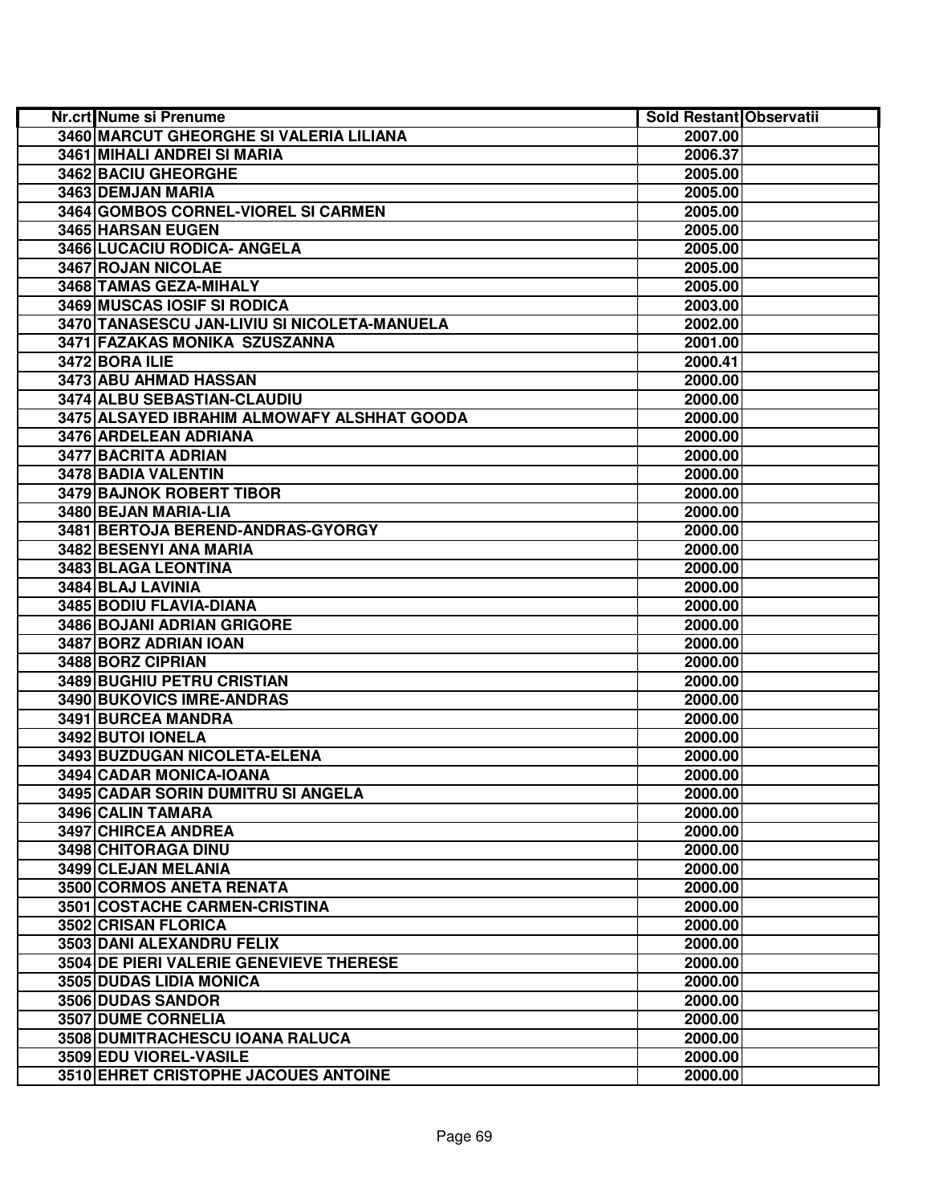| Nr.crt | Nume si Prenume | Sold Restant | Observatii |
|---|---|---|---|
| 3460 | MARCUT GHEORGHE SI VALERIA LILIANA | 2007.00 | |
| 3461 | MIHALI ANDREI SI MARIA | 2006.37 | |
| 3462 | BACIU GHEORGHE | 2005.00 | |
| 3463 | DEMJAN MARIA | 2005.00 | |
| 3464 | GOMBOS CORNEL-VIOREL SI CARMEN | 2005.00 | |
| 3465 | HARSAN EUGEN | 2005.00 | |
| 3466 | LUCACIU RODICA- ANGELA | 2005.00 | |
| 3467 | ROJAN NICOLAE | 2005.00 | |
| 3468 | TAMAS GEZA-MIHALY | 2005.00 | |
| 3469 | MUSCAS IOSIF SI RODICA | 2003.00 | |
| 3470 | TANASESCU JAN-LIVIU SI NICOLETA-MANUELA | 2002.00 | |
| 3471 | FAZAKAS MONIKA SZUSZANNA | 2001.00 | |
| 3472 | BORA ILIE | 2000.41 | |
| 3473 | ABU AHMAD HASSAN | 2000.00 | |
| 3474 | ALBU SEBASTIAN-CLAUDIU | 2000.00 | |
| 3475 | ALSAYED IBRAHIM ALMOWAFY ALSHHAT GOODA | 2000.00 | |
| 3476 | ARDELEAN ADRIANA | 2000.00 | |
| 3477 | BACRITA ADRIAN | 2000.00 | |
| 3478 | BADIA VALENTIN | 2000.00 | |
| 3479 | BAJNOK ROBERT TIBOR | 2000.00 | |
| 3480 | BEJAN MARIA-LIA | 2000.00 | |
| 3481 | BERTOJA BEREND-ANDRAS-GYORGY | 2000.00 | |
| 3482 | BESENYI ANA MARIA | 2000.00 | |
| 3483 | BLAGA LEONTINA | 2000.00 | |
| 3484 | BLAJ LAVINIA | 2000.00 | |
| 3485 | BODIU FLAVIA-DIANA | 2000.00 | |
| 3486 | BOJANI ADRIAN GRIGORE | 2000.00 | |
| 3487 | BORZ ADRIAN IOAN | 2000.00 | |
| 3488 | BORZ CIPRIAN | 2000.00 | |
| 3489 | BUGHIU PETRU CRISTIAN | 2000.00 | |
| 3490 | BUKOVICS IMRE-ANDRAS | 2000.00 | |
| 3491 | BURCEA MANDRA | 2000.00 | |
| 3492 | BUTOI IONELA | 2000.00 | |
| 3493 | BUZDUGAN NICOLETA-ELENA | 2000.00 | |
| 3494 | CADAR MONICA-IOANA | 2000.00 | |
| 3495 | CADAR SORIN DUMITRU SI ANGELA | 2000.00 | |
| 3496 | CALIN TAMARA | 2000.00 | |
| 3497 | CHIRCEA ANDREA | 2000.00 | |
| 3498 | CHITORAGA DINU | 2000.00 | |
| 3499 | CLEJAN MELANIA | 2000.00 | |
| 3500 | CORMOS ANETA RENATA | 2000.00 | |
| 3501 | COSTACHE CARMEN-CRISTINA | 2000.00 | |
| 3502 | CRISAN FLORICA | 2000.00 | |
| 3503 | DANI ALEXANDRU FELIX | 2000.00 | |
| 3504 | DE PIERI VALERIE GENEVIEVE THERESE | 2000.00 | |
| 3505 | DUDAS LIDIA MONICA | 2000.00 | |
| 3506 | DUDAS SANDOR | 2000.00 | |
| 3507 | DUME CORNELIA | 2000.00 | |
| 3508 | DUMITRACHESCU IOANA RALUCA | 2000.00 | |
| 3509 | EDU VIOREL-VASILE | 2000.00 | |
| 3510 | EHRET CRISTOPHE JACOUES ANTOINE | 2000.00 | |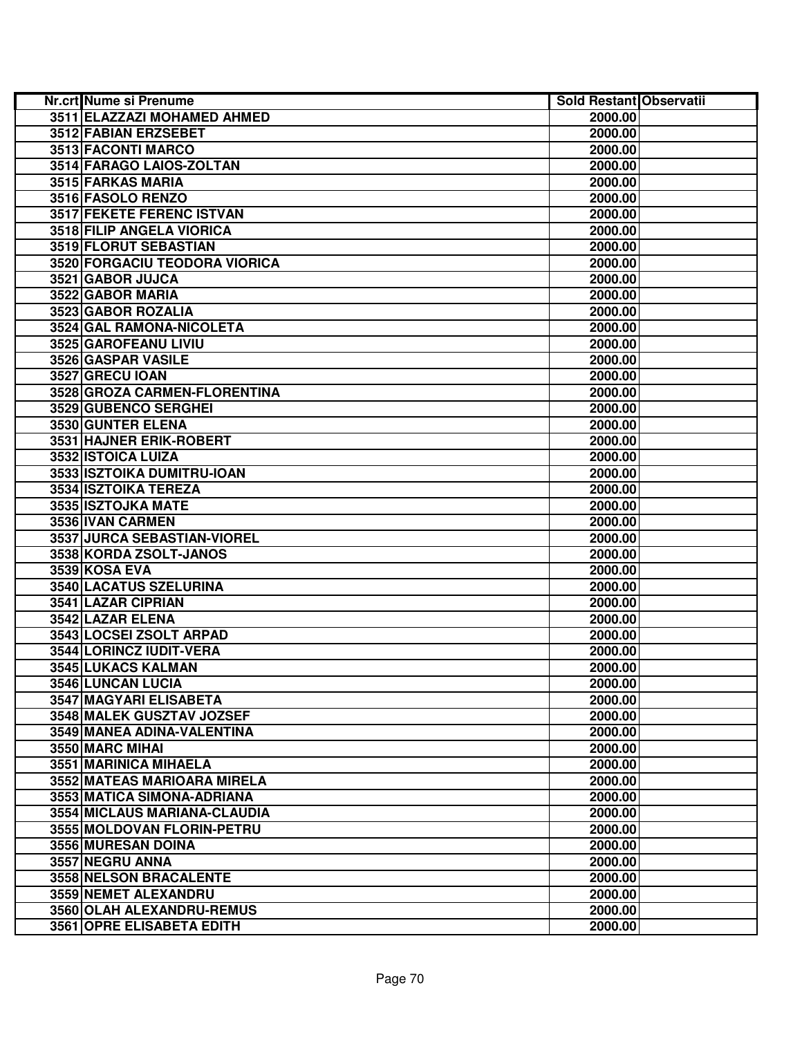| Nr.crt | Nume si Prenume | Sold Restant | Observatii |
|---|---|---|---|
| 3511 | ELAZZAZI MOHAMED AHMED | 2000.00 | |
| 3512 | FABIAN ERZSEBET | 2000.00 | |
| 3513 | FACONTI MARCO | 2000.00 | |
| 3514 | FARAGO LAIOS-ZOLTAN | 2000.00 | |
| 3515 | FARKAS MARIA | 2000.00 | |
| 3516 | FASOLO RENZO | 2000.00 | |
| 3517 | FEKETE FERENC ISTVAN | 2000.00 | |
| 3518 | FILIP ANGELA VIORICA | 2000.00 | |
| 3519 | FLORUT SEBASTIAN | 2000.00 | |
| 3520 | FORGACIU TEODORA VIORICA | 2000.00 | |
| 3521 | GABOR JUJCA | 2000.00 | |
| 3522 | GABOR MARIA | 2000.00 | |
| 3523 | GABOR ROZALIA | 2000.00 | |
| 3524 | GAL RAMONA-NICOLETA | 2000.00 | |
| 3525 | GAROFEANU LIVIU | 2000.00 | |
| 3526 | GASPAR VASILE | 2000.00 | |
| 3527 | GRECU IOAN | 2000.00 | |
| 3528 | GROZA CARMEN-FLORENTINA | 2000.00 | |
| 3529 | GUBENCO SERGHEI | 2000.00 | |
| 3530 | GUNTER ELENA | 2000.00 | |
| 3531 | HAJNER ERIK-ROBERT | 2000.00 | |
| 3532 | ISTOICA LUIZA | 2000.00 | |
| 3533 | ISZTOIKA DUMITRU-IOAN | 2000.00 | |
| 3534 | ISZTOIKA TEREZA | 2000.00 | |
| 3535 | ISZTOJKA MATE | 2000.00 | |
| 3536 | IVAN CARMEN | 2000.00 | |
| 3537 | JURCA SEBASTIAN-VIOREL | 2000.00 | |
| 3538 | KORDA ZSOLT-JANOS | 2000.00 | |
| 3539 | KOSA EVA | 2000.00 | |
| 3540 | LACATUS SZELURINA | 2000.00 | |
| 3541 | LAZAR CIPRIAN | 2000.00 | |
| 3542 | LAZAR ELENA | 2000.00 | |
| 3543 | LOCSEI ZSOLT ARPAD | 2000.00 | |
| 3544 | LORINCZ IUDIT-VERA | 2000.00 | |
| 3545 | LUKACS KALMAN | 2000.00 | |
| 3546 | LUNCAN LUCIA | 2000.00 | |
| 3547 | MAGYARI ELISABETA | 2000.00 | |
| 3548 | MALEK GUSZTAV JOZSEF | 2000.00 | |
| 3549 | MANEA ADINA-VALENTINA | 2000.00 | |
| 3550 | MARC MIHAI | 2000.00 | |
| 3551 | MARINICA MIHAELA | 2000.00 | |
| 3552 | MATEAS MARIOARA MIRELA | 2000.00 | |
| 3553 | MATICA SIMONA-ADRIANA | 2000.00 | |
| 3554 | MICLAUS MARIANA-CLAUDIA | 2000.00 | |
| 3555 | MOLDOVAN FLORIN-PETRU | 2000.00 | |
| 3556 | MURESAN DOINA | 2000.00 | |
| 3557 | NEGRU ANNA | 2000.00 | |
| 3558 | NELSON BRACALENTE | 2000.00 | |
| 3559 | NEMET ALEXANDRU | 2000.00 | |
| 3560 | OLAH ALEXANDRU-REMUS | 2000.00 | |
| 3561 | OPRE ELISABETA EDITH | 2000.00 | |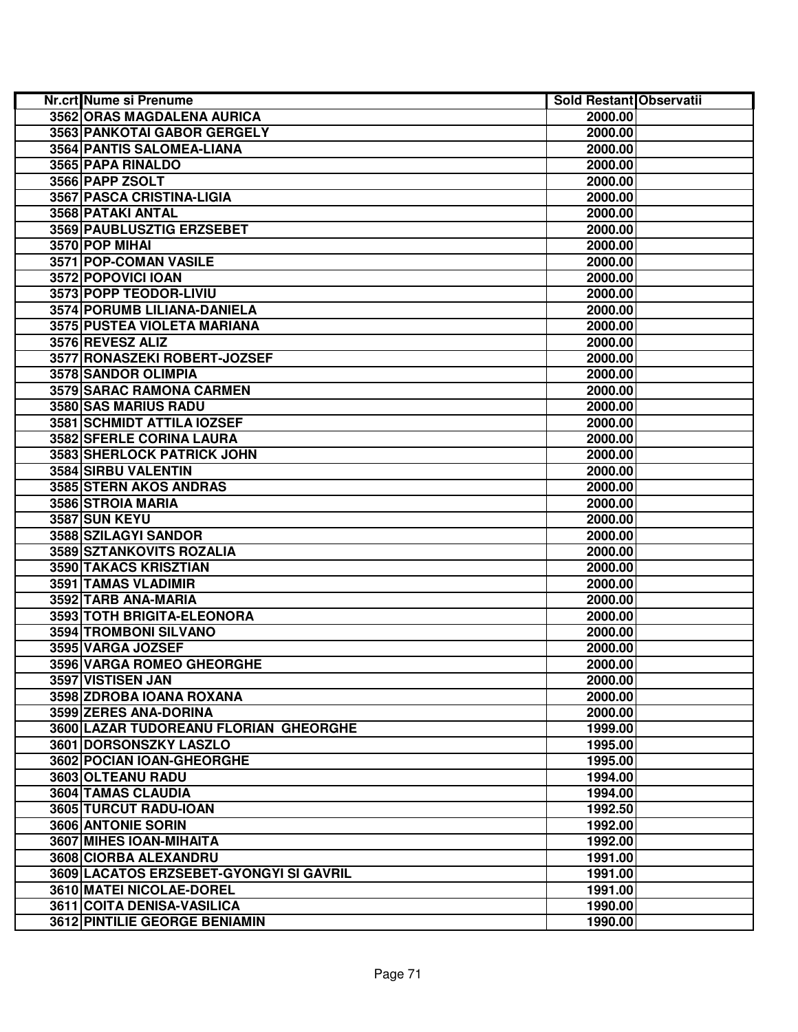| Nr.crt | Nume si Prenume | Sold Restant | Observatii |
|---|---|---|---|
| 3562 | ORAS MAGDALENA AURICA | 2000.00 | |
| 3563 | PANKOTAI GABOR GERGELY | 2000.00 | |
| 3564 | PANTIS SALOMEA-LIANA | 2000.00 | |
| 3565 | PAPA RINALDO | 2000.00 | |
| 3566 | PAPP ZSOLT | 2000.00 | |
| 3567 | PASCA CRISTINA-LIGIA | 2000.00 | |
| 3568 | PATAKI ANTAL | 2000.00 | |
| 3569 | PAUBLUSZTIG ERZSEBET | 2000.00 | |
| 3570 | POP MIHAI | 2000.00 | |
| 3571 | POP-COMAN VASILE | 2000.00 | |
| 3572 | POPOVICI IOAN | 2000.00 | |
| 3573 | POPP TEODOR-LIVIU | 2000.00 | |
| 3574 | PORUMB LILIANA-DANIELA | 2000.00 | |
| 3575 | PUSTEA VIOLETA MARIANA | 2000.00 | |
| 3576 | REVESZ ALIZ | 2000.00 | |
| 3577 | RONASZEKI ROBERT-JOZSEF | 2000.00 | |
| 3578 | SANDOR OLIMPIA | 2000.00 | |
| 3579 | SARAC RAMONA CARMEN | 2000.00 | |
| 3580 | SAS MARIUS RADU | 2000.00 | |
| 3581 | SCHMIDT ATTILA IOZSEF | 2000.00 | |
| 3582 | SFERLE CORINA LAURA | 2000.00 | |
| 3583 | SHERLOCK PATRICK JOHN | 2000.00 | |
| 3584 | SIRBU VALENTIN | 2000.00 | |
| 3585 | STERN AKOS ANDRAS | 2000.00 | |
| 3586 | STROIA MARIA | 2000.00 | |
| 3587 | SUN KEYU | 2000.00 | |
| 3588 | SZILAGYI SANDOR | 2000.00 | |
| 3589 | SZTANKOVITS ROZALIA | 2000.00 | |
| 3590 | TAKACS KRISZTIAN | 2000.00 | |
| 3591 | TAMAS VLADIMIR | 2000.00 | |
| 3592 | TARB ANA-MARIA | 2000.00 | |
| 3593 | TOTH BRIGITA-ELEONORA | 2000.00 | |
| 3594 | TROMBONI SILVANO | 2000.00 | |
| 3595 | VARGA JOZSEF | 2000.00 | |
| 3596 | VARGA ROMEO GHEORGHE | 2000.00 | |
| 3597 | VISTISEN JAN | 2000.00 | |
| 3598 | ZDROBA IOANA ROXANA | 2000.00 | |
| 3599 | ZERES ANA-DORINA | 2000.00 | |
| 3600 | LAZAR TUDOREANU FLORIAN GHEORGHE | 1999.00 | |
| 3601 | DORSONSZKY LASZLO | 1995.00 | |
| 3602 | POCIAN IOAN-GHEORGHE | 1995.00 | |
| 3603 | OLTEANU RADU | 1994.00 | |
| 3604 | TAMAS CLAUDIA | 1994.00 | |
| 3605 | TURCUT RADU-IOAN | 1992.50 | |
| 3606 | ANTONIE SORIN | 1992.00 | |
| 3607 | MIHES IOAN-MIHAITA | 1992.00 | |
| 3608 | CIORBA ALEXANDRU | 1991.00 | |
| 3609 | LACATOS ERZSEBET-GYONGYI SI GAVRIL | 1991.00 | |
| 3610 | MATEI NICOLAE-DOREL | 1991.00 | |
| 3611 | COITA DENISA-VASILICA | 1990.00 | |
| 3612 | PINTILIE GEORGE BENIAMIN | 1990.00 | |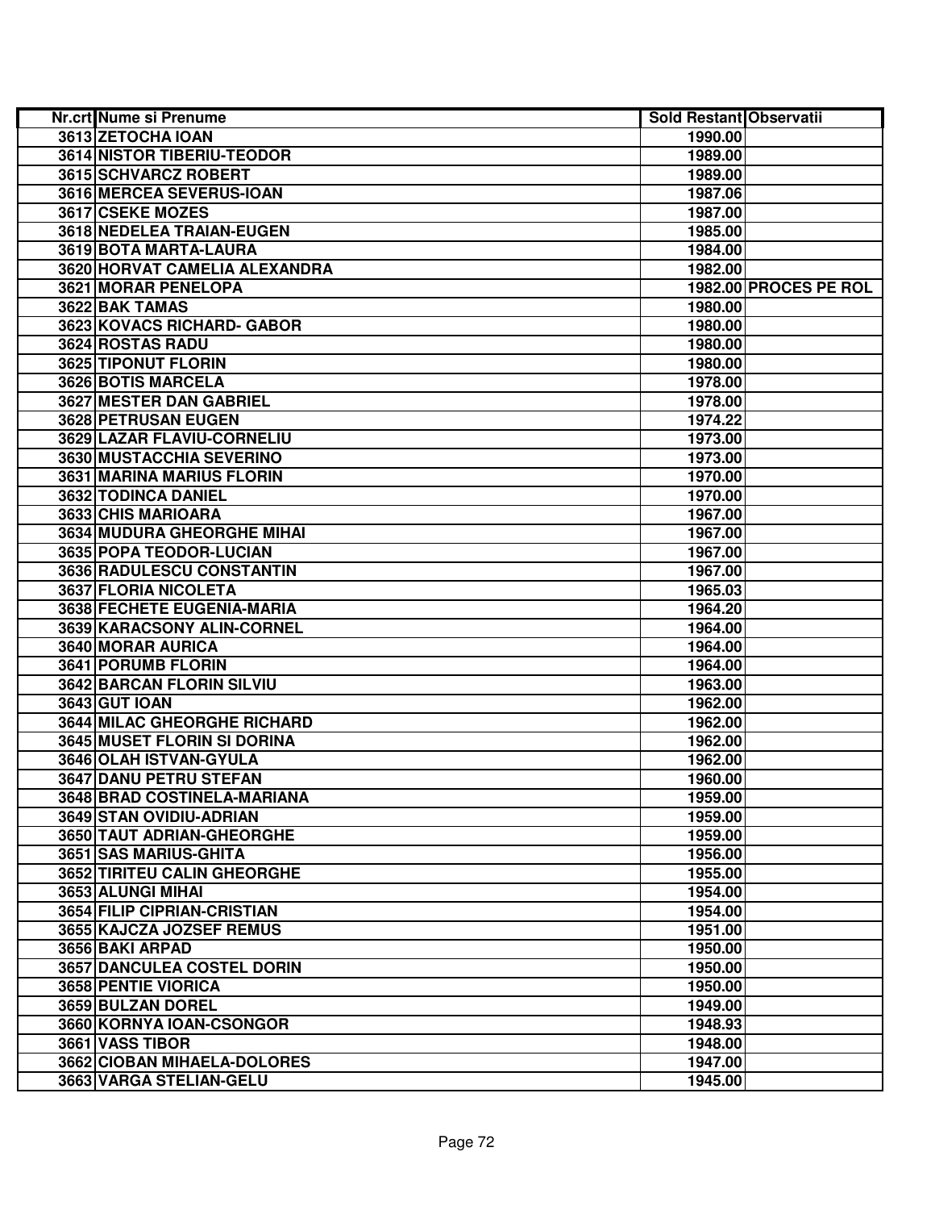| Nr.crt | Nume si Prenume | Sold Restant | Observatii |
|---|---|---|---|
| 3613 | ZETOCHA IOAN | 1990.00 | |
| 3614 | NISTOR TIBERIU-TEODOR | 1989.00 | |
| 3615 | SCHVARCZ ROBERT | 1989.00 | |
| 3616 | MERCEA SEVERUS-IOAN | 1987.06 | |
| 3617 | CSEKE MOZES | 1987.00 | |
| 3618 | NEDELEA TRAIAN-EUGEN | 1985.00 | |
| 3619 | BOTA MARTA-LAURA | 1984.00 | |
| 3620 | HORVAT CAMELIA ALEXANDRA | 1982.00 | |
| 3621 | MORAR PENELOPA | 1982.00 | PROCES PE ROL |
| 3622 | BAK TAMAS | 1980.00 | |
| 3623 | KOVACS RICHARD- GABOR | 1980.00 | |
| 3624 | ROSTAS RADU | 1980.00 | |
| 3625 | TIPONUT FLORIN | 1980.00 | |
| 3626 | BOTIS MARCELA | 1978.00 | |
| 3627 | MESTER DAN GABRIEL | 1978.00 | |
| 3628 | PETRUSAN EUGEN | 1974.22 | |
| 3629 | LAZAR FLAVIU-CORNELIU | 1973.00 | |
| 3630 | MUSTACCHIA SEVERINO | 1973.00 | |
| 3631 | MARINA MARIUS FLORIN | 1970.00 | |
| 3632 | TODINCA DANIEL | 1970.00 | |
| 3633 | CHIS MARIOARA | 1967.00 | |
| 3634 | MUDURA GHEORGHE MIHAI | 1967.00 | |
| 3635 | POPA TEODOR-LUCIAN | 1967.00 | |
| 3636 | RADULESCU CONSTANTIN | 1967.00 | |
| 3637 | FLORIA NICOLETA | 1965.03 | |
| 3638 | FECHETE EUGENIA-MARIA | 1964.20 | |
| 3639 | KARACSONY ALIN-CORNEL | 1964.00 | |
| 3640 | MORAR AURICA | 1964.00 | |
| 3641 | PORUMB FLORIN | 1964.00 | |
| 3642 | BARCAN FLORIN SILVIU | 1963.00 | |
| 3643 | GUT IOAN | 1962.00 | |
| 3644 | MILAC GHEORGHE RICHARD | 1962.00 | |
| 3645 | MUSET FLORIN SI DORINA | 1962.00 | |
| 3646 | OLAH ISTVAN-GYULA | 1962.00 | |
| 3647 | DANU PETRU STEFAN | 1960.00 | |
| 3648 | BRAD COSTINELA-MARIANA | 1959.00 | |
| 3649 | STAN OVIDIU-ADRIAN | 1959.00 | |
| 3650 | TAUT ADRIAN-GHEORGHE | 1959.00 | |
| 3651 | SAS MARIUS-GHITA | 1956.00 | |
| 3652 | TIRITEU CALIN GHEORGHE | 1955.00 | |
| 3653 | ALUNGI MIHAI | 1954.00 | |
| 3654 | FILIP CIPRIAN-CRISTIAN | 1954.00 | |
| 3655 | KAJCZA JOZSEF REMUS | 1951.00 | |
| 3656 | BAKI ARPAD | 1950.00 | |
| 3657 | DANCULEA COSTEL DORIN | 1950.00 | |
| 3658 | PENTIE VIORICA | 1950.00 | |
| 3659 | BULZAN DOREL | 1949.00 | |
| 3660 | KORNYA IOAN-CSONGOR | 1948.93 | |
| 3661 | VASS TIBOR | 1948.00 | |
| 3662 | CIOBAN MIHAELA-DOLORES | 1947.00 | |
| 3663 | VARGA STELIAN-GELU | 1945.00 | |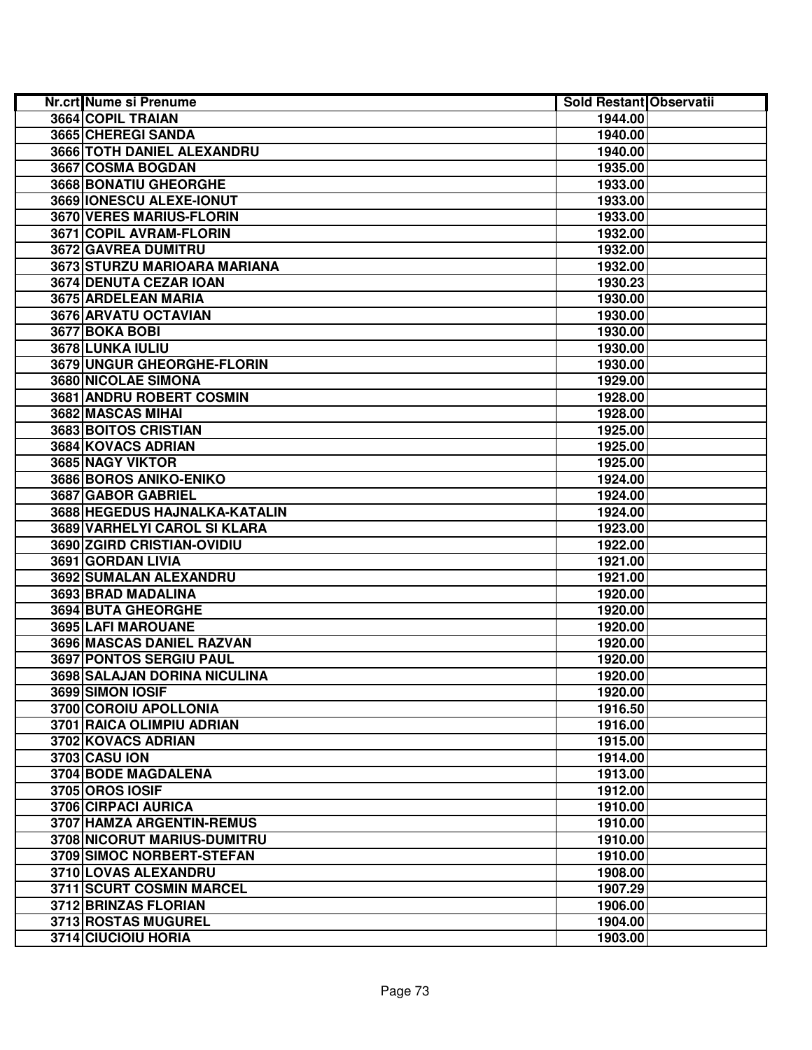| Nr.crt | Nume si Prenume | Sold Restant | Observatii |
|---|---|---|---|
| 3664 | COPIL TRAIAN | 1944.00 | |
| 3665 | CHEREGI SANDA | 1940.00 | |
| 3666 | TOTH DANIEL ALEXANDRU | 1940.00 | |
| 3667 | COSMA BOGDAN | 1935.00 | |
| 3668 | BONATIU GHEORGHE | 1933.00 | |
| 3669 | IONESCU ALEXE-IONUT | 1933.00 | |
| 3670 | VERES MARIUS-FLORIN | 1933.00 | |
| 3671 | COPIL AVRAM-FLORIN | 1932.00 | |
| 3672 | GAVREA DUMITRU | 1932.00 | |
| 3673 | STURZU MARIOARA MARIANA | 1932.00 | |
| 3674 | DENUTA CEZAR IOAN | 1930.23 | |
| 3675 | ARDELEAN MARIA | 1930.00 | |
| 3676 | ARVATU OCTAVIAN | 1930.00 | |
| 3677 | BOKA BOBI | 1930.00 | |
| 3678 | LUNKA IULIU | 1930.00 | |
| 3679 | UNGUR GHEORGHE-FLORIN | 1930.00 | |
| 3680 | NICOLAE SIMONA | 1929.00 | |
| 3681 | ANDRU ROBERT COSMIN | 1928.00 | |
| 3682 | MASCAS MIHAI | 1928.00 | |
| 3683 | BOITOS CRISTIAN | 1925.00 | |
| 3684 | KOVACS ADRIAN | 1925.00 | |
| 3685 | NAGY VIKTOR | 1925.00 | |
| 3686 | BOROS ANIKO-ENIKO | 1924.00 | |
| 3687 | GABOR GABRIEL | 1924.00 | |
| 3688 | HEGEDUS HAJNALKA-KATALIN | 1924.00 | |
| 3689 | VARHELYI CAROL SI KLARA | 1923.00 | |
| 3690 | ZGIRD CRISTIAN-OVIDIU | 1922.00 | |
| 3691 | GORDAN LIVIA | 1921.00 | |
| 3692 | SUMALAN ALEXANDRU | 1921.00 | |
| 3693 | BRAD MADALINA | 1920.00 | |
| 3694 | BUTA GHEORGHE | 1920.00 | |
| 3695 | LAFI MAROUANE | 1920.00 | |
| 3696 | MASCAS DANIEL RAZVAN | 1920.00 | |
| 3697 | PONTOS SERGIU PAUL | 1920.00 | |
| 3698 | SALAJAN DORINA NICULINA | 1920.00 | |
| 3699 | SIMON IOSIF | 1920.00 | |
| 3700 | COROIU APOLLONIA | 1916.50 | |
| 3701 | RAICA OLIMPIU ADRIAN | 1916.00 | |
| 3702 | KOVACS ADRIAN | 1915.00 | |
| 3703 | CASU ION | 1914.00 | |
| 3704 | BODE MAGDALENA | 1913.00 | |
| 3705 | OROS IOSIF | 1912.00 | |
| 3706 | CIRPACI AURICA | 1910.00 | |
| 3707 | HAMZA ARGENTIN-REMUS | 1910.00 | |
| 3708 | NICORUT MARIUS-DUMITRU | 1910.00 | |
| 3709 | SIMOC NORBERT-STEFAN | 1910.00 | |
| 3710 | LOVAS ALEXANDRU | 1908.00 | |
| 3711 | SCURT COSMIN MARCEL | 1907.29 | |
| 3712 | BRINZAS FLORIAN | 1906.00 | |
| 3713 | ROSTAS MUGUREL | 1904.00 | |
| 3714 | CIUCIOIU HORIA | 1903.00 | |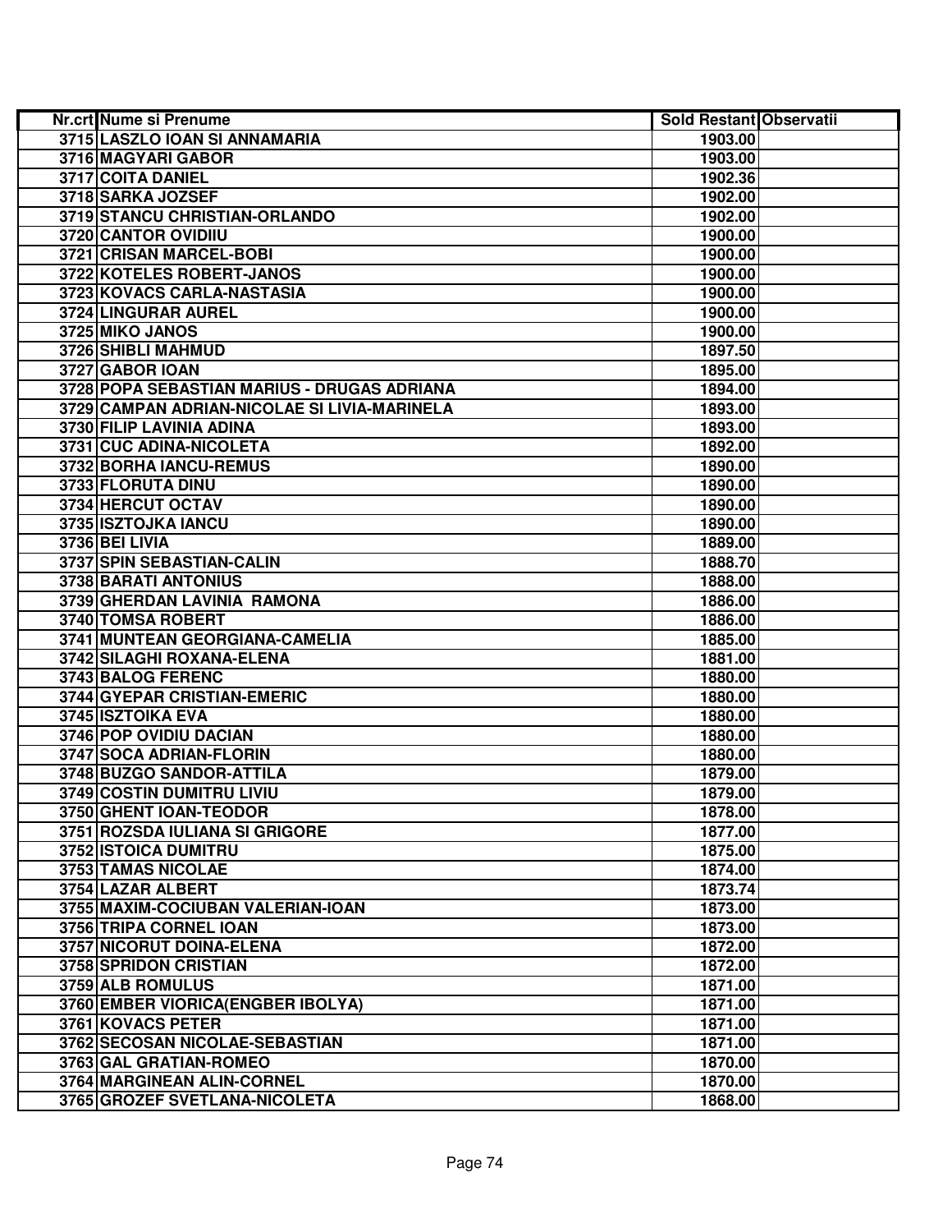| Nr.crt | Nume si Prenume | Sold Restant | Observatii |
|---|---|---|---|
| 3715 | LASZLO IOAN SI ANNAMARIA | 1903.00 | |
| 3716 | MAGYARI GABOR | 1903.00 | |
| 3717 | COITA DANIEL | 1902.36 | |
| 3718 | SARKA JOZSEF | 1902.00 | |
| 3719 | STANCU CHRISTIAN-ORLANDO | 1902.00 | |
| 3720 | CANTOR OVIDIIU | 1900.00 | |
| 3721 | CRISAN MARCEL-BOBI | 1900.00 | |
| 3722 | KOTELES ROBERT-JANOS | 1900.00 | |
| 3723 | KOVACS CARLA-NASTASIA | 1900.00 | |
| 3724 | LINGURAR AUREL | 1900.00 | |
| 3725 | MIKO JANOS | 1900.00 | |
| 3726 | SHIBLI MAHMUD | 1897.50 | |
| 3727 | GABOR IOAN | 1895.00 | |
| 3728 | POPA SEBASTIAN MARIUS - DRUGAS ADRIANA | 1894.00 | |
| 3729 | CAMPAN ADRIAN-NICOLAE SI LIVIA-MARINELA | 1893.00 | |
| 3730 | FILIP LAVINIA ADINA | 1893.00 | |
| 3731 | CUC ADINA-NICOLETA | 1892.00 | |
| 3732 | BORHA IANCU-REMUS | 1890.00 | |
| 3733 | FLORUTA DINU | 1890.00 | |
| 3734 | HERCUT OCTAV | 1890.00 | |
| 3735 | ISZTOJKA IANCU | 1890.00 | |
| 3736 | BEI LIVIA | 1889.00 | |
| 3737 | SPIN SEBASTIAN-CALIN | 1888.70 | |
| 3738 | BARATI ANTONIUS | 1888.00 | |
| 3739 | GHERDAN LAVINIA RAMONA | 1886.00 | |
| 3740 | TOMSA ROBERT | 1886.00 | |
| 3741 | MUNTEAN GEORGIANA-CAMELIA | 1885.00 | |
| 3742 | SILAGHI ROXANA-ELENA | 1881.00 | |
| 3743 | BALOG FERENC | 1880.00 | |
| 3744 | GYEPAR CRISTIAN-EMERIC | 1880.00 | |
| 3745 | ISZTOIKA EVA | 1880.00 | |
| 3746 | POP OVIDIU DACIAN | 1880.00 | |
| 3747 | SOCA ADRIAN-FLORIN | 1880.00 | |
| 3748 | BUZGO SANDOR-ATTILA | 1879.00 | |
| 3749 | COSTIN DUMITRU LIVIU | 1879.00 | |
| 3750 | GHENT IOAN-TEODOR | 1878.00 | |
| 3751 | ROZSDA IULIANA SI GRIGORE | 1877.00 | |
| 3752 | ISTOICA DUMITRU | 1875.00 | |
| 3753 | TAMAS NICOLAE | 1874.00 | |
| 3754 | LAZAR ALBERT | 1873.74 | |
| 3755 | MAXIM-COCIUBAN VALERIAN-IOAN | 1873.00 | |
| 3756 | TRIPA CORNEL IOAN | 1873.00 | |
| 3757 | NICORUT DOINA-ELENA | 1872.00 | |
| 3758 | SPRIDON CRISTIAN | 1872.00 | |
| 3759 | ALB ROMULUS | 1871.00 | |
| 3760 | EMBER VIORICA(ENGBER IBOLYA) | 1871.00 | |
| 3761 | KOVACS PETER | 1871.00 | |
| 3762 | SECOSAN NICOLAE-SEBASTIAN | 1871.00 | |
| 3763 | GAL GRATIAN-ROMEO | 1870.00 | |
| 3764 | MARGINEAN ALIN-CORNEL | 1870.00 | |
| 3765 | GROZEF SVETLANA-NICOLETA | 1868.00 | |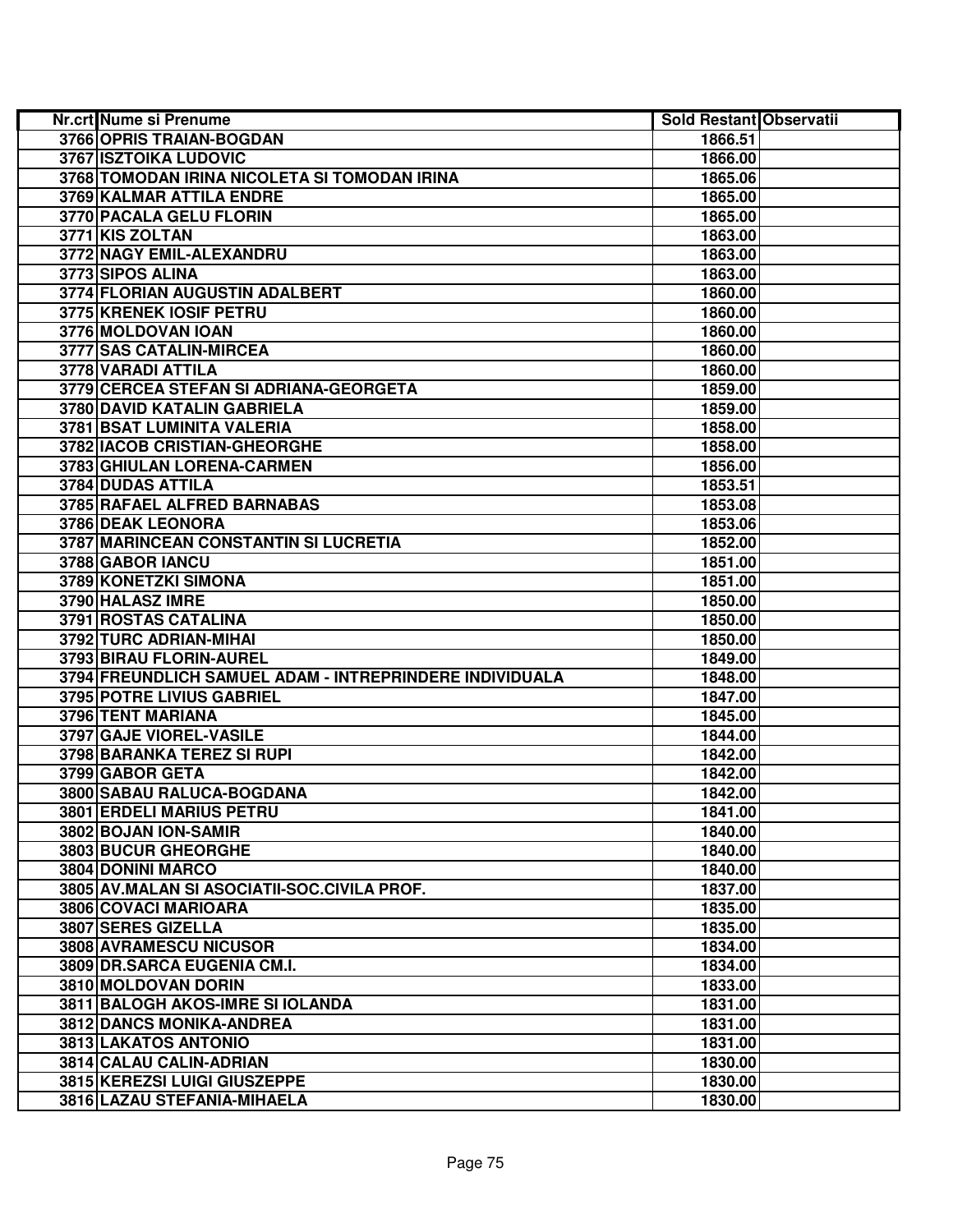| Nr.crt | Nume si Prenume | Sold Restant | Observatii |
|---|---|---|---|
| 3766 | OPRIS TRAIAN-BOGDAN | 1866.51 | |
| 3767 | ISZTOIKA LUDOVIC | 1866.00 | |
| 3768 | TOMODAN IRINA NICOLETA SI TOMODAN IRINA | 1865.06 | |
| 3769 | KALMAR ATTILA ENDRE | 1865.00 | |
| 3770 | PACALA GELU FLORIN | 1865.00 | |
| 3771 | KIS ZOLTAN | 1863.00 | |
| 3772 | NAGY EMIL-ALEXANDRU | 1863.00 | |
| 3773 | SIPOS ALINA | 1863.00 | |
| 3774 | FLORIAN AUGUSTIN ADALBERT | 1860.00 | |
| 3775 | KRENEK IOSIF PETRU | 1860.00 | |
| 3776 | MOLDOVAN IOAN | 1860.00 | |
| 3777 | SAS CATALIN-MIRCEA | 1860.00 | |
| 3778 | VARADI ATTILA | 1860.00 | |
| 3779 | CERCEA STEFAN SI ADRIANA-GEORGETA | 1859.00 | |
| 3780 | DAVID KATALIN GABRIELA | 1859.00 | |
| 3781 | BSAT LUMINITA VALERIA | 1858.00 | |
| 3782 | IACOB CRISTIAN-GHEORGHE | 1858.00 | |
| 3783 | GHIULAN LORENA-CARMEN | 1856.00 | |
| 3784 | DUDAS ATTILA | 1853.51 | |
| 3785 | RAFAEL ALFRED BARNABAS | 1853.08 | |
| 3786 | DEAK LEONORA | 1853.06 | |
| 3787 | MARINCEAN CONSTANTIN SI LUCRETIA | 1852.00 | |
| 3788 | GABOR IANCU | 1851.00 | |
| 3789 | KONETZKI SIMONA | 1851.00 | |
| 3790 | HALASZ IMRE | 1850.00 | |
| 3791 | ROSTAS CATALINA | 1850.00 | |
| 3792 | TURC ADRIAN-MIHAI | 1850.00 | |
| 3793 | BIRAU FLORIN-AUREL | 1849.00 | |
| 3794 | FREUNDLICH SAMUEL ADAM - INTREPRINDERE INDIVIDUALA | 1848.00 | |
| 3795 | POTRE LIVIUS GABRIEL | 1847.00 | |
| 3796 | TENT MARIANA | 1845.00 | |
| 3797 | GAJE VIOREL-VASILE | 1844.00 | |
| 3798 | BARANKA TEREZ SI RUPI | 1842.00 | |
| 3799 | GABOR GETA | 1842.00 | |
| 3800 | SABAU RALUCA-BOGDANA | 1842.00 | |
| 3801 | ERDELI MARIUS PETRU | 1841.00 | |
| 3802 | BOJAN ION-SAMIR | 1840.00 | |
| 3803 | BUCUR GHEORGHE | 1840.00 | |
| 3804 | DONINI MARCO | 1840.00 | |
| 3805 | AV.MALAN SI ASOCIATII-SOC.CIVILA PROF. | 1837.00 | |
| 3806 | COVACI MARIOARA | 1835.00 | |
| 3807 | SERES GIZELLA | 1835.00 | |
| 3808 | AVRAMESCU NICUSOR | 1834.00 | |
| 3809 | DR.SARCA EUGENIA CM.I. | 1834.00 | |
| 3810 | MOLDOVAN DORIN | 1833.00 | |
| 3811 | BALOGH AKOS-IMRE SI IOLANDA | 1831.00 | |
| 3812 | DANCS MONIKA-ANDREA | 1831.00 | |
| 3813 | LAKATOS ANTONIO | 1831.00 | |
| 3814 | CALAU CALIN-ADRIAN | 1830.00 | |
| 3815 | KEREZSI LUIGI GIUSZEPPE | 1830.00 | |
| 3816 | LAZAU STEFANIA-MIHAELA | 1830.00 | |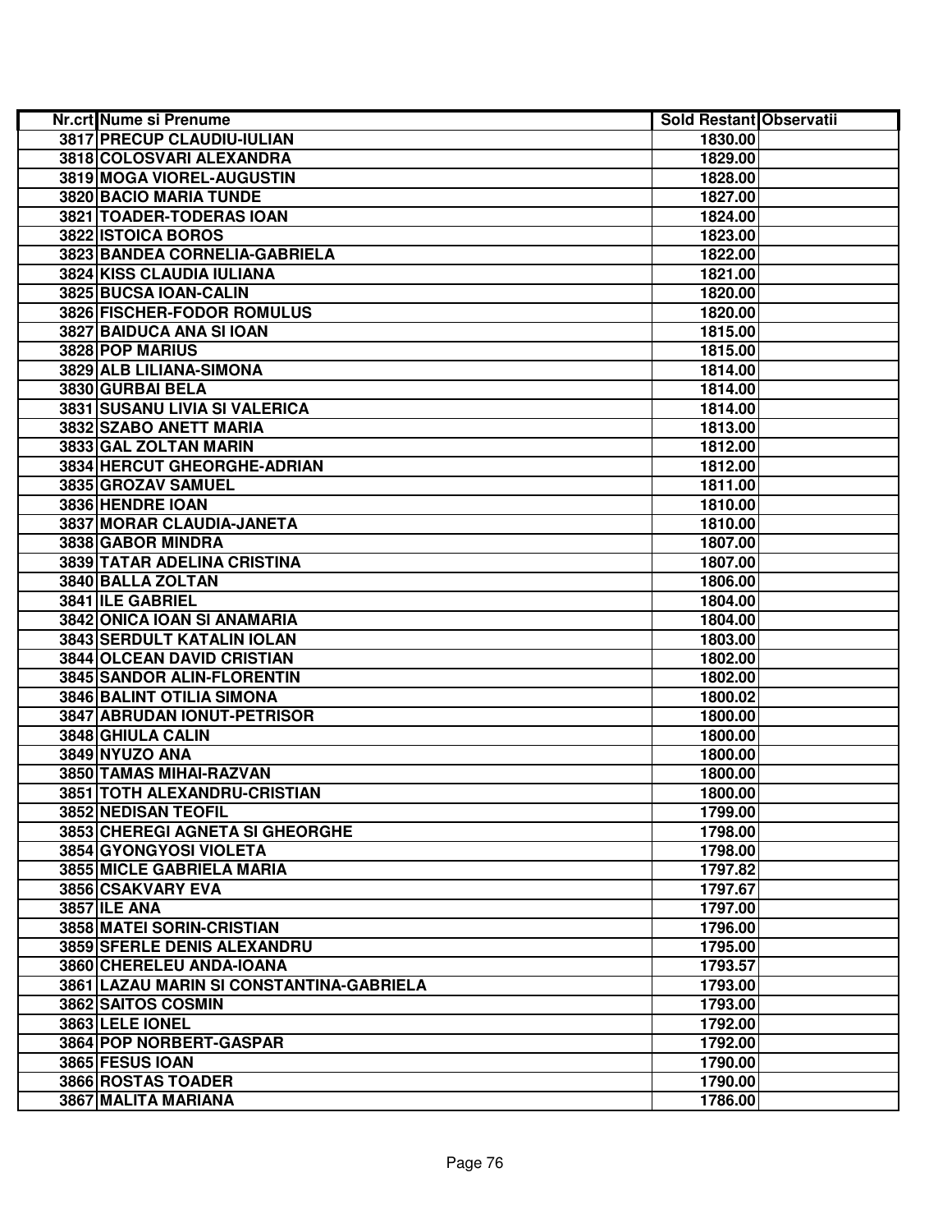| Nr.crt | Nume si Prenume | Sold Restant | Observatii |
|---|---|---|---|
| 3817 | PRECUP CLAUDIU-IULIAN | 1830.00 | |
| 3818 | COLOSVARI ALEXANDRA | 1829.00 | |
| 3819 | MOGA VIOREL-AUGUSTIN | 1828.00 | |
| 3820 | BACIO MARIA TUNDE | 1827.00 | |
| 3821 | TOADER-TODERAS IOAN | 1824.00 | |
| 3822 | ISTOICA BOROS | 1823.00 | |
| 3823 | BANDEA CORNELIA-GABRIELA | 1822.00 | |
| 3824 | KISS CLAUDIA IULIANA | 1821.00 | |
| 3825 | BUCSA IOAN-CALIN | 1820.00 | |
| 3826 | FISCHER-FODOR ROMULUS | 1820.00 | |
| 3827 | BAIDUCA ANA SI IOAN | 1815.00 | |
| 3828 | POP MARIUS | 1815.00 | |
| 3829 | ALB LILIANA-SIMONA | 1814.00 | |
| 3830 | GURBAI BELA | 1814.00 | |
| 3831 | SUSANU LIVIA SI VALERICA | 1814.00 | |
| 3832 | SZABO ANETT MARIA | 1813.00 | |
| 3833 | GAL ZOLTAN MARIN | 1812.00 | |
| 3834 | HERCUT GHEORGHE-ADRIAN | 1812.00 | |
| 3835 | GROZAV SAMUEL | 1811.00 | |
| 3836 | HENDRE IOAN | 1810.00 | |
| 3837 | MORAR CLAUDIA-JANETA | 1810.00 | |
| 3838 | GABOR MINDRA | 1807.00 | |
| 3839 | TATAR ADELINA CRISTINA | 1807.00 | |
| 3840 | BALLA ZOLTAN | 1806.00 | |
| 3841 | ILE GABRIEL | 1804.00 | |
| 3842 | ONICA IOAN SI ANAMARIA | 1804.00 | |
| 3843 | SERDULT KATALIN IOLAN | 1803.00 | |
| 3844 | OLCEAN DAVID CRISTIAN | 1802.00 | |
| 3845 | SANDOR ALIN-FLORENTIN | 1802.00 | |
| 3846 | BALINT OTILIA SIMONA | 1800.02 | |
| 3847 | ABRUDAN IONUT-PETRISOR | 1800.00 | |
| 3848 | GHIULA CALIN | 1800.00 | |
| 3849 | NYUZO ANA | 1800.00 | |
| 3850 | TAMAS MIHAI-RAZVAN | 1800.00 | |
| 3851 | TOTH ALEXANDRU-CRISTIAN | 1800.00 | |
| 3852 | NEDISAN TEOFIL | 1799.00 | |
| 3853 | CHEREGI AGNETA SI GHEORGHE | 1798.00 | |
| 3854 | GYONGYOSI VIOLETA | 1798.00 | |
| 3855 | MICLE GABRIELA MARIA | 1797.82 | |
| 3856 | CSAKVARY EVA | 1797.67 | |
| 3857 | ILE ANA | 1797.00 | |
| 3858 | MATEI SORIN-CRISTIAN | 1796.00 | |
| 3859 | SFERLE DENIS ALEXANDRU | 1795.00 | |
| 3860 | CHERELEU ANDA-IOANA | 1793.57 | |
| 3861 | LAZAU MARIN SI CONSTANTINA-GABRIELA | 1793.00 | |
| 3862 | SAITOS COSMIN | 1793.00 | |
| 3863 | LELE IONEL | 1792.00 | |
| 3864 | POP NORBERT-GASPAR | 1792.00 | |
| 3865 | FESUS IOAN | 1790.00 | |
| 3866 | ROSTAS TOADER | 1790.00 | |
| 3867 | MALITA MARIANA | 1786.00 | |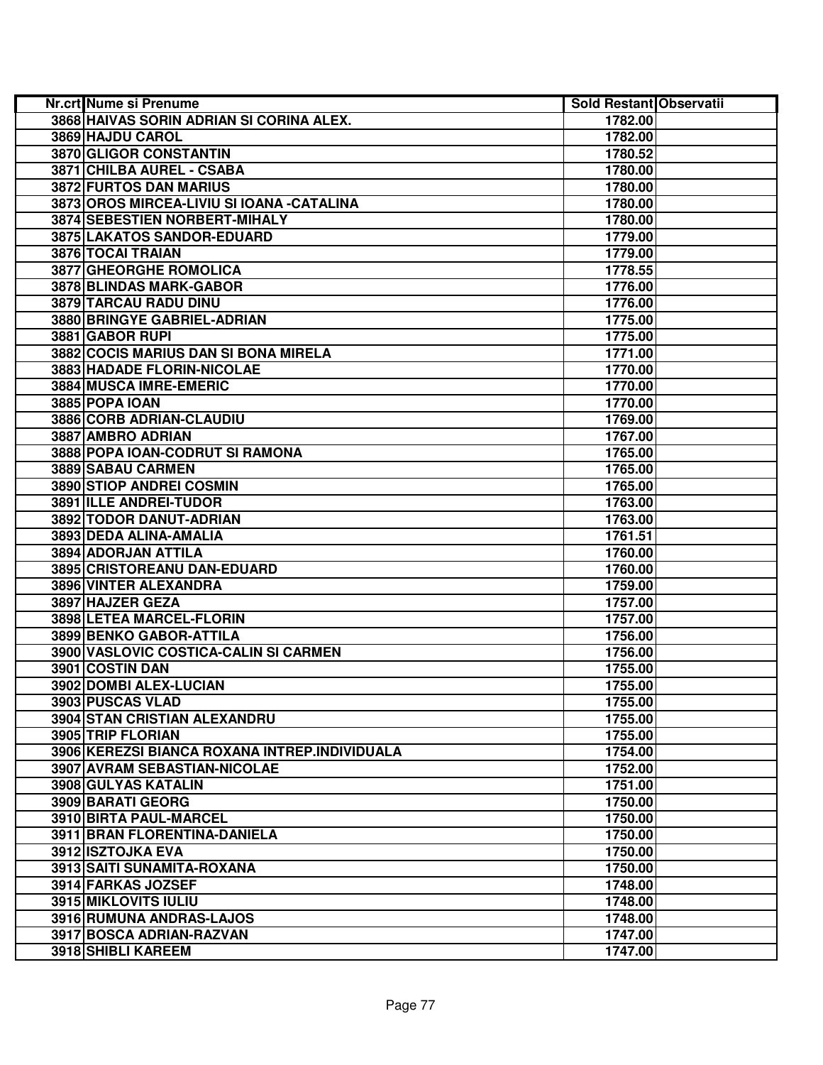| Nr.crt | Nume si Prenume | Sold Restant | Observatii |
|---|---|---|---|
| 3868 | HAIVAS SORIN ADRIAN SI CORINA ALEX. | 1782.00 | |
| 3869 | HAJDU CAROL | 1782.00 | |
| 3870 | GLIGOR CONSTANTIN | 1780.52 | |
| 3871 | CHILBA AUREL - CSABA | 1780.00 | |
| 3872 | FURTOS DAN MARIUS | 1780.00 | |
| 3873 | OROS MIRCEA-LIVIU SI IOANA -CATALINA | 1780.00 | |
| 3874 | SEBESTIEN NORBERT-MIHALY | 1780.00 | |
| 3875 | LAKATOS SANDOR-EDUARD | 1779.00 | |
| 3876 | TOCAI TRAIAN | 1779.00 | |
| 3877 | GHEORGHE ROMOLICA | 1778.55 | |
| 3878 | BLINDAS MARK-GABOR | 1776.00 | |
| 3879 | TARCAU RADU DINU | 1776.00 | |
| 3880 | BRINGYE GABRIEL-ADRIAN | 1775.00 | |
| 3881 | GABOR RUPI | 1775.00 | |
| 3882 | COCIS MARIUS DAN SI BONA MIRELA | 1771.00 | |
| 3883 | HADADE FLORIN-NICOLAE | 1770.00 | |
| 3884 | MUSCA IMRE-EMERIC | 1770.00 | |
| 3885 | POPA IOAN | 1770.00 | |
| 3886 | CORB ADRIAN-CLAUDIU | 1769.00 | |
| 3887 | AMBRO ADRIAN | 1767.00 | |
| 3888 | POPA IOAN-CODRUT SI RAMONA | 1765.00 | |
| 3889 | SABAU CARMEN | 1765.00 | |
| 3890 | STIOP ANDREI COSMIN | 1765.00 | |
| 3891 | ILLE ANDREI-TUDOR | 1763.00 | |
| 3892 | TODOR DANUT-ADRIAN | 1763.00 | |
| 3893 | DEDA ALINA-AMALIA | 1761.51 | |
| 3894 | ADORJAN ATTILA | 1760.00 | |
| 3895 | CRISTOREANU DAN-EDUARD | 1760.00 | |
| 3896 | VINTER ALEXANDRA | 1759.00 | |
| 3897 | HAJZER GEZA | 1757.00 | |
| 3898 | LETEA MARCEL-FLORIN | 1757.00 | |
| 3899 | BENKO GABOR-ATTILA | 1756.00 | |
| 3900 | VASLOVIC COSTICA-CALIN SI CARMEN | 1756.00 | |
| 3901 | COSTIN DAN | 1755.00 | |
| 3902 | DOMBI ALEX-LUCIAN | 1755.00 | |
| 3903 | PUSCAS VLAD | 1755.00 | |
| 3904 | STAN CRISTIAN ALEXANDRU | 1755.00 | |
| 3905 | TRIP FLORIAN | 1755.00 | |
| 3906 | KEREZSI BIANCA ROXANA INTREP.INDIVIDUALA | 1754.00 | |
| 3907 | AVRAM SEBASTIAN-NICOLAE | 1752.00 | |
| 3908 | GULYAS KATALIN | 1751.00 | |
| 3909 | BARATI GEORG | 1750.00 | |
| 3910 | BIRTA PAUL-MARCEL | 1750.00 | |
| 3911 | BRAN FLORENTINA-DANIELA | 1750.00 | |
| 3912 | ISZTOJKA EVA | 1750.00 | |
| 3913 | SAITI SUNAMITA-ROXANA | 1750.00 | |
| 3914 | FARKAS JOZSEF | 1748.00 | |
| 3915 | MIKLOVITS IULIU | 1748.00 | |
| 3916 | RUMUNA ANDRAS-LAJOS | 1748.00 | |
| 3917 | BOSCA ADRIAN-RAZVAN | 1747.00 | |
| 3918 | SHIBLI KAREEM | 1747.00 | |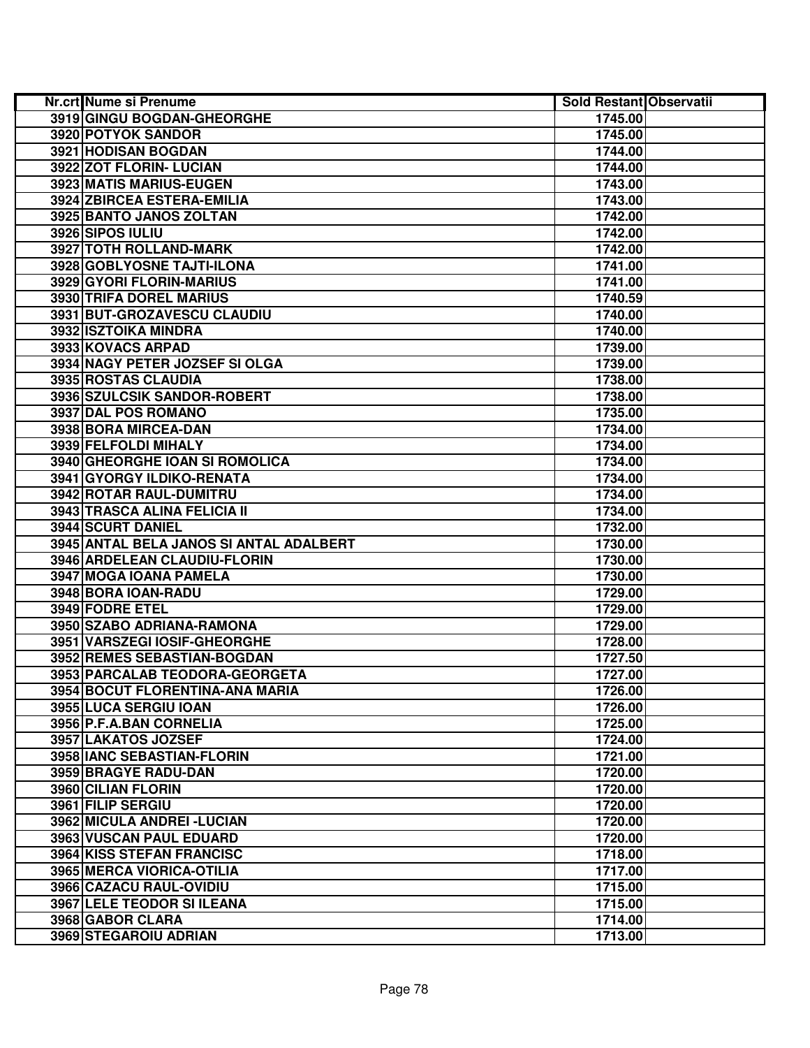| Nr.crt | Nume si Prenume | Sold Restant | Observatii |
|---|---|---|---|
| 3919 | GINGU BOGDAN-GHEORGHE | 1745.00 | |
| 3920 | POTYOK SANDOR | 1745.00 | |
| 3921 | HODISAN BOGDAN | 1744.00 | |
| 3922 | ZOT FLORIN- LUCIAN | 1744.00 | |
| 3923 | MATIS MARIUS-EUGEN | 1743.00 | |
| 3924 | ZBIRCEA ESTERA-EMILIA | 1743.00 | |
| 3925 | BANTO JANOS ZOLTAN | 1742.00 | |
| 3926 | SIPOS IULIU | 1742.00 | |
| 3927 | TOTH ROLLAND-MARK | 1742.00 | |
| 3928 | GOBLYOSNE TAJTI-ILONA | 1741.00 | |
| 3929 | GYORI FLORIN-MARIUS | 1741.00 | |
| 3930 | TRIFA DOREL MARIUS | 1740.59 | |
| 3931 | BUT-GROZAVESCU CLAUDIU | 1740.00 | |
| 3932 | ISZTOIKA MINDRA | 1740.00 | |
| 3933 | KOVACS ARPAD | 1739.00 | |
| 3934 | NAGY PETER JOZSEF SI OLGA | 1739.00 | |
| 3935 | ROSTAS CLAUDIA | 1738.00 | |
| 3936 | SZULCSIK SANDOR-ROBERT | 1738.00 | |
| 3937 | DAL POS ROMANO | 1735.00 | |
| 3938 | BORA MIRCEA-DAN | 1734.00 | |
| 3939 | FELFOLDI MIHALY | 1734.00 | |
| 3940 | GHEORGHE IOAN SI ROMOLICA | 1734.00 | |
| 3941 | GYORGY ILDIKO-RENATA | 1734.00 | |
| 3942 | ROTAR RAUL-DUMITRU | 1734.00 | |
| 3943 | TRASCA ALINA FELICIA II | 1734.00 | |
| 3944 | SCURT DANIEL | 1732.00 | |
| 3945 | ANTAL BELA JANOS SI ANTAL ADALBERT | 1730.00 | |
| 3946 | ARDELEAN CLAUDIU-FLORIN | 1730.00 | |
| 3947 | MOGA IOANA PAMELA | 1730.00 | |
| 3948 | BORA IOAN-RADU | 1729.00 | |
| 3949 | FODRE ETEL | 1729.00 | |
| 3950 | SZABO ADRIANA-RAMONA | 1729.00 | |
| 3951 | VARSZEGI IOSIF-GHEORGHE | 1728.00 | |
| 3952 | REMES SEBASTIAN-BOGDAN | 1727.50 | |
| 3953 | PARCALAB TEODORA-GEORGETA | 1727.00 | |
| 3954 | BOCUT FLORENTINA-ANA MARIA | 1726.00 | |
| 3955 | LUCA SERGIU IOAN | 1726.00 | |
| 3956 | P.F.A.BAN CORNELIA | 1725.00 | |
| 3957 | LAKATOS JOZSEF | 1724.00 | |
| 3958 | IANC SEBASTIAN-FLORIN | 1721.00 | |
| 3959 | BRAGYE RADU-DAN | 1720.00 | |
| 3960 | CILIAN FLORIN | 1720.00 | |
| 3961 | FILIP SERGIU | 1720.00 | |
| 3962 | MICULA ANDREI -LUCIAN | 1720.00 | |
| 3963 | VUSCAN PAUL EDUARD | 1720.00 | |
| 3964 | KISS STEFAN FRANCISC | 1718.00 | |
| 3965 | MERCA VIORICA-OTILIA | 1717.00 | |
| 3966 | CAZACU RAUL-OVIDIU | 1715.00 | |
| 3967 | LELE TEODOR SI ILEANA | 1715.00 | |
| 3968 | GABOR CLARA | 1714.00 | |
| 3969 | STEGAROIU ADRIAN | 1713.00 | |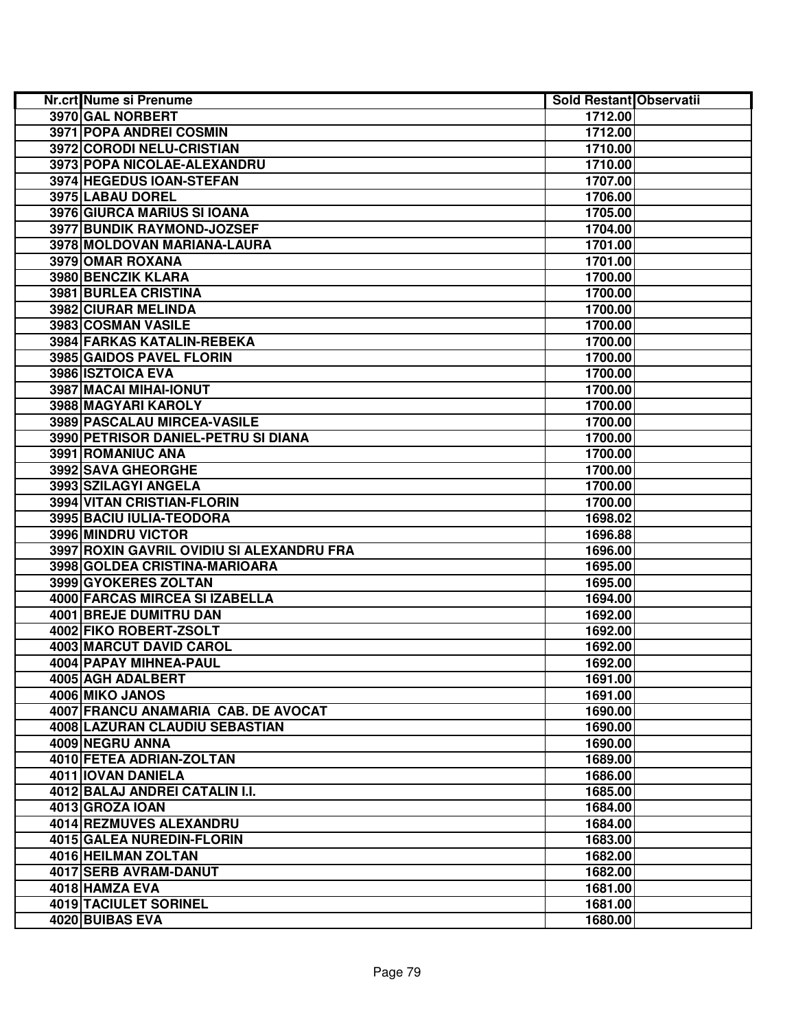| Nr.crt | Nume si Prenume | Sold Restant | Observatii |
|---|---|---|---|
| 3970 | GAL NORBERT | 1712.00 | |
| 3971 | POPA ANDREI COSMIN | 1712.00 | |
| 3972 | CORODI NELU-CRISTIAN | 1710.00 | |
| 3973 | POPA NICOLAE-ALEXANDRU | 1710.00 | |
| 3974 | HEGEDUS IOAN-STEFAN | 1707.00 | |
| 3975 | LABAU DOREL | 1706.00 | |
| 3976 | GIURCA MARIUS SI IOANA | 1705.00 | |
| 3977 | BUNDIK RAYMOND-JOZSEF | 1704.00 | |
| 3978 | MOLDOVAN MARIANA-LAURA | 1701.00 | |
| 3979 | OMAR ROXANA | 1701.00 | |
| 3980 | BENCZIK KLARA | 1700.00 | |
| 3981 | BURLEA CRISTINA | 1700.00 | |
| 3982 | CIURAR MELINDA | 1700.00 | |
| 3983 | COSMAN VASILE | 1700.00 | |
| 3984 | FARKAS KATALIN-REBEKA | 1700.00 | |
| 3985 | GAIDOS PAVEL FLORIN | 1700.00 | |
| 3986 | ISZTOICA EVA | 1700.00 | |
| 3987 | MACAI MIHAI-IONUT | 1700.00 | |
| 3988 | MAGYARI KAROLY | 1700.00 | |
| 3989 | PASCALAU MIRCEA-VASILE | 1700.00 | |
| 3990 | PETRISOR DANIEL-PETRU SI DIANA | 1700.00 | |
| 3991 | ROMANIUC ANA | 1700.00 | |
| 3992 | SAVA GHEORGHE | 1700.00 | |
| 3993 | SZILAGYI ANGELA | 1700.00 | |
| 3994 | VITAN CRISTIAN-FLORIN | 1700.00 | |
| 3995 | BACIU IULIA-TEODORA | 1698.02 | |
| 3996 | MINDRU VICTOR | 1696.88 | |
| 3997 | ROXIN GAVRIL OVIDIU SI ALEXANDRU FRA | 1696.00 | |
| 3998 | GOLDEA CRISTINA-MARIOARA | 1695.00 | |
| 3999 | GYOKERES ZOLTAN | 1695.00 | |
| 4000 | FARCAS MIRCEA SI IZABELLA | 1694.00 | |
| 4001 | BREJE DUMITRU DAN | 1692.00 | |
| 4002 | FIKO ROBERT-ZSOLT | 1692.00 | |
| 4003 | MARCUT DAVID CAROL | 1692.00 | |
| 4004 | PAPAY MIHNEA-PAUL | 1692.00 | |
| 4005 | AGH ADALBERT | 1691.00 | |
| 4006 | MIKO JANOS | 1691.00 | |
| 4007 | FRANCU ANAMARIA CAB. DE AVOCAT | 1690.00 | |
| 4008 | LAZURAN CLAUDIU SEBASTIAN | 1690.00 | |
| 4009 | NEGRU ANNA | 1690.00 | |
| 4010 | FETEA ADRIAN-ZOLTAN | 1689.00 | |
| 4011 | IOVAN DANIELA | 1686.00 | |
| 4012 | BALAJ ANDREI CATALIN I.I. | 1685.00 | |
| 4013 | GROZA IOAN | 1684.00 | |
| 4014 | REZMUVES ALEXANDRU | 1684.00 | |
| 4015 | GALEA NUREDIN-FLORIN | 1683.00 | |
| 4016 | HEILMAN ZOLTAN | 1682.00 | |
| 4017 | SERB AVRAM-DANUT | 1682.00 | |
| 4018 | HAMZA EVA | 1681.00 | |
| 4019 | TACIULET SORINEL | 1681.00 | |
| 4020 | BUIBAS EVA | 1680.00 | |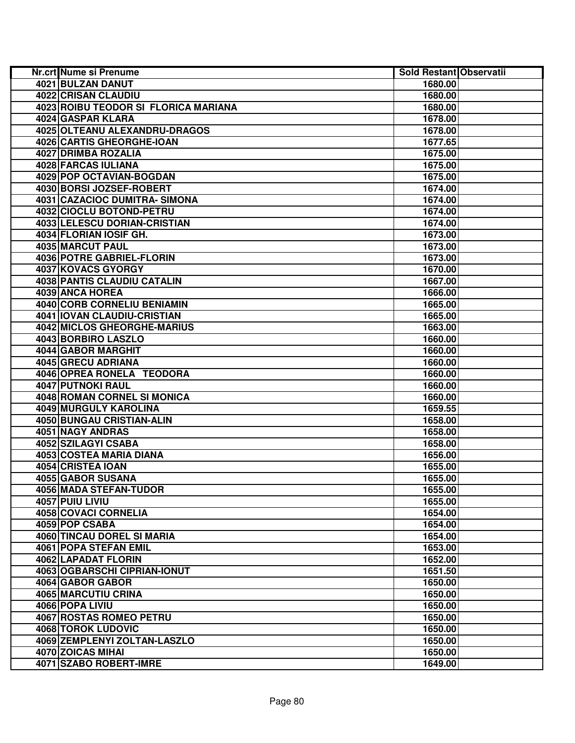| Nr.crt | Nume si Prenume | Sold Restant | Observatii |
|---|---|---|---|
| 4021 | BULZAN DANUT | 1680.00 | |
| 4022 | CRISAN CLAUDIU | 1680.00 | |
| 4023 | ROIBU TEODOR SI FLORICA MARIANA | 1680.00 | |
| 4024 | GASPAR KLARA | 1678.00 | |
| 4025 | OLTEANU ALEXANDRU-DRAGOS | 1678.00 | |
| 4026 | CARTIS GHEORGHE-IOAN | 1677.65 | |
| 4027 | DRIMBA ROZALIA | 1675.00 | |
| 4028 | FARCAS IULIANA | 1675.00 | |
| 4029 | POP OCTAVIAN-BOGDAN | 1675.00 | |
| 4030 | BORSI JOZSEF-ROBERT | 1674.00 | |
| 4031 | CAZACIOC DUMITRA- SIMONA | 1674.00 | |
| 4032 | CIOCLU BOTOND-PETRU | 1674.00 | |
| 4033 | LELESCU DORIAN-CRISTIAN | 1674.00 | |
| 4034 | FLORIAN IOSIF GH. | 1673.00 | |
| 4035 | MARCUT PAUL | 1673.00 | |
| 4036 | POTRE GABRIEL-FLORIN | 1673.00 | |
| 4037 | KOVACS GYORGY | 1670.00 | |
| 4038 | PANTIS CLAUDIU CATALIN | 1667.00 | |
| 4039 | ANCA HOREA | 1666.00 | |
| 4040 | CORB CORNELIU BENIAMIN | 1665.00 | |
| 4041 | IOVAN CLAUDIU-CRISTIAN | 1665.00 | |
| 4042 | MICLOS GHEORGHE-MARIUS | 1663.00 | |
| 4043 | BORBIRO LASZLO | 1660.00 | |
| 4044 | GABOR MARGHIT | 1660.00 | |
| 4045 | GRECU ADRIANA | 1660.00 | |
| 4046 | OPREA RONELA TEODORA | 1660.00 | |
| 4047 | PUTNOKI RAUL | 1660.00 | |
| 4048 | ROMAN CORNEL SI MONICA | 1660.00 | |
| 4049 | MURGULY KAROLINA | 1659.55 | |
| 4050 | BUNGAU CRISTIAN-ALIN | 1658.00 | |
| 4051 | NAGY ANDRAS | 1658.00 | |
| 4052 | SZILAGYI CSABA | 1658.00 | |
| 4053 | COSTEA MARIA DIANA | 1656.00 | |
| 4054 | CRISTEA IOAN | 1655.00 | |
| 4055 | GABOR SUSANA | 1655.00 | |
| 4056 | MADA STEFAN-TUDOR | 1655.00 | |
| 4057 | PUIU LIVIU | 1655.00 | |
| 4058 | COVACI CORNELIA | 1654.00 | |
| 4059 | POP CSABA | 1654.00 | |
| 4060 | TINCAU DOREL SI MARIA | 1654.00 | |
| 4061 | POPA STEFAN EMIL | 1653.00 | |
| 4062 | LAPADAT FLORIN | 1652.00 | |
| 4063 | OGBARSCHI CIPRIAN-IONUT | 1651.50 | |
| 4064 | GABOR GABOR | 1650.00 | |
| 4065 | MARCUTIU CRINA | 1650.00 | |
| 4066 | POPA LIVIU | 1650.00 | |
| 4067 | ROSTAS ROMEO PETRU | 1650.00 | |
| 4068 | TOROK LUDOVIC | 1650.00 | |
| 4069 | ZEMPLENYI ZOLTAN-LASZLO | 1650.00 | |
| 4070 | ZOICAS MIHAI | 1650.00 | |
| 4071 | SZABO ROBERT-IMRE | 1649.00 | |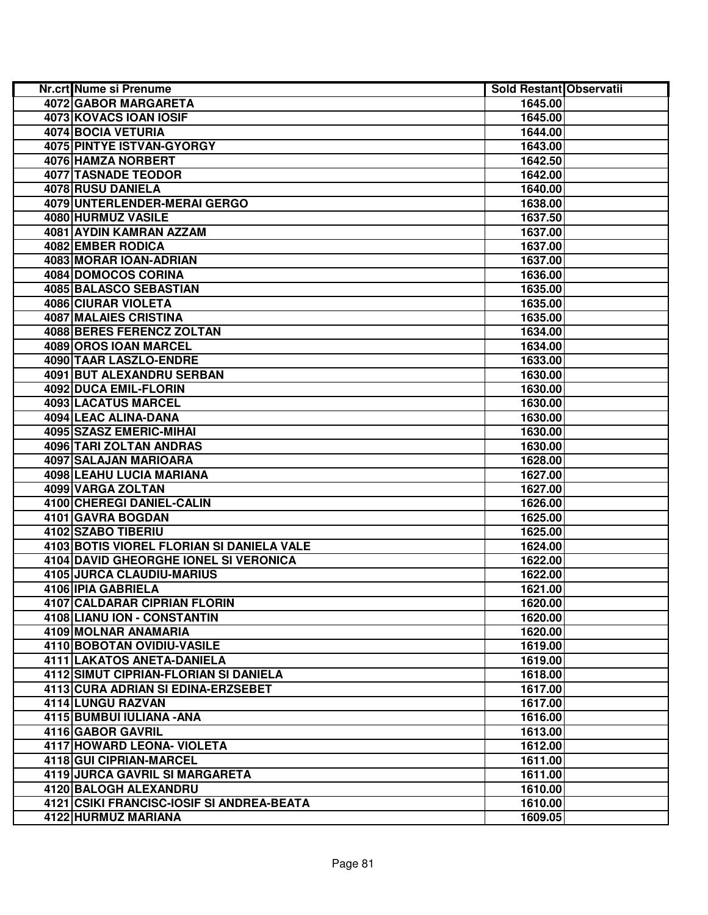| Nr.crt | Nume si Prenume | Sold Restant | Observatii |
| --- | --- | --- | --- |
| 4072 | GABOR MARGARETA | 1645.00 | |
| 4073 | KOVACS IOAN IOSIF | 1645.00 | |
| 4074 | BOCIA VETURIA | 1644.00 | |
| 4075 | PINTYE ISTVAN-GYORGY | 1643.00 | |
| 4076 | HAMZA NORBERT | 1642.50 | |
| 4077 | TASNADE TEODOR | 1642.00 | |
| 4078 | RUSU DANIELA | 1640.00 | |
| 4079 | UNTERLENDER-MERAI GERGO | 1638.00 | |
| 4080 | HURMUZ VASILE | 1637.50 | |
| 4081 | AYDIN KAMRAN AZZAM | 1637.00 | |
| 4082 | EMBER RODICA | 1637.00 | |
| 4083 | MORAR IOAN-ADRIAN | 1637.00 | |
| 4084 | DOMOCOS CORINA | 1636.00 | |
| 4085 | BALASCO SEBASTIAN | 1635.00 | |
| 4086 | CIURAR VIOLETA | 1635.00 | |
| 4087 | MALAIES CRISTINA | 1635.00 | |
| 4088 | BERES FERENCZ ZOLTAN | 1634.00 | |
| 4089 | OROS IOAN MARCEL | 1634.00 | |
| 4090 | TAAR LASZLO-ENDRE | 1633.00 | |
| 4091 | BUT ALEXANDRU SERBAN | 1630.00 | |
| 4092 | DUCA EMIL-FLORIN | 1630.00 | |
| 4093 | LACATUS MARCEL | 1630.00 | |
| 4094 | LEAC ALINA-DANA | 1630.00 | |
| 4095 | SZASZ EMERIC-MIHAI | 1630.00 | |
| 4096 | TARI ZOLTAN ANDRAS | 1630.00 | |
| 4097 | SALAJAN MARIOARA | 1628.00 | |
| 4098 | LEAHU LUCIA MARIANA | 1627.00 | |
| 4099 | VARGA ZOLTAN | 1627.00 | |
| 4100 | CHEREGI DANIEL-CALIN | 1626.00 | |
| 4101 | GAVRA BOGDAN | 1625.00 | |
| 4102 | SZABO TIBERIU | 1625.00 | |
| 4103 | BOTIS VIOREL FLORIAN SI DANIELA VALE | 1624.00 | |
| 4104 | DAVID GHEORGHE IONEL SI VERONICA | 1622.00 | |
| 4105 | JURCA CLAUDIU-MARIUS | 1622.00 | |
| 4106 | IPIA GABRIELA | 1621.00 | |
| 4107 | CALDARAR CIPRIAN FLORIN | 1620.00 | |
| 4108 | LIANU ION - CONSTANTIN | 1620.00 | |
| 4109 | MOLNAR ANAMARIA | 1620.00 | |
| 4110 | BOBOTAN OVIDIU-VASILE | 1619.00 | |
| 4111 | LAKATOS ANETA-DANIELA | 1619.00 | |
| 4112 | SIMUT CIPRIAN-FLORIAN SI DANIELA | 1618.00 | |
| 4113 | CURA ADRIAN SI EDINA-ERZSEBET | 1617.00 | |
| 4114 | LUNGU RAZVAN | 1617.00 | |
| 4115 | BUMBUI IULIANA -ANA | 1616.00 | |
| 4116 | GABOR GAVRIL | 1613.00 | |
| 4117 | HOWARD LEONA- VIOLETA | 1612.00 | |
| 4118 | GUI CIPRIAN-MARCEL | 1611.00 | |
| 4119 | JURCA GAVRIL SI MARGARETA | 1611.00 | |
| 4120 | BALOGH ALEXANDRU | 1610.00 | |
| 4121 | CSIKI FRANCISC-IOSIF SI ANDREA-BEATA | 1610.00 | |
| 4122 | HURMUZ MARIANA | 1609.05 | |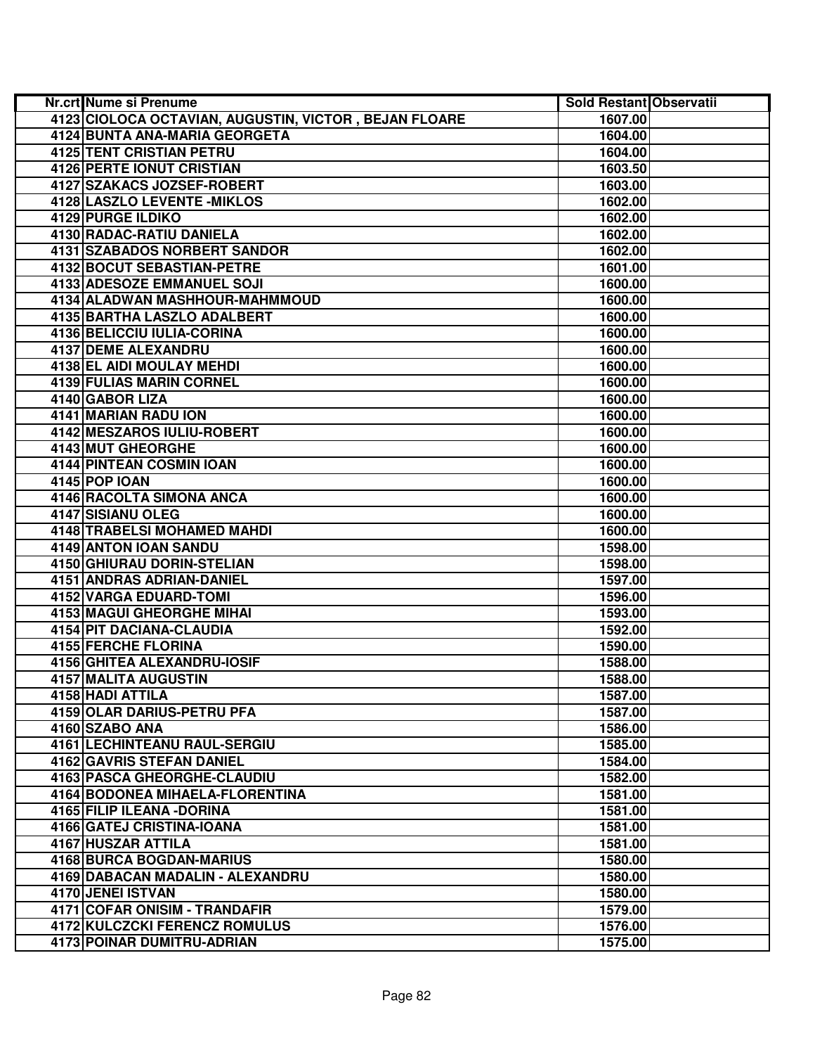| Nr.crt | Nume si Prenume | Sold Restant | Observatii |
|---|---|---|---|
| 4123 | CIOLOCA OCTAVIAN, AUGUSTIN, VICTOR , BEJAN FLOARE | 1607.00 | |
| 4124 | BUNTA ANA-MARIA GEORGETA | 1604.00 | |
| 4125 | TENT CRISTIAN PETRU | 1604.00 | |
| 4126 | PERTE IONUT CRISTIAN | 1603.50 | |
| 4127 | SZAKACS JOZSEF-ROBERT | 1603.00 | |
| 4128 | LASZLO LEVENTE -MIKLOS | 1602.00 | |
| 4129 | PURGE ILDIKO | 1602.00 | |
| 4130 | RADAC-RATIU DANIELA | 1602.00 | |
| 4131 | SZABADOS NORBERT SANDOR | 1602.00 | |
| 4132 | BOCUT SEBASTIAN-PETRE | 1601.00 | |
| 4133 | ADESOZE EMMANUEL SOJI | 1600.00 | |
| 4134 | ALADWAN MASHHOUR-MAHMMOUD | 1600.00 | |
| 4135 | BARTHA LASZLO ADALBERT | 1600.00 | |
| 4136 | BELICCIU IULIA-CORINA | 1600.00 | |
| 4137 | DEME ALEXANDRU | 1600.00 | |
| 4138 | EL AIDI MOULAY MEHDI | 1600.00 | |
| 4139 | FULIAS MARIN CORNEL | 1600.00 | |
| 4140 | GABOR LIZA | 1600.00 | |
| 4141 | MARIAN RADU ION | 1600.00 | |
| 4142 | MESZAROS IULIU-ROBERT | 1600.00 | |
| 4143 | MUT GHEORGHE | 1600.00 | |
| 4144 | PINTEAN COSMIN IOAN | 1600.00 | |
| 4145 | POP IOAN | 1600.00 | |
| 4146 | RACOLTA SIMONA ANCA | 1600.00 | |
| 4147 | SISIANU OLEG | 1600.00 | |
| 4148 | TRABELSI MOHAMED MAHDI | 1600.00 | |
| 4149 | ANTON IOAN SANDU | 1598.00 | |
| 4150 | GHIURAU DORIN-STELIAN | 1598.00 | |
| 4151 | ANDRAS ADRIAN-DANIEL | 1597.00 | |
| 4152 | VARGA EDUARD-TOMI | 1596.00 | |
| 4153 | MAGUI GHEORGHE MIHAI | 1593.00 | |
| 4154 | PIT DACIANA-CLAUDIA | 1592.00 | |
| 4155 | FERCHE FLORINA | 1590.00 | |
| 4156 | GHITEA ALEXANDRU-IOSIF | 1588.00 | |
| 4157 | MALITA AUGUSTIN | 1588.00 | |
| 4158 | HADI ATTILA | 1587.00 | |
| 4159 | OLAR DARIUS-PETRU PFA | 1587.00 | |
| 4160 | SZABO ANA | 1586.00 | |
| 4161 | LECHINTEANU RAUL-SERGIU | 1585.00 | |
| 4162 | GAVRIS STEFAN DANIEL | 1584.00 | |
| 4163 | PASCA GHEORGHE-CLAUDIU | 1582.00 | |
| 4164 | BODONEA MIHAELA-FLORENTINA | 1581.00 | |
| 4165 | FILIP ILEANA -DORINA | 1581.00 | |
| 4166 | GATEJ CRISTINA-IOANA | 1581.00 | |
| 4167 | HUSZAR ATTILA | 1581.00 | |
| 4168 | BURCA BOGDAN-MARIUS | 1580.00 | |
| 4169 | DABACAN MADALIN - ALEXANDRU | 1580.00 | |
| 4170 | JENEI ISTVAN | 1580.00 | |
| 4171 | COFAR ONISIM - TRANDAFIR | 1579.00 | |
| 4172 | KULCZCKI FERENCZ ROMULUS | 1576.00 | |
| 4173 | POINAR DUMITRU-ADRIAN | 1575.00 | |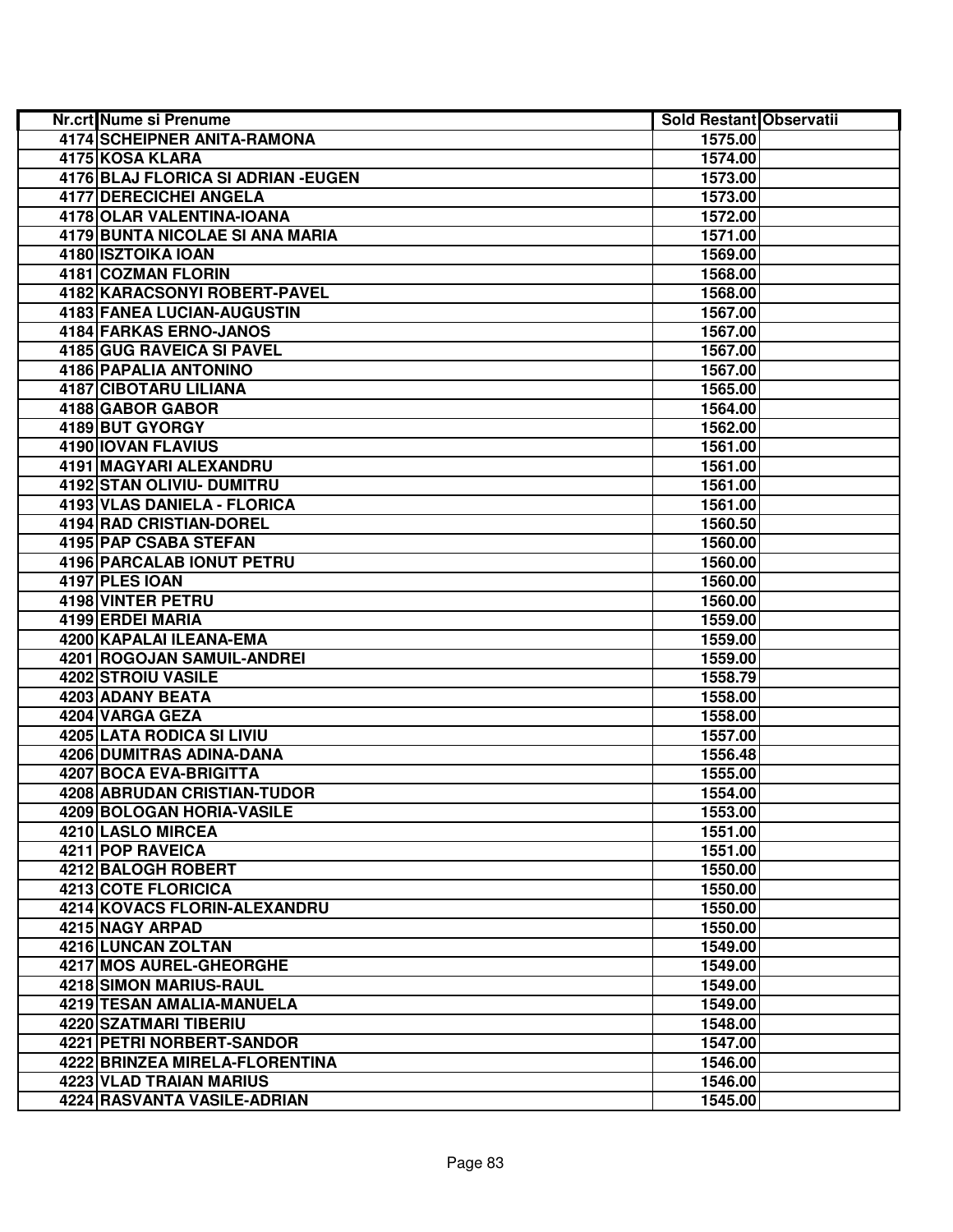| Nr.crt | Nume si Prenume | Sold Restant | Observatii |
|---|---|---|---|
| 4174 | SCHEIPNER ANITA-RAMONA | 1575.00 | |
| 4175 | KOSA KLARA | 1574.00 | |
| 4176 | BLAJ FLORICA SI ADRIAN -EUGEN | 1573.00 | |
| 4177 | DERECICHEI ANGELA | 1573.00 | |
| 4178 | OLAR VALENTINA-IOANA | 1572.00 | |
| 4179 | BUNTA NICOLAE SI ANA MARIA | 1571.00 | |
| 4180 | ISZTOIKA IOAN | 1569.00 | |
| 4181 | COZMAN FLORIN | 1568.00 | |
| 4182 | KARACSONYI ROBERT-PAVEL | 1568.00 | |
| 4183 | FANEA LUCIAN-AUGUSTIN | 1567.00 | |
| 4184 | FARKAS ERNO-JANOS | 1567.00 | |
| 4185 | GUG RAVEICA SI PAVEL | 1567.00 | |
| 4186 | PAPALIA ANTONINO | 1567.00 | |
| 4187 | CIBOTARU LILIANA | 1565.00 | |
| 4188 | GABOR GABOR | 1564.00 | |
| 4189 | BUT GYORGY | 1562.00 | |
| 4190 | IOVAN FLAVIUS | 1561.00 | |
| 4191 | MAGYARI ALEXANDRU | 1561.00 | |
| 4192 | STAN OLIVIU- DUMITRU | 1561.00 | |
| 4193 | VLAS DANIELA - FLORICA | 1561.00 | |
| 4194 | RAD CRISTIAN-DOREL | 1560.50 | |
| 4195 | PAP CSABA STEFAN | 1560.00 | |
| 4196 | PARCALAB IONUT PETRU | 1560.00 | |
| 4197 | PLES IOAN | 1560.00 | |
| 4198 | VINTER PETRU | 1560.00 | |
| 4199 | ERDEI MARIA | 1559.00 | |
| 4200 | KAPALAI ILEANA-EMA | 1559.00 | |
| 4201 | ROGOJAN SAMUIL-ANDREI | 1559.00 | |
| 4202 | STROIU VASILE | 1558.79 | |
| 4203 | ADANY BEATA | 1558.00 | |
| 4204 | VARGA GEZA | 1558.00 | |
| 4205 | LATA RODICA SI LIVIU | 1557.00 | |
| 4206 | DUMITRAS ADINA-DANA | 1556.48 | |
| 4207 | BOCA EVA-BRIGITTA | 1555.00 | |
| 4208 | ABRUDAN CRISTIAN-TUDOR | 1554.00 | |
| 4209 | BOLOGAN HORIA-VASILE | 1553.00 | |
| 4210 | LASLO MIRCEA | 1551.00 | |
| 4211 | POP RAVEICA | 1551.00 | |
| 4212 | BALOGH ROBERT | 1550.00 | |
| 4213 | COTE FLORICICA | 1550.00 | |
| 4214 | KOVACS FLORIN-ALEXANDRU | 1550.00 | |
| 4215 | NAGY ARPAD | 1550.00 | |
| 4216 | LUNCAN ZOLTAN | 1549.00 | |
| 4217 | MOS AUREL-GHEORGHE | 1549.00 | |
| 4218 | SIMON MARIUS-RAUL | 1549.00 | |
| 4219 | TESAN AMALIA-MANUELA | 1549.00 | |
| 4220 | SZATMARI TIBERIU | 1548.00 | |
| 4221 | PETRI NORBERT-SANDOR | 1547.00 | |
| 4222 | BRINZEA MIRELA-FLORENTINA | 1546.00 | |
| 4223 | VLAD TRAIAN MARIUS | 1546.00 | |
| 4224 | RASVANTA VASILE-ADRIAN | 1545.00 | |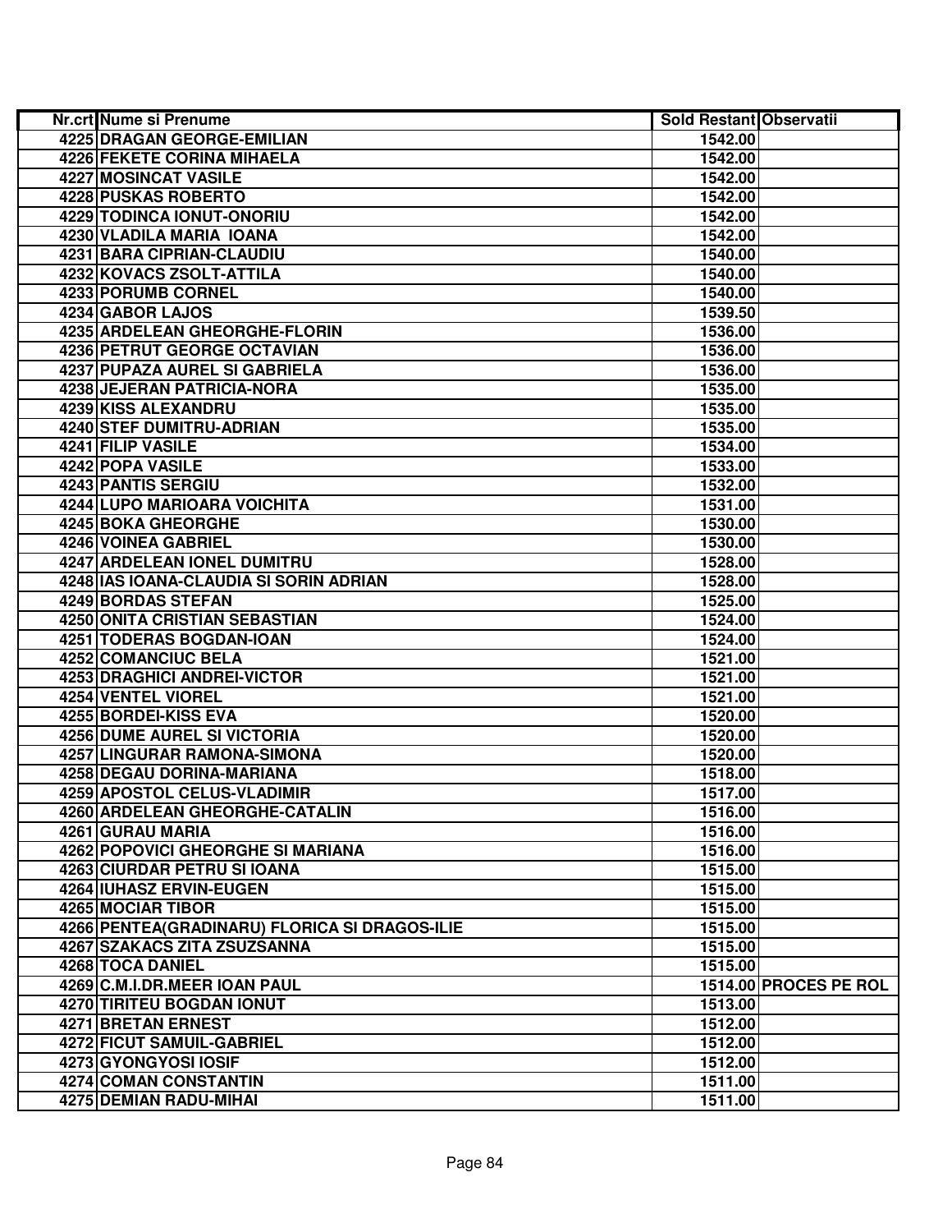| Nr.crt | Nume si Prenume | Sold Restant | Observatii |
|---|---|---|---|
| 4225 | DRAGAN GEORGE-EMILIAN | 1542.00 | |
| 4226 | FEKETE CORINA MIHAELA | 1542.00 | |
| 4227 | MOSINCAT VASILE | 1542.00 | |
| 4228 | PUSKAS ROBERTO | 1542.00 | |
| 4229 | TODINCA IONUT-ONORIU | 1542.00 | |
| 4230 | VLADILA MARIA IOANA | 1542.00 | |
| 4231 | BARA CIPRIAN-CLAUDIU | 1540.00 | |
| 4232 | KOVACS ZSOLT-ATTILA | 1540.00 | |
| 4233 | PORUMB CORNEL | 1540.00 | |
| 4234 | GABOR LAJOS | 1539.50 | |
| 4235 | ARDELEAN GHEORGHE-FLORIN | 1536.00 | |
| 4236 | PETRUT GEORGE OCTAVIAN | 1536.00 | |
| 4237 | PUPAZA AUREL SI GABRIELA | 1536.00 | |
| 4238 | JEJERAN PATRICIA-NORA | 1535.00 | |
| 4239 | KISS ALEXANDRU | 1535.00 | |
| 4240 | STEF DUMITRU-ADRIAN | 1535.00 | |
| 4241 | FILIP VASILE | 1534.00 | |
| 4242 | POPA VASILE | 1533.00 | |
| 4243 | PANTIS SERGIU | 1532.00 | |
| 4244 | LUPO MARIOARA VOICHITA | 1531.00 | |
| 4245 | BOKA GHEORGHE | 1530.00 | |
| 4246 | VOINEA GABRIEL | 1530.00 | |
| 4247 | ARDELEAN IONEL DUMITRU | 1528.00 | |
| 4248 | IAS IOANA-CLAUDIA SI SORIN ADRIAN | 1528.00 | |
| 4249 | BORDAS STEFAN | 1525.00 | |
| 4250 | ONITA CRISTIAN SEBASTIAN | 1524.00 | |
| 4251 | TODERAS BOGDAN-IOAN | 1524.00 | |
| 4252 | COMANCIUC BELA | 1521.00 | |
| 4253 | DRAGHICI ANDREI-VICTOR | 1521.00 | |
| 4254 | VENTEL VIOREL | 1521.00 | |
| 4255 | BORDEI-KISS EVA | 1520.00 | |
| 4256 | DUME AUREL SI VICTORIA | 1520.00 | |
| 4257 | LINGURAR RAMONA-SIMONA | 1520.00 | |
| 4258 | DEGAU DORINA-MARIANA | 1518.00 | |
| 4259 | APOSTOL CELUS-VLADIMIR | 1517.00 | |
| 4260 | ARDELEAN GHEORGHE-CATALIN | 1516.00 | |
| 4261 | GURAU MARIA | 1516.00 | |
| 4262 | POPOVICI GHEORGHE SI MARIANA | 1516.00 | |
| 4263 | CIURDAR PETRU SI IOANA | 1515.00 | |
| 4264 | IUHASZ ERVIN-EUGEN | 1515.00 | |
| 4265 | MOCIAR TIBOR | 1515.00 | |
| 4266 | PENTEA(GRADINARU) FLORICA SI DRAGOS-ILIE | 1515.00 | |
| 4267 | SZAKACS ZITA ZSUZSANNA | 1515.00 | |
| 4268 | TOCA DANIEL | 1515.00 | |
| 4269 | C.M.I.DR.MEER IOAN PAUL | 1514.00 | PROCES PE ROL |
| 4270 | TIRITEU BOGDAN IONUT | 1513.00 | |
| 4271 | BRETAN ERNEST | 1512.00 | |
| 4272 | FICUT SAMUIL-GABRIEL | 1512.00 | |
| 4273 | GYONGYOSI IOSIF | 1512.00 | |
| 4274 | COMAN CONSTANTIN | 1511.00 | |
| 4275 | DEMIAN RADU-MIHAI | 1511.00 | |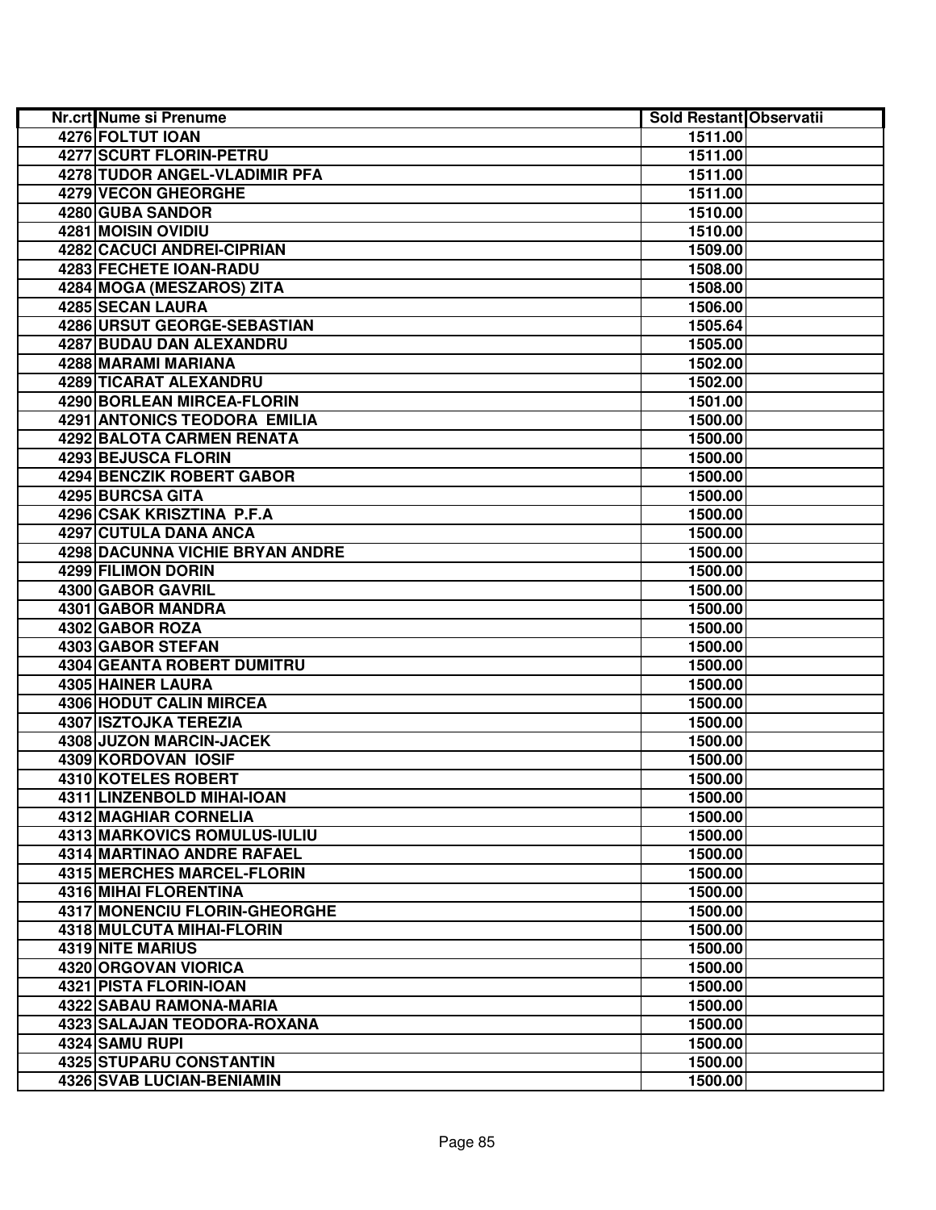| Nr.crt | Nume si Prenume | Sold Restant | Observatii |
|---|---|---|---|
| 4276 | FOLTUT IOAN | 1511.00 | |
| 4277 | SCURT FLORIN-PETRU | 1511.00 | |
| 4278 | TUDOR ANGEL-VLADIMIR PFA | 1511.00 | |
| 4279 | VECON GHEORGHE | 1511.00 | |
| 4280 | GUBA SANDOR | 1510.00 | |
| 4281 | MOISIN OVIDIU | 1510.00 | |
| 4282 | CACUCI ANDREI-CIPRIAN | 1509.00 | |
| 4283 | FECHETE IOAN-RADU | 1508.00 | |
| 4284 | MOGA (MESZAROS) ZITA | 1508.00 | |
| 4285 | SECAN LAURA | 1506.00 | |
| 4286 | URSUT GEORGE-SEBASTIAN | 1505.64 | |
| 4287 | BUDAU DAN ALEXANDRU | 1505.00 | |
| 4288 | MARAMI MARIANA | 1502.00 | |
| 4289 | TICARAT ALEXANDRU | 1502.00 | |
| 4290 | BORLEAN MIRCEA-FLORIN | 1501.00 | |
| 4291 | ANTONICS TEODORA EMILIA | 1500.00 | |
| 4292 | BALOTA CARMEN RENATA | 1500.00 | |
| 4293 | BEJUSCA FLORIN | 1500.00 | |
| 4294 | BENCZIK ROBERT GABOR | 1500.00 | |
| 4295 | BURCSA GITA | 1500.00 | |
| 4296 | CSAK KRISZTINA P.F.A | 1500.00 | |
| 4297 | CUTULA DANA ANCA | 1500.00 | |
| 4298 | DACUNNA VICHIE BRYAN ANDRE | 1500.00 | |
| 4299 | FILIMON DORIN | 1500.00 | |
| 4300 | GABOR GAVRIL | 1500.00 | |
| 4301 | GABOR MANDRA | 1500.00 | |
| 4302 | GABOR ROZA | 1500.00 | |
| 4303 | GABOR STEFAN | 1500.00 | |
| 4304 | GEANTA ROBERT DUMITRU | 1500.00 | |
| 4305 | HAINER LAURA | 1500.00 | |
| 4306 | HODUT CALIN MIRCEA | 1500.00 | |
| 4307 | ISZTOJKA TEREZIA | 1500.00 | |
| 4308 | JUZON MARCIN-JACEK | 1500.00 | |
| 4309 | KORDOVAN IOSIF | 1500.00 | |
| 4310 | KOTELES ROBERT | 1500.00 | |
| 4311 | LINZENBOLD MIHAI-IOAN | 1500.00 | |
| 4312 | MAGHIAR CORNELIA | 1500.00 | |
| 4313 | MARKOVICS ROMULUS-IULIU | 1500.00 | |
| 4314 | MARTINAO ANDRE RAFAEL | 1500.00 | |
| 4315 | MERCHES MARCEL-FLORIN | 1500.00 | |
| 4316 | MIHAI FLORENTINA | 1500.00 | |
| 4317 | MONENCIU FLORIN-GHEORGHE | 1500.00 | |
| 4318 | MULCUTA MIHAI-FLORIN | 1500.00 | |
| 4319 | NITE MARIUS | 1500.00 | |
| 4320 | ORGOVAN VIORICA | 1500.00 | |
| 4321 | PISTA FLORIN-IOAN | 1500.00 | |
| 4322 | SABAU RAMONA-MARIA | 1500.00 | |
| 4323 | SALAJAN TEODORA-ROXANA | 1500.00 | |
| 4324 | SAMU RUPI | 1500.00 | |
| 4325 | STUPARU CONSTANTIN | 1500.00 | |
| 4326 | SVAB LUCIAN-BENIAMIN | 1500.00 | |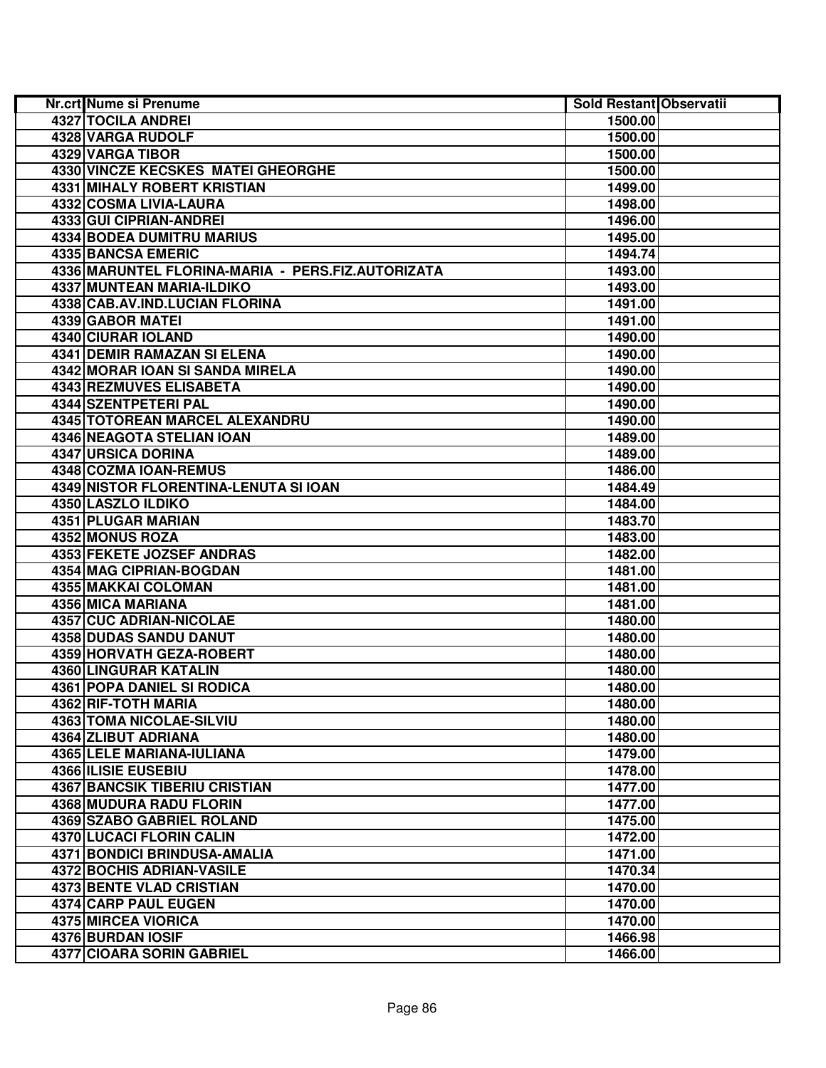| Nr.crt | Nume si Prenume | Sold Restant | Observatii |
|---|---|---|---|
| 4327 | TOCILA ANDREI | 1500.00 | |
| 4328 | VARGA RUDOLF | 1500.00 | |
| 4329 | VARGA TIBOR | 1500.00 | |
| 4330 | VINCZE KECSKES MATEI GHEORGHE | 1500.00 | |
| 4331 | MIHALY ROBERT KRISTIAN | 1499.00 | |
| 4332 | COSMA LIVIA-LAURA | 1498.00 | |
| 4333 | GUI CIPRIAN-ANDREI | 1496.00 | |
| 4334 | BODEA DUMITRU MARIUS | 1495.00 | |
| 4335 | BANCSA EMERIC | 1494.74 | |
| 4336 | MARUNTEL FLORINA-MARIA - PERS.FIZ.AUTORIZATA | 1493.00 | |
| 4337 | MUNTEAN MARIA-ILDIKO | 1493.00 | |
| 4338 | CAB.AV.IND.LUCIAN FLORINA | 1491.00 | |
| 4339 | GABOR MATEI | 1491.00 | |
| 4340 | CIURAR IOLAND | 1490.00 | |
| 4341 | DEMIR RAMAZAN SI ELENA | 1490.00 | |
| 4342 | MORAR IOAN SI SANDA MIRELA | 1490.00 | |
| 4343 | REZMUVES ELISABETA | 1490.00 | |
| 4344 | SZENTPETERI PAL | 1490.00 | |
| 4345 | TOTOREAN MARCEL ALEXANDRU | 1490.00 | |
| 4346 | NEAGOTA STELIAN IOAN | 1489.00 | |
| 4347 | URSICA DORINA | 1489.00 | |
| 4348 | COZMA IOAN-REMUS | 1486.00 | |
| 4349 | NISTOR FLORENTINA-LENUTA SI IOAN | 1484.49 | |
| 4350 | LASZLO ILDIKO | 1484.00 | |
| 4351 | PLUGAR MARIAN | 1483.70 | |
| 4352 | MONUS ROZA | 1483.00 | |
| 4353 | FEKETE JOZSEF ANDRAS | 1482.00 | |
| 4354 | MAG CIPRIAN-BOGDAN | 1481.00 | |
| 4355 | MAKKAI COLOMAN | 1481.00 | |
| 4356 | MICA MARIANA | 1481.00 | |
| 4357 | CUC ADRIAN-NICOLAE | 1480.00 | |
| 4358 | DUDAS SANDU DANUT | 1480.00 | |
| 4359 | HORVATH GEZA-ROBERT | 1480.00 | |
| 4360 | LINGURAR KATALIN | 1480.00 | |
| 4361 | POPA DANIEL SI RODICA | 1480.00 | |
| 4362 | RIF-TOTH MARIA | 1480.00 | |
| 4363 | TOMA NICOLAE-SILVIU | 1480.00 | |
| 4364 | ZLIBUT ADRIANA | 1480.00 | |
| 4365 | LELE MARIANA-IULIANA | 1479.00 | |
| 4366 | ILISIE EUSEBIU | 1478.00 | |
| 4367 | BANCSIK TIBERIU CRISTIAN | 1477.00 | |
| 4368 | MUDURA RADU FLORIN | 1477.00 | |
| 4369 | SZABO GABRIEL ROLAND | 1475.00 | |
| 4370 | LUCACI FLORIN CALIN | 1472.00 | |
| 4371 | BONDICI BRINDUSA-AMALIA | 1471.00 | |
| 4372 | BOCHIS ADRIAN-VASILE | 1470.34 | |
| 4373 | BENTE VLAD CRISTIAN | 1470.00 | |
| 4374 | CARP PAUL EUGEN | 1470.00 | |
| 4375 | MIRCEA VIORICA | 1470.00 | |
| 4376 | BURDAN IOSIF | 1466.98 | |
| 4377 | CIOARA SORIN GABRIEL | 1466.00 | |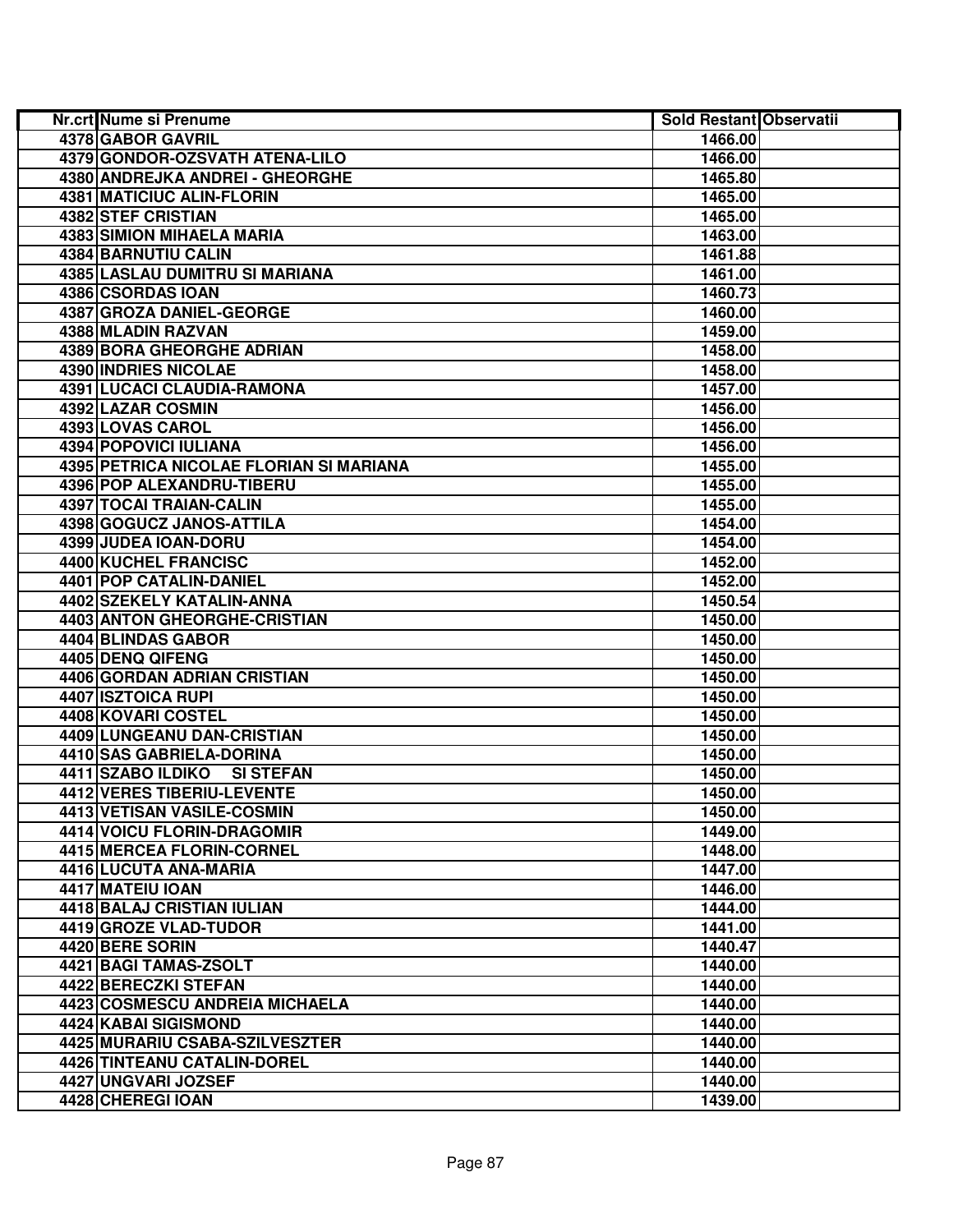| Nr.crt | Nume si Prenume | Sold Restant | Observatii |
|---|---|---|---|
| 4378 | GABOR GAVRIL | 1466.00 | |
| 4379 | GONDOR-OZSVATH ATENA-LILO | 1466.00 | |
| 4380 | ANDREJKA ANDREI - GHEORGHE | 1465.80 | |
| 4381 | MATICIUC ALIN-FLORIN | 1465.00 | |
| 4382 | STEF CRISTIAN | 1465.00 | |
| 4383 | SIMION MIHAELA MARIA | 1463.00 | |
| 4384 | BARNUTIU CALIN | 1461.88 | |
| 4385 | LASLAU DUMITRU SI MARIANA | 1461.00 | |
| 4386 | CSORDAS IOAN | 1460.73 | |
| 4387 | GROZA DANIEL-GEORGE | 1460.00 | |
| 4388 | MLADIN RAZVAN | 1459.00 | |
| 4389 | BORA GHEORGHE ADRIAN | 1458.00 | |
| 4390 | INDRIES NICOLAE | 1458.00 | |
| 4391 | LUCACI CLAUDIA-RAMONA | 1457.00 | |
| 4392 | LAZAR COSMIN | 1456.00 | |
| 4393 | LOVAS CAROL | 1456.00 | |
| 4394 | POPOVICI IULIANA | 1456.00 | |
| 4395 | PETRICA NICOLAE FLORIAN SI MARIANA | 1455.00 | |
| 4396 | POP ALEXANDRU-TIBERU | 1455.00 | |
| 4397 | TOCAI TRAIAN-CALIN | 1455.00 | |
| 4398 | GOGUCZ JANOS-ATTILA | 1454.00 | |
| 4399 | JUDEA IOAN-DORU | 1454.00 | |
| 4400 | KUCHEL FRANCISC | 1452.00 | |
| 4401 | POP CATALIN-DANIEL | 1452.00 | |
| 4402 | SZEKELY KATALIN-ANNA | 1450.54 | |
| 4403 | ANTON GHEORGHE-CRISTIAN | 1450.00 | |
| 4404 | BLINDAS GABOR | 1450.00 | |
| 4405 | DENQ QIFENG | 1450.00 | |
| 4406 | GORDAN ADRIAN CRISTIAN | 1450.00 | |
| 4407 | ISZTOICA RUPI | 1450.00 | |
| 4408 | KOVARI COSTEL | 1450.00 | |
| 4409 | LUNGEANU DAN-CRISTIAN | 1450.00 | |
| 4410 | SAS GABRIELA-DORINA | 1450.00 | |
| 4411 | SZABO ILDIKO SI STEFAN | 1450.00 | |
| 4412 | VERES TIBERIU-LEVENTE | 1450.00 | |
| 4413 | VETISAN VASILE-COSMIN | 1450.00 | |
| 4414 | VOICU FLORIN-DRAGOMIR | 1449.00 | |
| 4415 | MERCEA FLORIN-CORNEL | 1448.00 | |
| 4416 | LUCUTA ANA-MARIA | 1447.00 | |
| 4417 | MATEIU IOAN | 1446.00 | |
| 4418 | BALAJ CRISTIAN IULIAN | 1444.00 | |
| 4419 | GROZE VLAD-TUDOR | 1441.00 | |
| 4420 | BERE SORIN | 1440.47 | |
| 4421 | BAGI TAMAS-ZSOLT | 1440.00 | |
| 4422 | BERECZKI STEFAN | 1440.00 | |
| 4423 | COSMESCU ANDREIA MICHAELA | 1440.00 | |
| 4424 | KABAI SIGISMOND | 1440.00 | |
| 4425 | MURARIU CSABA-SZILVESZTER | 1440.00 | |
| 4426 | TINTEANU CATALIN-DOREL | 1440.00 | |
| 4427 | UNGVARI JOZSEF | 1440.00 | |
| 4428 | CHEREGI IOAN | 1439.00 | |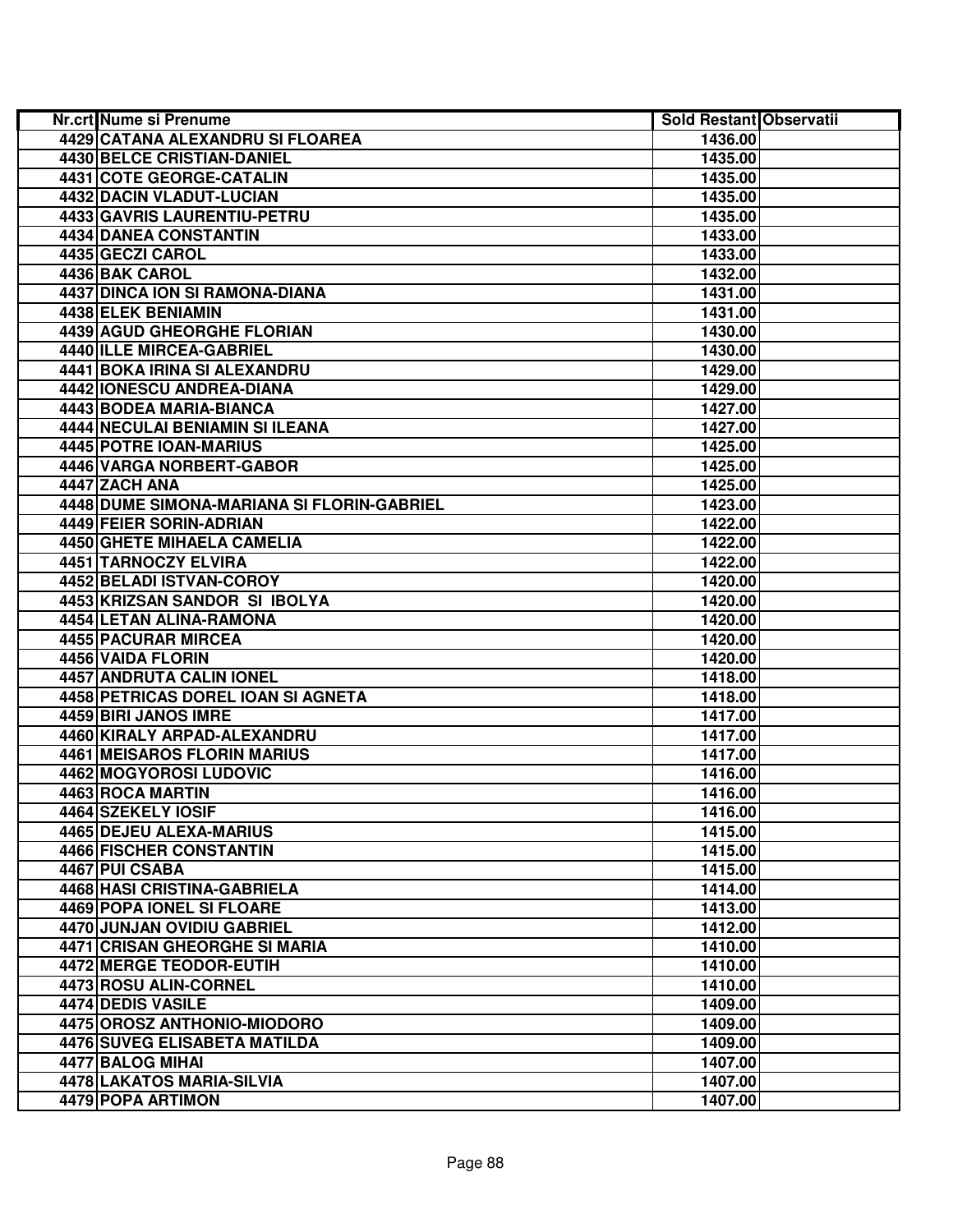| Nr.crt | Nume si Prenume | Sold Restant | Observatii |
| --- | --- | --- | --- |
| 4429 | CATANA ALEXANDRU SI FLOAREA | 1436.00 | |
| 4430 | BELCE CRISTIAN-DANIEL | 1435.00 | |
| 4431 | COTE GEORGE-CATALIN | 1435.00 | |
| 4432 | DACIN VLADUT-LUCIAN | 1435.00 | |
| 4433 | GAVRIS LAURENTIU-PETRU | 1435.00 | |
| 4434 | DANEA CONSTANTIN | 1433.00 | |
| 4435 | GECZI CAROL | 1433.00 | |
| 4436 | BAK CAROL | 1432.00 | |
| 4437 | DINCA ION SI RAMONA-DIANA | 1431.00 | |
| 4438 | ELEK BENIAMIN | 1431.00 | |
| 4439 | AGUD GHEORGHE FLORIAN | 1430.00 | |
| 4440 | ILLE MIRCEA-GABRIEL | 1430.00 | |
| 4441 | BOKA IRINA SI ALEXANDRU | 1429.00 | |
| 4442 | IONESCU ANDREA-DIANA | 1429.00 | |
| 4443 | BODEA MARIA-BIANCA | 1427.00 | |
| 4444 | NECULAI BENIAMIN SI ILEANA | 1427.00 | |
| 4445 | POTRE IOAN-MARIUS | 1425.00 | |
| 4446 | VARGA NORBERT-GABOR | 1425.00 | |
| 4447 | ZACH ANA | 1425.00 | |
| 4448 | DUME SIMONA-MARIANA SI FLORIN-GABRIEL | 1423.00 | |
| 4449 | FEIER SORIN-ADRIAN | 1422.00 | |
| 4450 | GHETE MIHAELA CAMELIA | 1422.00 | |
| 4451 | TARNOCZY ELVIRA | 1422.00 | |
| 4452 | BELADI ISTVAN-COROY | 1420.00 | |
| 4453 | KRIZSAN SANDOR SI IBOLYA | 1420.00 | |
| 4454 | LETAN ALINA-RAMONA | 1420.00 | |
| 4455 | PACURAR MIRCEA | 1420.00 | |
| 4456 | VAIDA FLORIN | 1420.00 | |
| 4457 | ANDRUTA CALIN IONEL | 1418.00 | |
| 4458 | PETRICAS DOREL IOAN SI AGNETA | 1418.00 | |
| 4459 | BIRI JANOS IMRE | 1417.00 | |
| 4460 | KIRALY ARPAD-ALEXANDRU | 1417.00 | |
| 4461 | MEISAROS FLORIN MARIUS | 1417.00 | |
| 4462 | MOGYOROSI LUDOVIC | 1416.00 | |
| 4463 | ROCA MARTIN | 1416.00 | |
| 4464 | SZEKELY IOSIF | 1416.00 | |
| 4465 | DEJEU ALEXA-MARIUS | 1415.00 | |
| 4466 | FISCHER CONSTANTIN | 1415.00 | |
| 4467 | PUI CSABA | 1415.00 | |
| 4468 | HASI CRISTINA-GABRIELA | 1414.00 | |
| 4469 | POPA IONEL SI FLOARE | 1413.00 | |
| 4470 | JUNJAN OVIDIU GABRIEL | 1412.00 | |
| 4471 | CRISAN GHEORGHE SI MARIA | 1410.00 | |
| 4472 | MERGE TEODOR-EUTIH | 1410.00 | |
| 4473 | ROSU ALIN-CORNEL | 1410.00 | |
| 4474 | DEDIS VASILE | 1409.00 | |
| 4475 | OROSZ ANTHONIO-MIODORO | 1409.00 | |
| 4476 | SUVEG ELISABETA MATILDA | 1409.00 | |
| 4477 | BALOG MIHAI | 1407.00 | |
| 4478 | LAKATOS MARIA-SILVIA | 1407.00 | |
| 4479 | POPA ARTIMON | 1407.00 | |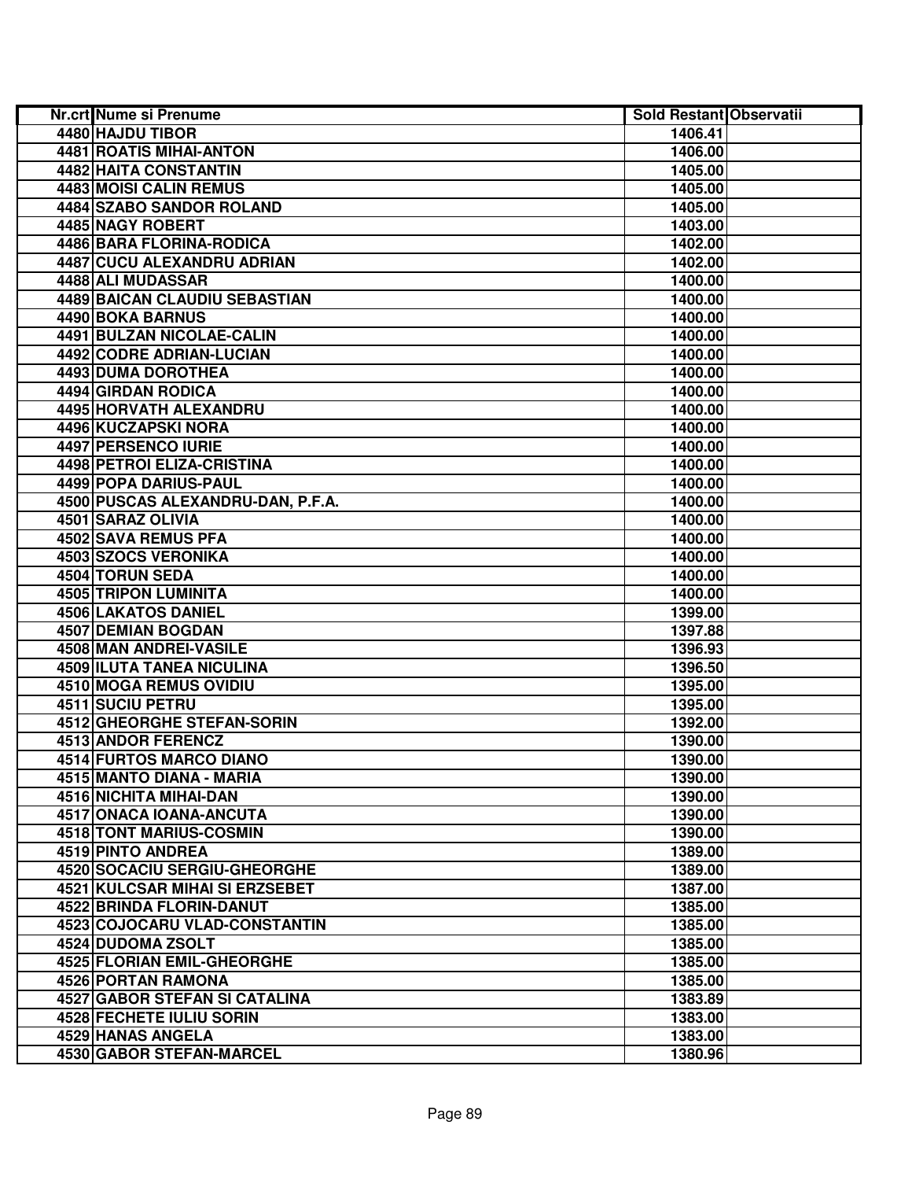| Nr.crt | Nume si Prenume | Sold Restant | Observatii |
|---|---|---|---|
| 4480 | HAJDU TIBOR | 1406.41 | |
| 4481 | ROATIS MIHAI-ANTON | 1406.00 | |
| 4482 | HAITA CONSTANTIN | 1405.00 | |
| 4483 | MOISI CALIN REMUS | 1405.00 | |
| 4484 | SZABO SANDOR ROLAND | 1405.00 | |
| 4485 | NAGY ROBERT | 1403.00 | |
| 4486 | BARA FLORINA-RODICA | 1402.00 | |
| 4487 | CUCU ALEXANDRU ADRIAN | 1402.00 | |
| 4488 | ALI MUDASSAR | 1400.00 | |
| 4489 | BAICAN CLAUDIU SEBASTIAN | 1400.00 | |
| 4490 | BOKA BARNUS | 1400.00 | |
| 4491 | BULZAN NICOLAE-CALIN | 1400.00 | |
| 4492 | CODRE ADRIAN-LUCIAN | 1400.00 | |
| 4493 | DUMA DOROTHEA | 1400.00 | |
| 4494 | GIRDAN RODICA | 1400.00 | |
| 4495 | HORVATH ALEXANDRU | 1400.00 | |
| 4496 | KUCZAPSKI NORA | 1400.00 | |
| 4497 | PERSENCO IURIE | 1400.00 | |
| 4498 | PETROI ELIZA-CRISTINA | 1400.00 | |
| 4499 | POPA DARIUS-PAUL | 1400.00 | |
| 4500 | PUSCAS ALEXANDRU-DAN, P.F.A. | 1400.00 | |
| 4501 | SARAZ OLIVIA | 1400.00 | |
| 4502 | SAVA REMUS PFA | 1400.00 | |
| 4503 | SZOCS VERONIKA | 1400.00 | |
| 4504 | TORUN SEDA | 1400.00 | |
| 4505 | TRIPON LUMINITA | 1400.00 | |
| 4506 | LAKATOS DANIEL | 1399.00 | |
| 4507 | DEMIAN BOGDAN | 1397.88 | |
| 4508 | MAN ANDREI-VASILE | 1396.93 | |
| 4509 | ILUTA TANEA NICULINA | 1396.50 | |
| 4510 | MOGA REMUS OVIDIU | 1395.00 | |
| 4511 | SUCIU PETRU | 1395.00 | |
| 4512 | GHEORGHE STEFAN-SORIN | 1392.00 | |
| 4513 | ANDOR FERENCZ | 1390.00 | |
| 4514 | FURTOS MARCO DIANO | 1390.00 | |
| 4515 | MANTO DIANA - MARIA | 1390.00 | |
| 4516 | NICHITA MIHAI-DAN | 1390.00 | |
| 4517 | ONACA IOANA-ANCUTA | 1390.00 | |
| 4518 | TONT MARIUS-COSMIN | 1390.00 | |
| 4519 | PINTO ANDREA | 1389.00 | |
| 4520 | SOCACIU SERGIU-GHEORGHE | 1389.00 | |
| 4521 | KULCSAR MIHAI SI ERZSEBET | 1387.00 | |
| 4522 | BRINDA FLORIN-DANUT | 1385.00 | |
| 4523 | COJOCARU VLAD-CONSTANTIN | 1385.00 | |
| 4524 | DUDOMA ZSOLT | 1385.00 | |
| 4525 | FLORIAN EMIL-GHEORGHE | 1385.00 | |
| 4526 | PORTAN RAMONA | 1385.00 | |
| 4527 | GABOR STEFAN SI CATALINA | 1383.89 | |
| 4528 | FECHETE IULIU SORIN | 1383.00 | |
| 4529 | HANAS ANGELA | 1383.00 | |
| 4530 | GABOR STEFAN-MARCEL | 1380.96 | |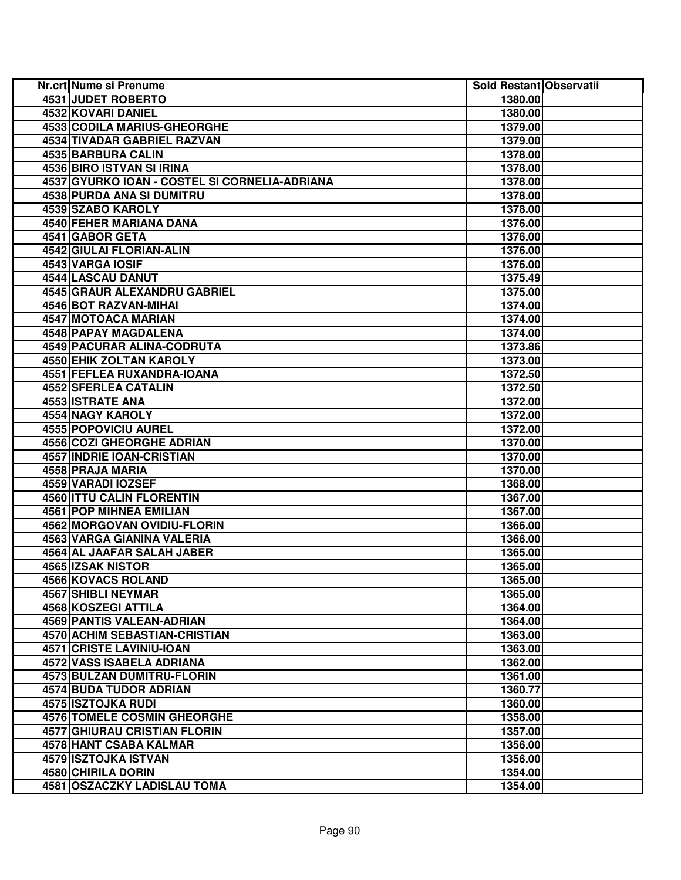| Nr.crt | Nume si Prenume | Sold Restant | Observatii |
|---|---|---|---|
| 4531 | JUDET ROBERTO | 1380.00 | |
| 4532 | KOVARI DANIEL | 1380.00 | |
| 4533 | CODILA MARIUS-GHEORGHE | 1379.00 | |
| 4534 | TIVADAR GABRIEL RAZVAN | 1379.00 | |
| 4535 | BARBURA CALIN | 1378.00 | |
| 4536 | BIRO ISTVAN SI IRINA | 1378.00 | |
| 4537 | GYURKO IOAN - COSTEL SI CORNELIA-ADRIANA | 1378.00 | |
| 4538 | PURDA ANA SI DUMITRU | 1378.00 | |
| 4539 | SZABO KAROLY | 1378.00 | |
| 4540 | FEHER MARIANA DANA | 1376.00 | |
| 4541 | GABOR GETA | 1376.00 | |
| 4542 | GIULAI FLORIAN-ALIN | 1376.00 | |
| 4543 | VARGA IOSIF | 1376.00 | |
| 4544 | LASCAU DANUT | 1375.49 | |
| 4545 | GRAUR ALEXANDRU GABRIEL | 1375.00 | |
| 4546 | BOT RAZVAN-MIHAI | 1374.00 | |
| 4547 | MOTOACA MARIAN | 1374.00 | |
| 4548 | PAPAY MAGDALENA | 1374.00 | |
| 4549 | PACURAR ALINA-CODRUTA | 1373.86 | |
| 4550 | EHIK ZOLTAN KAROLY | 1373.00 | |
| 4551 | FEFLEA RUXANDRA-IOANA | 1372.50 | |
| 4552 | SFERLEA CATALIN | 1372.50 | |
| 4553 | ISTRATE ANA | 1372.00 | |
| 4554 | NAGY KAROLY | 1372.00 | |
| 4555 | POPOVICIU AUREL | 1372.00 | |
| 4556 | COZI GHEORGHE ADRIAN | 1370.00 | |
| 4557 | INDRIE IOAN-CRISTIAN | 1370.00 | |
| 4558 | PRAJA MARIA | 1370.00 | |
| 4559 | VARADI IOZSEF | 1368.00 | |
| 4560 | ITTU CALIN FLORENTIN | 1367.00 | |
| 4561 | POP MIHNEA EMILIAN | 1367.00 | |
| 4562 | MORGOVAN OVIDIU-FLORIN | 1366.00 | |
| 4563 | VARGA GIANINA VALERIA | 1366.00 | |
| 4564 | AL JAAFAR SALAH JABER | 1365.00 | |
| 4565 | IZSAK NISTOR | 1365.00 | |
| 4566 | KOVACS ROLAND | 1365.00 | |
| 4567 | SHIBLI NEYMAR | 1365.00 | |
| 4568 | KOSZEGI ATTILA | 1364.00 | |
| 4569 | PANTIS VALEAN-ADRIAN | 1364.00 | |
| 4570 | ACHIM SEBASTIAN-CRISTIAN | 1363.00 | |
| 4571 | CRISTE LAVINIU-IOAN | 1363.00 | |
| 4572 | VASS ISABELA ADRIANA | 1362.00 | |
| 4573 | BULZAN DUMITRU-FLORIN | 1361.00 | |
| 4574 | BUDA TUDOR ADRIAN | 1360.77 | |
| 4575 | ISZTOJKA RUDI | 1360.00 | |
| 4576 | TOMELE COSMIN GHEORGHE | 1358.00 | |
| 4577 | GHIURAU CRISTIAN FLORIN | 1357.00 | |
| 4578 | HANT CSABA KALMAR | 1356.00 | |
| 4579 | ISZTOJKA ISTVAN | 1356.00 | |
| 4580 | CHIRILA DORIN | 1354.00 | |
| 4581 | OSZACZKY LADISLAU TOMA | 1354.00 | |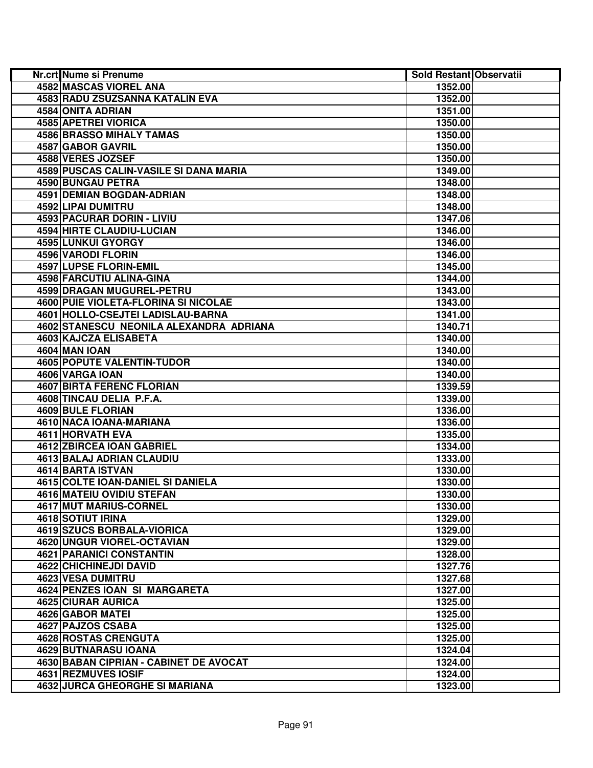| Nr.crt | Nume si Prenume | Sold Restant | Observatii |
|---|---|---|---|
| 4582 | MASCAS VIOREL ANA | 1352.00 | |
| 4583 | RADU ZSUZSANNA KATALIN EVA | 1352.00 | |
| 4584 | ONITA ADRIAN | 1351.00 | |
| 4585 | APETREI VIORICA | 1350.00 | |
| 4586 | BRASSO MIHALY TAMAS | 1350.00 | |
| 4587 | GABOR GAVRIL | 1350.00 | |
| 4588 | VERES JOZSEF | 1350.00 | |
| 4589 | PUSCAS CALIN-VASILE SI DANA MARIA | 1349.00 | |
| 4590 | BUNGAU PETRA | 1348.00 | |
| 4591 | DEMIAN BOGDAN-ADRIAN | 1348.00 | |
| 4592 | LIPAI DUMITRU | 1348.00 | |
| 4593 | PACURAR DORIN - LIVIU | 1347.06 | |
| 4594 | HIRTE CLAUDIU-LUCIAN | 1346.00 | |
| 4595 | LUNKUI GYORGY | 1346.00 | |
| 4596 | VARODI FLORIN | 1346.00 | |
| 4597 | LUPSE FLORIN-EMIL | 1345.00 | |
| 4598 | FARCUTIU ALINA-GINA | 1344.00 | |
| 4599 | DRAGAN MUGUREL-PETRU | 1343.00 | |
| 4600 | PUIE VIOLETA-FLORINA SI NICOLAE | 1343.00 | |
| 4601 | HOLLO-CSEJTEI LADISLAU-BARNA | 1341.00 | |
| 4602 | STANESCU NEONILA ALEXANDRA ADRIANA | 1340.71 | |
| 4603 | KAJCZA ELISABETA | 1340.00 | |
| 4604 | MAN IOAN | 1340.00 | |
| 4605 | POPUTE VALENTIN-TUDOR | 1340.00 | |
| 4606 | VARGA IOAN | 1340.00 | |
| 4607 | BIRTA FERENC FLORIAN | 1339.59 | |
| 4608 | TINCAU DELIA P.F.A. | 1339.00 | |
| 4609 | BULE FLORIAN | 1336.00 | |
| 4610 | NACA IOANA-MARIANA | 1336.00 | |
| 4611 | HORVATH EVA | 1335.00 | |
| 4612 | ZBIRCEA IOAN GABRIEL | 1334.00 | |
| 4613 | BALAJ ADRIAN CLAUDIU | 1333.00 | |
| 4614 | BARTA ISTVAN | 1330.00 | |
| 4615 | COLTE IOAN-DANIEL SI DANIELA | 1330.00 | |
| 4616 | MATEIU OVIDIU STEFAN | 1330.00 | |
| 4617 | MUT MARIUS-CORNEL | 1330.00 | |
| 4618 | SOTIUT IRINA | 1329.00 | |
| 4619 | SZUCS BORBALA-VIORICA | 1329.00 | |
| 4620 | UNGUR VIOREL-OCTAVIAN | 1329.00 | |
| 4621 | PARANICI CONSTANTIN | 1328.00 | |
| 4622 | CHICHINEJDI DAVID | 1327.76 | |
| 4623 | VESA DUMITRU | 1327.68 | |
| 4624 | PENZES IOAN SI MARGARETA | 1327.00 | |
| 4625 | CIURAR AURICA | 1325.00 | |
| 4626 | GABOR MATEI | 1325.00 | |
| 4627 | PAJZOS CSABA | 1325.00 | |
| 4628 | ROSTAS CRENGUTA | 1325.00 | |
| 4629 | BUTNARASU IOANA | 1324.04 | |
| 4630 | BABAN CIPRIAN - CABINET DE AVOCAT | 1324.00 | |
| 4631 | REZMUVES IOSIF | 1324.00 | |
| 4632 | JURCA GHEORGHE SI MARIANA | 1323.00 | |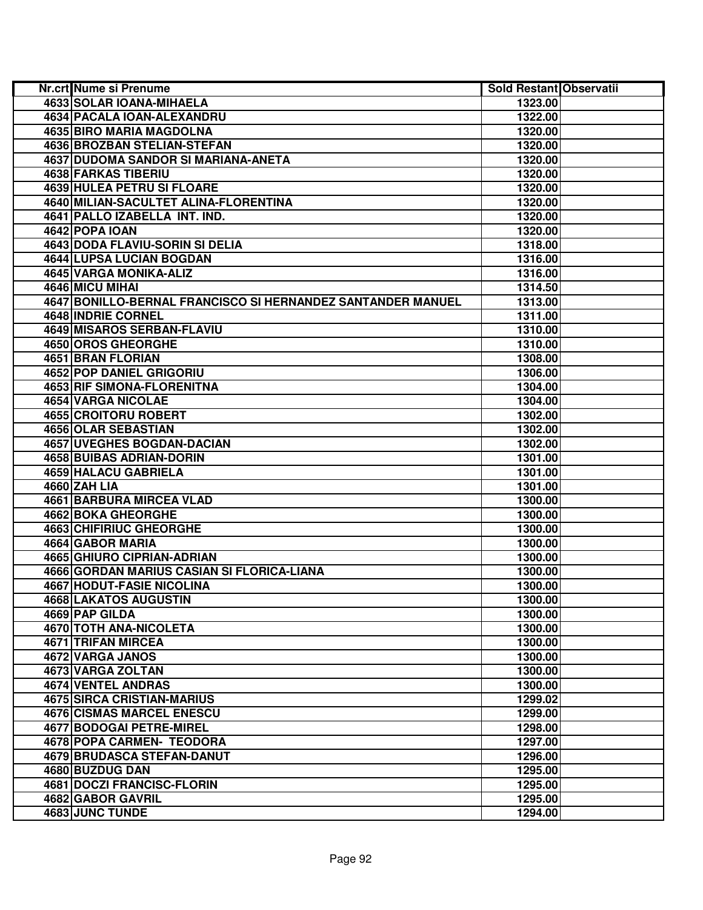| Nr.crt | Nume si Prenume | Sold Restant | Observatii |
|---|---|---|---|
| 4633 | SOLAR IOANA-MIHAELA | 1323.00 | |
| 4634 | PACALA IOAN-ALEXANDRU | 1322.00 | |
| 4635 | BIRO MARIA MAGDOLNA | 1320.00 | |
| 4636 | BROZBAN STELIAN-STEFAN | 1320.00 | |
| 4637 | DUDOMA SANDOR SI MARIANA-ANETA | 1320.00 | |
| 4638 | FARKAS TIBERIU | 1320.00 | |
| 4639 | HULEA PETRU SI FLOARE | 1320.00 | |
| 4640 | MILIAN-SACULTET ALINA-FLORENTINA | 1320.00 | |
| 4641 | PALLO IZABELLA INT. IND. | 1320.00 | |
| 4642 | POPA IOAN | 1320.00 | |
| 4643 | DODA FLAVIU-SORIN SI DELIA | 1318.00 | |
| 4644 | LUPSA LUCIAN BOGDAN | 1316.00 | |
| 4645 | VARGA MONIKA-ALIZ | 1316.00 | |
| 4646 | MICU MIHAI | 1314.50 | |
| 4647 | BONILLO-BERNAL FRANCISCO SI HERNANDEZ SANTANDER MANUEL | 1313.00 | |
| 4648 | INDRIE CORNEL | 1311.00 | |
| 4649 | MISAROS SERBAN-FLAVIU | 1310.00 | |
| 4650 | OROS GHEORGHE | 1310.00 | |
| 4651 | BRAN FLORIAN | 1308.00 | |
| 4652 | POP DANIEL GRIGORIU | 1306.00 | |
| 4653 | RIF SIMONA-FLORENITNA | 1304.00 | |
| 4654 | VARGA NICOLAE | 1304.00 | |
| 4655 | CROITORU ROBERT | 1302.00 | |
| 4656 | OLAR SEBASTIAN | 1302.00 | |
| 4657 | UVEGHES BOGDAN-DACIAN | 1302.00 | |
| 4658 | BUIBAS ADRIAN-DORIN | 1301.00 | |
| 4659 | HALACU GABRIELA | 1301.00 | |
| 4660 | ZAH LIA | 1301.00 | |
| 4661 | BARBURA MIRCEA VLAD | 1300.00 | |
| 4662 | BOKA GHEORGHE | 1300.00 | |
| 4663 | CHIFIRIUC GHEORGHE | 1300.00 | |
| 4664 | GABOR MARIA | 1300.00 | |
| 4665 | GHIURO CIPRIAN-ADRIAN | 1300.00 | |
| 4666 | GORDAN MARIUS CASIAN SI FLORICA-LIANA | 1300.00 | |
| 4667 | HODUT-FASIE NICOLINA | 1300.00 | |
| 4668 | LAKATOS AUGUSTIN | 1300.00 | |
| 4669 | PAP GILDA | 1300.00 | |
| 4670 | TOTH ANA-NICOLETA | 1300.00 | |
| 4671 | TRIFAN MIRCEA | 1300.00 | |
| 4672 | VARGA JANOS | 1300.00 | |
| 4673 | VARGA ZOLTAN | 1300.00 | |
| 4674 | VENTEL ANDRAS | 1300.00 | |
| 4675 | SIRCA CRISTIAN-MARIUS | 1299.02 | |
| 4676 | CISMAS MARCEL ENESCU | 1299.00 | |
| 4677 | BODOGAI PETRE-MIREL | 1298.00 | |
| 4678 | POPA CARMEN- TEODORA | 1297.00 | |
| 4679 | BRUDASCA STEFAN-DANUT | 1296.00 | |
| 4680 | BUZDUG DAN | 1295.00 | |
| 4681 | DOCZI FRANCISC-FLORIN | 1295.00 | |
| 4682 | GABOR GAVRIL | 1295.00 | |
| 4683 | JUNC TUNDE | 1294.00 | |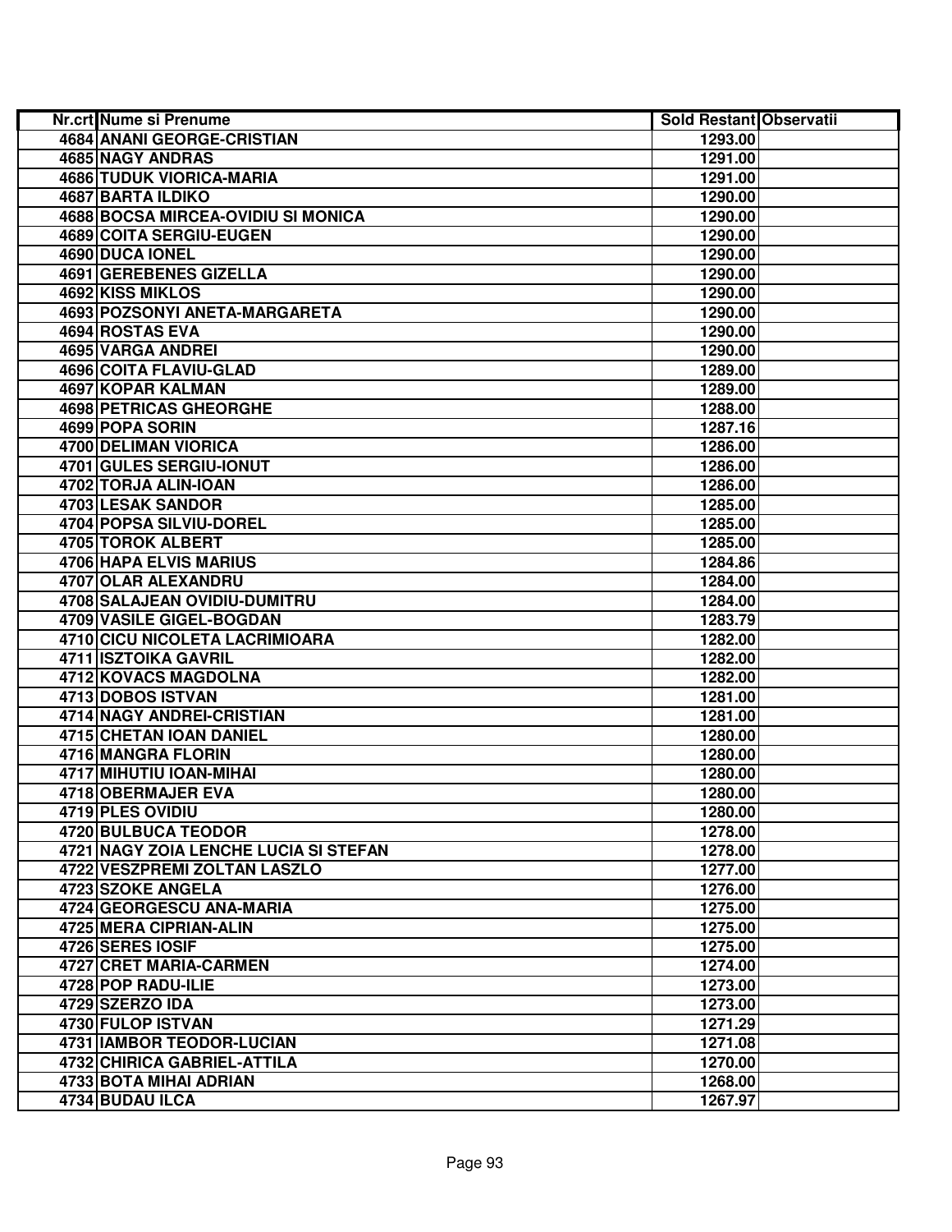| Nr.crt | Nume si Prenume | Sold Restant | Observatii |
|---|---|---|---|
| 4684 | ANANI GEORGE-CRISTIAN | 1293.00 | |
| 4685 | NAGY ANDRAS | 1291.00 | |
| 4686 | TUDUK VIORICA-MARIA | 1291.00 | |
| 4687 | BARTA ILDIKO | 1290.00 | |
| 4688 | BOCSA MIRCEA-OVIDIU SI MONICA | 1290.00 | |
| 4689 | COITA SERGIU-EUGEN | 1290.00 | |
| 4690 | DUCA IONEL | 1290.00 | |
| 4691 | GEREBENES GIZELLA | 1290.00 | |
| 4692 | KISS MIKLOS | 1290.00 | |
| 4693 | POZSONYI ANETA-MARGARETA | 1290.00 | |
| 4694 | ROSTAS EVA | 1290.00 | |
| 4695 | VARGA ANDREI | 1290.00 | |
| 4696 | COITA FLAVIU-GLAD | 1289.00 | |
| 4697 | KOPAR KALMAN | 1289.00 | |
| 4698 | PETRICAS GHEORGHE | 1288.00 | |
| 4699 | POPA SORIN | 1287.16 | |
| 4700 | DELIMAN VIORICA | 1286.00 | |
| 4701 | GULES SERGIU-IONUT | 1286.00 | |
| 4702 | TORJA ALIN-IOAN | 1286.00 | |
| 4703 | LESAK SANDOR | 1285.00 | |
| 4704 | POPSA SILVIU-DOREL | 1285.00 | |
| 4705 | TOROK ALBERT | 1285.00 | |
| 4706 | HAPA ELVIS MARIUS | 1284.86 | |
| 4707 | OLAR ALEXANDRU | 1284.00 | |
| 4708 | SALAJEAN OVIDIU-DUMITRU | 1284.00 | |
| 4709 | VASILE GIGEL-BOGDAN | 1283.79 | |
| 4710 | CICU NICOLETA LACRIMIOARA | 1282.00 | |
| 4711 | ISZTOIKA GAVRIL | 1282.00 | |
| 4712 | KOVACS MAGDOLNA | 1282.00 | |
| 4713 | DOBOS ISTVAN | 1281.00 | |
| 4714 | NAGY ANDREI-CRISTIAN | 1281.00 | |
| 4715 | CHETAN IOAN DANIEL | 1280.00 | |
| 4716 | MANGRA FLORIN | 1280.00 | |
| 4717 | MIHUTIU IOAN-MIHAI | 1280.00 | |
| 4718 | OBERMAJER EVA | 1280.00 | |
| 4719 | PLES OVIDIU | 1280.00 | |
| 4720 | BULBUCA TEODOR | 1278.00 | |
| 4721 | NAGY ZOIA LENCHE LUCIA SI STEFAN | 1278.00 | |
| 4722 | VESZPREMI ZOLTAN LASZLO | 1277.00 | |
| 4723 | SZOKE ANGELA | 1276.00 | |
| 4724 | GEORGESCU ANA-MARIA | 1275.00 | |
| 4725 | MERA CIPRIAN-ALIN | 1275.00 | |
| 4726 | SERES IOSIF | 1275.00 | |
| 4727 | CRET MARIA-CARMEN | 1274.00 | |
| 4728 | POP RADU-ILIE | 1273.00 | |
| 4729 | SZERZO IDA | 1273.00 | |
| 4730 | FULOP ISTVAN | 1271.29 | |
| 4731 | IAMBOR TEODOR-LUCIAN | 1271.08 | |
| 4732 | CHIRICA GABRIEL-ATTILA | 1270.00 | |
| 4733 | BOTA MIHAI ADRIAN | 1268.00 | |
| 4734 | BUDAU ILCA | 1267.97 | |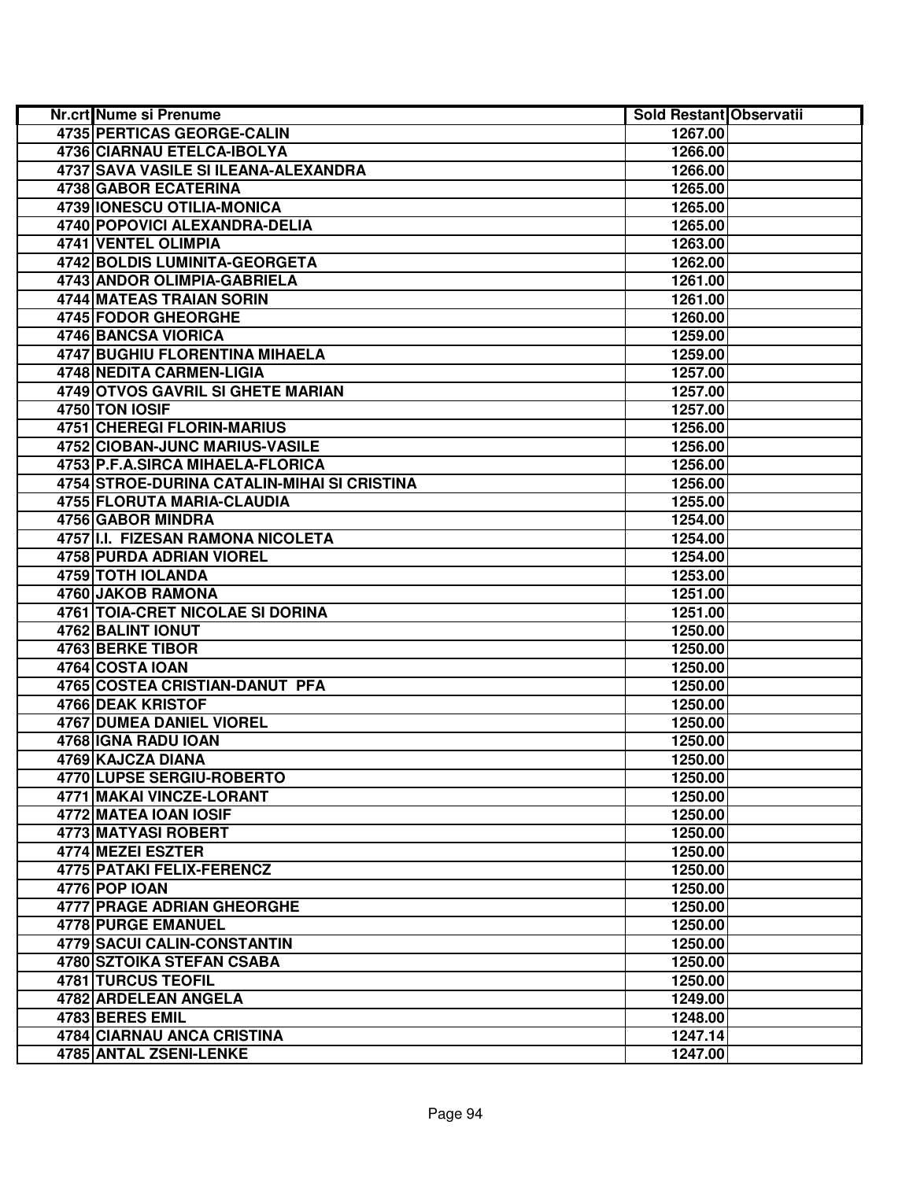| Nr.crt | Nume si Prenume | Sold Restant | Observatii |
|---|---|---|---|
| 4735 | PERTICAS GEORGE-CALIN | 1267.00 | |
| 4736 | CIARNAU ETELCA-IBOLYA | 1266.00 | |
| 4737 | SAVA VASILE SI ILEANA-ALEXANDRA | 1266.00 | |
| 4738 | GABOR ECATERINA | 1265.00 | |
| 4739 | IONESCU OTILIA-MONICA | 1265.00 | |
| 4740 | POPOVICI ALEXANDRA-DELIA | 1265.00 | |
| 4741 | VENTEL OLIMPIA | 1263.00 | |
| 4742 | BOLDIS LUMINITA-GEORGETA | 1262.00 | |
| 4743 | ANDOR OLIMPIA-GABRIELA | 1261.00 | |
| 4744 | MATEAS TRAIAN SORIN | 1261.00 | |
| 4745 | FODOR GHEORGHE | 1260.00 | |
| 4746 | BANCSA VIORICA | 1259.00 | |
| 4747 | BUGHIU FLORENTINA MIHAELA | 1259.00 | |
| 4748 | NEDITA CARMEN-LIGIA | 1257.00 | |
| 4749 | OTVOS GAVRIL SI GHETE MARIAN | 1257.00 | |
| 4750 | TON IOSIF | 1257.00 | |
| 4751 | CHEREGI FLORIN-MARIUS | 1256.00 | |
| 4752 | CIOBAN-JUNC MARIUS-VASILE | 1256.00 | |
| 4753 | P.F.A.SIRCA MIHAELA-FLORICA | 1256.00 | |
| 4754 | STROE-DURINA CATALIN-MIHAI SI CRISTINA | 1256.00 | |
| 4755 | FLORUTA MARIA-CLAUDIA | 1255.00 | |
| 4756 | GABOR MINDRA | 1254.00 | |
| 4757 | I.I. FIZESAN RAMONA NICOLETA | 1254.00 | |
| 4758 | PURDA ADRIAN VIOREL | 1254.00 | |
| 4759 | TOTH IOLANDA | 1253.00 | |
| 4760 | JAKOB RAMONA | 1251.00 | |
| 4761 | TOIA-CRET NICOLAE SI DORINA | 1251.00 | |
| 4762 | BALINT IONUT | 1250.00 | |
| 4763 | BERKE TIBOR | 1250.00 | |
| 4764 | COSTA IOAN | 1250.00 | |
| 4765 | COSTEA CRISTIAN-DANUT PFA | 1250.00 | |
| 4766 | DEAK KRISTOF | 1250.00 | |
| 4767 | DUMEA DANIEL VIOREL | 1250.00 | |
| 4768 | IGNA RADU IOAN | 1250.00 | |
| 4769 | KAJCZA DIANA | 1250.00 | |
| 4770 | LUPSE SERGIU-ROBERTO | 1250.00 | |
| 4771 | MAKAI VINCZE-LORANT | 1250.00 | |
| 4772 | MATEA IOAN IOSIF | 1250.00 | |
| 4773 | MATYASI ROBERT | 1250.00 | |
| 4774 | MEZEI ESZTER | 1250.00 | |
| 4775 | PATAKI FELIX-FERENCZ | 1250.00 | |
| 4776 | POP IOAN | 1250.00 | |
| 4777 | PRAGE ADRIAN GHEORGHE | 1250.00 | |
| 4778 | PURGE EMANUEL | 1250.00 | |
| 4779 | SACUI CALIN-CONSTANTIN | 1250.00 | |
| 4780 | SZTOIKA STEFAN CSABA | 1250.00 | |
| 4781 | TURCUS TEOFIL | 1250.00 | |
| 4782 | ARDELEAN ANGELA | 1249.00 | |
| 4783 | BERES EMIL | 1248.00 | |
| 4784 | CIARNAU ANCA CRISTINA | 1247.14 | |
| 4785 | ANTAL ZSENI-LENKE | 1247.00 | |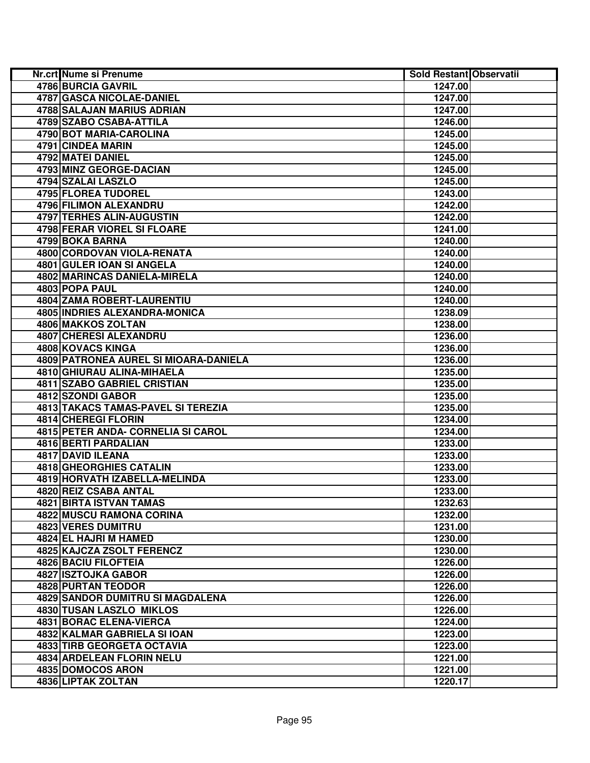| Nr.crt | Nume si Prenume | Sold Restant | Observatii |
|---|---|---|---|
| 4786 | BURCIA GAVRIL | 1247.00 | |
| 4787 | GASCA NICOLAE-DANIEL | 1247.00 | |
| 4788 | SALAJAN MARIUS ADRIAN | 1247.00 | |
| 4789 | SZABO CSABA-ATTILA | 1246.00 | |
| 4790 | BOT MARIA-CAROLINA | 1245.00 | |
| 4791 | CINDEA MARIN | 1245.00 | |
| 4792 | MATEI DANIEL | 1245.00 | |
| 4793 | MINZ GEORGE-DACIAN | 1245.00 | |
| 4794 | SZALAI LASZLO | 1245.00 | |
| 4795 | FLOREA TUDOREL | 1243.00 | |
| 4796 | FILIMON ALEXANDRU | 1242.00 | |
| 4797 | TERHES ALIN-AUGUSTIN | 1242.00 | |
| 4798 | FERAR VIOREL SI FLOARE | 1241.00 | |
| 4799 | BOKA BARNA | 1240.00 | |
| 4800 | CORDOVAN VIOLA-RENATA | 1240.00 | |
| 4801 | GULER IOAN SI ANGELA | 1240.00 | |
| 4802 | MARINCAS DANIELA-MIRELA | 1240.00 | |
| 4803 | POPA PAUL | 1240.00 | |
| 4804 | ZAMA ROBERT-LAURENTIU | 1240.00 | |
| 4805 | INDRIES ALEXANDRA-MONICA | 1238.09 | |
| 4806 | MAKKOS ZOLTAN | 1238.00 | |
| 4807 | CHERESI ALEXANDRU | 1236.00 | |
| 4808 | KOVACS KINGA | 1236.00 | |
| 4809 | PATRONEA AUREL SI MIOARA-DANIELA | 1236.00 | |
| 4810 | GHIURAU ALINA-MIHAELA | 1235.00 | |
| 4811 | SZABO GABRIEL CRISTIAN | 1235.00 | |
| 4812 | SZONDI GABOR | 1235.00 | |
| 4813 | TAKACS TAMAS-PAVEL SI TEREZIA | 1235.00 | |
| 4814 | CHEREGI FLORIN | 1234.00 | |
| 4815 | PETER ANDA- CORNELIA SI CAROL | 1234.00 | |
| 4816 | BERTI PARDALIAN | 1233.00 | |
| 4817 | DAVID ILEANA | 1233.00 | |
| 4818 | GHEORGHIES CATALIN | 1233.00 | |
| 4819 | HORVATH IZABELLA-MELINDA | 1233.00 | |
| 4820 | REIZ CSABA ANTAL | 1233.00 | |
| 4821 | BIRTA ISTVAN TAMAS | 1232.63 | |
| 4822 | MUSCU RAMONA CORINA | 1232.00 | |
| 4823 | VERES DUMITRU | 1231.00 | |
| 4824 | EL HAJRI M HAMED | 1230.00 | |
| 4825 | KAJCZA ZSOLT FERENCZ | 1230.00 | |
| 4826 | BACIU FILOFTEIA | 1226.00 | |
| 4827 | ISZTOJKA GABOR | 1226.00 | |
| 4828 | PURTAN TEODOR | 1226.00 | |
| 4829 | SANDOR DUMITRU SI MAGDALENA | 1226.00 | |
| 4830 | TUSAN LASZLO MIKLOS | 1226.00 | |
| 4831 | BORAC ELENA-VIERCA | 1224.00 | |
| 4832 | KALMAR GABRIELA SI IOAN | 1223.00 | |
| 4833 | TIRB GEORGETA OCTAVIA | 1223.00 | |
| 4834 | ARDELEAN FLORIN NELU | 1221.00 | |
| 4835 | DOMOCOS ARON | 1221.00 | |
| 4836 | LIPTAK ZOLTAN | 1220.17 | |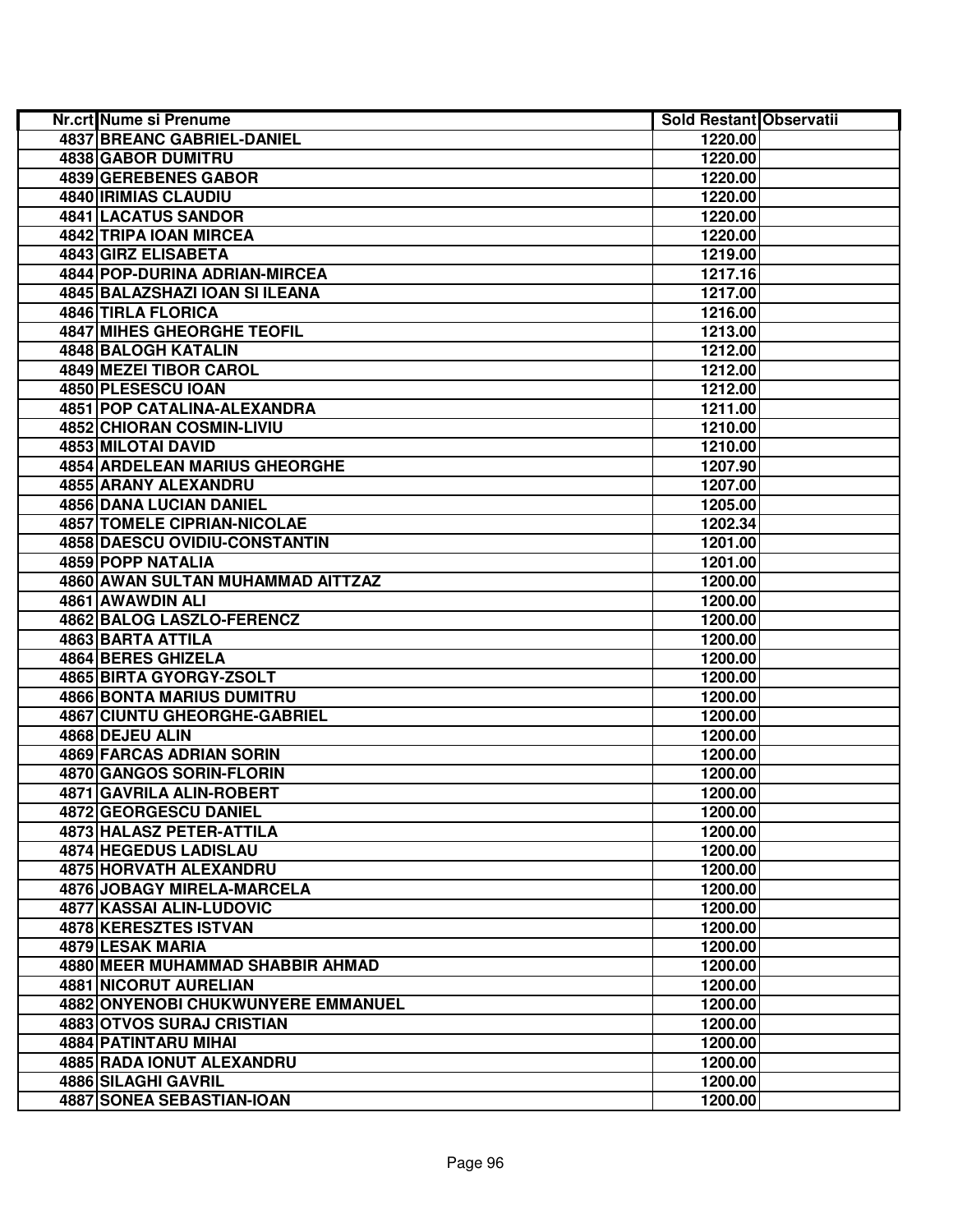| Nr.crt | Nume si Prenume | Sold Restant | Observatii |
|---|---|---|---|
| 4837 | BREANC GABRIEL-DANIEL | 1220.00 | |
| 4838 | GABOR DUMITRU | 1220.00 | |
| 4839 | GEREBENES GABOR | 1220.00 | |
| 4840 | IRIMIAS CLAUDIU | 1220.00 | |
| 4841 | LACATUS SANDOR | 1220.00 | |
| 4842 | TRIPA IOAN MIRCEA | 1220.00 | |
| 4843 | GIRZ ELISABETA | 1219.00 | |
| 4844 | POP-DURINA ADRIAN-MIRCEA | 1217.16 | |
| 4845 | BALAZSHAZI IOAN SI ILEANA | 1217.00 | |
| 4846 | TIRLA FLORICA | 1216.00 | |
| 4847 | MIHES GHEORGHE TEOFIL | 1213.00 | |
| 4848 | BALOGH KATALIN | 1212.00 | |
| 4849 | MEZEI TIBOR CAROL | 1212.00 | |
| 4850 | PLESESCU IOAN | 1212.00 | |
| 4851 | POP CATALINA-ALEXANDRA | 1211.00 | |
| 4852 | CHIORAN COSMIN-LIVIU | 1210.00 | |
| 4853 | MILOTAI DAVID | 1210.00 | |
| 4854 | ARDELEAN MARIUS GHEORGHE | 1207.90 | |
| 4855 | ARANY ALEXANDRU | 1207.00 | |
| 4856 | DANA LUCIAN DANIEL | 1205.00 | |
| 4857 | TOMELE CIPRIAN-NICOLAE | 1202.34 | |
| 4858 | DAESCU OVIDIU-CONSTANTIN | 1201.00 | |
| 4859 | POPP NATALIA | 1201.00 | |
| 4860 | AWAN SULTAN MUHAMMAD AITTZAZ | 1200.00 | |
| 4861 | AWAWDIN ALI | 1200.00 | |
| 4862 | BALOG LASZLO-FERENCZ | 1200.00 | |
| 4863 | BARTA ATTILA | 1200.00 | |
| 4864 | BERES GHIZELA | 1200.00 | |
| 4865 | BIRTA GYORGY-ZSOLT | 1200.00 | |
| 4866 | BONTA MARIUS DUMITRU | 1200.00 | |
| 4867 | CIUNTU GHEORGHE-GABRIEL | 1200.00 | |
| 4868 | DEJEU ALIN | 1200.00 | |
| 4869 | FARCAS ADRIAN SORIN | 1200.00 | |
| 4870 | GANGOS SORIN-FLORIN | 1200.00 | |
| 4871 | GAVRILA ALIN-ROBERT | 1200.00 | |
| 4872 | GEORGESCU DANIEL | 1200.00 | |
| 4873 | HALASZ PETER-ATTILA | 1200.00 | |
| 4874 | HEGEDUS LADISLAU | 1200.00 | |
| 4875 | HORVATH ALEXANDRU | 1200.00 | |
| 4876 | JOBAGY MIRELA-MARCELA | 1200.00 | |
| 4877 | KASSAI ALIN-LUDOVIC | 1200.00 | |
| 4878 | KERESZTES ISTVAN | 1200.00 | |
| 4879 | LESAK MARIA | 1200.00 | |
| 4880 | MEER MUHAMMAD SHABBIR AHMAD | 1200.00 | |
| 4881 | NICORUT AURELIAN | 1200.00 | |
| 4882 | ONYENOBI CHUKWUNYERE EMMANUEL | 1200.00 | |
| 4883 | OTVOS SURAJ CRISTIAN | 1200.00 | |
| 4884 | PATINTARU MIHAI | 1200.00 | |
| 4885 | RADA IONUT ALEXANDRU | 1200.00 | |
| 4886 | SILAGHI GAVRIL | 1200.00 | |
| 4887 | SONEA SEBASTIAN-IOAN | 1200.00 | |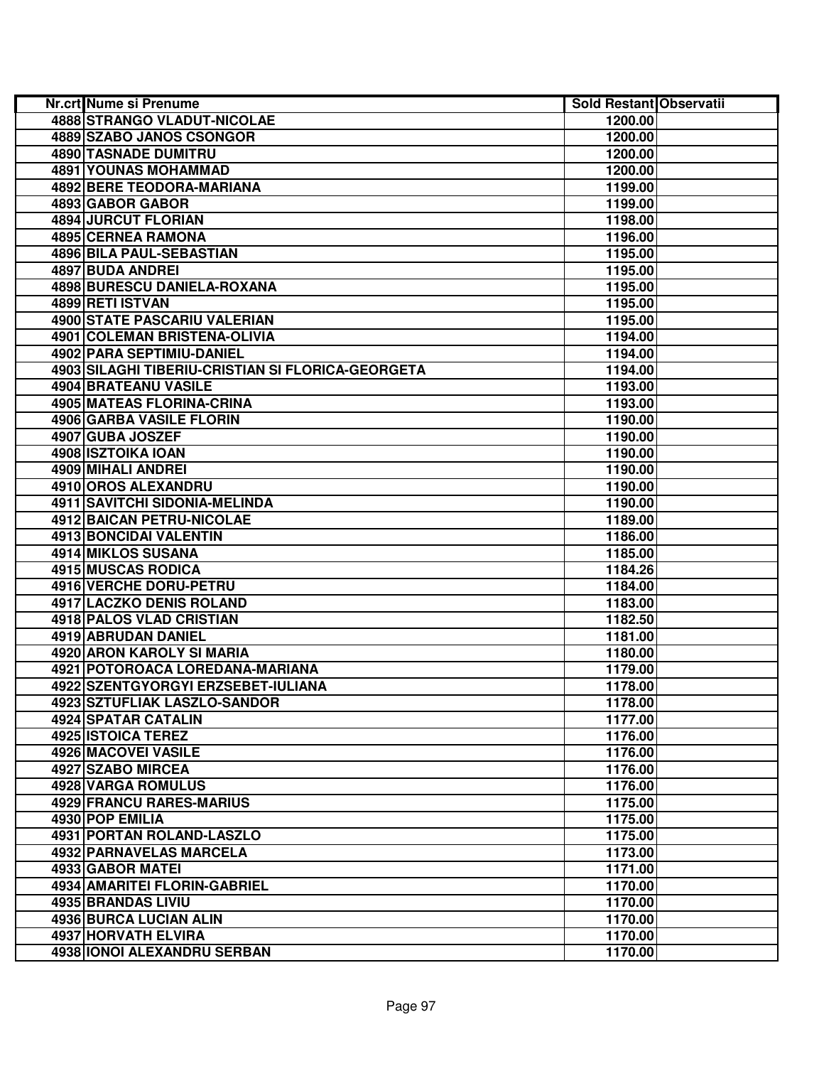| Nr.crt | Nume si Prenume | Sold Restant | Observatii |
|---|---|---|---|
| 4888 | STRANGO VLADUT-NICOLAE | 1200.00 | |
| 4889 | SZABO JANOS CSONGOR | 1200.00 | |
| 4890 | TASNADE DUMITRU | 1200.00 | |
| 4891 | YOUNAS MOHAMMAD | 1200.00 | |
| 4892 | BERE TEODORA-MARIANA | 1199.00 | |
| 4893 | GABOR GABOR | 1199.00 | |
| 4894 | JURCUT FLORIAN | 1198.00 | |
| 4895 | CERNEA RAMONA | 1196.00 | |
| 4896 | BILA PAUL-SEBASTIAN | 1195.00 | |
| 4897 | BUDA ANDREI | 1195.00 | |
| 4898 | BURESCU DANIELA-ROXANA | 1195.00 | |
| 4899 | RETI ISTVAN | 1195.00 | |
| 4900 | STATE PASCARIU VALERIAN | 1195.00 | |
| 4901 | COLEMAN BRISTENA-OLIVIA | 1194.00 | |
| 4902 | PARA SEPTIMIU-DANIEL | 1194.00 | |
| 4903 | SILAGHI TIBERIU-CRISTIAN SI FLORICA-GEORGETA | 1194.00 | |
| 4904 | BRATEANU VASILE | 1193.00 | |
| 4905 | MATEAS FLORINA-CRINA | 1193.00 | |
| 4906 | GARBA VASILE FLORIN | 1190.00 | |
| 4907 | GUBA JOSZEF | 1190.00 | |
| 4908 | ISZTOIKA IOAN | 1190.00 | |
| 4909 | MIHALI ANDREI | 1190.00 | |
| 4910 | OROS ALEXANDRU | 1190.00 | |
| 4911 | SAVITCHI SIDONIA-MELINDA | 1190.00 | |
| 4912 | BAICAN PETRU-NICOLAE | 1189.00 | |
| 4913 | BONCIDAI VALENTIN | 1186.00 | |
| 4914 | MIKLOS SUSANA | 1185.00 | |
| 4915 | MUSCAS RODICA | 1184.26 | |
| 4916 | VERCHE DORU-PETRU | 1184.00 | |
| 4917 | LACZKO DENIS ROLAND | 1183.00 | |
| 4918 | PALOS VLAD CRISTIAN | 1182.50 | |
| 4919 | ABRUDAN DANIEL | 1181.00 | |
| 4920 | ARON KAROLY SI MARIA | 1180.00 | |
| 4921 | POTOROACA LOREDANA-MARIANA | 1179.00 | |
| 4922 | SZENTGYORGYI ERZSEBET-IULIANA | 1178.00 | |
| 4923 | SZTUFLIAK LASZLO-SANDOR | 1178.00 | |
| 4924 | SPATAR CATALIN | 1177.00 | |
| 4925 | ISTOICA TEREZ | 1176.00 | |
| 4926 | MACOVEI VASILE | 1176.00 | |
| 4927 | SZABO MIRCEA | 1176.00 | |
| 4928 | VARGA ROMULUS | 1176.00 | |
| 4929 | FRANCU RARES-MARIUS | 1175.00 | |
| 4930 | POP EMILIA | 1175.00 | |
| 4931 | PORTAN ROLAND-LASZLO | 1175.00 | |
| 4932 | PARNAVELAS MARCELA | 1173.00 | |
| 4933 | GABOR MATEI | 1171.00 | |
| 4934 | AMARITEI FLORIN-GABRIEL | 1170.00 | |
| 4935 | BRANDAS LIVIU | 1170.00 | |
| 4936 | BURCA LUCIAN ALIN | 1170.00 | |
| 4937 | HORVATH ELVIRA | 1170.00 | |
| 4938 | IONOI ALEXANDRU SERBAN | 1170.00 | |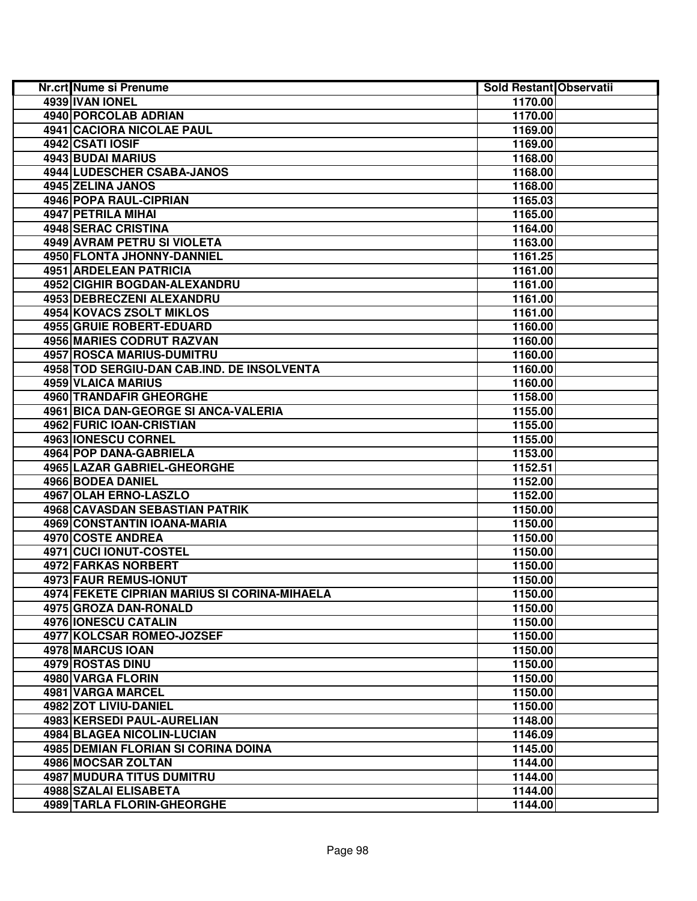| Nr.crt | Nume si Prenume | Sold Restant | Observatii |
|---|---|---|---|
| 4939 | IVAN IONEL | 1170.00 | |
| 4940 | PORCOLAB ADRIAN | 1170.00 | |
| 4941 | CACIORA NICOLAE PAUL | 1169.00 | |
| 4942 | CSATI IOSIF | 1169.00 | |
| 4943 | BUDAI MARIUS | 1168.00 | |
| 4944 | LUDESCHER CSABA-JANOS | 1168.00 | |
| 4945 | ZELINA JANOS | 1168.00 | |
| 4946 | POPA RAUL-CIPRIAN | 1165.03 | |
| 4947 | PETRILA MIHAI | 1165.00 | |
| 4948 | SERAC CRISTINA | 1164.00 | |
| 4949 | AVRAM PETRU SI VIOLETA | 1163.00 | |
| 4950 | FLONTA JHONNY-DANNIEL | 1161.25 | |
| 4951 | ARDELEAN PATRICIA | 1161.00 | |
| 4952 | CIGHIR BOGDAN-ALEXANDRU | 1161.00 | |
| 4953 | DEBRECZENI ALEXANDRU | 1161.00 | |
| 4954 | KOVACS ZSOLT MIKLOS | 1161.00 | |
| 4955 | GRUIE ROBERT-EDUARD | 1160.00 | |
| 4956 | MARIES CODRUT RAZVAN | 1160.00 | |
| 4957 | ROSCA MARIUS-DUMITRU | 1160.00 | |
| 4958 | TOD SERGIU-DAN CAB.IND. DE INSOLVENTA | 1160.00 | |
| 4959 | VLAICA MARIUS | 1160.00 | |
| 4960 | TRANDAFIR GHEORGHE | 1158.00 | |
| 4961 | BICA DAN-GEORGE SI ANCA-VALERIA | 1155.00 | |
| 4962 | FURIC IOAN-CRISTIAN | 1155.00 | |
| 4963 | IONESCU CORNEL | 1155.00 | |
| 4964 | POP DANA-GABRIELA | 1153.00 | |
| 4965 | LAZAR GABRIEL-GHEORGHE | 1152.51 | |
| 4966 | BODEA DANIEL | 1152.00 | |
| 4967 | OLAH ERNO-LASZLO | 1152.00 | |
| 4968 | CAVASDAN SEBASTIAN PATRIK | 1150.00 | |
| 4969 | CONSTANTIN IOANA-MARIA | 1150.00 | |
| 4970 | COSTE ANDREA | 1150.00 | |
| 4971 | CUCI IONUT-COSTEL | 1150.00 | |
| 4972 | FARKAS NORBERT | 1150.00 | |
| 4973 | FAUR REMUS-IONUT | 1150.00 | |
| 4974 | FEKETE CIPRIAN MARIUS SI CORINA-MIHAELA | 1150.00 | |
| 4975 | GROZA DAN-RONALD | 1150.00 | |
| 4976 | IONESCU CATALIN | 1150.00 | |
| 4977 | KOLCSAR ROMEO-JOZSEF | 1150.00 | |
| 4978 | MARCUS IOAN | 1150.00 | |
| 4979 | ROSTAS DINU | 1150.00 | |
| 4980 | VARGA FLORIN | 1150.00 | |
| 4981 | VARGA MARCEL | 1150.00 | |
| 4982 | ZOT LIVIU-DANIEL | 1150.00 | |
| 4983 | KERSEDI PAUL-AURELIAN | 1148.00 | |
| 4984 | BLAGEA NICOLIN-LUCIAN | 1146.09 | |
| 4985 | DEMIAN FLORIAN SI CORINA DOINA | 1145.00 | |
| 4986 | MOCSAR ZOLTAN | 1144.00 | |
| 4987 | MUDURA TITUS DUMITRU | 1144.00 | |
| 4988 | SZALAI ELISABETA | 1144.00 | |
| 4989 | TARLA FLORIN-GHEORGHE | 1144.00 | |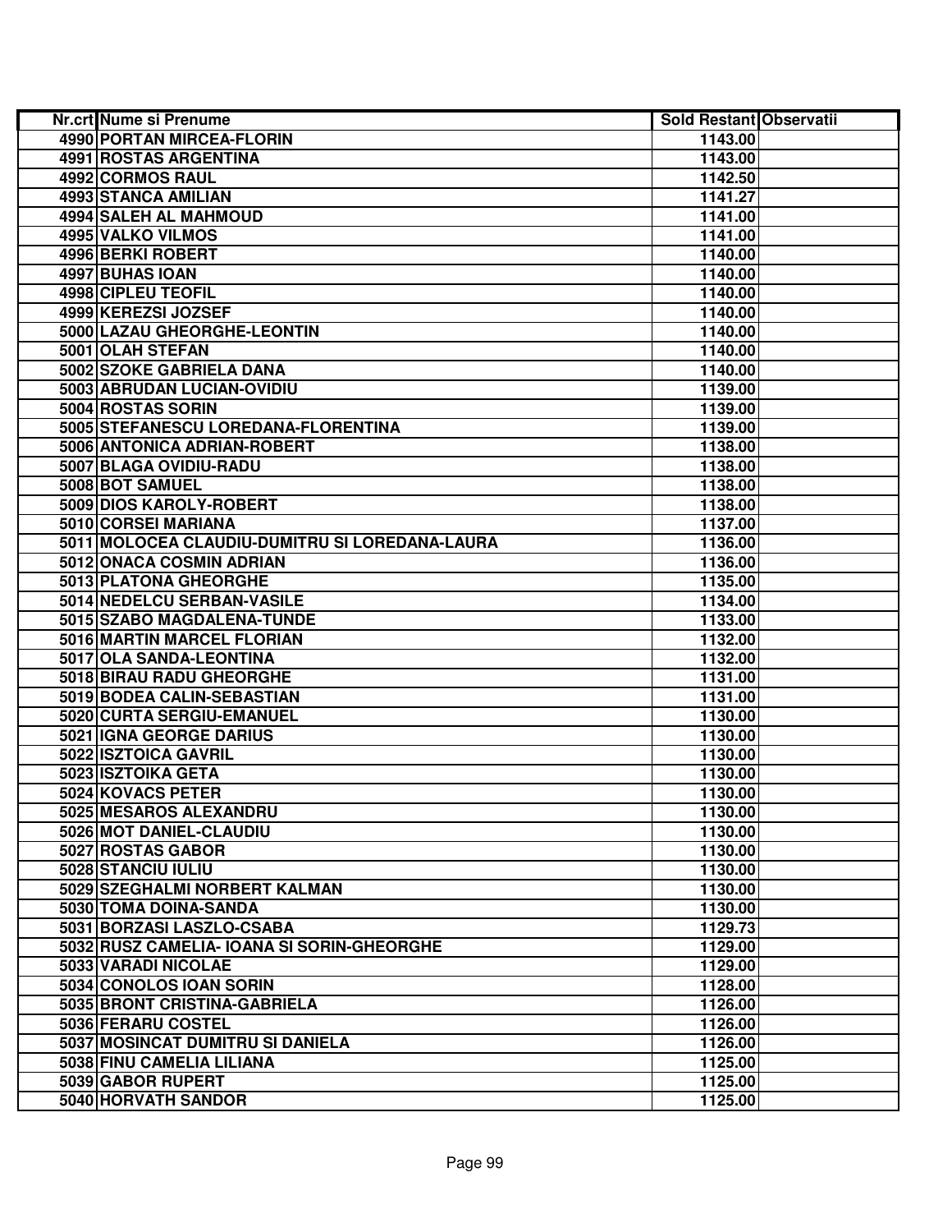| Nr.crt | Nume si Prenume | Sold Restant | Observatii |
|---|---|---|---|
| 4990 | PORTAN MIRCEA-FLORIN | 1143.00 | |
| 4991 | ROSTAS ARGENTINA | 1143.00 | |
| 4992 | CORMOS RAUL | 1142.50 | |
| 4993 | STANCA AMILIAN | 1141.27 | |
| 4994 | SALEH AL MAHMOUD | 1141.00 | |
| 4995 | VALKO VILMOS | 1141.00 | |
| 4996 | BERKI ROBERT | 1140.00 | |
| 4997 | BUHAS IOAN | 1140.00 | |
| 4998 | CIPLEU TEOFIL | 1140.00 | |
| 4999 | KEREZSI JOZSEF | 1140.00 | |
| 5000 | LAZAU GHEORGHE-LEONTIN | 1140.00 | |
| 5001 | OLAH STEFAN | 1140.00 | |
| 5002 | SZOKE GABRIELA DANA | 1140.00 | |
| 5003 | ABRUDAN LUCIAN-OVIDIU | 1139.00 | |
| 5004 | ROSTAS SORIN | 1139.00 | |
| 5005 | STEFANESCU LOREDANA-FLORENTINA | 1139.00 | |
| 5006 | ANTONICA ADRIAN-ROBERT | 1138.00 | |
| 5007 | BLAGA OVIDIU-RADU | 1138.00 | |
| 5008 | BOT SAMUEL | 1138.00 | |
| 5009 | DIOS KAROLY-ROBERT | 1138.00 | |
| 5010 | CORSEI MARIANA | 1137.00 | |
| 5011 | MOLOCEA CLAUDIU-DUMITRU SI LOREDANA-LAURA | 1136.00 | |
| 5012 | ONACA COSMIN ADRIAN | 1136.00 | |
| 5013 | PLATONA GHEORGHE | 1135.00 | |
| 5014 | NEDELCU SERBAN-VASILE | 1134.00 | |
| 5015 | SZABO MAGDALENA-TUNDE | 1133.00 | |
| 5016 | MARTIN MARCEL FLORIAN | 1132.00 | |
| 5017 | OLA SANDA-LEONTINA | 1132.00 | |
| 5018 | BIRAU RADU GHEORGHE | 1131.00 | |
| 5019 | BODEA CALIN-SEBASTIAN | 1131.00 | |
| 5020 | CURTA SERGIU-EMANUEL | 1130.00 | |
| 5021 | IGNA GEORGE DARIUS | 1130.00 | |
| 5022 | ISZTOICA GAVRIL | 1130.00 | |
| 5023 | ISZTOIKA GETA | 1130.00 | |
| 5024 | KOVACS PETER | 1130.00 | |
| 5025 | MESAROS ALEXANDRU | 1130.00 | |
| 5026 | MOT DANIEL-CLAUDIU | 1130.00 | |
| 5027 | ROSTAS GABOR | 1130.00 | |
| 5028 | STANCIU IULIU | 1130.00 | |
| 5029 | SZEGHALMI NORBERT KALMAN | 1130.00 | |
| 5030 | TOMA DOINA-SANDA | 1130.00 | |
| 5031 | BORZASI LASZLO-CSABA | 1129.73 | |
| 5032 | RUSZ CAMELIA- IOANA SI SORIN-GHEORGHE | 1129.00 | |
| 5033 | VARADI NICOLAE | 1129.00 | |
| 5034 | CONOLOS IOAN SORIN | 1128.00 | |
| 5035 | BRONT CRISTINA-GABRIELA | 1126.00 | |
| 5036 | FERARU COSTEL | 1126.00 | |
| 5037 | MOSINCAT DUMITRU SI DANIELA | 1126.00 | |
| 5038 | FINU CAMELIA LILIANA | 1125.00 | |
| 5039 | GABOR RUPERT | 1125.00 | |
| 5040 | HORVATH SANDOR | 1125.00 | |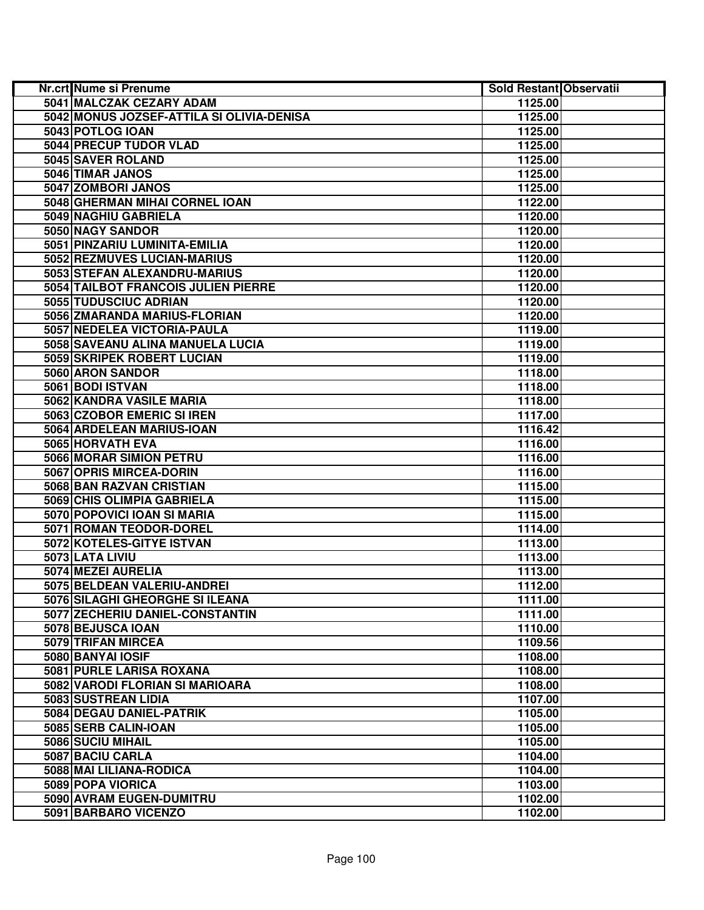| Nr.crt | Nume si Prenume | Sold Restant | Observatii |
|---|---|---|---|
| 5041 | MALCZAK CEZARY ADAM | 1125.00 | |
| 5042 | MONUS JOZSEF-ATTILA SI OLIVIA-DENISA | 1125.00 | |
| 5043 | POTLOG IOAN | 1125.00 | |
| 5044 | PRECUP TUDOR VLAD | 1125.00 | |
| 5045 | SAVER ROLAND | 1125.00 | |
| 5046 | TIMAR JANOS | 1125.00 | |
| 5047 | ZOMBORI JANOS | 1125.00 | |
| 5048 | GHERMAN MIHAI CORNEL IOAN | 1122.00 | |
| 5049 | NAGHIU GABRIELA | 1120.00 | |
| 5050 | NAGY SANDOR | 1120.00 | |
| 5051 | PINZARIU LUMINITA-EMILIA | 1120.00 | |
| 5052 | REZMUVES LUCIAN-MARIUS | 1120.00 | |
| 5053 | STEFAN ALEXANDRU-MARIUS | 1120.00 | |
| 5054 | TAILBOT FRANCOIS JULIEN PIERRE | 1120.00 | |
| 5055 | TUDUSCIUC ADRIAN | 1120.00 | |
| 5056 | ZMARANDA MARIUS-FLORIAN | 1120.00 | |
| 5057 | NEDELEA VICTORIA-PAULA | 1119.00 | |
| 5058 | SAVEANU ALINA MANUELA LUCIA | 1119.00 | |
| 5059 | SKRIPEK ROBERT LUCIAN | 1119.00 | |
| 5060 | ARON SANDOR | 1118.00 | |
| 5061 | BODI ISTVAN | 1118.00 | |
| 5062 | KANDRA VASILE MARIA | 1118.00 | |
| 5063 | CZOBOR EMERIC SI IREN | 1117.00 | |
| 5064 | ARDELEAN MARIUS-IOAN | 1116.42 | |
| 5065 | HORVATH EVA | 1116.00 | |
| 5066 | MORAR SIMION PETRU | 1116.00 | |
| 5067 | OPRIS MIRCEA-DORIN | 1116.00 | |
| 5068 | BAN RAZVAN CRISTIAN | 1115.00 | |
| 5069 | CHIS OLIMPIA GABRIELA | 1115.00 | |
| 5070 | POPOVICI IOAN SI MARIA | 1115.00 | |
| 5071 | ROMAN TEODOR-DOREL | 1114.00 | |
| 5072 | KOTELES-GITYE ISTVAN | 1113.00 | |
| 5073 | LATA LIVIU | 1113.00 | |
| 5074 | MEZEI AURELIA | 1113.00 | |
| 5075 | BELDEAN VALERIU-ANDREI | 1112.00 | |
| 5076 | SILAGHI GHEORGHE SI ILEANA | 1111.00 | |
| 5077 | ZECHERIU DANIEL-CONSTANTIN | 1111.00 | |
| 5078 | BEJUSCA IOAN | 1110.00 | |
| 5079 | TRIFAN MIRCEA | 1109.56 | |
| 5080 | BANYAI IOSIF | 1108.00 | |
| 5081 | PURLE LARISA ROXANA | 1108.00 | |
| 5082 | VARODI FLORIAN SI MARIOARA | 1108.00 | |
| 5083 | SUSTREAN LIDIA | 1107.00 | |
| 5084 | DEGAU DANIEL-PATRIK | 1105.00 | |
| 5085 | SERB CALIN-IOAN | 1105.00 | |
| 5086 | SUCIU MIHAIL | 1105.00 | |
| 5087 | BACIU CARLA | 1104.00 | |
| 5088 | MAI LILIANA-RODICA | 1104.00 | |
| 5089 | POPA VIORICA | 1103.00 | |
| 5090 | AVRAM EUGEN-DUMITRU | 1102.00 | |
| 5091 | BARBARO VICENZO | 1102.00 | |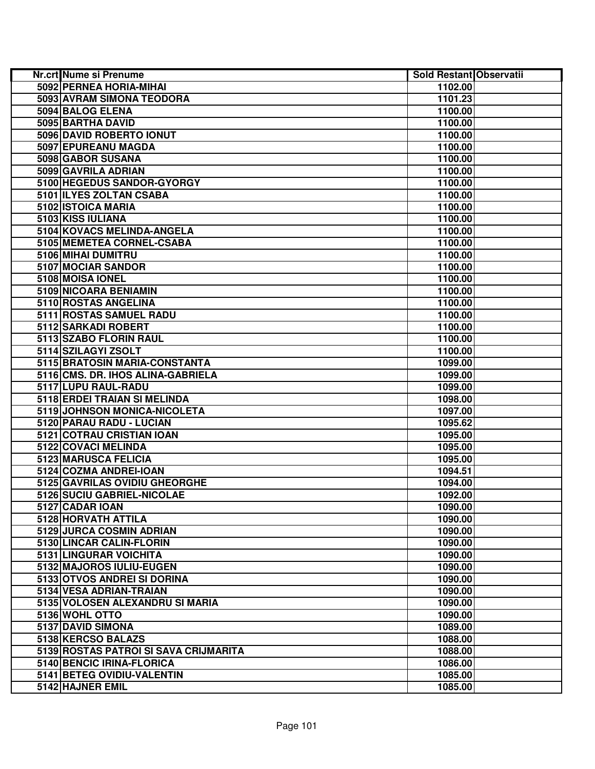| Nr.crt | Nume si Prenume | Sold Restant | Observatii |
|---|---|---|---|
| 5092 | PERNEA HORIA-MIHAI | 1102.00 | |
| 5093 | AVRAM SIMONA TEODORA | 1101.23 | |
| 5094 | BALOG ELENA | 1100.00 | |
| 5095 | BARTHA DAVID | 1100.00 | |
| 5096 | DAVID ROBERTO IONUT | 1100.00 | |
| 5097 | EPUREANU MAGDA | 1100.00 | |
| 5098 | GABOR SUSANA | 1100.00 | |
| 5099 | GAVRILA ADRIAN | 1100.00 | |
| 5100 | HEGEDUS SANDOR-GYORGY | 1100.00 | |
| 5101 | ILYES ZOLTAN CSABA | 1100.00 | |
| 5102 | ISTOICA MARIA | 1100.00 | |
| 5103 | KISS IULIANA | 1100.00 | |
| 5104 | KOVACS MELINDA-ANGELA | 1100.00 | |
| 5105 | MEMETEA CORNEL-CSABA | 1100.00 | |
| 5106 | MIHAI DUMITRU | 1100.00 | |
| 5107 | MOCIAR SANDOR | 1100.00 | |
| 5108 | MOISA IONEL | 1100.00 | |
| 5109 | NICOARA BENIAMIN | 1100.00 | |
| 5110 | ROSTAS ANGELINA | 1100.00 | |
| 5111 | ROSTAS SAMUEL RADU | 1100.00 | |
| 5112 | SARKADI ROBERT | 1100.00 | |
| 5113 | SZABO FLORIN RAUL | 1100.00 | |
| 5114 | SZILAGYI ZSOLT | 1100.00 | |
| 5115 | BRATOSIN MARIA-CONSTANTA | 1099.00 | |
| 5116 | CMS. DR. IHOS ALINA-GABRIELA | 1099.00 | |
| 5117 | LUPU RAUL-RADU | 1099.00 | |
| 5118 | ERDEI TRAIAN SI MELINDA | 1098.00 | |
| 5119 | JOHNSON MONICA-NICOLETA | 1097.00 | |
| 5120 | PARAU RADU - LUCIAN | 1095.62 | |
| 5121 | COTRAU CRISTIAN IOAN | 1095.00 | |
| 5122 | COVACI MELINDA | 1095.00 | |
| 5123 | MARUSCA FELICIA | 1095.00 | |
| 5124 | COZMA ANDREI-IOAN | 1094.51 | |
| 5125 | GAVRILAS OVIDIU GHEORGHE | 1094.00 | |
| 5126 | SUCIU GABRIEL-NICOLAE | 1092.00 | |
| 5127 | CADAR IOAN | 1090.00 | |
| 5128 | HORVATH ATTILA | 1090.00 | |
| 5129 | JURCA COSMIN ADRIAN | 1090.00 | |
| 5130 | LINCAR CALIN-FLORIN | 1090.00 | |
| 5131 | LINGURAR VOICHITA | 1090.00 | |
| 5132 | MAJOROS IULIU-EUGEN | 1090.00 | |
| 5133 | OTVOS ANDREI SI DORINA | 1090.00 | |
| 5134 | VESA ADRIAN-TRAIAN | 1090.00 | |
| 5135 | VOLOSEN ALEXANDRU SI MARIA | 1090.00 | |
| 5136 | WOHL OTTO | 1090.00 | |
| 5137 | DAVID SIMONA | 1089.00 | |
| 5138 | KERCSO BALAZS | 1088.00 | |
| 5139 | ROSTAS PATROI SI SAVA CRIJMARITA | 1088.00 | |
| 5140 | BENCIC IRINA-FLORICA | 1086.00 | |
| 5141 | BETEG OVIDIU-VALENTIN | 1085.00 | |
| 5142 | HAJNER EMIL | 1085.00 | |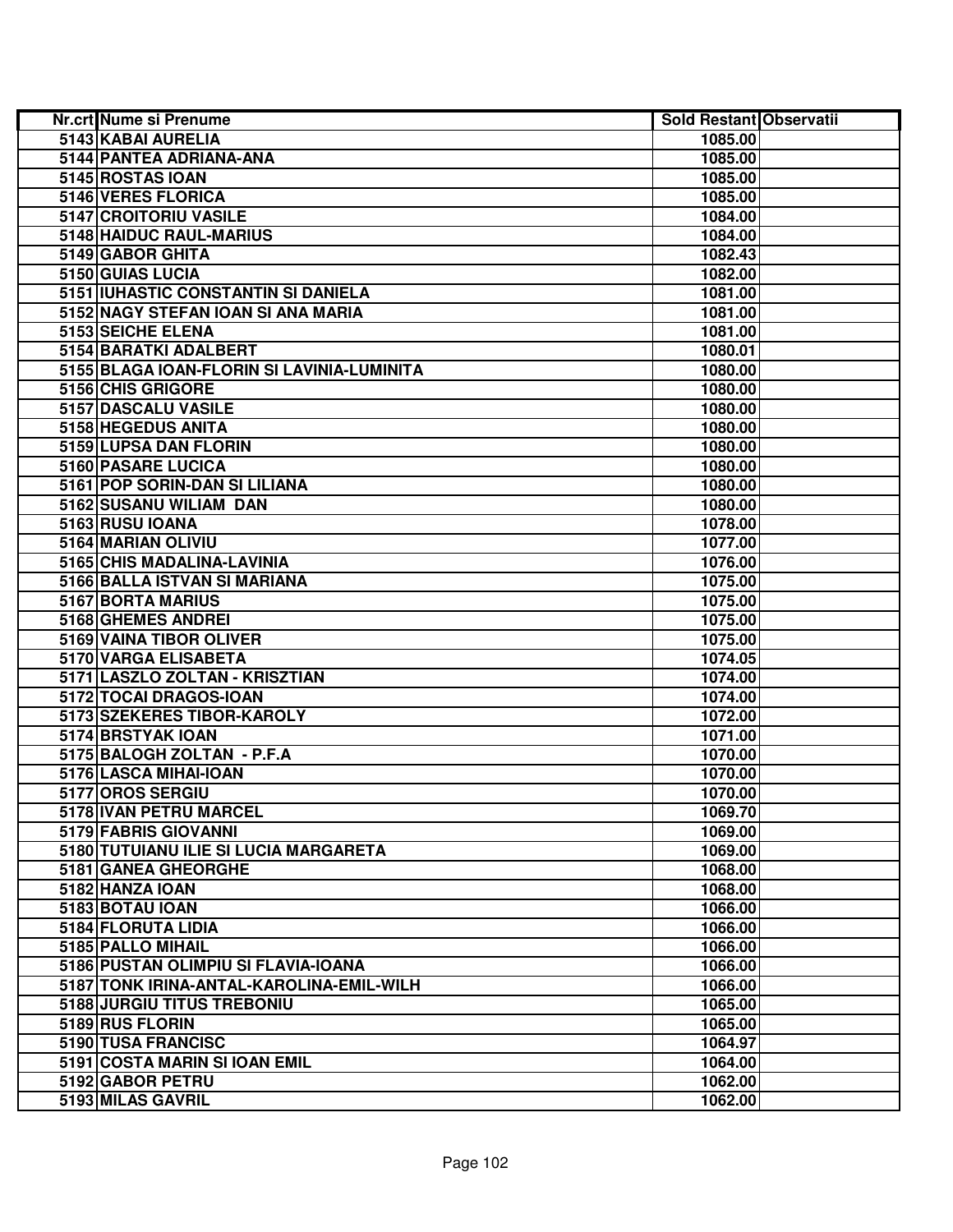| Nr.crt | Nume si Prenume | Sold Restant | Observatii |
|---|---|---|---|
| 5143 | KABAI AURELIA | 1085.00 | |
| 5144 | PANTEA ADRIANA-ANA | 1085.00 | |
| 5145 | ROSTAS IOAN | 1085.00 | |
| 5146 | VERES FLORICA | 1085.00 | |
| 5147 | CROITORIU VASILE | 1084.00 | |
| 5148 | HAIDUC RAUL-MARIUS | 1084.00 | |
| 5149 | GABOR GHITA | 1082.43 | |
| 5150 | GUIAS LUCIA | 1082.00 | |
| 5151 | IUHASTIC CONSTANTIN SI DANIELA | 1081.00 | |
| 5152 | NAGY STEFAN IOAN SI ANA MARIA | 1081.00 | |
| 5153 | SEICHE ELENA | 1081.00 | |
| 5154 | BARATKI ADALBERT | 1080.01 | |
| 5155 | BLAGA IOAN-FLORIN SI LAVINIA-LUMINITA | 1080.00 | |
| 5156 | CHIS GRIGORE | 1080.00 | |
| 5157 | DASCALU VASILE | 1080.00 | |
| 5158 | HEGEDUS ANITA | 1080.00 | |
| 5159 | LUPSA DAN FLORIN | 1080.00 | |
| 5160 | PASARE LUCICA | 1080.00 | |
| 5161 | POP SORIN-DAN SI LILIANA | 1080.00 | |
| 5162 | SUSANU WILIAM DAN | 1080.00 | |
| 5163 | RUSU IOANA | 1078.00 | |
| 5164 | MARIAN OLIVIU | 1077.00 | |
| 5165 | CHIS MADALINA-LAVINIA | 1076.00 | |
| 5166 | BALLA ISTVAN SI MARIANA | 1075.00 | |
| 5167 | BORTA MARIUS | 1075.00 | |
| 5168 | GHEMES ANDREI | 1075.00 | |
| 5169 | VAINA TIBOR OLIVER | 1075.00 | |
| 5170 | VARGA ELISABETA | 1074.05 | |
| 5171 | LASZLO ZOLTAN - KRISZTIAN | 1074.00 | |
| 5172 | TOCAI DRAGOS-IOAN | 1074.00 | |
| 5173 | SZEKERES TIBOR-KAROLY | 1072.00 | |
| 5174 | BRSTYAK IOAN | 1071.00 | |
| 5175 | BALOGH ZOLTAN - P.F.A | 1070.00 | |
| 5176 | LASCA MIHAI-IOAN | 1070.00 | |
| 5177 | OROS SERGIU | 1070.00 | |
| 5178 | IVAN PETRU MARCEL | 1069.70 | |
| 5179 | FABRIS GIOVANNI | 1069.00 | |
| 5180 | TUTUIANU ILIE SI LUCIA MARGARETA | 1069.00 | |
| 5181 | GANEA GHEORGHE | 1068.00 | |
| 5182 | HANZA IOAN | 1068.00 | |
| 5183 | BOTAU IOAN | 1066.00 | |
| 5184 | FLORUTA LIDIA | 1066.00 | |
| 5185 | PALLO MIHAIL | 1066.00 | |
| 5186 | PUSTAN OLIMPIU SI FLAVIA-IOANA | 1066.00 | |
| 5187 | TONK IRINA-ANTAL-KAROLINA-EMIL-WILH | 1066.00 | |
| 5188 | JURGIU TITUS TREBONIU | 1065.00 | |
| 5189 | RUS FLORIN | 1065.00 | |
| 5190 | TUSA FRANCISC | 1064.97 | |
| 5191 | COSTA MARIN SI IOAN EMIL | 1064.00 | |
| 5192 | GABOR PETRU | 1062.00 | |
| 5193 | MILAS GAVRIL | 1062.00 | |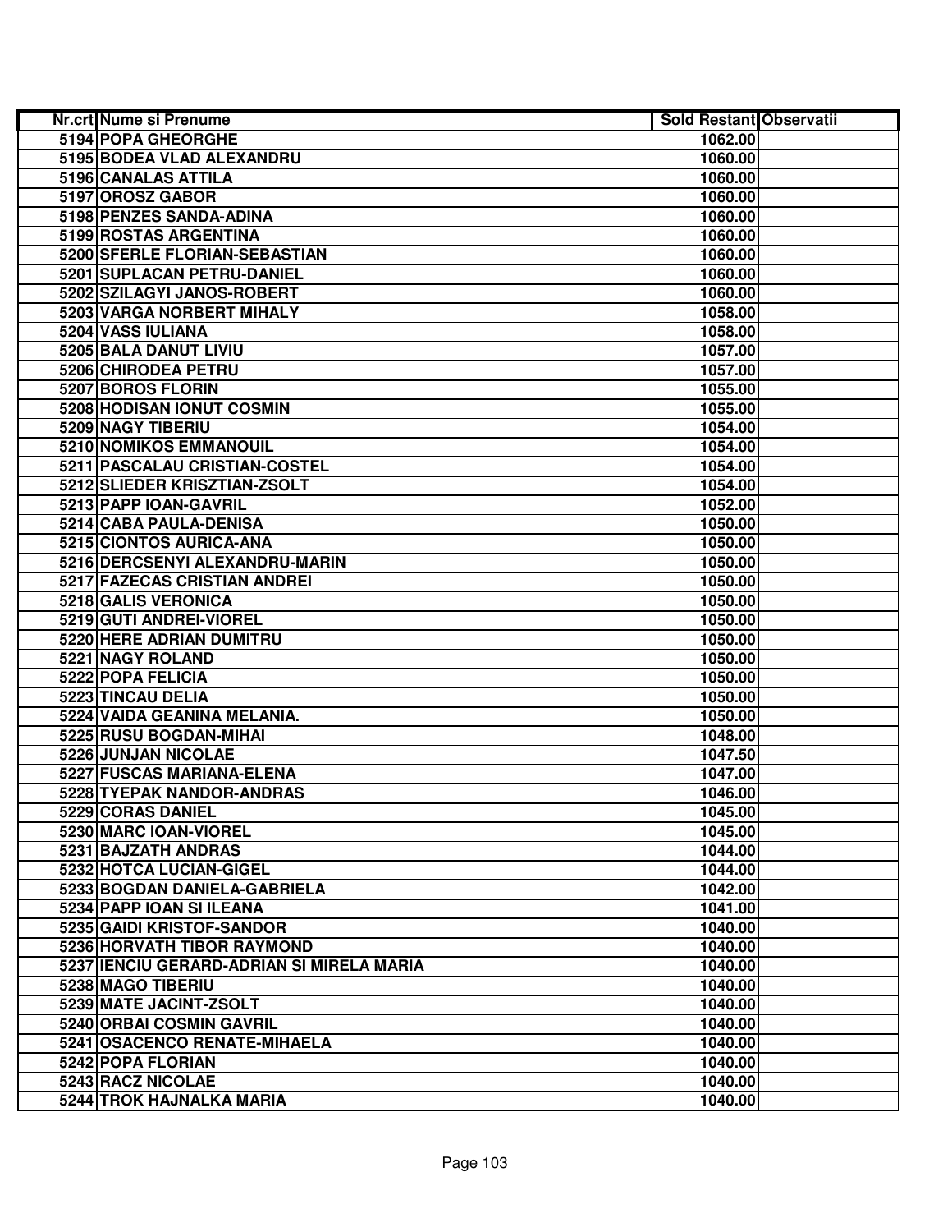| Nr.crt | Nume si Prenume | Sold Restant | Observatii |
|---|---|---|---|
| 5194 | POPA GHEORGHE | 1062.00 | |
| 5195 | BODEA VLAD ALEXANDRU | 1060.00 | |
| 5196 | CANALAS ATTILA | 1060.00 | |
| 5197 | OROSZ GABOR | 1060.00 | |
| 5198 | PENZES SANDA-ADINA | 1060.00 | |
| 5199 | ROSTAS ARGENTINA | 1060.00 | |
| 5200 | SFERLE FLORIAN-SEBASTIAN | 1060.00 | |
| 5201 | SUPLACAN PETRU-DANIEL | 1060.00 | |
| 5202 | SZILAGYI JANOS-ROBERT | 1060.00 | |
| 5203 | VARGA NORBERT MIHALY | 1058.00 | |
| 5204 | VASS IULIANA | 1058.00 | |
| 5205 | BALA DANUT LIVIU | 1057.00 | |
| 5206 | CHIRODEA PETRU | 1057.00 | |
| 5207 | BOROS FLORIN | 1055.00 | |
| 5208 | HODISAN IONUT COSMIN | 1055.00 | |
| 5209 | NAGY TIBERIU | 1054.00 | |
| 5210 | NOMIKOS EMMANOUIL | 1054.00 | |
| 5211 | PASCALAU CRISTIAN-COSTEL | 1054.00 | |
| 5212 | SLIEDER KRISZTIAN-ZSOLT | 1054.00 | |
| 5213 | PAPP IOAN-GAVRIL | 1052.00 | |
| 5214 | CABA PAULA-DENISA | 1050.00 | |
| 5215 | CIONTOS AURICA-ANA | 1050.00 | |
| 5216 | DERCSENYI ALEXANDRU-MARIN | 1050.00 | |
| 5217 | FAZECAS CRISTIAN ANDREI | 1050.00 | |
| 5218 | GALIS VERONICA | 1050.00 | |
| 5219 | GUTI ANDREI-VIOREL | 1050.00 | |
| 5220 | HERE ADRIAN DUMITRU | 1050.00 | |
| 5221 | NAGY ROLAND | 1050.00 | |
| 5222 | POPA FELICIA | 1050.00 | |
| 5223 | TINCAU DELIA | 1050.00 | |
| 5224 | VAIDA GEANINA MELANIA. | 1050.00 | |
| 5225 | RUSU BOGDAN-MIHAI | 1048.00 | |
| 5226 | JUNJAN NICOLAE | 1047.50 | |
| 5227 | FUSCAS MARIANA-ELENA | 1047.00 | |
| 5228 | TYEPAK NANDOR-ANDRAS | 1046.00 | |
| 5229 | CORAS DANIEL | 1045.00 | |
| 5230 | MARC IOAN-VIOREL | 1045.00 | |
| 5231 | BAJZATH ANDRAS | 1044.00 | |
| 5232 | HOTCA LUCIAN-GIGEL | 1044.00 | |
| 5233 | BOGDAN DANIELA-GABRIELA | 1042.00 | |
| 5234 | PAPP IOAN SI ILEANA | 1041.00 | |
| 5235 | GAIDI KRISTOF-SANDOR | 1040.00 | |
| 5236 | HORVATH TIBOR RAYMOND | 1040.00 | |
| 5237 | IENCIU GERARD-ADRIAN SI MIRELA MARIA | 1040.00 | |
| 5238 | MAGO TIBERIU | 1040.00 | |
| 5239 | MATE JACINT-ZSOLT | 1040.00 | |
| 5240 | ORBAI COSMIN GAVRIL | 1040.00 | |
| 5241 | OSACENCO RENATE-MIHAELA | 1040.00 | |
| 5242 | POPA FLORIAN | 1040.00 | |
| 5243 | RACZ NICOLAE | 1040.00 | |
| 5244 | TROK HAJNALKA MARIA | 1040.00 | |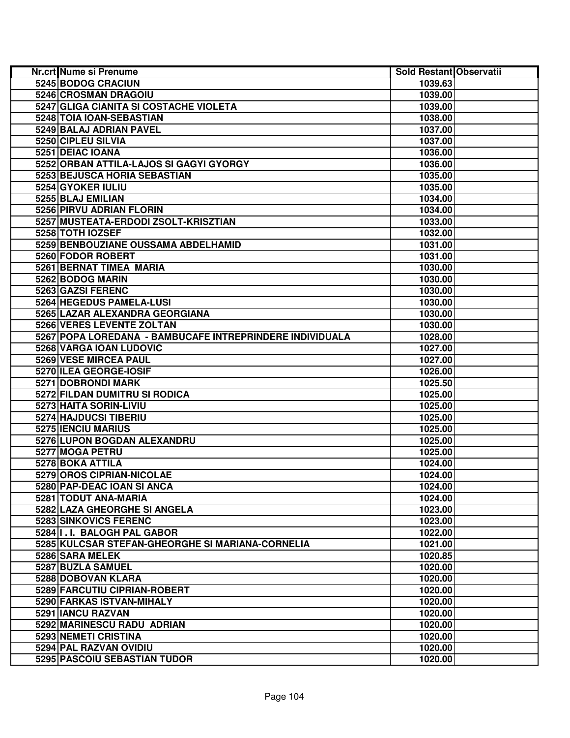| Nr.crt | Nume si Prenume | Sold Restant | Observatii |
|---|---|---|---|
| 5245 | BODOG CRACIUN | 1039.63 | |
| 5246 | CROSMAN DRAGOIU | 1039.00 | |
| 5247 | GLIGA CIANITA SI COSTACHE VIOLETA | 1039.00 | |
| 5248 | TOIA IOAN-SEBASTIAN | 1038.00 | |
| 5249 | BALAJ ADRIAN PAVEL | 1037.00 | |
| 5250 | CIPLEU SILVIA | 1037.00 | |
| 5251 | DEIAC IOANA | 1036.00 | |
| 5252 | ORBAN ATTILA-LAJOS SI GAGYI GYORGY | 1036.00 | |
| 5253 | BEJUSCA HORIA SEBASTIAN | 1035.00 | |
| 5254 | GYOKER IULIU | 1035.00 | |
| 5255 | BLAJ EMILIAN | 1034.00 | |
| 5256 | PIRVU ADRIAN FLORIN | 1034.00 | |
| 5257 | MUSTEATA-ERDODI ZSOLT-KRISZTIAN | 1033.00 | |
| 5258 | TOTH IOZSEF | 1032.00 | |
| 5259 | BENBOUZIANE OUSSAMA ABDELHAMID | 1031.00 | |
| 5260 | FODOR ROBERT | 1031.00 | |
| 5261 | BERNAT TIMEA MARIA | 1030.00 | |
| 5262 | BODOG MARIN | 1030.00 | |
| 5263 | GAZSI FERENC | 1030.00 | |
| 5264 | HEGEDUS PAMELA-LUSI | 1030.00 | |
| 5265 | LAZAR ALEXANDRA GEORGIANA | 1030.00 | |
| 5266 | VERES LEVENTE ZOLTAN | 1030.00 | |
| 5267 | POPA LOREDANA - BAMBUCAFE INTREPRINDERE INDIVIDUALA | 1028.00 | |
| 5268 | VARGA IOAN LUDOVIC | 1027.00 | |
| 5269 | VESE MIRCEA PAUL | 1027.00 | |
| 5270 | ILEA GEORGE-IOSIF | 1026.00 | |
| 5271 | DOBRONDI MARK | 1025.50 | |
| 5272 | FILDAN DUMITRU SI RODICA | 1025.00 | |
| 5273 | HAITA SORIN-LIVIU | 1025.00 | |
| 5274 | HAJDUCSI TIBERIU | 1025.00 | |
| 5275 | IENCIU MARIUS | 1025.00 | |
| 5276 | LUPON BOGDAN ALEXANDRU | 1025.00 | |
| 5277 | MOGA PETRU | 1025.00 | |
| 5278 | BOKA ATTILA | 1024.00 | |
| 5279 | OROS CIPRIAN-NICOLAE | 1024.00 | |
| 5280 | PAP-DEAC IOAN SI ANCA | 1024.00 | |
| 5281 | TODUT ANA-MARIA | 1024.00 | |
| 5282 | LAZA GHEORGHE SI ANGELA | 1023.00 | |
| 5283 | SINKOVICS FERENC | 1023.00 | |
| 5284 | I. I. BALOGH PAL GABOR | 1022.00 | |
| 5285 | KULCSAR STEFAN-GHEORGHE SI MARIANA-CORNELIA | 1021.00 | |
| 5286 | SARA MELEK | 1020.85 | |
| 5287 | BUZLA SAMUEL | 1020.00 | |
| 5288 | DOBOVAN KLARA | 1020.00 | |
| 5289 | FARCUTIU CIPRIAN-ROBERT | 1020.00 | |
| 5290 | FARKAS ISTVAN-MIHALY | 1020.00 | |
| 5291 | IANCU RAZVAN | 1020.00 | |
| 5292 | MARINESCU RADU ADRIAN | 1020.00 | |
| 5293 | NEMETI CRISTINA | 1020.00 | |
| 5294 | PAL RAZVAN OVIDIU | 1020.00 | |
| 5295 | PASCOIU SEBASTIAN TUDOR | 1020.00 | |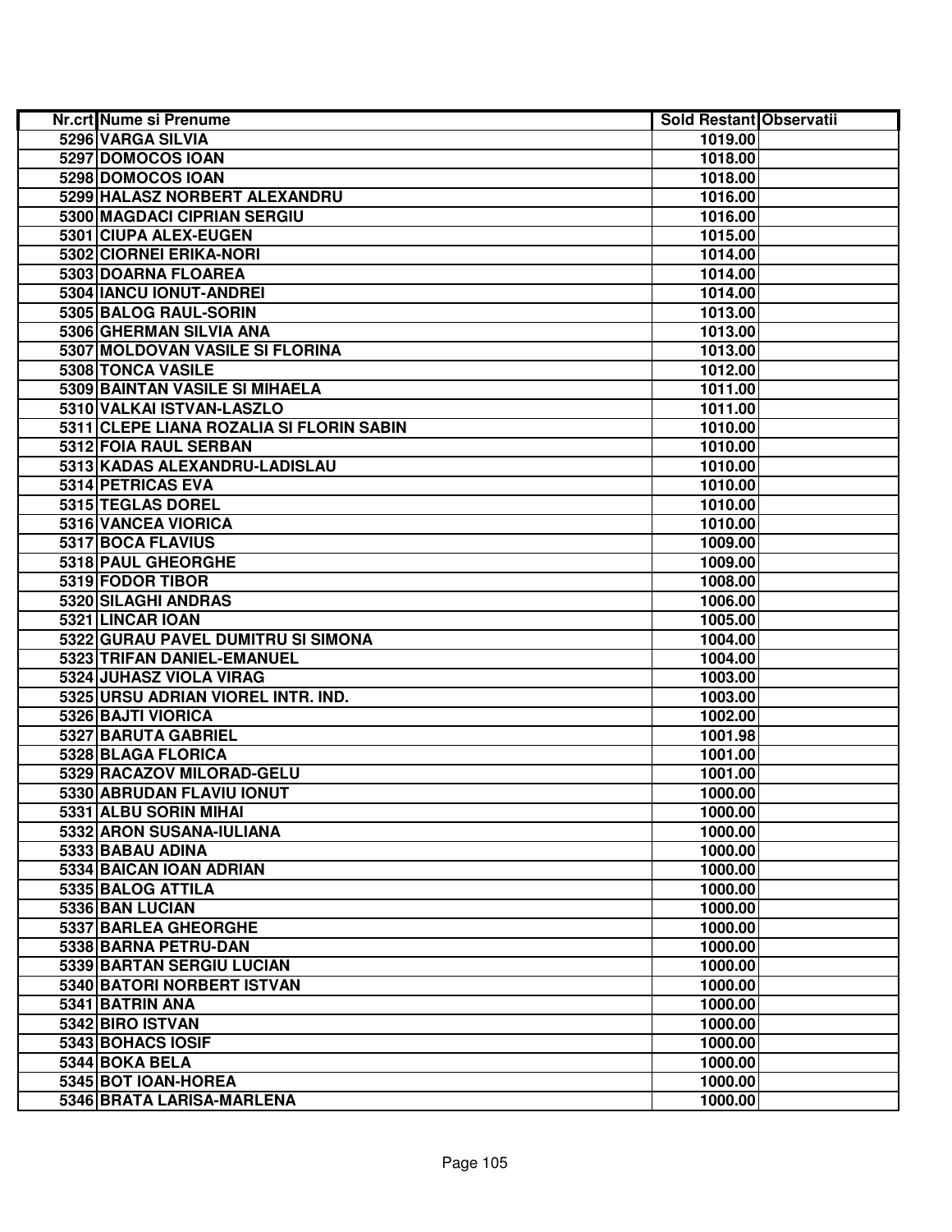| Nr.crt | Nume si Prenume | Sold Restant | Observatii |
|---|---|---|---|
| 5296 | VARGA SILVIA | 1019.00 | |
| 5297 | DOMOCOS IOAN | 1018.00 | |
| 5298 | DOMOCOS IOAN | 1018.00 | |
| 5299 | HALASZ NORBERT ALEXANDRU | 1016.00 | |
| 5300 | MAGDACI CIPRIAN SERGIU | 1016.00 | |
| 5301 | CIUPA ALEX-EUGEN | 1015.00 | |
| 5302 | CIORNEI ERIKA-NORI | 1014.00 | |
| 5303 | DOARNA FLOAREA | 1014.00 | |
| 5304 | IANCU IONUT-ANDREI | 1014.00 | |
| 5305 | BALOG RAUL-SORIN | 1013.00 | |
| 5306 | GHERMAN SILVIA ANA | 1013.00 | |
| 5307 | MOLDOVAN VASILE SI FLORINA | 1013.00 | |
| 5308 | TONCA VASILE | 1012.00 | |
| 5309 | BAINTAN VASILE SI MIHAELA | 1011.00 | |
| 5310 | VALKAI ISTVAN-LASZLO | 1011.00 | |
| 5311 | CLEPE LIANA ROZALIA SI FLORIN SABIN | 1010.00 | |
| 5312 | FOIA RAUL SERBAN | 1010.00 | |
| 5313 | KADAS ALEXANDRU-LADISLAU | 1010.00 | |
| 5314 | PETRICAS EVA | 1010.00 | |
| 5315 | TEGLAS DOREL | 1010.00 | |
| 5316 | VANCEA VIORICA | 1010.00 | |
| 5317 | BOCA FLAVIUS | 1009.00 | |
| 5318 | PAUL GHEORGHE | 1009.00 | |
| 5319 | FODOR TIBOR | 1008.00 | |
| 5320 | SILAGHI ANDRAS | 1006.00 | |
| 5321 | LINCAR IOAN | 1005.00 | |
| 5322 | GURAU PAVEL DUMITRU SI SIMONA | 1004.00 | |
| 5323 | TRIFAN DANIEL-EMANUEL | 1004.00 | |
| 5324 | JUHASZ VIOLA VIRAG | 1003.00 | |
| 5325 | URSU ADRIAN VIOREL INTR. IND. | 1003.00 | |
| 5326 | BAJTI VIORICA | 1002.00 | |
| 5327 | BARUTA GABRIEL | 1001.98 | |
| 5328 | BLAGA FLORICA | 1001.00 | |
| 5329 | RACAZOV MILORAD-GELU | 1001.00 | |
| 5330 | ABRUDAN FLAVIU IONUT | 1000.00 | |
| 5331 | ALBU SORIN MIHAI | 1000.00 | |
| 5332 | ARON SUSANA-IULIANA | 1000.00 | |
| 5333 | BABAU ADINA | 1000.00 | |
| 5334 | BAICAN IOAN ADRIAN | 1000.00 | |
| 5335 | BALOG ATTILA | 1000.00 | |
| 5336 | BAN LUCIAN | 1000.00 | |
| 5337 | BARLEA GHEORGHE | 1000.00 | |
| 5338 | BARNA PETRU-DAN | 1000.00 | |
| 5339 | BARTAN SERGIU LUCIAN | 1000.00 | |
| 5340 | BATORI NORBERT ISTVAN | 1000.00 | |
| 5341 | BATRIN ANA | 1000.00 | |
| 5342 | BIRO ISTVAN | 1000.00 | |
| 5343 | BOHACS IOSIF | 1000.00 | |
| 5344 | BOKA BELA | 1000.00 | |
| 5345 | BOT IOAN-HOREA | 1000.00 | |
| 5346 | BRATA LARISA-MARLENA | 1000.00 | |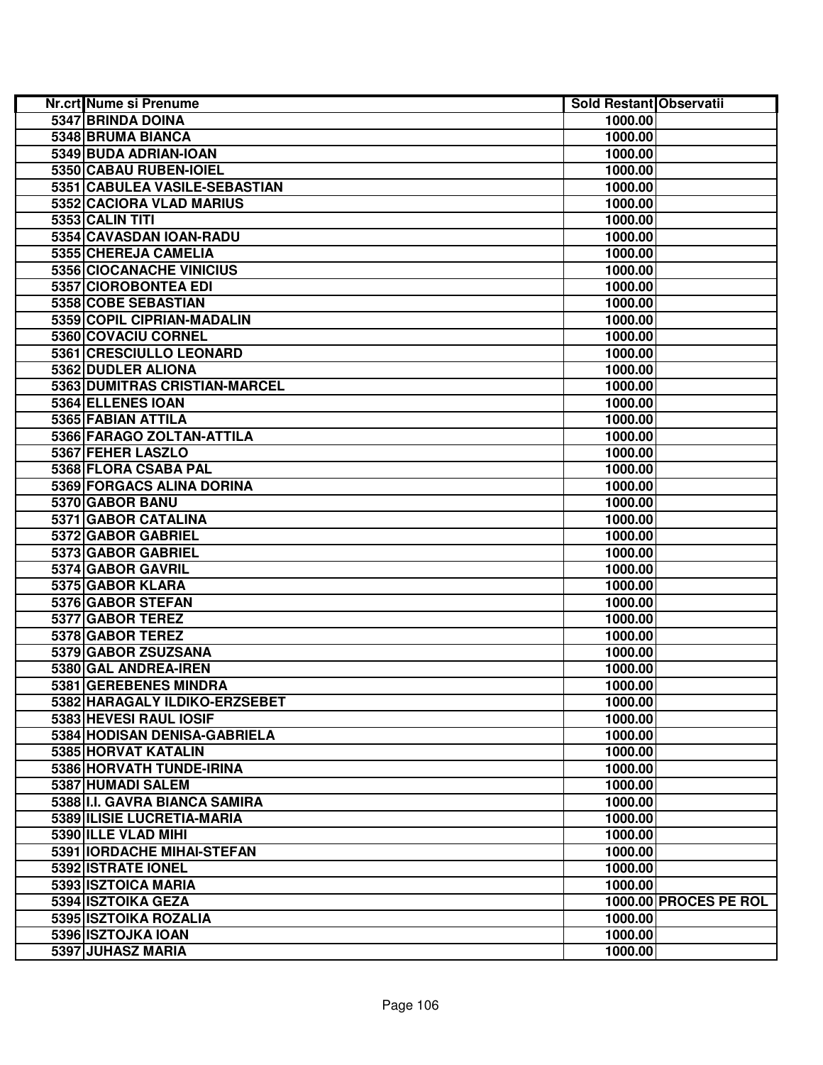| Nr.crt | Nume si Prenume | Sold Restant | Observatii |
|---|---|---|---|
| 5347 | BRINDA DOINA | 1000.00 | |
| 5348 | BRUMA BIANCA | 1000.00 | |
| 5349 | BUDA ADRIAN-IOAN | 1000.00 | |
| 5350 | CABAU RUBEN-IOIEL | 1000.00 | |
| 5351 | CABULEA VASILE-SEBASTIAN | 1000.00 | |
| 5352 | CACIORA VLAD MARIUS | 1000.00 | |
| 5353 | CALIN TITI | 1000.00 | |
| 5354 | CAVASDAN IOAN-RADU | 1000.00 | |
| 5355 | CHEREJA CAMELIA | 1000.00 | |
| 5356 | CIOCANACHE VINICIUS | 1000.00 | |
| 5357 | CIOROBONTEA EDI | 1000.00 | |
| 5358 | COBE SEBASTIAN | 1000.00 | |
| 5359 | COPIL CIPRIAN-MADALIN | 1000.00 | |
| 5360 | COVACIU CORNEL | 1000.00 | |
| 5361 | CRESCIULLO LEONARD | 1000.00 | |
| 5362 | DUDLER ALIONA | 1000.00 | |
| 5363 | DUMITRAS CRISTIAN-MARCEL | 1000.00 | |
| 5364 | ELLENES IOAN | 1000.00 | |
| 5365 | FABIAN ATTILA | 1000.00 | |
| 5366 | FARAGO ZOLTAN-ATTILA | 1000.00 | |
| 5367 | FEHER LASZLO | 1000.00 | |
| 5368 | FLORA CSABA PAL | 1000.00 | |
| 5369 | FORGACS ALINA DORINA | 1000.00 | |
| 5370 | GABOR BANU | 1000.00 | |
| 5371 | GABOR CATALINA | 1000.00 | |
| 5372 | GABOR GABRIEL | 1000.00 | |
| 5373 | GABOR GABRIEL | 1000.00 | |
| 5374 | GABOR GAVRIL | 1000.00 | |
| 5375 | GABOR KLARA | 1000.00 | |
| 5376 | GABOR STEFAN | 1000.00 | |
| 5377 | GABOR TEREZ | 1000.00 | |
| 5378 | GABOR TEREZ | 1000.00 | |
| 5379 | GABOR ZSUZSANA | 1000.00 | |
| 5380 | GAL ANDREA-IREN | 1000.00 | |
| 5381 | GEREBENES MINDRA | 1000.00 | |
| 5382 | HARAGALY ILDIKO-ERZSEBET | 1000.00 | |
| 5383 | HEVESI RAUL IOSIF | 1000.00 | |
| 5384 | HODISAN DENISA-GABRIELA | 1000.00 | |
| 5385 | HORVAT KATALIN | 1000.00 | |
| 5386 | HORVATH TUNDE-IRINA | 1000.00 | |
| 5387 | HUMADI SALEM | 1000.00 | |
| 5388 | I.I. GAVRA BIANCA SAMIRA | 1000.00 | |
| 5389 | ILISIE LUCRETIA-MARIA | 1000.00 | |
| 5390 | ILLE VLAD MIHI | 1000.00 | |
| 5391 | IORDACHE MIHAI-STEFAN | 1000.00 | |
| 5392 | ISTRATE IONEL | 1000.00 | |
| 5393 | ISZTOICA MARIA | 1000.00 | |
| 5394 | ISZTOIKA GEZA | 1000.00 | PROCES PE ROL |
| 5395 | ISZTOIKA ROZALIA | 1000.00 | |
| 5396 | ISZTOJKA IOAN | 1000.00 | |
| 5397 | JUHASZ MARIA | 1000.00 | |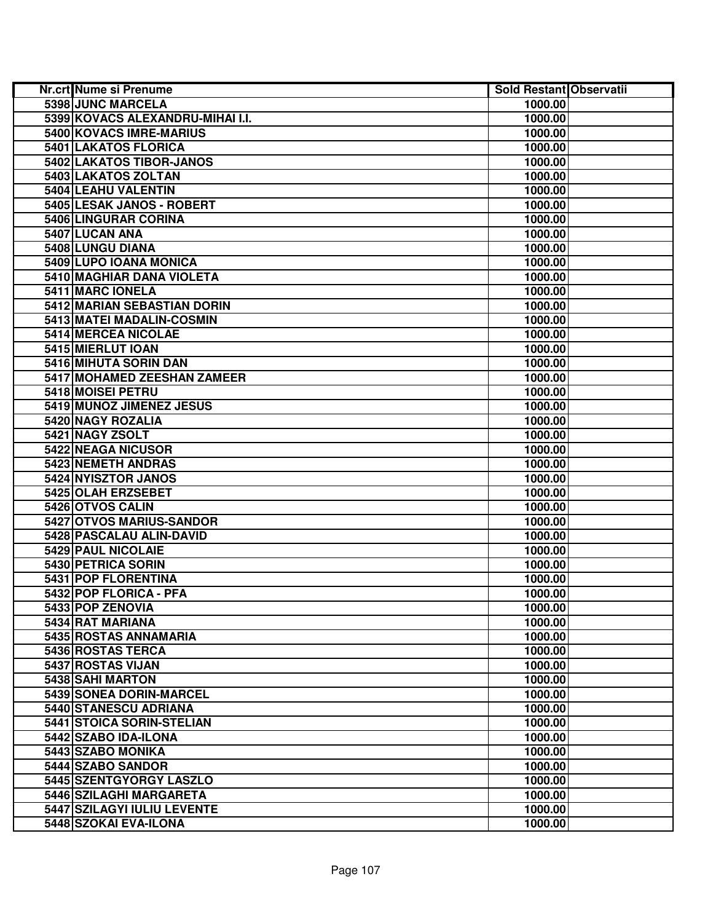| Nr.crt | Nume si Prenume | Sold Restant | Observatii |
|---|---|---|---|
| 5398 | JUNC MARCELA | 1000.00 | |
| 5399 | KOVACS ALEXANDRU-MIHAI I.I. | 1000.00 | |
| 5400 | KOVACS IMRE-MARIUS | 1000.00 | |
| 5401 | LAKATOS FLORICA | 1000.00 | |
| 5402 | LAKATOS TIBOR-JANOS | 1000.00 | |
| 5403 | LAKATOS ZOLTAN | 1000.00 | |
| 5404 | LEAHU VALENTIN | 1000.00 | |
| 5405 | LESAK JANOS - ROBERT | 1000.00 | |
| 5406 | LINGURAR CORINA | 1000.00 | |
| 5407 | LUCAN ANA | 1000.00 | |
| 5408 | LUNGU DIANA | 1000.00 | |
| 5409 | LUPO IOANA MONICA | 1000.00 | |
| 5410 | MAGHIAR DANA VIOLETA | 1000.00 | |
| 5411 | MARC IONELA | 1000.00 | |
| 5412 | MARIAN SEBASTIAN DORIN | 1000.00 | |
| 5413 | MATEI MADALIN-COSMIN | 1000.00 | |
| 5414 | MERCEA NICOLAE | 1000.00 | |
| 5415 | MIERLUT IOAN | 1000.00 | |
| 5416 | MIHUTA SORIN DAN | 1000.00 | |
| 5417 | MOHAMED ZEESHAN ZAMEER | 1000.00 | |
| 5418 | MOISEI PETRU | 1000.00 | |
| 5419 | MUNOZ JIMENEZ JESUS | 1000.00 | |
| 5420 | NAGY ROZALIA | 1000.00 | |
| 5421 | NAGY ZSOLT | 1000.00 | |
| 5422 | NEAGA NICUSOR | 1000.00 | |
| 5423 | NEMETH ANDRAS | 1000.00 | |
| 5424 | NYISZTOR JANOS | 1000.00 | |
| 5425 | OLAH ERZSEBET | 1000.00 | |
| 5426 | OTVOS CALIN | 1000.00 | |
| 5427 | OTVOS MARIUS-SANDOR | 1000.00 | |
| 5428 | PASCALAU ALIN-DAVID | 1000.00 | |
| 5429 | PAUL NICOLAIE | 1000.00 | |
| 5430 | PETRICA SORIN | 1000.00 | |
| 5431 | POP FLORENTINA | 1000.00 | |
| 5432 | POP FLORICA - PFA | 1000.00 | |
| 5433 | POP ZENOVIA | 1000.00 | |
| 5434 | RAT MARIANA | 1000.00 | |
| 5435 | ROSTAS ANNAMARIA | 1000.00 | |
| 5436 | ROSTAS TERCA | 1000.00 | |
| 5437 | ROSTAS VIJAN | 1000.00 | |
| 5438 | SAHI MARTON | 1000.00 | |
| 5439 | SONEA DORIN-MARCEL | 1000.00 | |
| 5440 | STANESCU ADRIANA | 1000.00 | |
| 5441 | STOICA SORIN-STELIAN | 1000.00 | |
| 5442 | SZABO IDA-ILONA | 1000.00 | |
| 5443 | SZABO MONIKA | 1000.00 | |
| 5444 | SZABO SANDOR | 1000.00 | |
| 5445 | SZENTGYORGY LASZLO | 1000.00 | |
| 5446 | SZILAGHI MARGARETA | 1000.00 | |
| 5447 | SZILAGYI IULIU LEVENTE | 1000.00 | |
| 5448 | SZOKAI EVA-ILONA | 1000.00 | |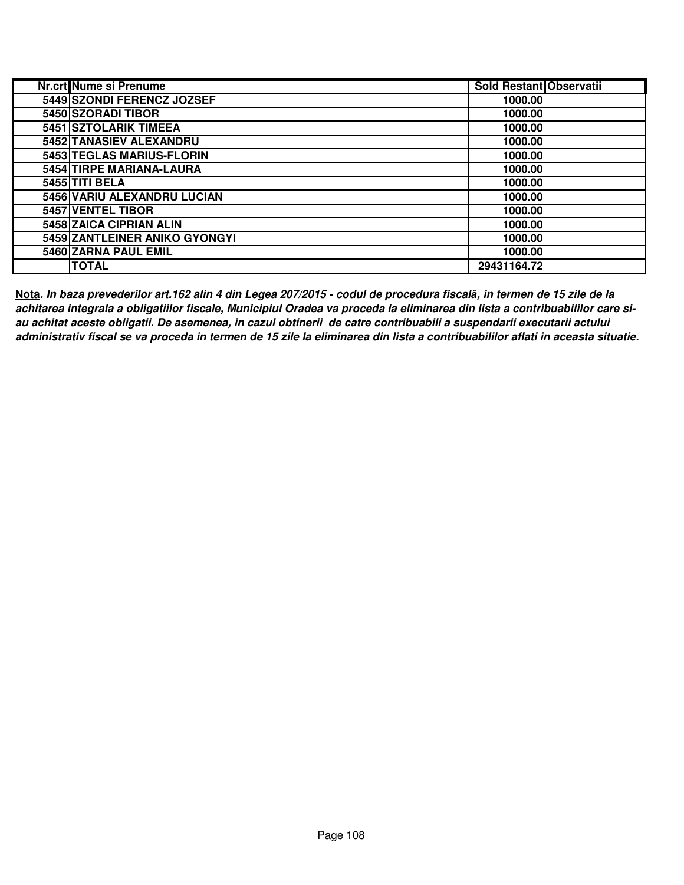| Nr.crt | Nume si Prenume | Sold Restant | Observatii |
|---|---|---|---|
| 5449 | SZONDI FERENCZ JOZSEF | 1000.00 | |
| 5450 | SZORADI TIBOR | 1000.00 | |
| 5451 | SZTOLARIK TIMEEA | 1000.00 | |
| 5452 | TANASIEV ALEXANDRU | 1000.00 | |
| 5453 | TEGLAS MARIUS-FLORIN | 1000.00 | |
| 5454 | TIRPE MARIANA-LAURA | 1000.00 | |
| 5455 | TITI BELA | 1000.00 | |
| 5456 | VARIU ALEXANDRU LUCIAN | 1000.00 | |
| 5457 | VENTEL TIBOR | 1000.00 | |
| 5458 | ZAICA CIPRIAN ALIN | 1000.00 | |
| 5459 | ZANTLEINER ANIKO GYONGYI | 1000.00 | |
| 5460 | ZARNA PAUL EMIL | 1000.00 | |
| | TOTAL | 29431164.72 | |

**Nota**. ***In baza prevederilor art.162 alin 4 din Legea 207/2015 - codul de procedura fiscală, in termen de 15 zile de la achitarea integrala a obligatiilor fiscale, Municipiul Oradea va proceda la eliminarea din lista a contribuabililor care si-au achitat aceste obligatii. De asemenea, in cazul obtinerii de catre contribuabili a suspendarii executarii actului administrativ fiscal se va proceda in termen de 15 zile la eliminarea din lista a contribuabililor aflati in aceasta situatie.***